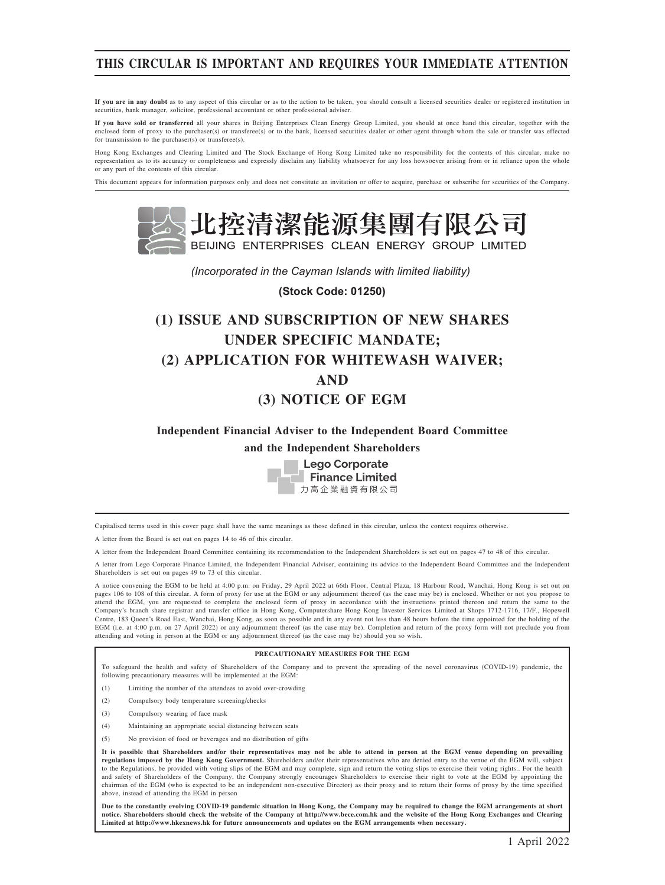# THIS CIRCULAR IS IMPORTANT AND REQUIRES YOUR IMMEDIATE ATTENTION

**If you are in any doubt** as to any aspect of this circular or as to the action to be taken, you should consult a licensed securities dealer or registered institution in securities, bank manager, solicitor, professional accountant or other professional adviser.

**If you have sold or transferred** all your shares in Beijing Enterprises Clean Energy Group Limited, you should at once hand this circular, together with the enclosed form of proxy to the purchaser(s) or transferee(s) or to the bank, licensed securities dealer or other agent through whom the sale or transfer was effected for transmission to the purchaser(s) or transferee(s).

Hong Kong Exchanges and Clearing Limited and The Stock Exchange of Hong Kong Limited take no responsibility for the contents of this circular, make no representation as to its accuracy or completeness and expressly disclaim any liability whatsoever for any loss howsoever arising from or in reliance upon the whole or any part of the contents of this circular.

This document appears for information purposes only and does not constitute an invitation or offer to acquire, purchase or subscribe for securities of the Company.

北控清潔能源集團有限公司
BEIJING ENTERPRISES CLEAN ENERGY GROUP LIMITED

*(Incorporated in the Cayman Islands with limited liability)*

**(Stock Code: 01250)**

# (1) ISSUE AND SUBSCRIPTION OF NEW SHARES UNDER SPECIFIC MANDATE; (2) APPLICATION FOR WHITEWASH WAIVER; AND (3) NOTICE OF EGM

**Independent Financial Adviser to the Independent Board Committee and the Independent Shareholders**

Lego Corporate Finance Limited
力高企業融資有限公司

Capitalised terms used in this cover page shall have the same meanings as those defined in this circular, unless the context requires otherwise.

A letter from the Board is set out on pages 14 to 46 of this circular.

A letter from the Independent Board Committee containing its recommendation to the Independent Shareholders is set out on pages 47 to 48 of this circular.

A letter from Lego Corporate Finance Limited, the Independent Financial Adviser, containing its advice to the Independent Board Committee and the Independent Shareholders is set out on pages 49 to 73 of this circular.

A notice convening the EGM to be held at 4:00 p.m. on Friday, 29 April 2022 at 66th Floor, Central Plaza, 18 Harbour Road, Wanchai, Hong Kong is set out on pages 106 to 108 of this circular. A form of proxy for use at the EGM or any adjournment thereof (as the case may be) is enclosed. Whether or not you propose to attend the EGM, you are requested to complete the enclosed form of proxy in accordance with the instructions printed thereon and return the same to the Company's branch share registrar and transfer office in Hong Kong, Computershare Hong Kong Investor Services Limited at Shops 1712-1716, 17/F., Hopewell Centre, 183 Queen's Road East, Wanchai, Hong Kong, as soon as possible and in any event not less than 48 hours before the time appointed for the holding of the EGM (i.e. at 4:00 p.m. on 27 April 2022) or any adjournment thereof (as the case may be). Completion and return of the proxy form will not preclude you from attending and voting in person at the EGM or any adjournment thereof (as the case may be) should you so wish.

**PRECAUTIONARY MEASURES FOR THE EGM**

To safeguard the health and safety of Shareholders of the Company and to prevent the spreading of the novel coronavirus (COVID-19) pandemic, the following precautionary measures will be implemented at the EGM:

(1) Limiting the number of the attendees to avoid over-crowding

(2) Compulsory body temperature screening/checks

(3) Compulsory wearing of face mask

(4) Maintaining an appropriate social distancing between seats

(5) No provision of food or beverages and no distribution of gifts

**It is possible that Shareholders and/or their representatives may not be able to attend in person at the EGM venue depending on prevailing regulations imposed by the Hong Kong Government.** Shareholders and/or their representatives who are denied entry to the venue of the EGM will, subject to the Regulations, be provided with voting slips of the EGM and may complete, sign and return the voting slips to exercise their voting rights.. For the health and safety of Shareholders of the Company, the Company strongly encourages Shareholders to exercise their right to vote at the EGM by appointing the chairman of the EGM (who is expected to be an independent non-executive Director) as their proxy and to return their forms of proxy by the time specified above, instead of attending the EGM in person

**Due to the constantly evolving COVID-19 pandemic situation in Hong Kong, the Company may be required to change the EGM arrangements at short notice. Shareholders should check the website of the Company at http://www.bece.com.hk and the website of the Hong Kong Exchanges and Clearing Limited at http://www.hkexnews.hk for future announcements and updates on the EGM arrangements when necessary.**

1 April 2022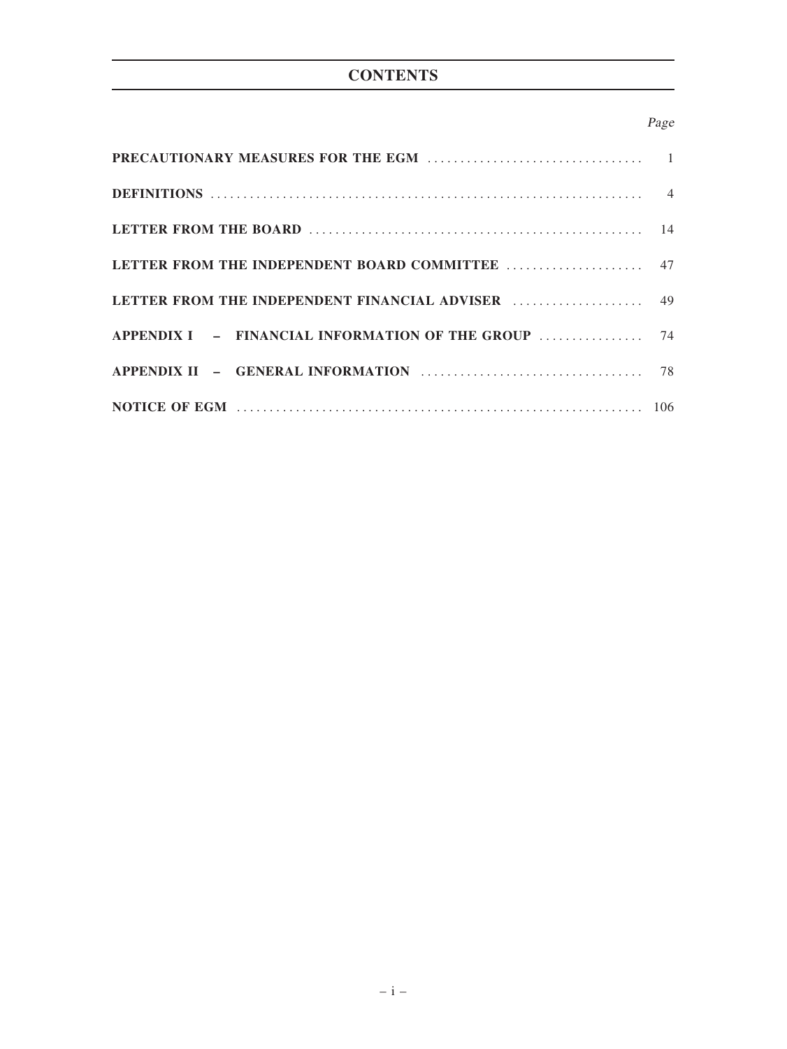# CONTENTS

| | Page |
|---|---|
| **PRECAUTIONARY MEASURES FOR THE EGM** | 1 |
| **DEFINITIONS** | 4 |
| **LETTER FROM THE BOARD** | 14 |
| **LETTER FROM THE INDEPENDENT BOARD COMMITTEE** | 47 |
| **LETTER FROM THE INDEPENDENT FINANCIAL ADVISER** | 49 |
| **APPENDIX I – FINANCIAL INFORMATION OF THE GROUP** | 74 |
| **APPENDIX II – GENERAL INFORMATION** | 78 |
| **NOTICE OF EGM** | 106 |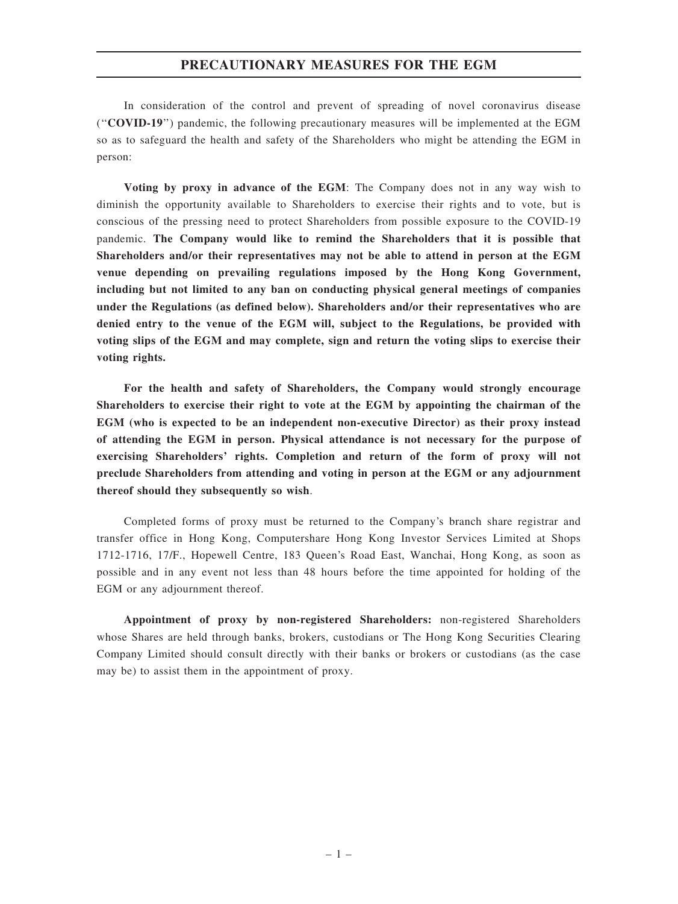## PRECAUTIONARY MEASURES FOR THE EGM

In consideration of the control and prevent of spreading of novel coronavirus disease ("**COVID-19**") pandemic, the following precautionary measures will be implemented at the EGM so as to safeguard the health and safety of the Shareholders who might be attending the EGM in person:

**Voting by proxy in advance of the EGM**: The Company does not in any way wish to diminish the opportunity available to Shareholders to exercise their rights and to vote, but is conscious of the pressing need to protect Shareholders from possible exposure to the COVID-19 pandemic. **The Company would like to remind the Shareholders that it is possible that Shareholders and/or their representatives may not be able to attend in person at the EGM venue depending on prevailing regulations imposed by the Hong Kong Government, including but not limited to any ban on conducting physical general meetings of companies under the Regulations (as defined below). Shareholders and/or their representatives who are denied entry to the venue of the EGM will, subject to the Regulations, be provided with voting slips of the EGM and may complete, sign and return the voting slips to exercise their voting rights.**

**For the health and safety of Shareholders, the Company would strongly encourage Shareholders to exercise their right to vote at the EGM by appointing the chairman of the EGM (who is expected to be an independent non-executive Director) as their proxy instead of attending the EGM in person. Physical attendance is not necessary for the purpose of exercising Shareholders' rights. Completion and return of the form of proxy will not preclude Shareholders from attending and voting in person at the EGM or any adjournment thereof should they subsequently so wish**.

Completed forms of proxy must be returned to the Company's branch share registrar and transfer office in Hong Kong, Computershare Hong Kong Investor Services Limited at Shops 1712-1716, 17/F., Hopewell Centre, 183 Queen's Road East, Wanchai, Hong Kong, as soon as possible and in any event not less than 48 hours before the time appointed for holding of the EGM or any adjournment thereof.

**Appointment of proxy by non-registered Shareholders:** non-registered Shareholders whose Shares are held through banks, brokers, custodians or The Hong Kong Securities Clearing Company Limited should consult directly with their banks or brokers or custodians (as the case may be) to assist them in the appointment of proxy.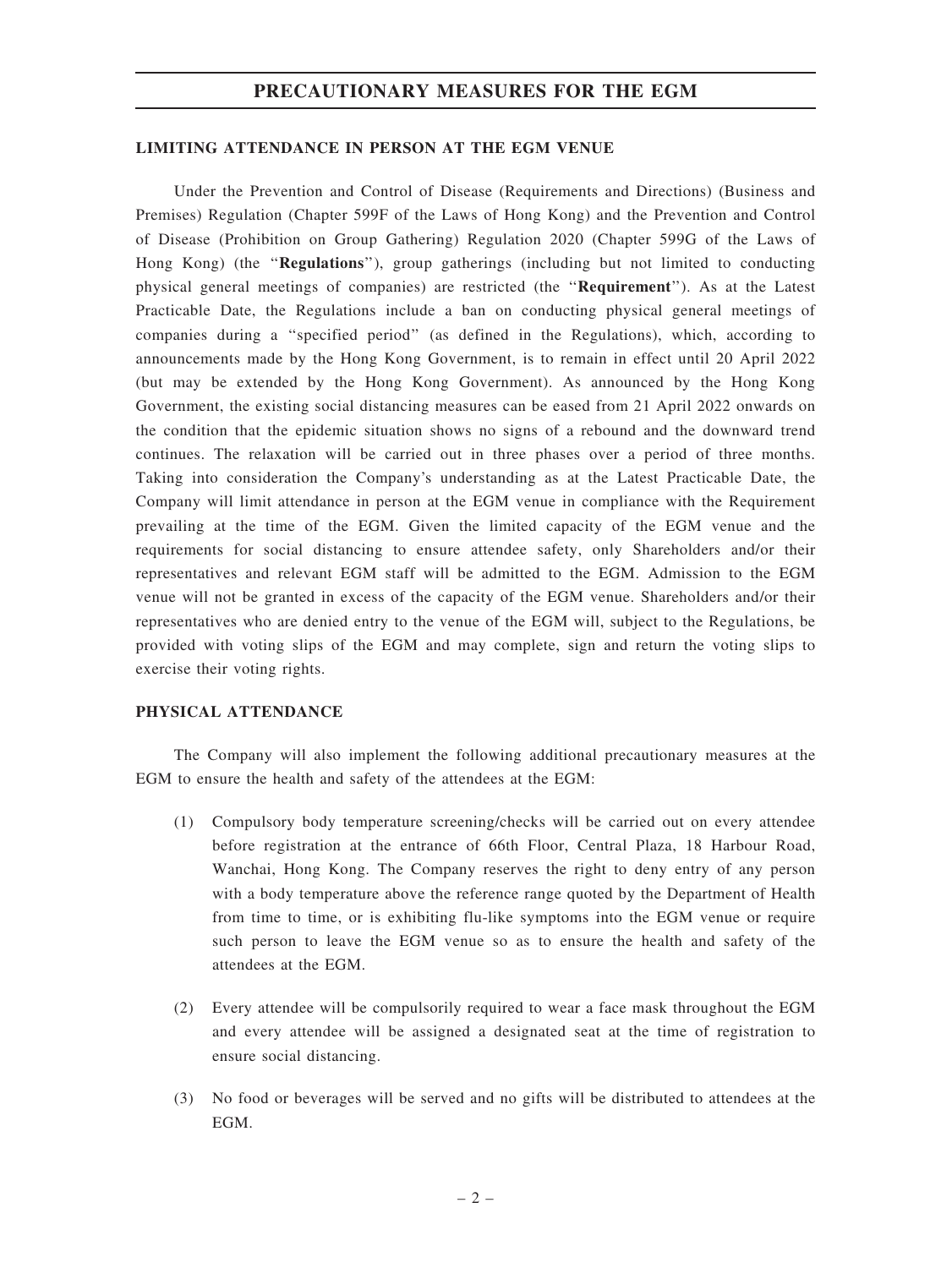# PRECAUTIONARY MEASURES FOR THE EGM

## LIMITING ATTENDANCE IN PERSON AT THE EGM VENUE

Under the Prevention and Control of Disease (Requirements and Directions) (Business and Premises) Regulation (Chapter 599F of the Laws of Hong Kong) and the Prevention and Control of Disease (Prohibition on Group Gathering) Regulation 2020 (Chapter 599G of the Laws of Hong Kong) (the "**Regulations**"), group gatherings (including but not limited to conducting physical general meetings of companies) are restricted (the "**Requirement**"). As at the Latest Practicable Date, the Regulations include a ban on conducting physical general meetings of companies during a "specified period" (as defined in the Regulations), which, according to announcements made by the Hong Kong Government, is to remain in effect until 20 April 2022 (but may be extended by the Hong Kong Government). As announced by the Hong Kong Government, the existing social distancing measures can be eased from 21 April 2022 onwards on the condition that the epidemic situation shows no signs of a rebound and the downward trend continues. The relaxation will be carried out in three phases over a period of three months. Taking into consideration the Company's understanding as at the Latest Practicable Date, the Company will limit attendance in person at the EGM venue in compliance with the Requirement prevailing at the time of the EGM. Given the limited capacity of the EGM venue and the requirements for social distancing to ensure attendee safety, only Shareholders and/or their representatives and relevant EGM staff will be admitted to the EGM. Admission to the EGM venue will not be granted in excess of the capacity of the EGM venue. Shareholders and/or their representatives who are denied entry to the venue of the EGM will, subject to the Regulations, be provided with voting slips of the EGM and may complete, sign and return the voting slips to exercise their voting rights.

## PHYSICAL ATTENDANCE

The Company will also implement the following additional precautionary measures at the EGM to ensure the health and safety of the attendees at the EGM:

(1) Compulsory body temperature screening/checks will be carried out on every attendee before registration at the entrance of 66th Floor, Central Plaza, 18 Harbour Road, Wanchai, Hong Kong. The Company reserves the right to deny entry of any person with a body temperature above the reference range quoted by the Department of Health from time to time, or is exhibiting flu-like symptoms into the EGM venue or require such person to leave the EGM venue so as to ensure the health and safety of the attendees at the EGM.

(2) Every attendee will be compulsorily required to wear a face mask throughout the EGM and every attendee will be assigned a designated seat at the time of registration to ensure social distancing.

(3) No food or beverages will be served and no gifts will be distributed to attendees at the EGM.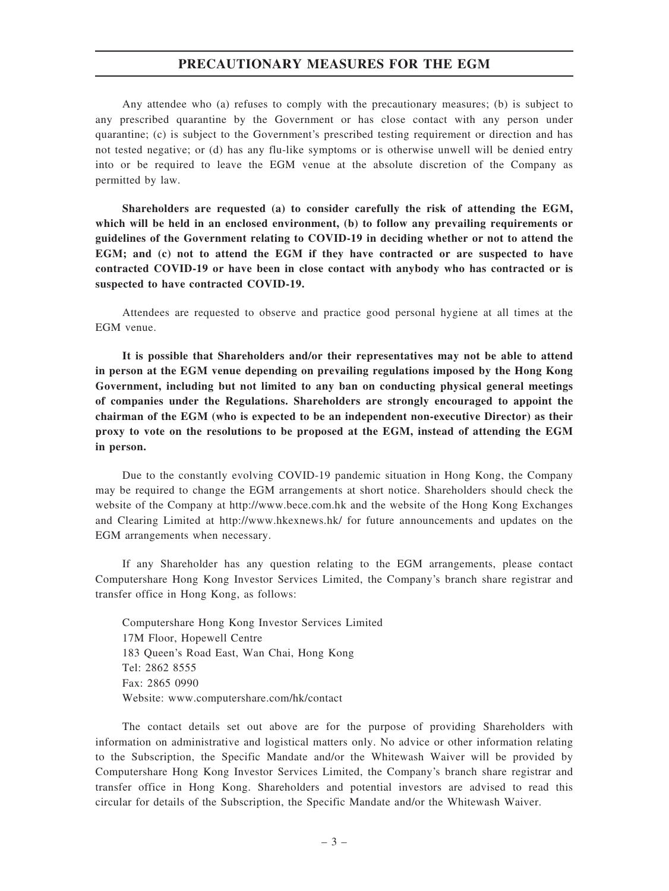# PRECAUTIONARY MEASURES FOR THE EGM

Any attendee who (a) refuses to comply with the precautionary measures; (b) is subject to any prescribed quarantine by the Government or has close contact with any person under quarantine; (c) is subject to the Government's prescribed testing requirement or direction and has not tested negative; or (d) has any flu-like symptoms or is otherwise unwell will be denied entry into or be required to leave the EGM venue at the absolute discretion of the Company as permitted by law.

**Shareholders are requested (a) to consider carefully the risk of attending the EGM, which will be held in an enclosed environment, (b) to follow any prevailing requirements or guidelines of the Government relating to COVID-19 in deciding whether or not to attend the EGM; and (c) not to attend the EGM if they have contracted or are suspected to have contracted COVID-19 or have been in close contact with anybody who has contracted or is suspected to have contracted COVID-19.**

Attendees are requested to observe and practice good personal hygiene at all times at the EGM venue.

**It is possible that Shareholders and/or their representatives may not be able to attend in person at the EGM venue depending on prevailing regulations imposed by the Hong Kong Government, including but not limited to any ban on conducting physical general meetings of companies under the Regulations. Shareholders are strongly encouraged to appoint the chairman of the EGM (who is expected to be an independent non-executive Director) as their proxy to vote on the resolutions to be proposed at the EGM, instead of attending the EGM in person.**

Due to the constantly evolving COVID-19 pandemic situation in Hong Kong, the Company may be required to change the EGM arrangements at short notice. Shareholders should check the website of the Company at http://www.bece.com.hk and the website of the Hong Kong Exchanges and Clearing Limited at http://www.hkexnews.hk/ for future announcements and updates on the EGM arrangements when necessary.

If any Shareholder has any question relating to the EGM arrangements, please contact Computershare Hong Kong Investor Services Limited, the Company's branch share registrar and transfer office in Hong Kong, as follows:

Computershare Hong Kong Investor Services Limited
17M Floor, Hopewell Centre
183 Queen's Road East, Wan Chai, Hong Kong
Tel: 2862 8555
Fax: 2865 0990
Website: www.computershare.com/hk/contact

The contact details set out above are for the purpose of providing Shareholders with information on administrative and logistical matters only. No advice or other information relating to the Subscription, the Specific Mandate and/or the Whitewash Waiver will be provided by Computershare Hong Kong Investor Services Limited, the Company's branch share registrar and transfer office in Hong Kong. Shareholders and potential investors are advised to read this circular for details of the Subscription, the Specific Mandate and/or the Whitewash Waiver.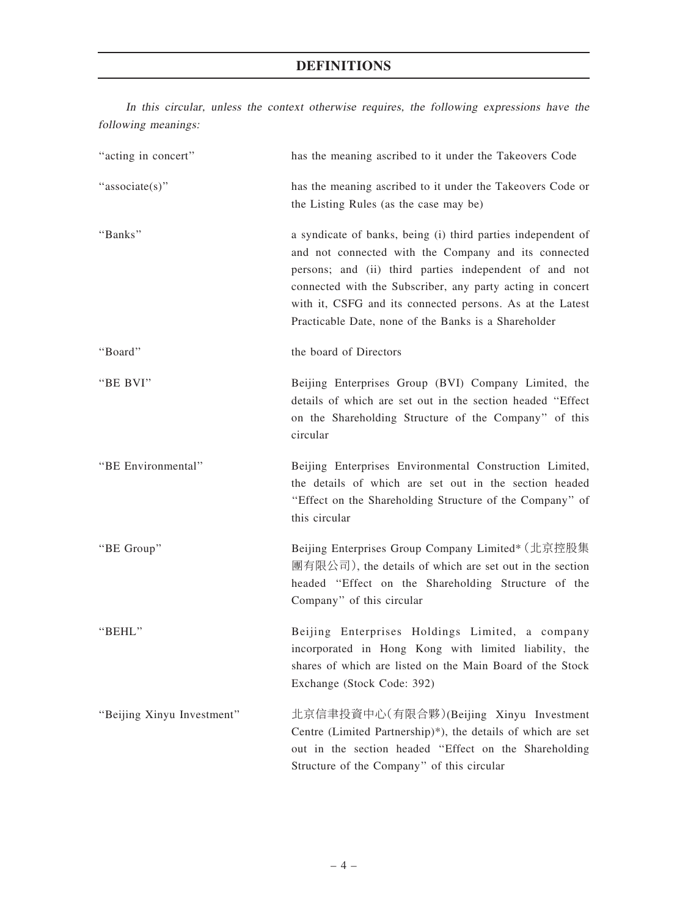# DEFINITIONS

*In this circular, unless the context otherwise requires, the following expressions have the following meanings:*

| | |
|---|---|
| "acting in concert" | has the meaning ascribed to it under the Takeovers Code |
| "associate(s)" | has the meaning ascribed to it under the Takeovers Code or the Listing Rules (as the case may be) |
| "Banks" | a syndicate of banks, being (i) third parties independent of and not connected with the Company and its connected persons; and (ii) third parties independent of and not connected with the Subscriber, any party acting in concert with it, CSFG and its connected persons. As at the Latest Practicable Date, none of the Banks is a Shareholder |
| "Board" | the board of Directors |
| "BE BVI" | Beijing Enterprises Group (BVI) Company Limited, the details of which are set out in the section headed "Effect on the Shareholding Structure of the Company" of this circular |
| "BE Environmental" | Beijing Enterprises Environmental Construction Limited, the details of which are set out in the section headed "Effect on the Shareholding Structure of the Company" of this circular |
| "BE Group" | Beijing Enterprises Group Company Limited* (北京控股集團有限公司), the details of which are set out in the section headed "Effect on the Shareholding Structure of the Company" of this circular |
| "BEHL" | Beijing Enterprises Holdings Limited, a company incorporated in Hong Kong with limited liability, the shares of which are listed on the Main Board of the Stock Exchange (Stock Code: 392) |
| "Beijing Xinyu Investment" | 北京信聿投資中心(有限合夥)(Beijing Xinyu Investment Centre (Limited Partnership)*), the details of which are set out in the section headed "Effect on the Shareholding Structure of the Company" of this circular |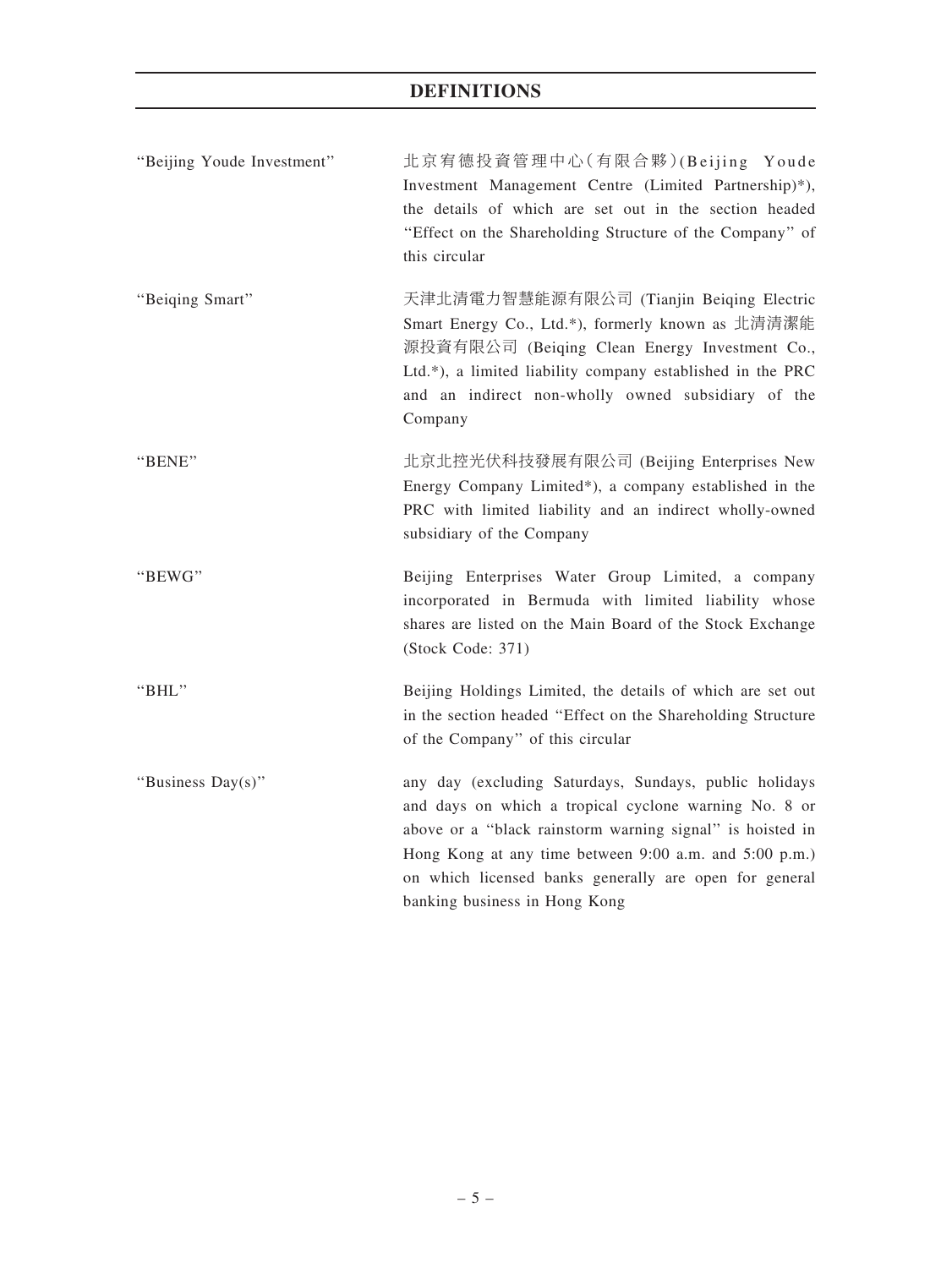# DEFINITIONS

| | |
|---|---|
| "Beijing Youde Investment" | 北京宥德投資管理中心(有限合夥)(Beijing Youde Investment Management Centre (Limited Partnership)*), the details of which are set out in the section headed "Effect on the Shareholding Structure of the Company" of this circular |
| "Beiqing Smart" | 天津北清電力智慧能源有限公司 (Tianjin Beiqing Electric Smart Energy Co., Ltd.*), formerly known as 北清清潔能源投資有限公司 (Beiqing Clean Energy Investment Co., Ltd.*), a limited liability company established in the PRC and an indirect non-wholly owned subsidiary of the Company |
| "BENE" | 北京北控光伏科技發展有限公司 (Beijing Enterprises New Energy Company Limited*), a company established in the PRC with limited liability and an indirect wholly-owned subsidiary of the Company |
| "BEWG" | Beijing Enterprises Water Group Limited, a company incorporated in Bermuda with limited liability whose shares are listed on the Main Board of the Stock Exchange (Stock Code: 371) |
| "BHL" | Beijing Holdings Limited, the details of which are set out in the section headed "Effect on the Shareholding Structure of the Company" of this circular |
| "Business Day(s)" | any day (excluding Saturdays, Sundays, public holidays and days on which a tropical cyclone warning No. 8 or above or a "black rainstorm warning signal" is hoisted in Hong Kong at any time between 9:00 a.m. and 5:00 p.m.) on which licensed banks generally are open for general banking business in Hong Kong |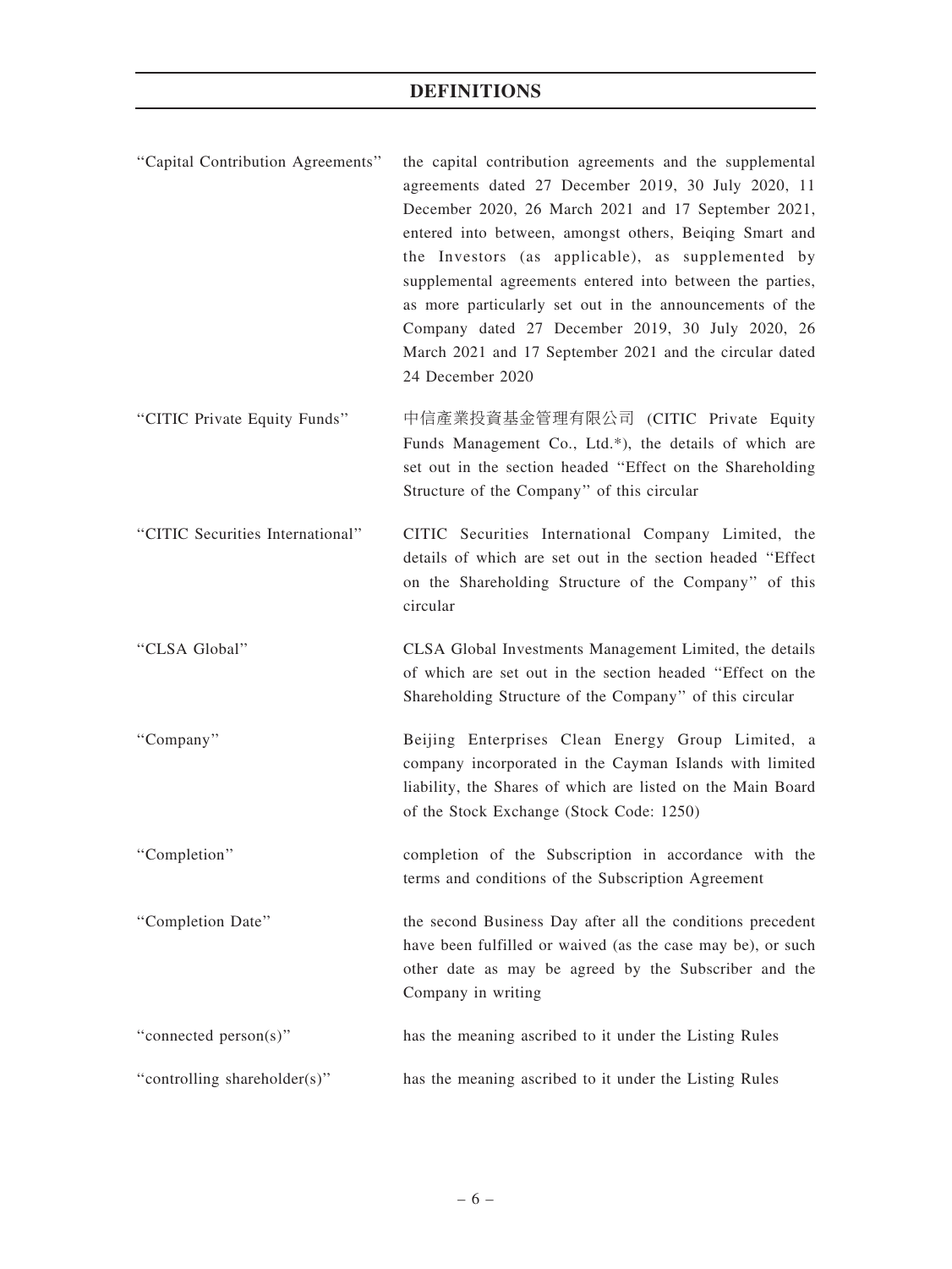# DEFINITIONS

| | |
|---|---|
| "Capital Contribution Agreements" | the capital contribution agreements and the supplemental agreements dated 27 December 2019, 30 July 2020, 11 December 2020, 26 March 2021 and 17 September 2021, entered into between, amongst others, Beiqing Smart and the Investors (as applicable), as supplemented by supplemental agreements entered into between the parties, as more particularly set out in the announcements of the Company dated 27 December 2019, 30 July 2020, 26 March 2021 and 17 September 2021 and the circular dated 24 December 2020 |
| "CITIC Private Equity Funds" | 中信產業投資基金管理有限公司 (CITIC Private Equity Funds Management Co., Ltd.*), the details of which are set out in the section headed "Effect on the Shareholding Structure of the Company" of this circular |
| "CITIC Securities International" | CITIC Securities International Company Limited, the details of which are set out in the section headed "Effect on the Shareholding Structure of the Company" of this circular |
| "CLSA Global" | CLSA Global Investments Management Limited, the details of which are set out in the section headed "Effect on the Shareholding Structure of the Company" of this circular |
| "Company" | Beijing Enterprises Clean Energy Group Limited, a company incorporated in the Cayman Islands with limited liability, the Shares of which are listed on the Main Board of the Stock Exchange (Stock Code: 1250) |
| "Completion" | completion of the Subscription in accordance with the terms and conditions of the Subscription Agreement |
| "Completion Date" | the second Business Day after all the conditions precedent have been fulfilled or waived (as the case may be), or such other date as may be agreed by the Subscriber and the Company in writing |
| "connected person(s)" | has the meaning ascribed to it under the Listing Rules |
| "controlling shareholder(s)" | has the meaning ascribed to it under the Listing Rules |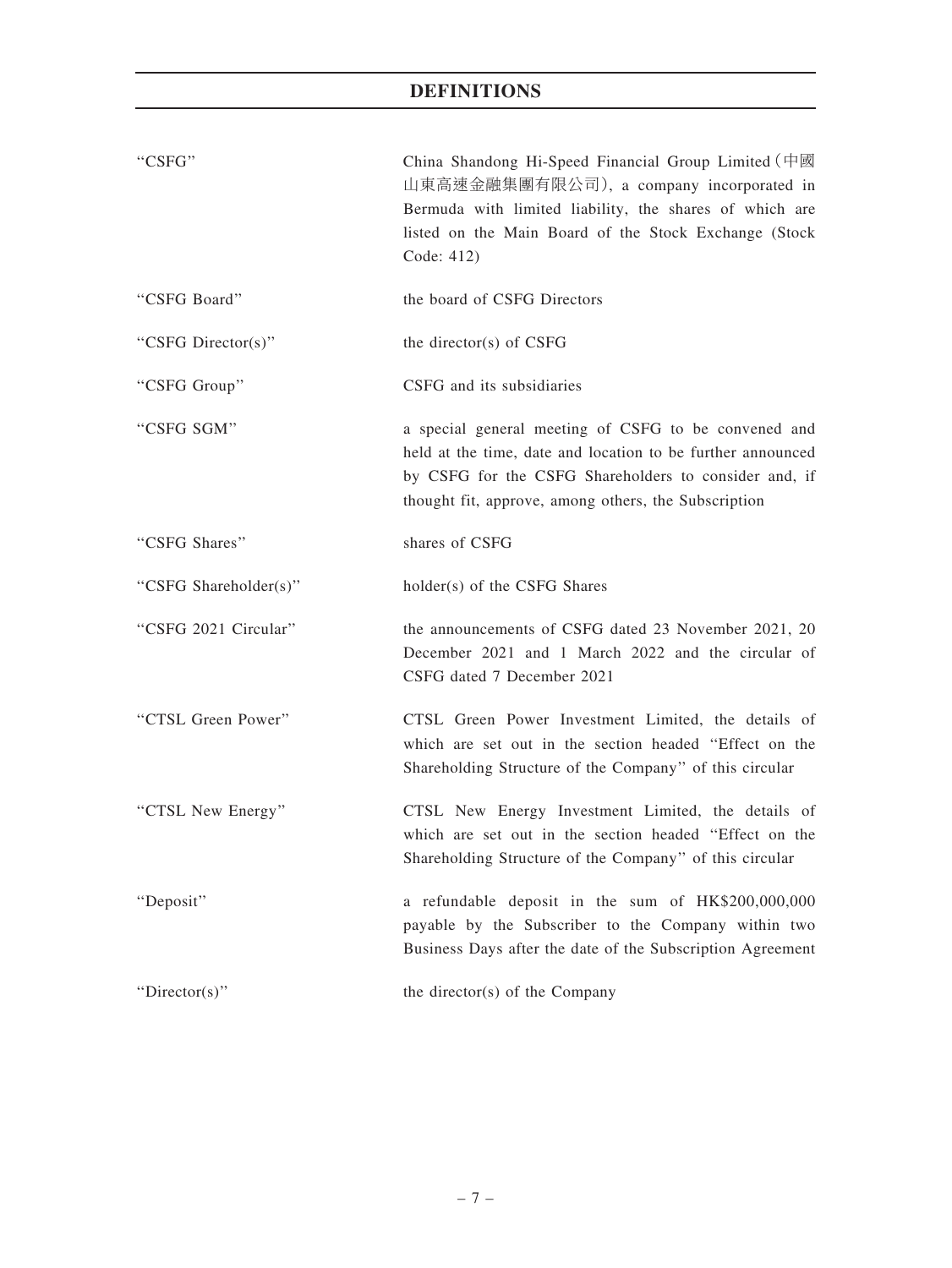# DEFINITIONS

| | |
|---|---|
| "CSFG" | China Shandong Hi-Speed Financial Group Limited (中國山東高速金融集團有限公司), a company incorporated in Bermuda with limited liability, the shares of which are listed on the Main Board of the Stock Exchange (Stock Code: 412) |
| "CSFG Board" | the board of CSFG Directors |
| "CSFG Director(s)" | the director(s) of CSFG |
| "CSFG Group" | CSFG and its subsidiaries |
| "CSFG SGM" | a special general meeting of CSFG to be convened and held at the time, date and location to be further announced by CSFG for the CSFG Shareholders to consider and, if thought fit, approve, among others, the Subscription |
| "CSFG Shares" | shares of CSFG |
| "CSFG Shareholder(s)" | holder(s) of the CSFG Shares |
| "CSFG 2021 Circular" | the announcements of CSFG dated 23 November 2021, 20 December 2021 and 1 March 2022 and the circular of CSFG dated 7 December 2021 |
| "CTSL Green Power" | CTSL Green Power Investment Limited, the details of which are set out in the section headed "Effect on the Shareholding Structure of the Company" of this circular |
| "CTSL New Energy" | CTSL New Energy Investment Limited, the details of which are set out in the section headed "Effect on the Shareholding Structure of the Company" of this circular |
| "Deposit" | a refundable deposit in the sum of HK$200,000,000 payable by the Subscriber to the Company within two Business Days after the date of the Subscription Agreement |
| "Director(s)" | the director(s) of the Company |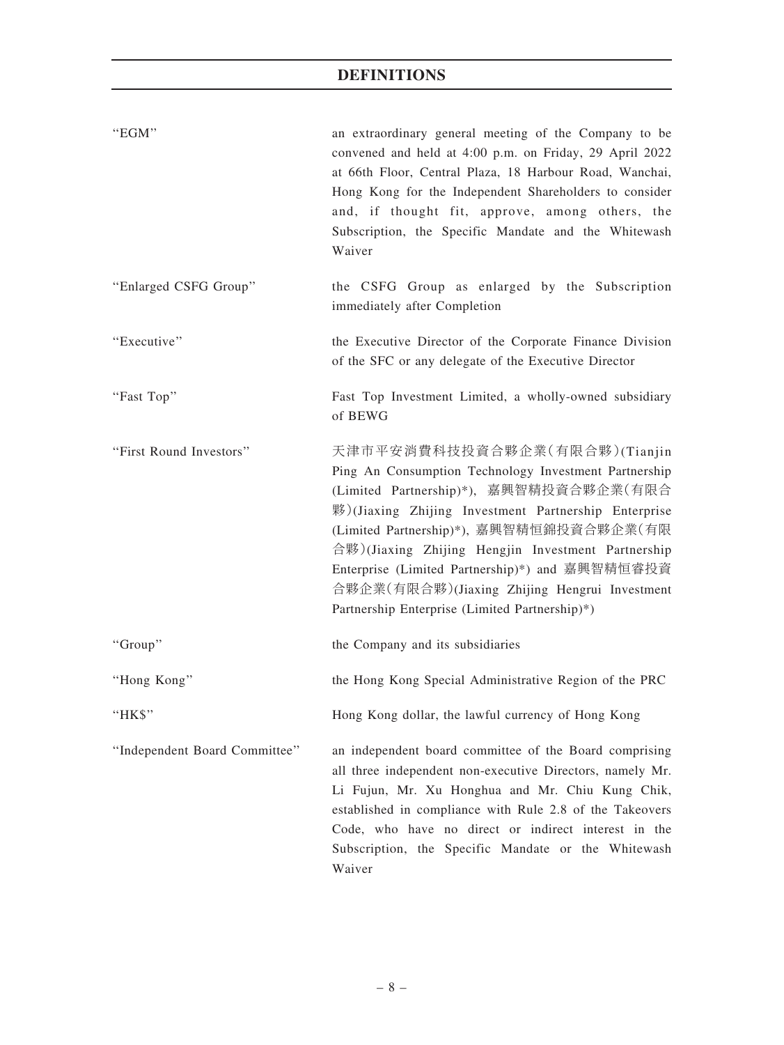## DEFINITIONS

| | |
|---|---|
| "EGM" | an extraordinary general meeting of the Company to be convened and held at 4:00 p.m. on Friday, 29 April 2022 at 66th Floor, Central Plaza, 18 Harbour Road, Wanchai, Hong Kong for the Independent Shareholders to consider and, if thought fit, approve, among others, the Subscription, the Specific Mandate and the Whitewash Waiver |
| "Enlarged CSFG Group" | the CSFG Group as enlarged by the Subscription immediately after Completion |
| "Executive" | the Executive Director of the Corporate Finance Division of the SFC or any delegate of the Executive Director |
| "Fast Top" | Fast Top Investment Limited, a wholly-owned subsidiary of BEWG |
| "First Round Investors" | 天津市平安消費科技投資合夥企業(有限合夥)(Tianjin Ping An Consumption Technology Investment Partnership (Limited Partnership)*), 嘉興智精投資合夥企業(有限合夥)(Jiaxing Zhijing Investment Partnership Enterprise (Limited Partnership)*), 嘉興智精恒錦投資合夥企業(有限合夥)(Jiaxing Zhijing Hengjin Investment Partnership Enterprise (Limited Partnership)*) and 嘉興智精恒睿投資合夥企業(有限合夥)(Jiaxing Zhijing Hengrui Investment Partnership Enterprise (Limited Partnership)*) |
| "Group" | the Company and its subsidiaries |
| "Hong Kong" | the Hong Kong Special Administrative Region of the PRC |
| "HK$" | Hong Kong dollar, the lawful currency of Hong Kong |
| "Independent Board Committee" | an independent board committee of the Board comprising all three independent non-executive Directors, namely Mr. Li Fujun, Mr. Xu Honghua and Mr. Chiu Kung Chik, established in compliance with Rule 2.8 of the Takeovers Code, who have no direct or indirect interest in the Subscription, the Specific Mandate or the Whitewash Waiver |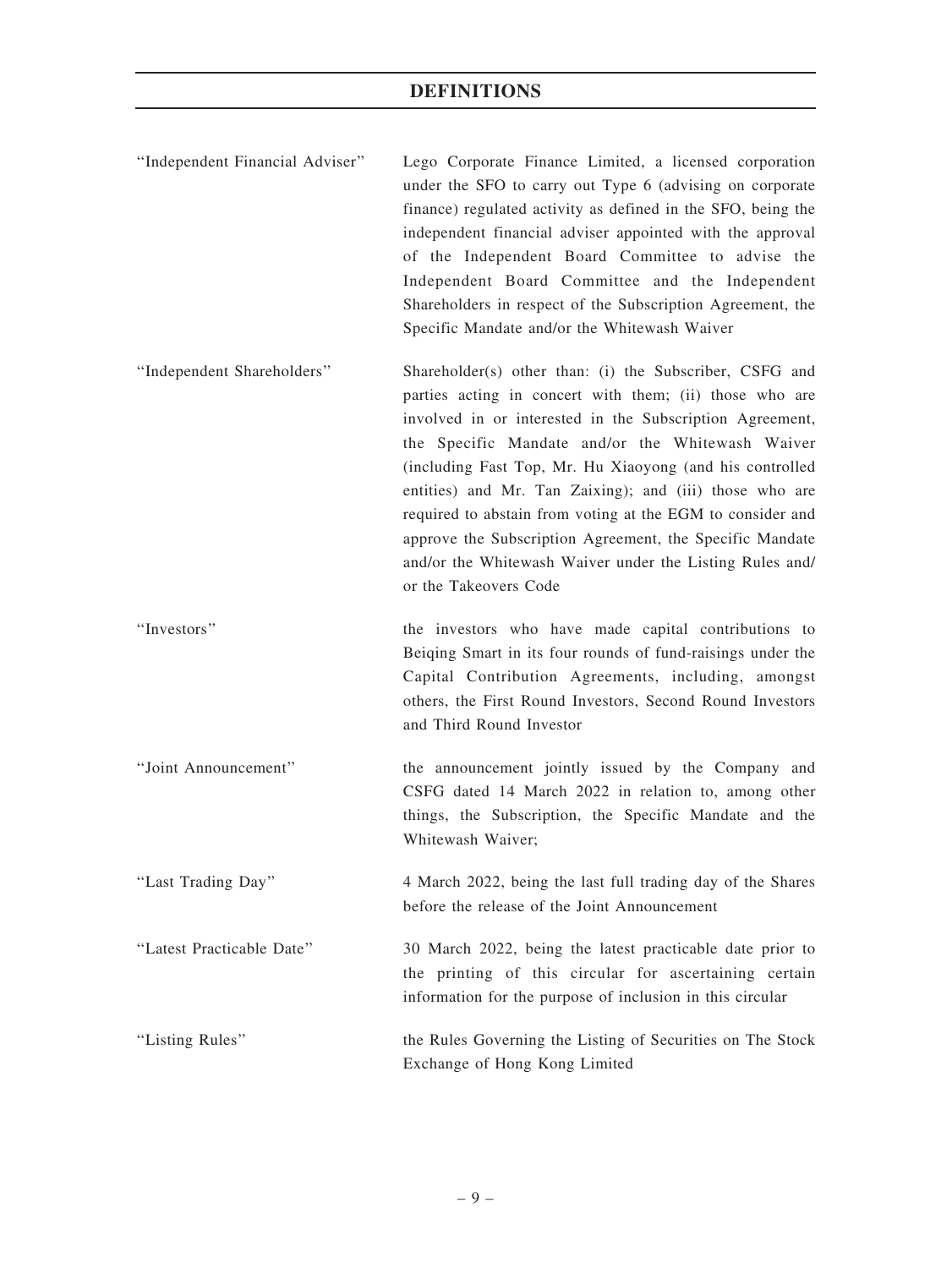# DEFINITIONS

| | |
|---|---|
| "Independent Financial Adviser" | Lego Corporate Finance Limited, a licensed corporation under the SFO to carry out Type 6 (advising on corporate finance) regulated activity as defined in the SFO, being the independent financial adviser appointed with the approval of the Independent Board Committee to advise the Independent Board Committee and the Independent Shareholders in respect of the Subscription Agreement, the Specific Mandate and/or the Whitewash Waiver |
| "Independent Shareholders" | Shareholder(s) other than: (i) the Subscriber, CSFG and parties acting in concert with them; (ii) those who are involved in or interested in the Subscription Agreement, the Specific Mandate and/or the Whitewash Waiver (including Fast Top, Mr. Hu Xiaoyong (and his controlled entities) and Mr. Tan Zaixing); and (iii) those who are required to abstain from voting at the EGM to consider and approve the Subscription Agreement, the Specific Mandate and/or the Whitewash Waiver under the Listing Rules and/or the Takeovers Code |
| "Investors" | the investors who have made capital contributions to Beiqing Smart in its four rounds of fund-raisings under the Capital Contribution Agreements, including, amongst others, the First Round Investors, Second Round Investors and Third Round Investor |
| "Joint Announcement" | the announcement jointly issued by the Company and CSFG dated 14 March 2022 in relation to, among other things, the Subscription, the Specific Mandate and the Whitewash Waiver; |
| "Last Trading Day" | 4 March 2022, being the last full trading day of the Shares before the release of the Joint Announcement |
| "Latest Practicable Date" | 30 March 2022, being the latest practicable date prior to the printing of this circular for ascertaining certain information for the purpose of inclusion in this circular |
| "Listing Rules" | the Rules Governing the Listing of Securities on The Stock Exchange of Hong Kong Limited |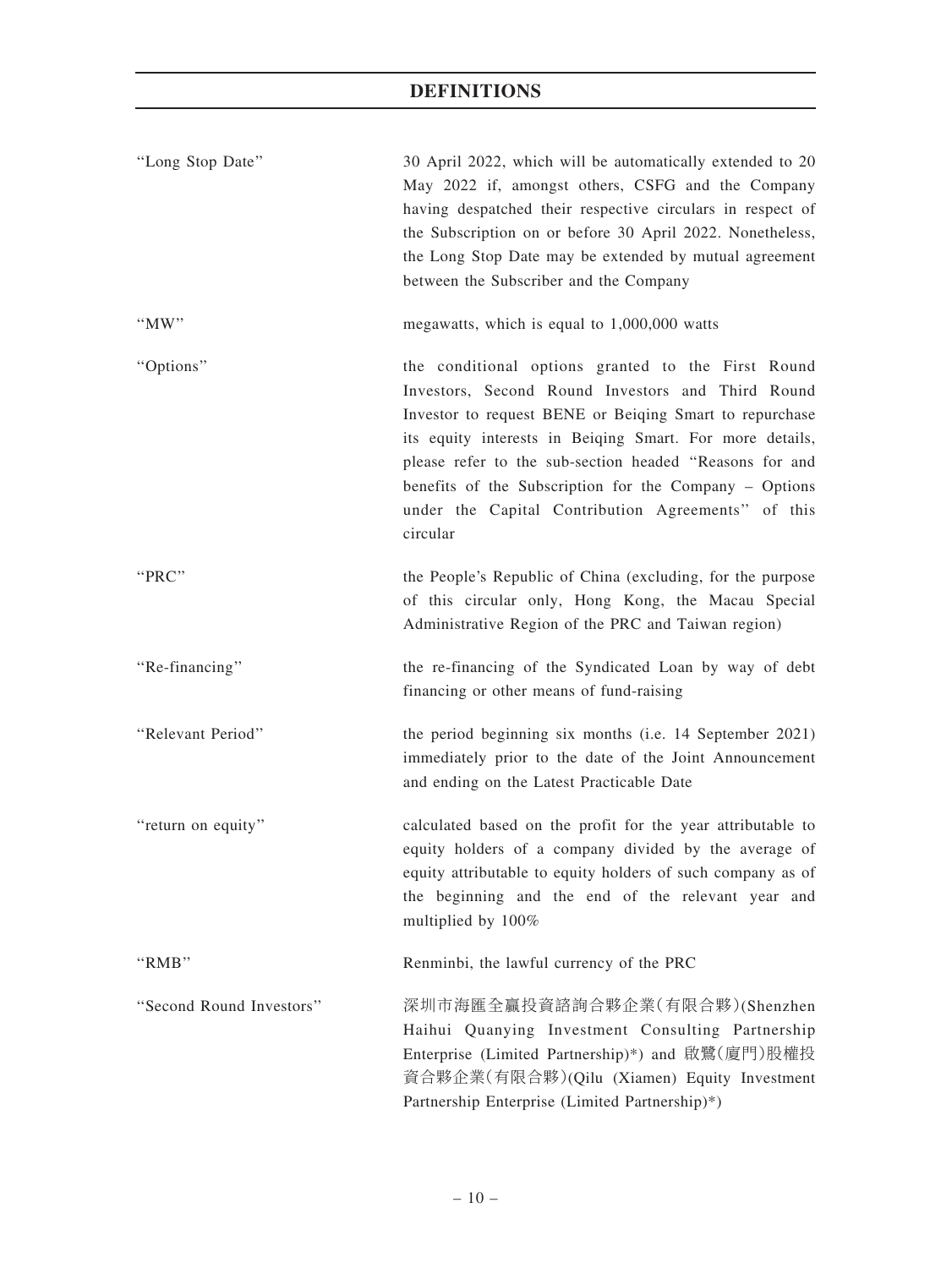## DEFINITIONS

| | |
|---|---|
| "Long Stop Date" | 30 April 2022, which will be automatically extended to 20 May 2022 if, amongst others, CSFG and the Company having despatched their respective circulars in respect of the Subscription on or before 30 April 2022. Nonetheless, the Long Stop Date may be extended by mutual agreement between the Subscriber and the Company |
| "MW" | megawatts, which is equal to 1,000,000 watts |
| "Options" | the conditional options granted to the First Round Investors, Second Round Investors and Third Round Investor to request BENE or Beiqing Smart to repurchase its equity interests in Beiqing Smart. For more details, please refer to the sub-section headed "Reasons for and benefits of the Subscription for the Company – Options under the Capital Contribution Agreements" of this circular |
| "PRC" | the People's Republic of China (excluding, for the purpose of this circular only, Hong Kong, the Macau Special Administrative Region of the PRC and Taiwan region) |
| "Re-financing" | the re-financing of the Syndicated Loan by way of debt financing or other means of fund-raising |
| "Relevant Period" | the period beginning six months (i.e. 14 September 2021) immediately prior to the date of the Joint Announcement and ending on the Latest Practicable Date |
| "return on equity" | calculated based on the profit for the year attributable to equity holders of a company divided by the average of equity attributable to equity holders of such company as of the beginning and the end of the relevant year and multiplied by 100% |
| "RMB" | Renminbi, the lawful currency of the PRC |
| "Second Round Investors" | 深圳市海匯全贏投資諮詢合夥企業(有限合夥)(Shenzhen Haihui Quanying Investment Consulting Partnership Enterprise (Limited Partnership)*) and 啟鷺(廈門)股權投資合夥企業(有限合夥)(Qilu (Xiamen) Equity Investment Partnership Enterprise (Limited Partnership)*) |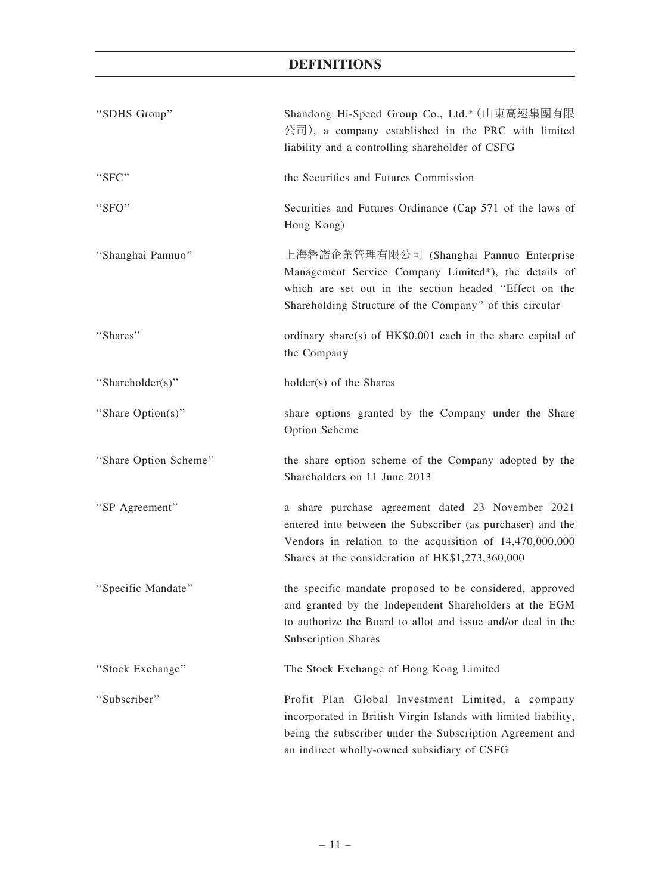# DEFINITIONS

| | |
|---|---|
| "SDHS Group" | Shandong Hi-Speed Group Co., Ltd.*（山東高速集團有限公司）, a company established in the PRC with limited liability and a controlling shareholder of CSFG |
| "SFC" | the Securities and Futures Commission |
| "SFO" | Securities and Futures Ordinance (Cap 571 of the laws of Hong Kong) |
| "Shanghai Pannuo" | 上海磐諾企業管理有限公司 (Shanghai Pannuo Enterprise Management Service Company Limited*), the details of which are set out in the section headed "Effect on the Shareholding Structure of the Company" of this circular |
| "Shares" | ordinary share(s) of HK$0.001 each in the share capital of the Company |
| "Shareholder(s)" | holder(s) of the Shares |
| "Share Option(s)" | share options granted by the Company under the Share Option Scheme |
| "Share Option Scheme" | the share option scheme of the Company adopted by the Shareholders on 11 June 2013 |
| "SP Agreement" | a share purchase agreement dated 23 November 2021 entered into between the Subscriber (as purchaser) and the Vendors in relation to the acquisition of 14,470,000,000 Shares at the consideration of HK$1,273,360,000 |
| "Specific Mandate" | the specific mandate proposed to be considered, approved and granted by the Independent Shareholders at the EGM to authorize the Board to allot and issue and/or deal in the Subscription Shares |
| "Stock Exchange" | The Stock Exchange of Hong Kong Limited |
| "Subscriber" | Profit Plan Global Investment Limited, a company incorporated in British Virgin Islands with limited liability, being the subscriber under the Subscription Agreement and an indirect wholly-owned subsidiary of CSFG |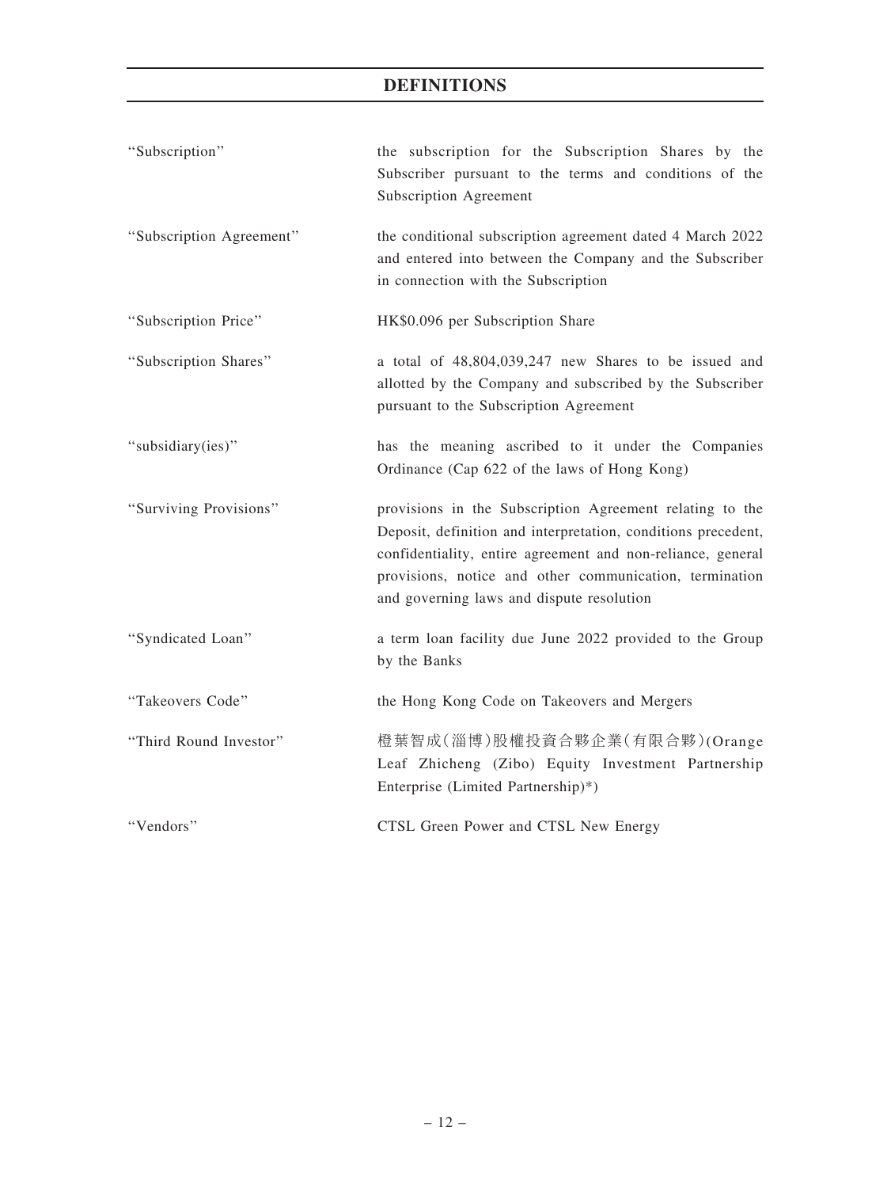# DEFINITIONS

| | |
|---|---|
| "Subscription" | the subscription for the Subscription Shares by the Subscriber pursuant to the terms and conditions of the Subscription Agreement |
| "Subscription Agreement" | the conditional subscription agreement dated 4 March 2022 and entered into between the Company and the Subscriber in connection with the Subscription |
| "Subscription Price" | HK$0.096 per Subscription Share |
| "Subscription Shares" | a total of 48,804,039,247 new Shares to be issued and allotted by the Company and subscribed by the Subscriber pursuant to the Subscription Agreement |
| "subsidiary(ies)" | has the meaning ascribed to it under the Companies Ordinance (Cap 622 of the laws of Hong Kong) |
| "Surviving Provisions" | provisions in the Subscription Agreement relating to the Deposit, definition and interpretation, conditions precedent, confidentiality, entire agreement and non-reliance, general provisions, notice and other communication, termination and governing laws and dispute resolution |
| "Syndicated Loan" | a term loan facility due June 2022 provided to the Group by the Banks |
| "Takeovers Code" | the Hong Kong Code on Takeovers and Mergers |
| "Third Round Investor" | 橙葉智成(淄博)股權投資合夥企業(有限合夥)(Orange Leaf Zhicheng (Zibo) Equity Investment Partnership Enterprise (Limited Partnership)*) |
| "Vendors" | CTSL Green Power and CTSL New Energy |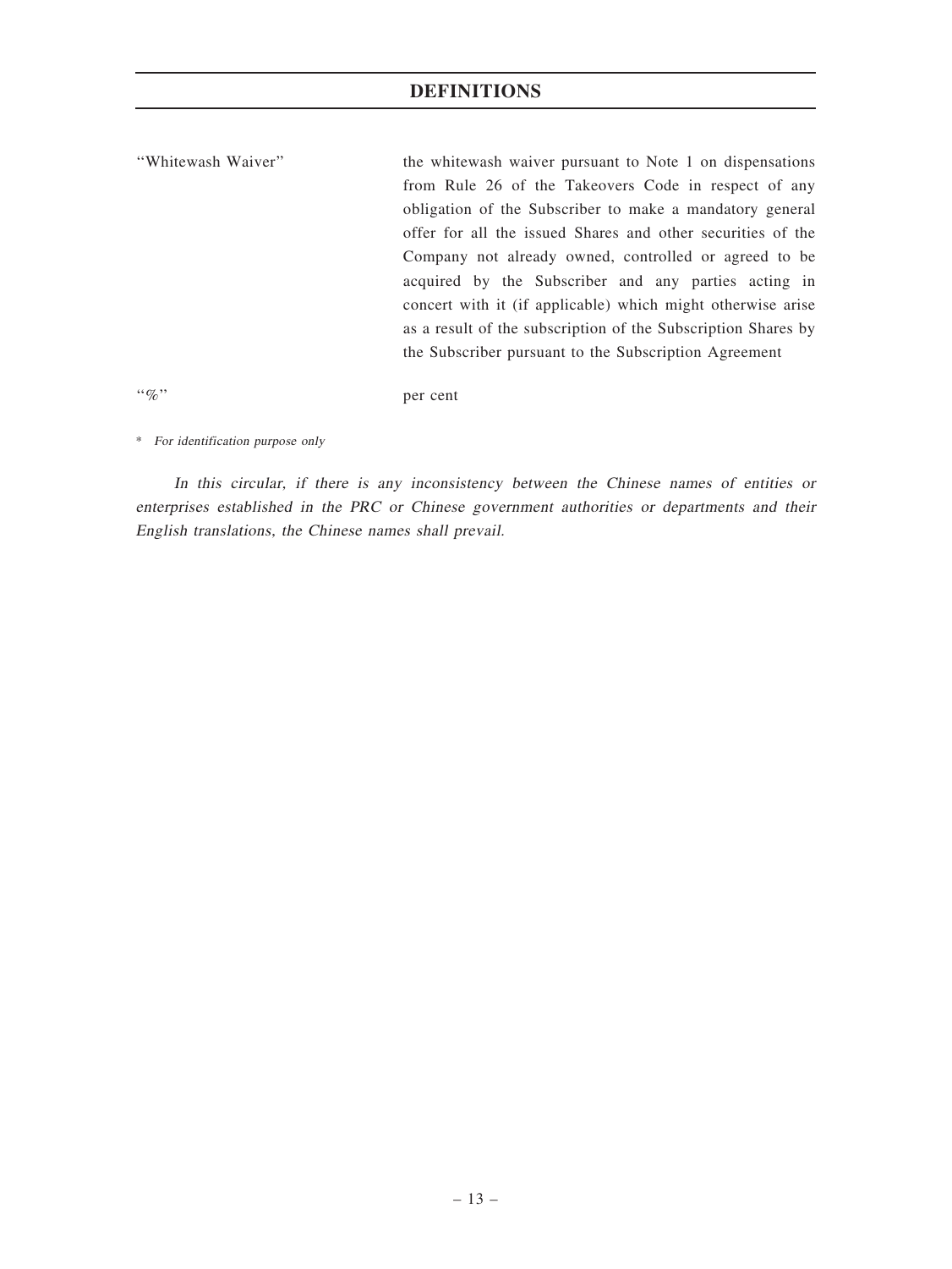## DEFINITIONS

| | |
|---|---|
| "Whitewash Waiver" | the whitewash waiver pursuant to Note 1 on dispensations from Rule 26 of the Takeovers Code in respect of any obligation of the Subscriber to make a mandatory general offer for all the issued Shares and other securities of the Company not already owned, controlled or agreed to be acquired by the Subscriber and any parties acting in concert with it (if applicable) which might otherwise arise as a result of the subscription of the Subscription Shares by the Subscriber pursuant to the Subscription Agreement |
| "%" | per cent |

\* *For identification purpose only*

*In this circular, if there is any inconsistency between the Chinese names of entities or enterprises established in the PRC or Chinese government authorities or departments and their English translations, the Chinese names shall prevail.*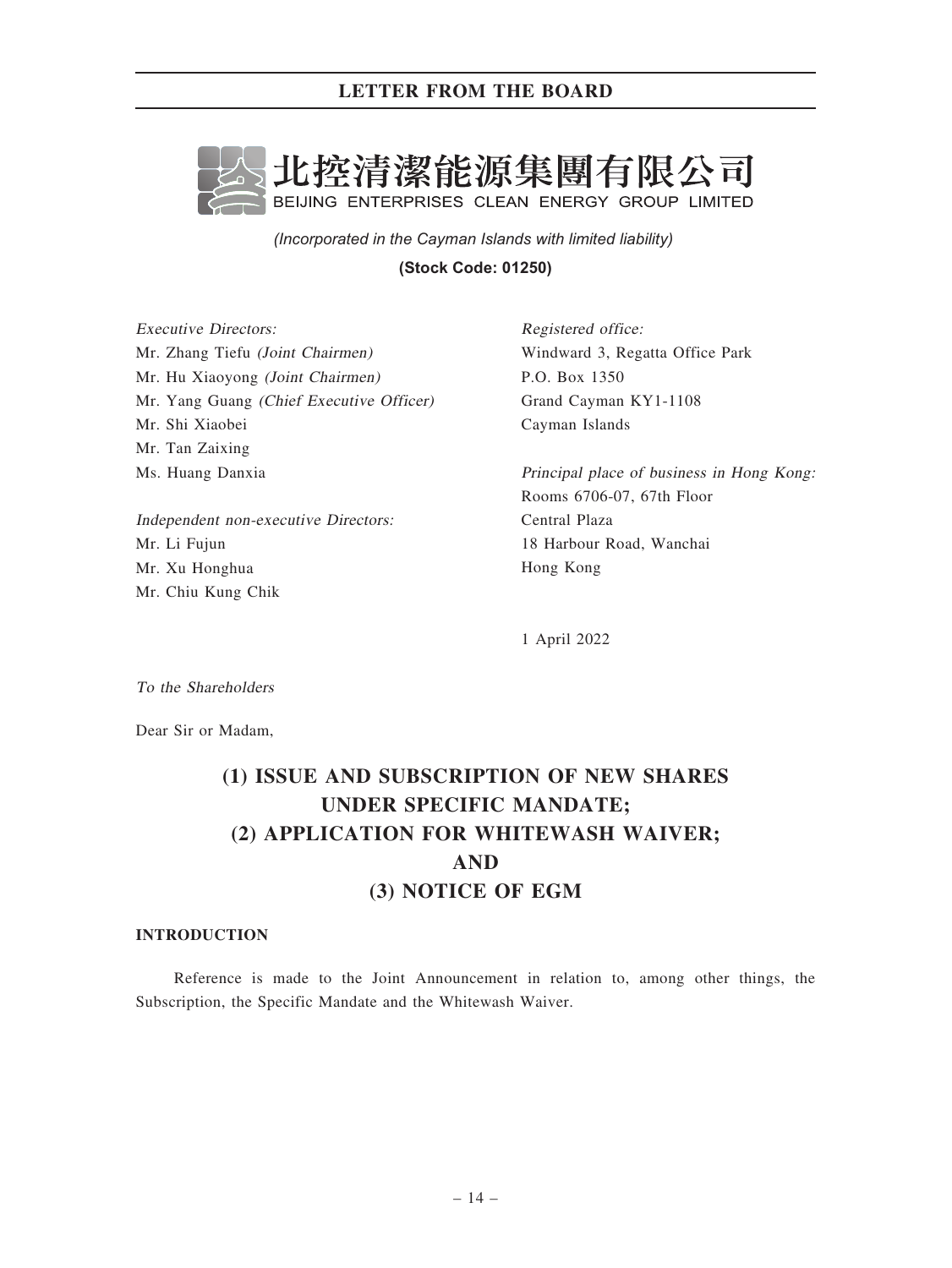# LETTER FROM THE BOARD

北控清潔能源集團有限公司
BEIJING ENTERPRISES CLEAN ENERGY GROUP LIMITED

*(Incorporated in the Cayman Islands with limited liability)*

**(Stock Code: 01250)**

*Executive Directors:*
Mr. Zhang Tiefu *(Joint Chairmen)*
Mr. Hu Xiaoyong *(Joint Chairmen)*
Mr. Yang Guang *(Chief Executive Officer)*
Mr. Shi Xiaobei
Mr. Tan Zaixing
Ms. Huang Danxia

*Independent non-executive Directors:*
Mr. Li Fujun
Mr. Xu Honghua
Mr. Chiu Kung Chik

*Registered office:*
Windward 3, Regatta Office Park
P.O. Box 1350
Grand Cayman KY1-1108
Cayman Islands

*Principal place of business in Hong Kong:*
Rooms 6706-07, 67th Floor
Central Plaza
18 Harbour Road, Wanchai
Hong Kong

1 April 2022

*To the Shareholders*

Dear Sir or Madam,

## (1) ISSUE AND SUBSCRIPTION OF NEW SHARES UNDER SPECIFIC MANDATE; (2) APPLICATION FOR WHITEWASH WAIVER; AND (3) NOTICE OF EGM

### INTRODUCTION

Reference is made to the Joint Announcement in relation to, among other things, the Subscription, the Specific Mandate and the Whitewash Waiver.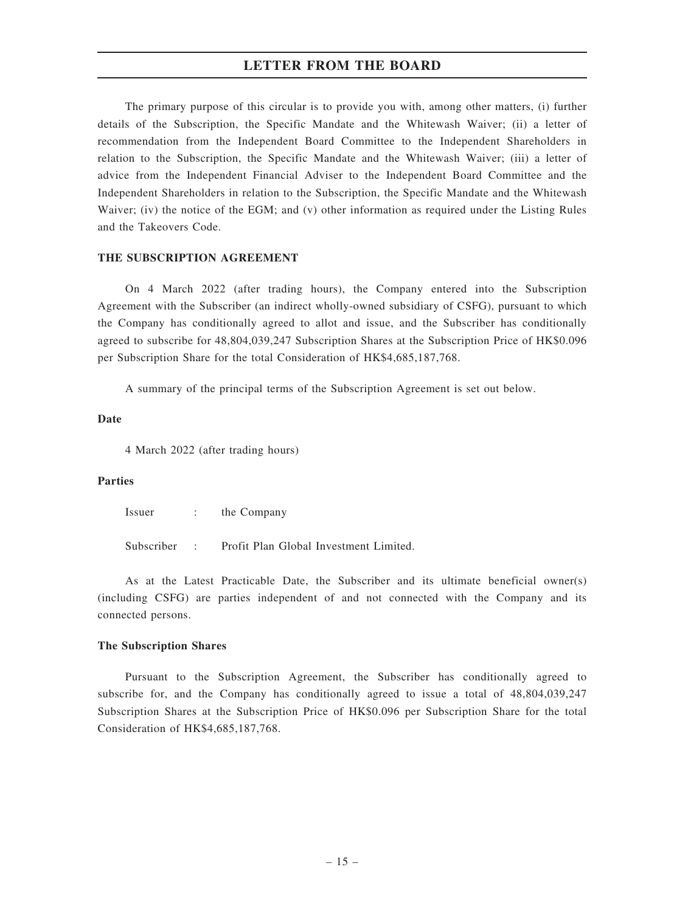The primary purpose of this circular is to provide you with, among other matters, (i) further details of the Subscription, the Specific Mandate and the Whitewash Waiver; (ii) a letter of recommendation from the Independent Board Committee to the Independent Shareholders in relation to the Subscription, the Specific Mandate and the Whitewash Waiver; (iii) a letter of advice from the Independent Financial Adviser to the Independent Board Committee and the Independent Shareholders in relation to the Subscription, the Specific Mandate and the Whitewash Waiver; (iv) the notice of the EGM; and (v) other information as required under the Listing Rules and the Takeovers Code.

## THE SUBSCRIPTION AGREEMENT

On 4 March 2022 (after trading hours), the Company entered into the Subscription Agreement with the Subscriber (an indirect wholly-owned subsidiary of CSFG), pursuant to which the Company has conditionally agreed to allot and issue, and the Subscriber has conditionally agreed to subscribe for 48,804,039,247 Subscription Shares at the Subscription Price of HK$0.096 per Subscription Share for the total Consideration of HK$4,685,187,768.

A summary of the principal terms of the Subscription Agreement is set out below.

### Date

4 March 2022 (after trading hours)

### Parties

Issuer : the Company

Subscriber : Profit Plan Global Investment Limited.

As at the Latest Practicable Date, the Subscriber and its ultimate beneficial owner(s) (including CSFG) are parties independent of and not connected with the Company and its connected persons.

### The Subscription Shares

Pursuant to the Subscription Agreement, the Subscriber has conditionally agreed to subscribe for, and the Company has conditionally agreed to issue a total of 48,804,039,247 Subscription Shares at the Subscription Price of HK$0.096 per Subscription Share for the total Consideration of HK$4,685,187,768.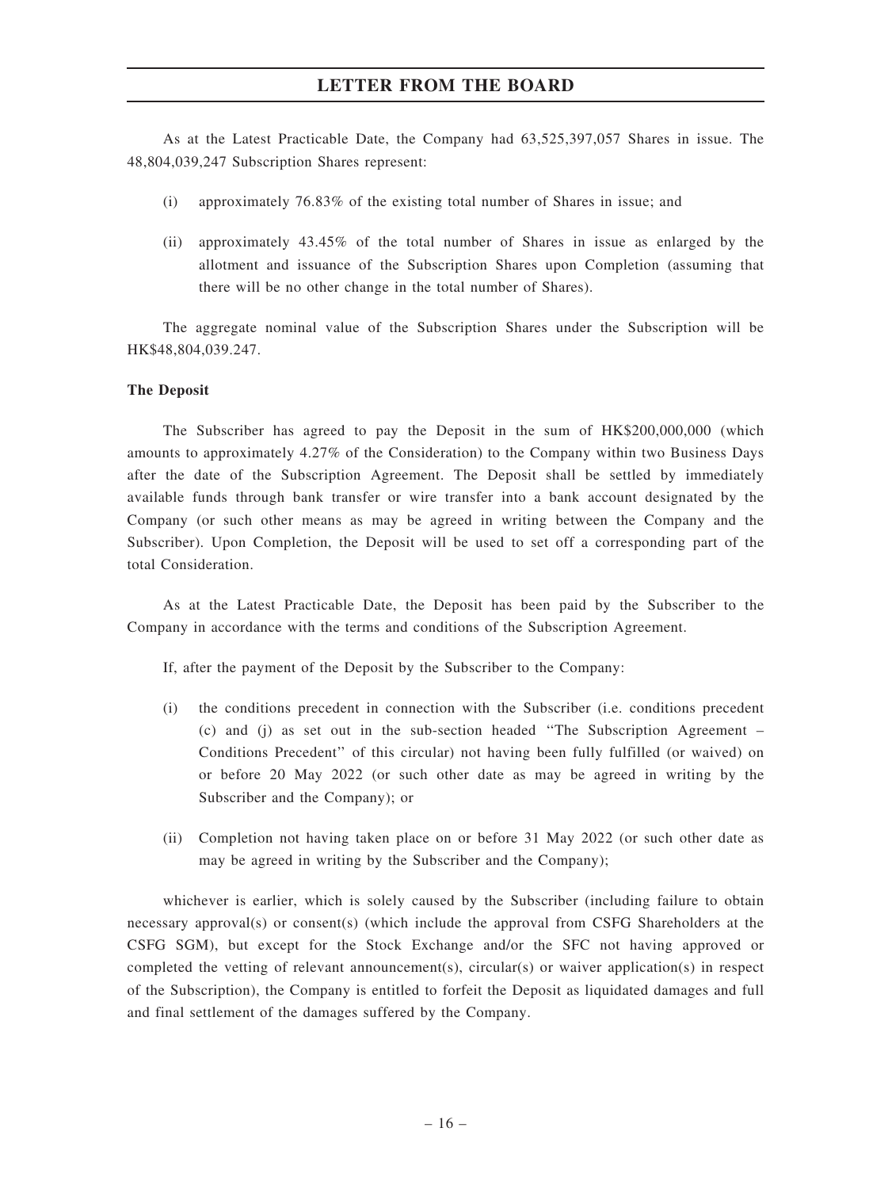As at the Latest Practicable Date, the Company had 63,525,397,057 Shares in issue. The 48,804,039,247 Subscription Shares represent:

(i) approximately 76.83% of the existing total number of Shares in issue; and

(ii) approximately 43.45% of the total number of Shares in issue as enlarged by the allotment and issuance of the Subscription Shares upon Completion (assuming that there will be no other change in the total number of Shares).

The aggregate nominal value of the Subscription Shares under the Subscription will be HK$48,804,039.247.

**The Deposit**

The Subscriber has agreed to pay the Deposit in the sum of HK$200,000,000 (which amounts to approximately 4.27% of the Consideration) to the Company within two Business Days after the date of the Subscription Agreement. The Deposit shall be settled by immediately available funds through bank transfer or wire transfer into a bank account designated by the Company (or such other means as may be agreed in writing between the Company and the Subscriber). Upon Completion, the Deposit will be used to set off a corresponding part of the total Consideration.

As at the Latest Practicable Date, the Deposit has been paid by the Subscriber to the Company in accordance with the terms and conditions of the Subscription Agreement.

If, after the payment of the Deposit by the Subscriber to the Company:

(i) the conditions precedent in connection with the Subscriber (i.e. conditions precedent (c) and (j) as set out in the sub-section headed "The Subscription Agreement – Conditions Precedent" of this circular) not having been fully fulfilled (or waived) on or before 20 May 2022 (or such other date as may be agreed in writing by the Subscriber and the Company); or

(ii) Completion not having taken place on or before 31 May 2022 (or such other date as may be agreed in writing by the Subscriber and the Company);

whichever is earlier, which is solely caused by the Subscriber (including failure to obtain necessary approval(s) or consent(s) (which include the approval from CSFG Shareholders at the CSFG SGM), but except for the Stock Exchange and/or the SFC not having approved or completed the vetting of relevant announcement(s), circular(s) or waiver application(s) in respect of the Subscription), the Company is entitled to forfeit the Deposit as liquidated damages and full and final settlement of the damages suffered by the Company.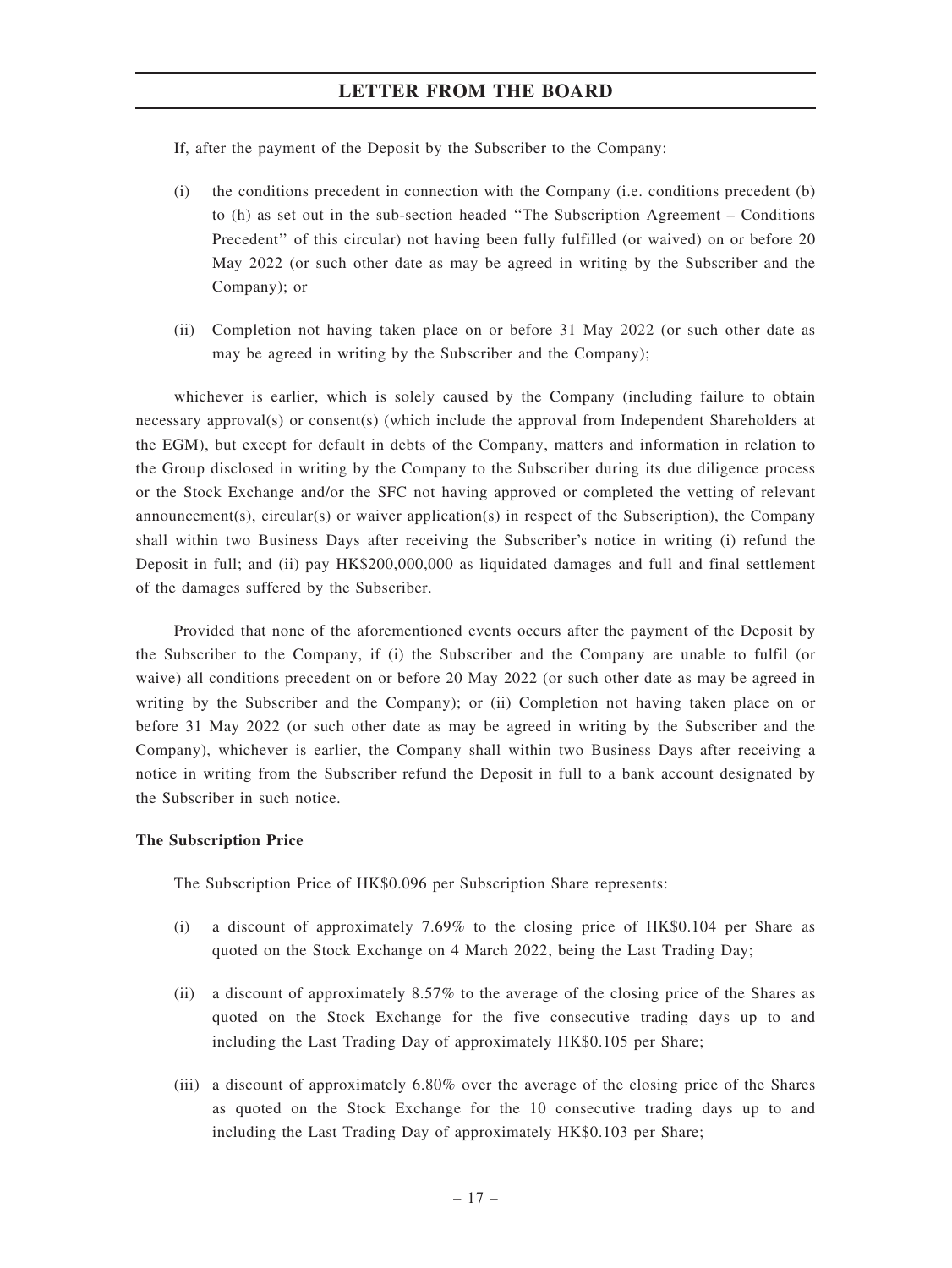If, after the payment of the Deposit by the Subscriber to the Company:

(i) the conditions precedent in connection with the Company (i.e. conditions precedent (b) to (h) as set out in the sub-section headed "The Subscription Agreement – Conditions Precedent" of this circular) not having been fully fulfilled (or waived) on or before 20 May 2022 (or such other date as may be agreed in writing by the Subscriber and the Company); or

(ii) Completion not having taken place on or before 31 May 2022 (or such other date as may be agreed in writing by the Subscriber and the Company);

whichever is earlier, which is solely caused by the Company (including failure to obtain necessary approval(s) or consent(s) (which include the approval from Independent Shareholders at the EGM), but except for default in debts of the Company, matters and information in relation to the Group disclosed in writing by the Company to the Subscriber during its due diligence process or the Stock Exchange and/or the SFC not having approved or completed the vetting of relevant announcement(s), circular(s) or waiver application(s) in respect of the Subscription), the Company shall within two Business Days after receiving the Subscriber's notice in writing (i) refund the Deposit in full; and (ii) pay HK$200,000,000 as liquidated damages and full and final settlement of the damages suffered by the Subscriber.

Provided that none of the aforementioned events occurs after the payment of the Deposit by the Subscriber to the Company, if (i) the Subscriber and the Company are unable to fulfil (or waive) all conditions precedent on or before 20 May 2022 (or such other date as may be agreed in writing by the Subscriber and the Company); or (ii) Completion not having taken place on or before 31 May 2022 (or such other date as may be agreed in writing by the Subscriber and the Company), whichever is earlier, the Company shall within two Business Days after receiving a notice in writing from the Subscriber refund the Deposit in full to a bank account designated by the Subscriber in such notice.

**The Subscription Price**

The Subscription Price of HK$0.096 per Subscription Share represents:

(i) a discount of approximately 7.69% to the closing price of HK$0.104 per Share as quoted on the Stock Exchange on 4 March 2022, being the Last Trading Day;

(ii) a discount of approximately 8.57% to the average of the closing price of the Shares as quoted on the Stock Exchange for the five consecutive trading days up to and including the Last Trading Day of approximately HK$0.105 per Share;

(iii) a discount of approximately 6.80% over the average of the closing price of the Shares as quoted on the Stock Exchange for the 10 consecutive trading days up to and including the Last Trading Day of approximately HK$0.103 per Share;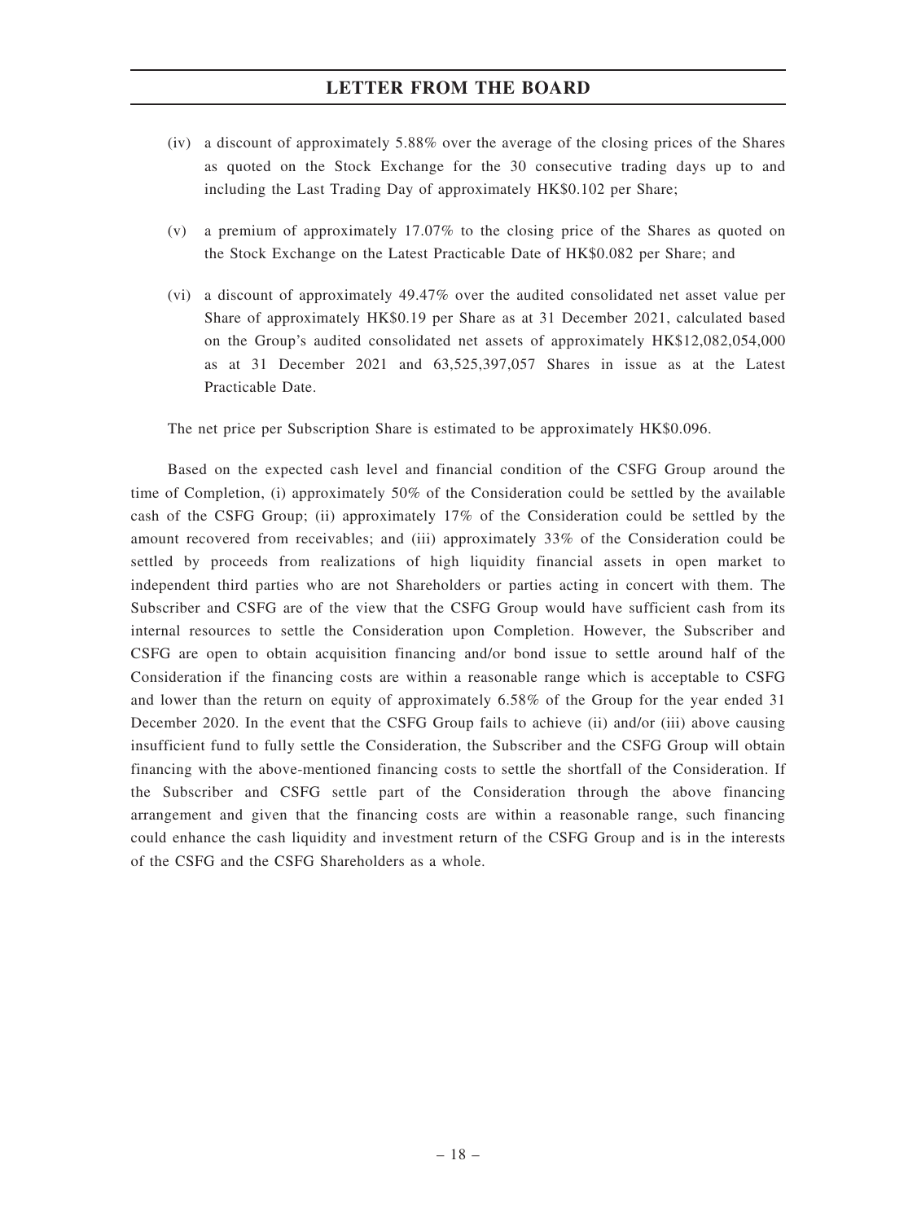(iv) a discount of approximately 5.88% over the average of the closing prices of the Shares as quoted on the Stock Exchange for the 30 consecutive trading days up to and including the Last Trading Day of approximately HK$0.102 per Share;

(v) a premium of approximately 17.07% to the closing price of the Shares as quoted on the Stock Exchange on the Latest Practicable Date of HK$0.082 per Share; and

(vi) a discount of approximately 49.47% over the audited consolidated net asset value per Share of approximately HK$0.19 per Share as at 31 December 2021, calculated based on the Group's audited consolidated net assets of approximately HK$12,082,054,000 as at 31 December 2021 and 63,525,397,057 Shares in issue as at the Latest Practicable Date.

The net price per Subscription Share is estimated to be approximately HK$0.096.

Based on the expected cash level and financial condition of the CSFG Group around the time of Completion, (i) approximately 50% of the Consideration could be settled by the available cash of the CSFG Group; (ii) approximately 17% of the Consideration could be settled by the amount recovered from receivables; and (iii) approximately 33% of the Consideration could be settled by proceeds from realizations of high liquidity financial assets in open market to independent third parties who are not Shareholders or parties acting in concert with them. The Subscriber and CSFG are of the view that the CSFG Group would have sufficient cash from its internal resources to settle the Consideration upon Completion. However, the Subscriber and CSFG are open to obtain acquisition financing and/or bond issue to settle around half of the Consideration if the financing costs are within a reasonable range which is acceptable to CSFG and lower than the return on equity of approximately 6.58% of the Group for the year ended 31 December 2020. In the event that the CSFG Group fails to achieve (ii) and/or (iii) above causing insufficient fund to fully settle the Consideration, the Subscriber and the CSFG Group will obtain financing with the above-mentioned financing costs to settle the shortfall of the Consideration. If the Subscriber and CSFG settle part of the Consideration through the above financing arrangement and given that the financing costs are within a reasonable range, such financing could enhance the cash liquidity and investment return of the CSFG Group and is in the interests of the CSFG and the CSFG Shareholders as a whole.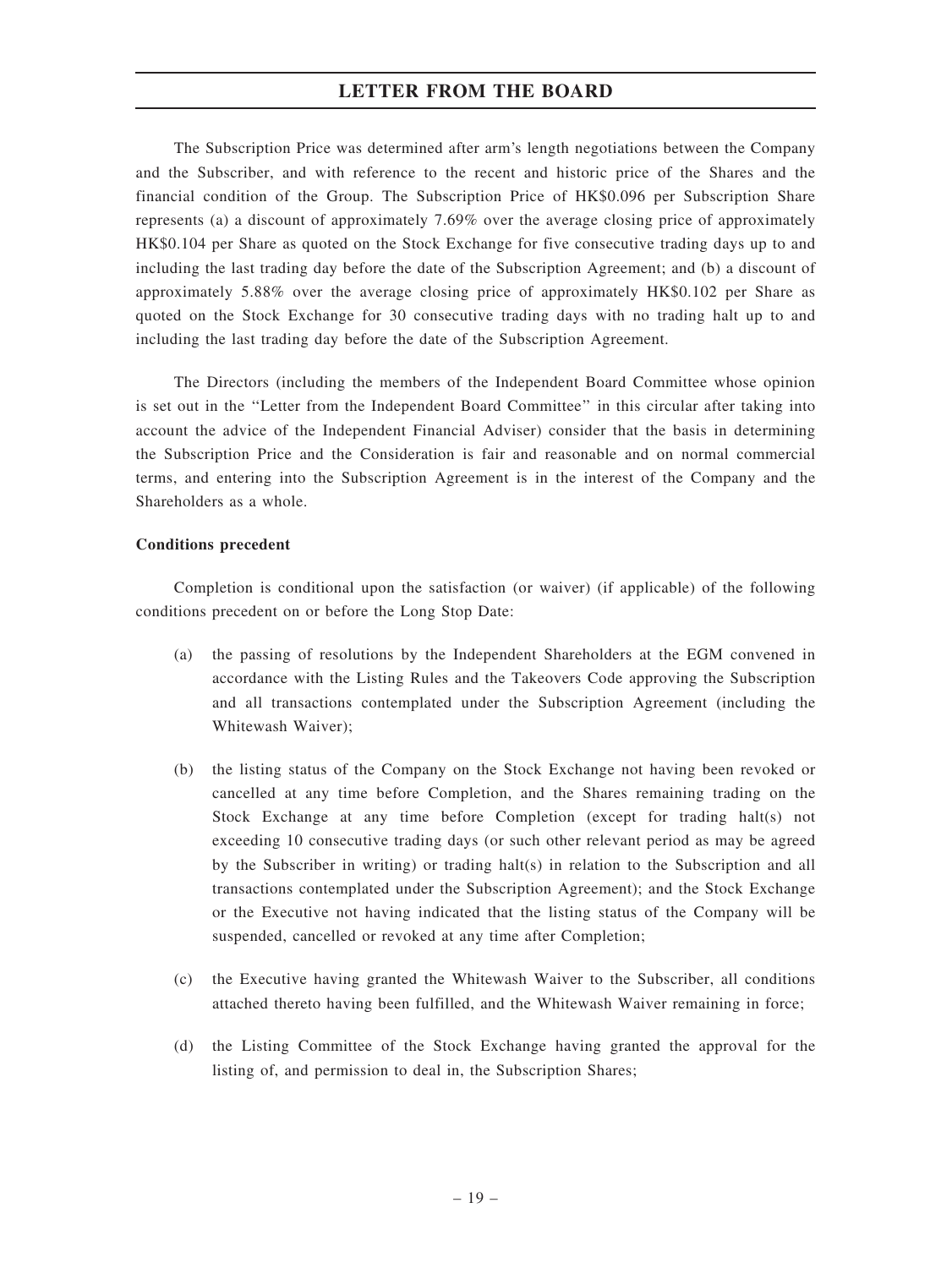The Subscription Price was determined after arm's length negotiations between the Company and the Subscriber, and with reference to the recent and historic price of the Shares and the financial condition of the Group. The Subscription Price of HK$0.096 per Subscription Share represents (a) a discount of approximately 7.69% over the average closing price of approximately HK$0.104 per Share as quoted on the Stock Exchange for five consecutive trading days up to and including the last trading day before the date of the Subscription Agreement; and (b) a discount of approximately 5.88% over the average closing price of approximately HK$0.102 per Share as quoted on the Stock Exchange for 30 consecutive trading days with no trading halt up to and including the last trading day before the date of the Subscription Agreement.

The Directors (including the members of the Independent Board Committee whose opinion is set out in the "Letter from the Independent Board Committee" in this circular after taking into account the advice of the Independent Financial Adviser) consider that the basis in determining the Subscription Price and the Consideration is fair and reasonable and on normal commercial terms, and entering into the Subscription Agreement is in the interest of the Company and the Shareholders as a whole.

**Conditions precedent**

Completion is conditional upon the satisfaction (or waiver) (if applicable) of the following conditions precedent on or before the Long Stop Date:

(a) the passing of resolutions by the Independent Shareholders at the EGM convened in accordance with the Listing Rules and the Takeovers Code approving the Subscription and all transactions contemplated under the Subscription Agreement (including the Whitewash Waiver);

(b) the listing status of the Company on the Stock Exchange not having been revoked or cancelled at any time before Completion, and the Shares remaining trading on the Stock Exchange at any time before Completion (except for trading halt(s) not exceeding 10 consecutive trading days (or such other relevant period as may be agreed by the Subscriber in writing) or trading halt(s) in relation to the Subscription and all transactions contemplated under the Subscription Agreement); and the Stock Exchange or the Executive not having indicated that the listing status of the Company will be suspended, cancelled or revoked at any time after Completion;

(c) the Executive having granted the Whitewash Waiver to the Subscriber, all conditions attached thereto having been fulfilled, and the Whitewash Waiver remaining in force;

(d) the Listing Committee of the Stock Exchange having granted the approval for the listing of, and permission to deal in, the Subscription Shares;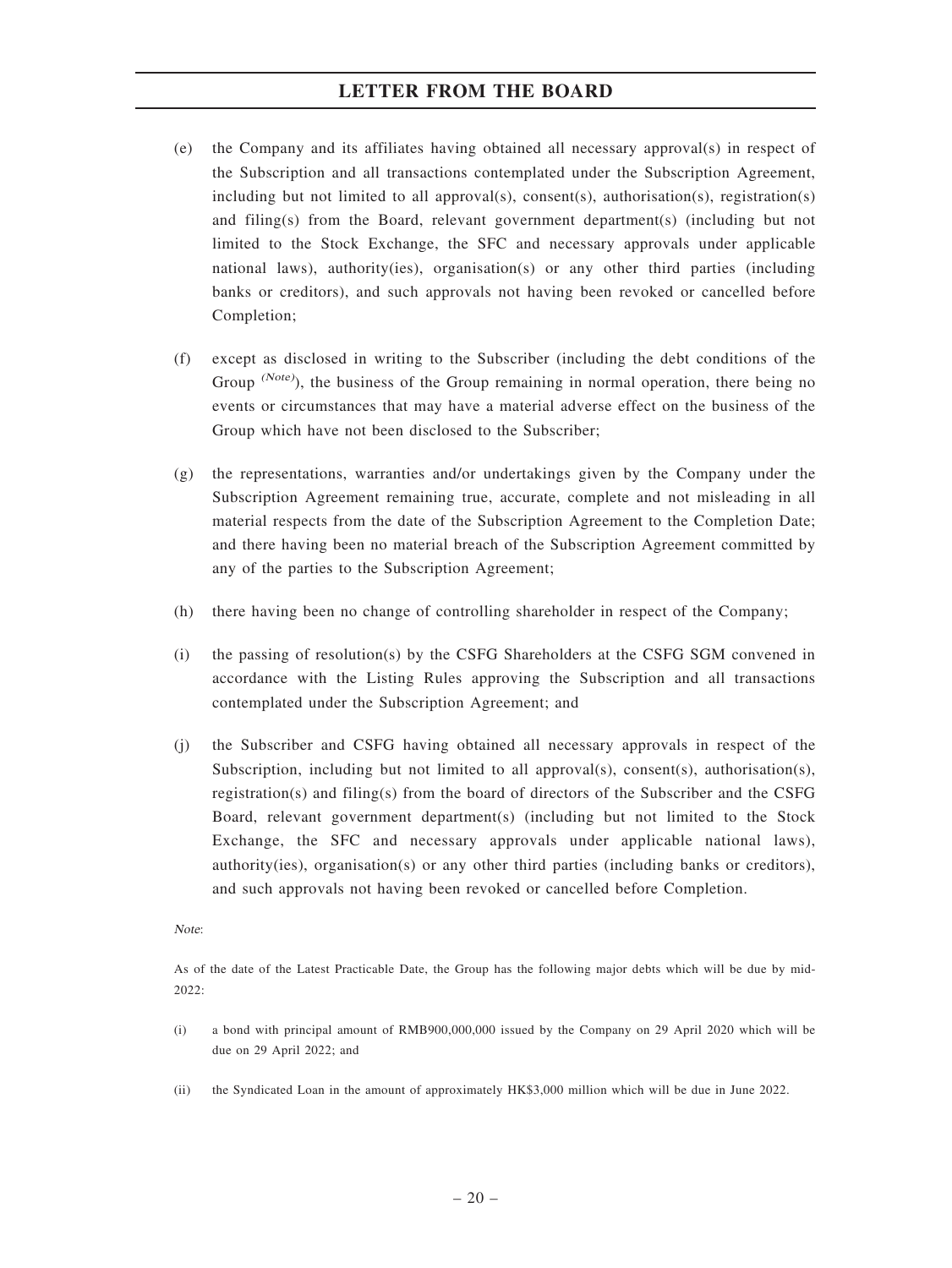(e) the Company and its affiliates having obtained all necessary approval(s) in respect of the Subscription and all transactions contemplated under the Subscription Agreement, including but not limited to all approval(s), consent(s), authorisation(s), registration(s) and filing(s) from the Board, relevant government department(s) (including but not limited to the Stock Exchange, the SFC and necessary approvals under applicable national laws), authority(ies), organisation(s) or any other third parties (including banks or creditors), and such approvals not having been revoked or cancelled before Completion;

(f) except as disclosed in writing to the Subscriber (including the debt conditions of the Group [(Note)]), the business of the Group remaining in normal operation, there being no events or circumstances that may have a material adverse effect on the business of the Group which have not been disclosed to the Subscriber;

(g) the representations, warranties and/or undertakings given by the Company under the Subscription Agreement remaining true, accurate, complete and not misleading in all material respects from the date of the Subscription Agreement to the Completion Date; and there having been no material breach of the Subscription Agreement committed by any of the parties to the Subscription Agreement;

(h) there having been no change of controlling shareholder in respect of the Company;

(i) the passing of resolution(s) by the CSFG Shareholders at the CSFG SGM convened in accordance with the Listing Rules approving the Subscription and all transactions contemplated under the Subscription Agreement; and

(j) the Subscriber and CSFG having obtained all necessary approvals in respect of the Subscription, including but not limited to all approval(s), consent(s), authorisation(s), registration(s) and filing(s) from the board of directors of the Subscriber and the CSFG Board, relevant government department(s) (including but not limited to the Stock Exchange, the SFC and necessary approvals under applicable national laws), authority(ies), organisation(s) or any other third parties (including banks or creditors), and such approvals not having been revoked or cancelled before Completion.

*Note*:

As of the date of the Latest Practicable Date, the Group has the following major debts which will be due by mid-2022:

(i) a bond with principal amount of RMB900,000,000 issued by the Company on 29 April 2020 which will be due on 29 April 2022; and

(ii) the Syndicated Loan in the amount of approximately HK$3,000 million which will be due in June 2022.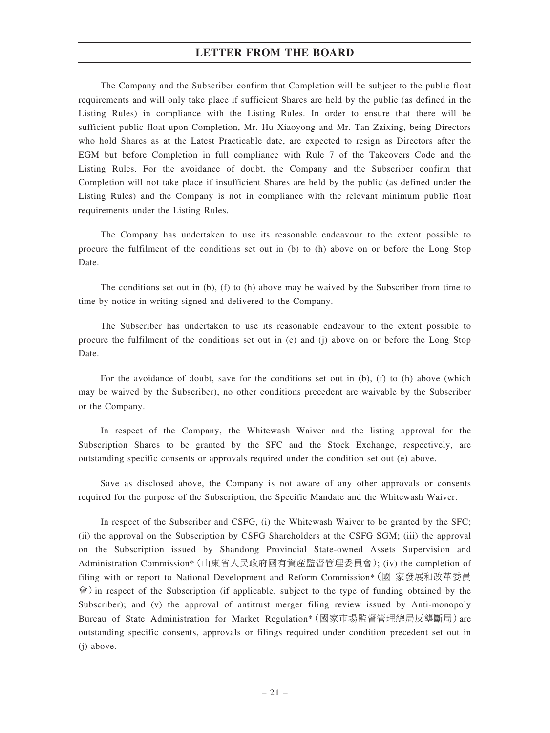The Company and the Subscriber confirm that Completion will be subject to the public float requirements and will only take place if sufficient Shares are held by the public (as defined in the Listing Rules) in compliance with the Listing Rules. In order to ensure that there will be sufficient public float upon Completion, Mr. Hu Xiaoyong and Mr. Tan Zaixing, being Directors who hold Shares as at the Latest Practicable date, are expected to resign as Directors after the EGM but before Completion in full compliance with Rule 7 of the Takeovers Code and the Listing Rules. For the avoidance of doubt, the Company and the Subscriber confirm that Completion will not take place if insufficient Shares are held by the public (as defined under the Listing Rules) and the Company is not in compliance with the relevant minimum public float requirements under the Listing Rules.

The Company has undertaken to use its reasonable endeavour to the extent possible to procure the fulfilment of the conditions set out in (b) to (h) above on or before the Long Stop Date.

The conditions set out in (b), (f) to (h) above may be waived by the Subscriber from time to time by notice in writing signed and delivered to the Company.

The Subscriber has undertaken to use its reasonable endeavour to the extent possible to procure the fulfilment of the conditions set out in (c) and (j) above on or before the Long Stop Date.

For the avoidance of doubt, save for the conditions set out in (b), (f) to (h) above (which may be waived by the Subscriber), no other conditions precedent are waivable by the Subscriber or the Company.

In respect of the Company, the Whitewash Waiver and the listing approval for the Subscription Shares to be granted by the SFC and the Stock Exchange, respectively, are outstanding specific consents or approvals required under the condition set out (e) above.

Save as disclosed above, the Company is not aware of any other approvals or consents required for the purpose of the Subscription, the Specific Mandate and the Whitewash Waiver.

In respect of the Subscriber and CSFG, (i) the Whitewash Waiver to be granted by the SFC; (ii) the approval on the Subscription by CSFG Shareholders at the CSFG SGM; (iii) the approval on the Subscription issued by Shandong Provincial State-owned Assets Supervision and Administration Commission*（山東省人民政府國有資產監督管理委員會）; (iv) the completion of filing with or report to National Development and Reform Commission*（國 家發展和改革委員會）in respect of the Subscription (if applicable, subject to the type of funding obtained by the Subscriber); and (v) the approval of antitrust merger filing review issued by Anti-monopoly Bureau of State Administration for Market Regulation*（國家市場監督管理總局反壟斷局）are outstanding specific consents, approvals or filings required under condition precedent set out in (j) above.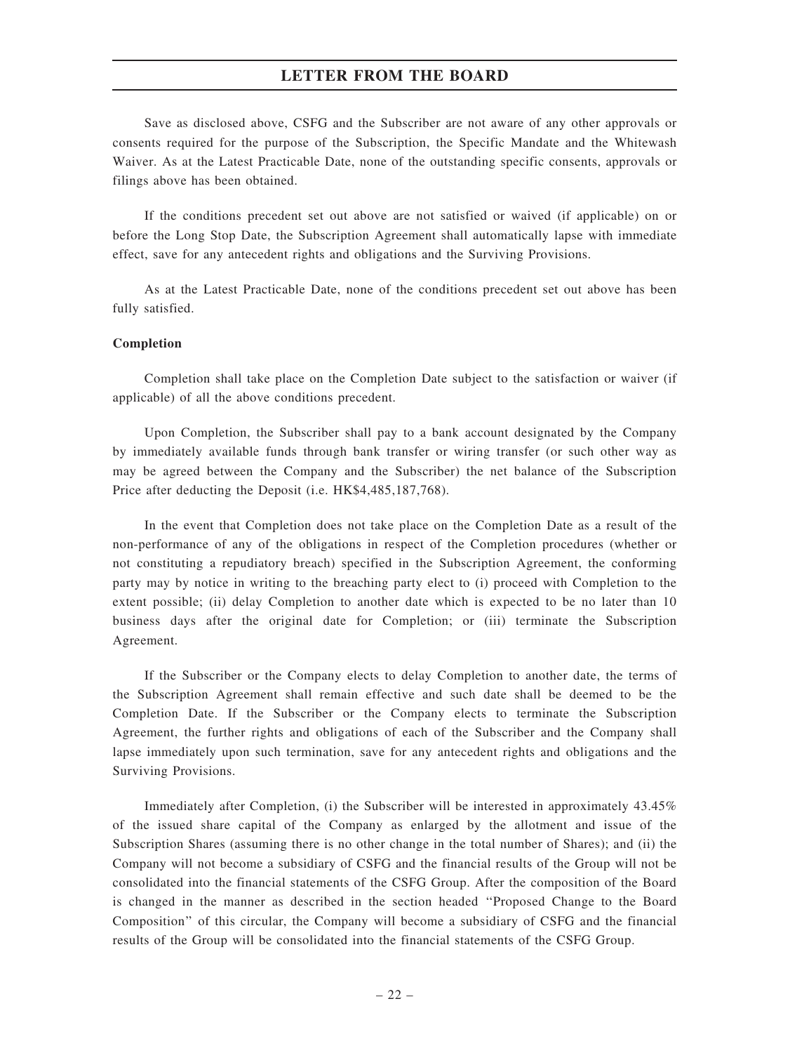Save as disclosed above, CSFG and the Subscriber are not aware of any other approvals or consents required for the purpose of the Subscription, the Specific Mandate and the Whitewash Waiver. As at the Latest Practicable Date, none of the outstanding specific consents, approvals or filings above has been obtained.

If the conditions precedent set out above are not satisfied or waived (if applicable) on or before the Long Stop Date, the Subscription Agreement shall automatically lapse with immediate effect, save for any antecedent rights and obligations and the Surviving Provisions.

As at the Latest Practicable Date, none of the conditions precedent set out above has been fully satisfied.

**Completion**

Completion shall take place on the Completion Date subject to the satisfaction or waiver (if applicable) of all the above conditions precedent.

Upon Completion, the Subscriber shall pay to a bank account designated by the Company by immediately available funds through bank transfer or wiring transfer (or such other way as may be agreed between the Company and the Subscriber) the net balance of the Subscription Price after deducting the Deposit (i.e. HK$4,485,187,768).

In the event that Completion does not take place on the Completion Date as a result of the non-performance of any of the obligations in respect of the Completion procedures (whether or not constituting a repudiatory breach) specified in the Subscription Agreement, the conforming party may by notice in writing to the breaching party elect to (i) proceed with Completion to the extent possible; (ii) delay Completion to another date which is expected to be no later than 10 business days after the original date for Completion; or (iii) terminate the Subscription Agreement.

If the Subscriber or the Company elects to delay Completion to another date, the terms of the Subscription Agreement shall remain effective and such date shall be deemed to be the Completion Date. If the Subscriber or the Company elects to terminate the Subscription Agreement, the further rights and obligations of each of the Subscriber and the Company shall lapse immediately upon such termination, save for any antecedent rights and obligations and the Surviving Provisions.

Immediately after Completion, (i) the Subscriber will be interested in approximately 43.45% of the issued share capital of the Company as enlarged by the allotment and issue of the Subscription Shares (assuming there is no other change in the total number of Shares); and (ii) the Company will not become a subsidiary of CSFG and the financial results of the Group will not be consolidated into the financial statements of the CSFG Group. After the composition of the Board is changed in the manner as described in the section headed "Proposed Change to the Board Composition" of this circular, the Company will become a subsidiary of CSFG and the financial results of the Group will be consolidated into the financial statements of the CSFG Group.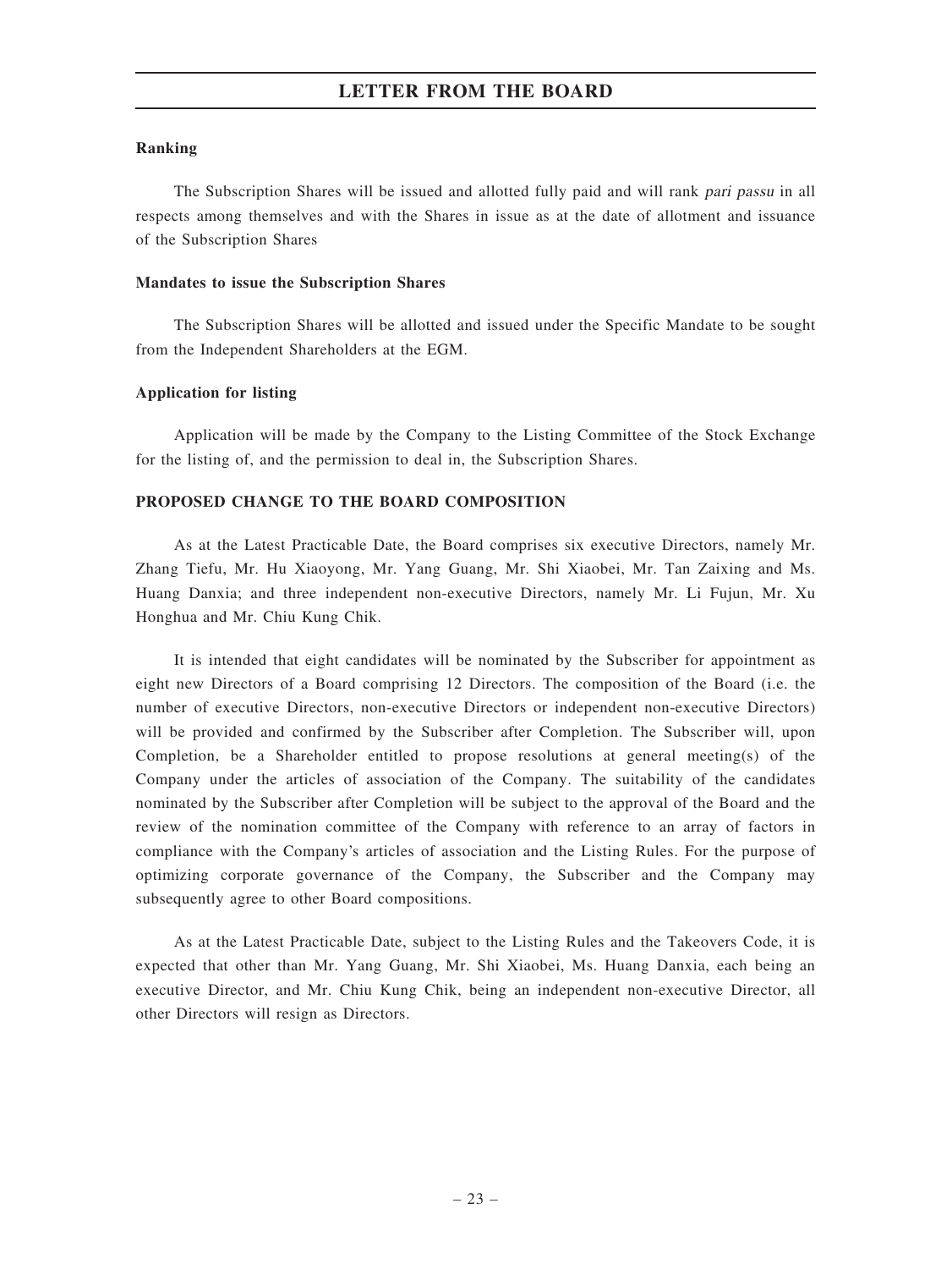**Ranking**

The Subscription Shares will be issued and allotted fully paid and will rank *pari passu* in all respects among themselves and with the Shares in issue as at the date of allotment and issuance of the Subscription Shares

**Mandates to issue the Subscription Shares**

The Subscription Shares will be allotted and issued under the Specific Mandate to be sought from the Independent Shareholders at the EGM.

**Application for listing**

Application will be made by the Company to the Listing Committee of the Stock Exchange for the listing of, and the permission to deal in, the Subscription Shares.

**PROPOSED CHANGE TO THE BOARD COMPOSITION**

As at the Latest Practicable Date, the Board comprises six executive Directors, namely Mr. Zhang Tiefu, Mr. Hu Xiaoyong, Mr. Yang Guang, Mr. Shi Xiaobei, Mr. Tan Zaixing and Ms. Huang Danxia; and three independent non-executive Directors, namely Mr. Li Fujun, Mr. Xu Honghua and Mr. Chiu Kung Chik.

It is intended that eight candidates will be nominated by the Subscriber for appointment as eight new Directors of a Board comprising 12 Directors. The composition of the Board (i.e. the number of executive Directors, non-executive Directors or independent non-executive Directors) will be provided and confirmed by the Subscriber after Completion. The Subscriber will, upon Completion, be a Shareholder entitled to propose resolutions at general meeting(s) of the Company under the articles of association of the Company. The suitability of the candidates nominated by the Subscriber after Completion will be subject to the approval of the Board and the review of the nomination committee of the Company with reference to an array of factors in compliance with the Company's articles of association and the Listing Rules. For the purpose of optimizing corporate governance of the Company, the Subscriber and the Company may subsequently agree to other Board compositions.

As at the Latest Practicable Date, subject to the Listing Rules and the Takeovers Code, it is expected that other than Mr. Yang Guang, Mr. Shi Xiaobei, Ms. Huang Danxia, each being an executive Director, and Mr. Chiu Kung Chik, being an independent non-executive Director, all other Directors will resign as Directors.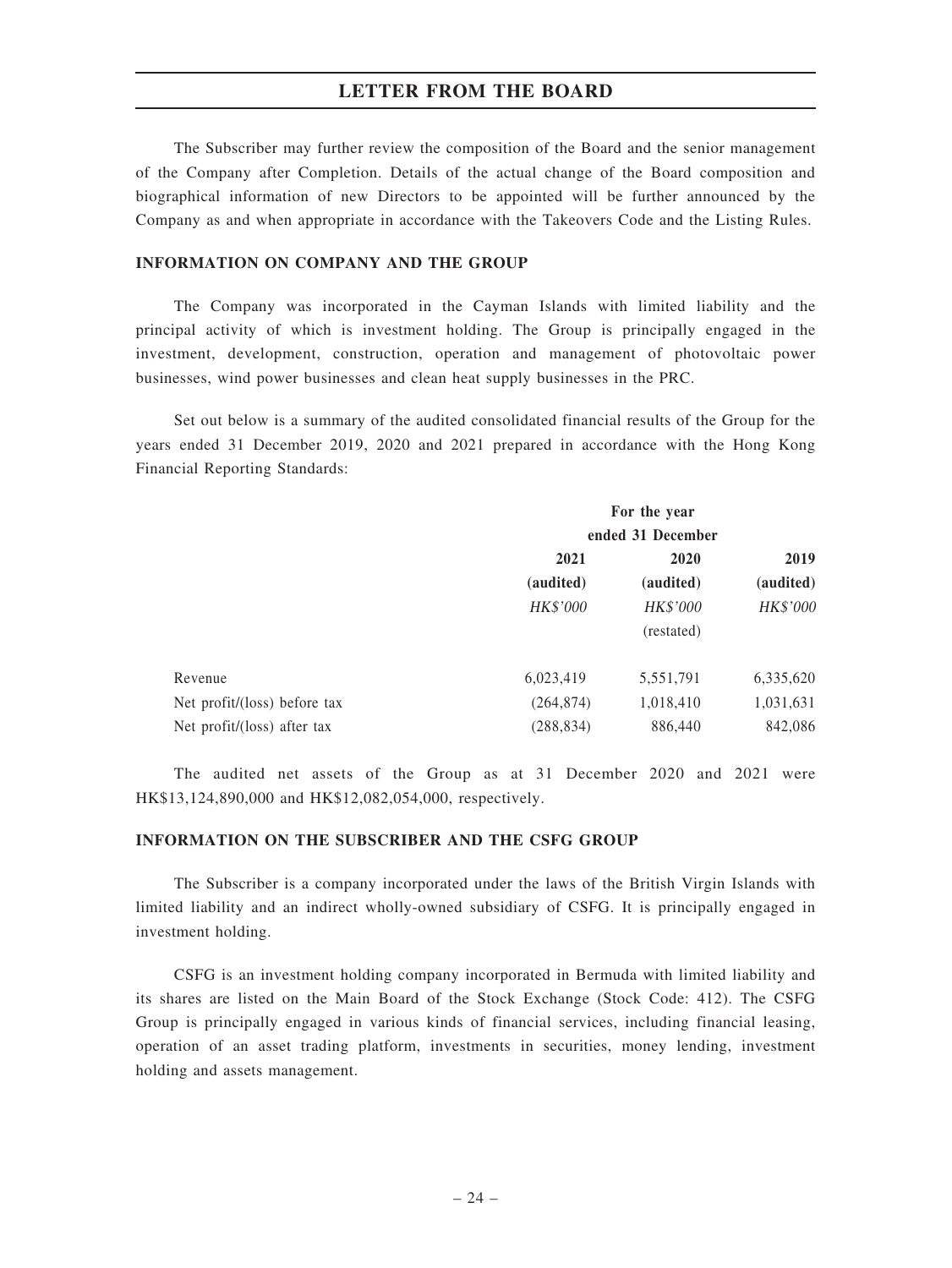The Subscriber may further review the composition of the Board and the senior management of the Company after Completion. Details of the actual change of the Board composition and biographical information of new Directors to be appointed will be further announced by the Company as and when appropriate in accordance with the Takeovers Code and the Listing Rules.

## INFORMATION ON COMPANY AND THE GROUP

The Company was incorporated in the Cayman Islands with limited liability and the principal activity of which is investment holding. The Group is principally engaged in the investment, development, construction, operation and management of photovoltaic power businesses, wind power businesses and clean heat supply businesses in the PRC.

Set out below is a summary of the audited consolidated financial results of the Group for the years ended 31 December 2019, 2020 and 2021 prepared in accordance with the Hong Kong Financial Reporting Standards:

| | For the year ended 31 December | | |
|---|---|---|---|
| | **2021** | **2020** | **2019** |
| | **(audited)** | **(audited)** | **(audited)** |
| | *HK$'000* | *HK$'000* | *HK$'000* |
| | | (restated) | |
| Revenue | 6,023,419 | 5,551,791 | 6,335,620 |
| Net profit/(loss) before tax | (264,874) | 1,018,410 | 1,031,631 |
| Net profit/(loss) after tax | (288,834) | 886,440 | 842,086 |

The audited net assets of the Group as at 31 December 2020 and 2021 were HK$13,124,890,000 and HK$12,082,054,000, respectively.

## INFORMATION ON THE SUBSCRIBER AND THE CSFG GROUP

The Subscriber is a company incorporated under the laws of the British Virgin Islands with limited liability and an indirect wholly-owned subsidiary of CSFG. It is principally engaged in investment holding.

CSFG is an investment holding company incorporated in Bermuda with limited liability and its shares are listed on the Main Board of the Stock Exchange (Stock Code: 412). The CSFG Group is principally engaged in various kinds of financial services, including financial leasing, operation of an asset trading platform, investments in securities, money lending, investment holding and assets management.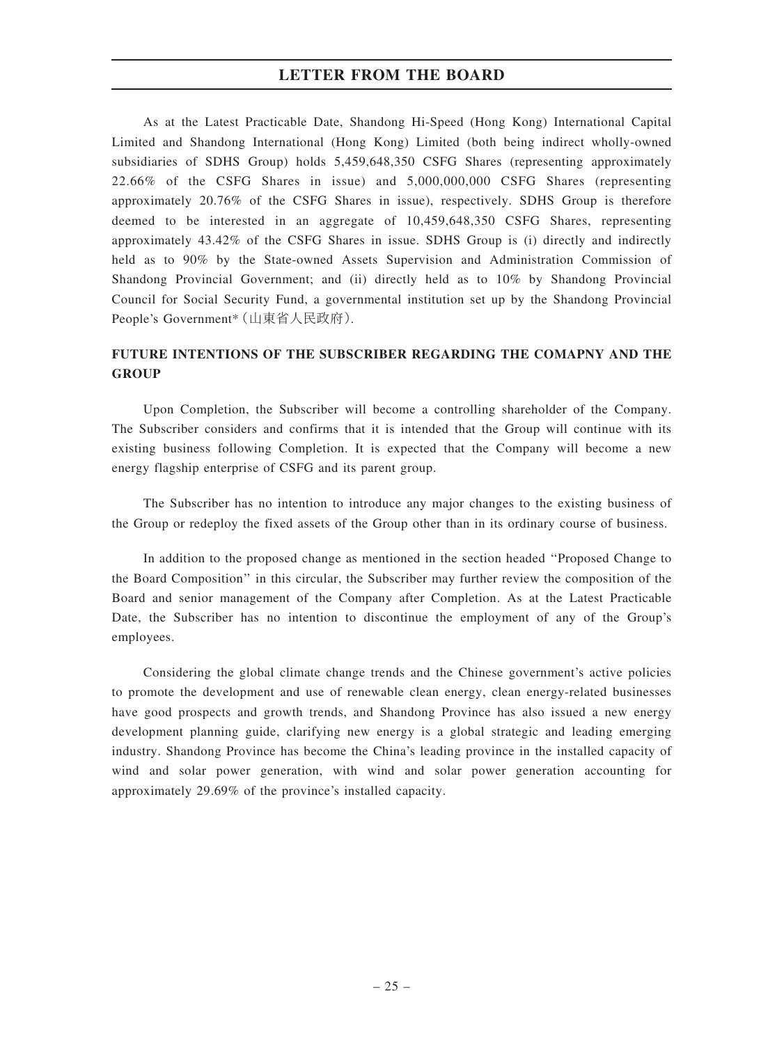As at the Latest Practicable Date, Shandong Hi-Speed (Hong Kong) International Capital Limited and Shandong International (Hong Kong) Limited (both being indirect wholly-owned subsidiaries of SDHS Group) holds 5,459,648,350 CSFG Shares (representing approximately 22.66% of the CSFG Shares in issue) and 5,000,000,000 CSFG Shares (representing approximately 20.76% of the CSFG Shares in issue), respectively. SDHS Group is therefore deemed to be interested in an aggregate of 10,459,648,350 CSFG Shares, representing approximately 43.42% of the CSFG Shares in issue. SDHS Group is (i) directly and indirectly held as to 90% by the State-owned Assets Supervision and Administration Commission of Shandong Provincial Government; and (ii) directly held as to 10% by Shandong Provincial Council for Social Security Fund, a governmental institution set up by the Shandong Provincial People's Government*(山東省人民政府).

## FUTURE INTENTIONS OF THE SUBSCRIBER REGARDING THE COMAPNY AND THE GROUP

Upon Completion, the Subscriber will become a controlling shareholder of the Company. The Subscriber considers and confirms that it is intended that the Group will continue with its existing business following Completion. It is expected that the Company will become a new energy flagship enterprise of CSFG and its parent group.

The Subscriber has no intention to introduce any major changes to the existing business of the Group or redeploy the fixed assets of the Group other than in its ordinary course of business.

In addition to the proposed change as mentioned in the section headed "Proposed Change to the Board Composition" in this circular, the Subscriber may further review the composition of the Board and senior management of the Company after Completion. As at the Latest Practicable Date, the Subscriber has no intention to discontinue the employment of any of the Group's employees.

Considering the global climate change trends and the Chinese government's active policies to promote the development and use of renewable clean energy, clean energy-related businesses have good prospects and growth trends, and Shandong Province has also issued a new energy development planning guide, clarifying new energy is a global strategic and leading emerging industry. Shandong Province has become the China's leading province in the installed capacity of wind and solar power generation, with wind and solar power generation accounting for approximately 29.69% of the province's installed capacity.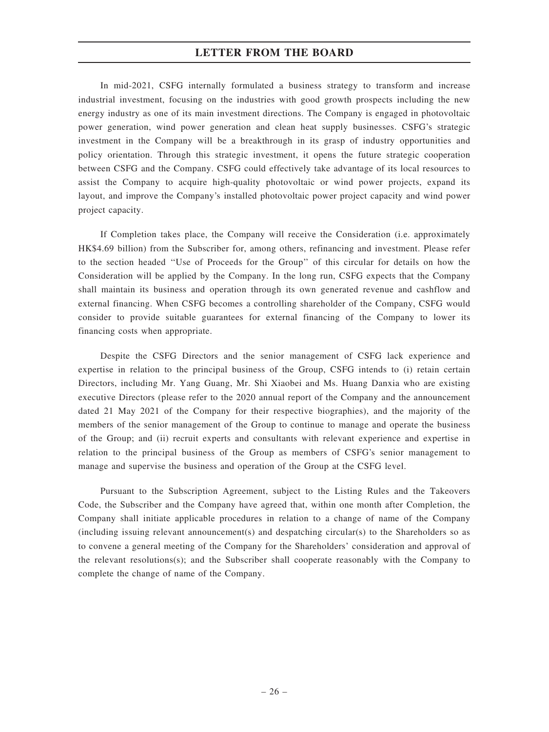In mid-2021, CSFG internally formulated a business strategy to transform and increase industrial investment, focusing on the industries with good growth prospects including the new energy industry as one of its main investment directions. The Company is engaged in photovoltaic power generation, wind power generation and clean heat supply businesses. CSFG's strategic investment in the Company will be a breakthrough in its grasp of industry opportunities and policy orientation. Through this strategic investment, it opens the future strategic cooperation between CSFG and the Company. CSFG could effectively take advantage of its local resources to assist the Company to acquire high-quality photovoltaic or wind power projects, expand its layout, and improve the Company's installed photovoltaic power project capacity and wind power project capacity.

If Completion takes place, the Company will receive the Consideration (i.e. approximately HK$4.69 billion) from the Subscriber for, among others, refinancing and investment. Please refer to the section headed "Use of Proceeds for the Group" of this circular for details on how the Consideration will be applied by the Company. In the long run, CSFG expects that the Company shall maintain its business and operation through its own generated revenue and cashflow and external financing. When CSFG becomes a controlling shareholder of the Company, CSFG would consider to provide suitable guarantees for external financing of the Company to lower its financing costs when appropriate.

Despite the CSFG Directors and the senior management of CSFG lack experience and expertise in relation to the principal business of the Group, CSFG intends to (i) retain certain Directors, including Mr. Yang Guang, Mr. Shi Xiaobei and Ms. Huang Danxia who are existing executive Directors (please refer to the 2020 annual report of the Company and the announcement dated 21 May 2021 of the Company for their respective biographies), and the majority of the members of the senior management of the Group to continue to manage and operate the business of the Group; and (ii) recruit experts and consultants with relevant experience and expertise in relation to the principal business of the Group as members of CSFG's senior management to manage and supervise the business and operation of the Group at the CSFG level.

Pursuant to the Subscription Agreement, subject to the Listing Rules and the Takeovers Code, the Subscriber and the Company have agreed that, within one month after Completion, the Company shall initiate applicable procedures in relation to a change of name of the Company (including issuing relevant announcement(s) and despatching circular(s) to the Shareholders so as to convene a general meeting of the Company for the Shareholders' consideration and approval of the relevant resolutions(s); and the Subscriber shall cooperate reasonably with the Company to complete the change of name of the Company.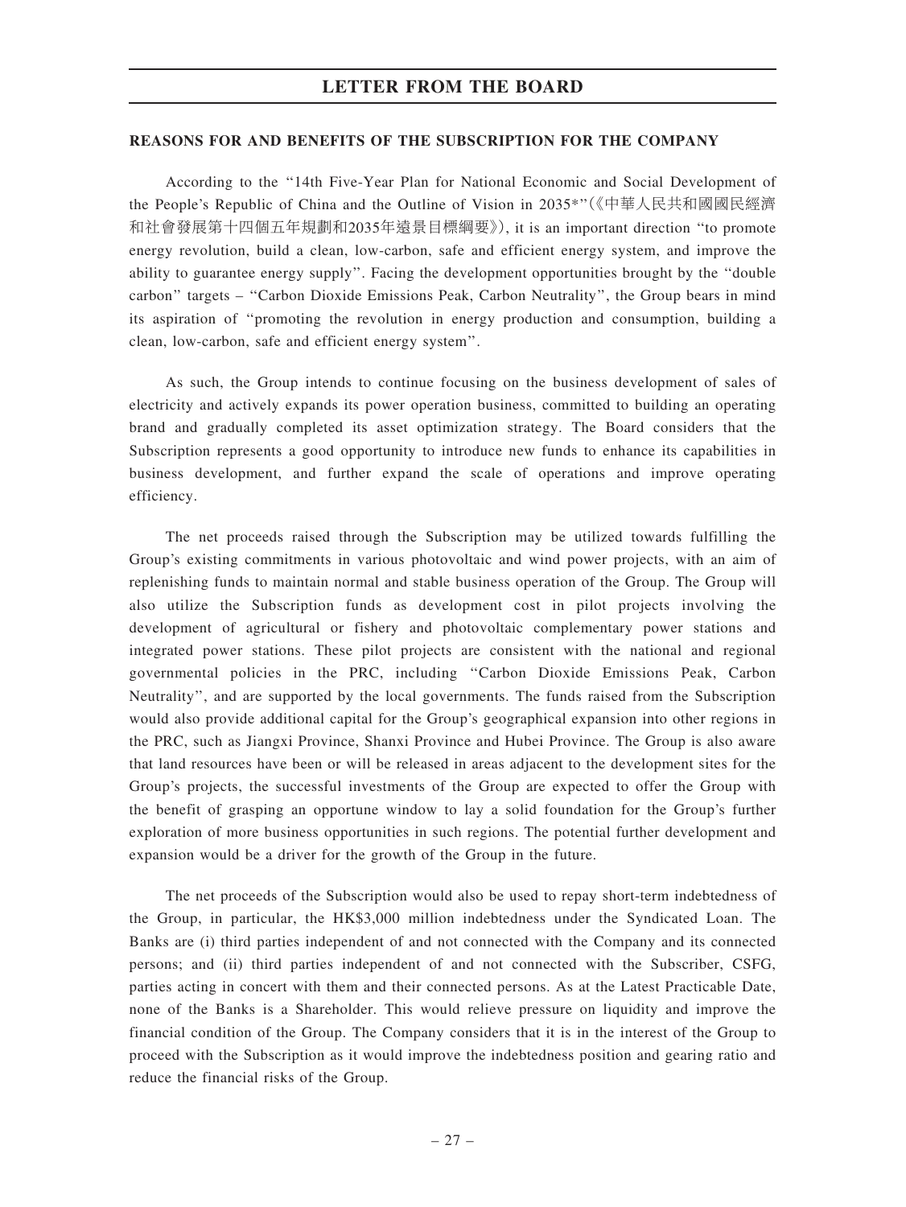## REASONS FOR AND BENEFITS OF THE SUBSCRIPTION FOR THE COMPANY

According to the "14th Five-Year Plan for National Economic and Social Development of the People's Republic of China and the Outline of Vision in 2035*"(《中華人民共和國國民經濟和社會發展第十四個五年規劃和2035年遠景目標綱要》), it is an important direction "to promote energy revolution, build a clean, low-carbon, safe and efficient energy system, and improve the ability to guarantee energy supply". Facing the development opportunities brought by the "double carbon" targets – "Carbon Dioxide Emissions Peak, Carbon Neutrality", the Group bears in mind its aspiration of "promoting the revolution in energy production and consumption, building a clean, low-carbon, safe and efficient energy system".

As such, the Group intends to continue focusing on the business development of sales of electricity and actively expands its power operation business, committed to building an operating brand and gradually completed its asset optimization strategy. The Board considers that the Subscription represents a good opportunity to introduce new funds to enhance its capabilities in business development, and further expand the scale of operations and improve operating efficiency.

The net proceeds raised through the Subscription may be utilized towards fulfilling the Group's existing commitments in various photovoltaic and wind power projects, with an aim of replenishing funds to maintain normal and stable business operation of the Group. The Group will also utilize the Subscription funds as development cost in pilot projects involving the development of agricultural or fishery and photovoltaic complementary power stations and integrated power stations. These pilot projects are consistent with the national and regional governmental policies in the PRC, including "Carbon Dioxide Emissions Peak, Carbon Neutrality", and are supported by the local governments. The funds raised from the Subscription would also provide additional capital for the Group's geographical expansion into other regions in the PRC, such as Jiangxi Province, Shanxi Province and Hubei Province. The Group is also aware that land resources have been or will be released in areas adjacent to the development sites for the Group's projects, the successful investments of the Group are expected to offer the Group with the benefit of grasping an opportune window to lay a solid foundation for the Group's further exploration of more business opportunities in such regions. The potential further development and expansion would be a driver for the growth of the Group in the future.

The net proceeds of the Subscription would also be used to repay short-term indebtedness of the Group, in particular, the HK$3,000 million indebtedness under the Syndicated Loan. The Banks are (i) third parties independent of and not connected with the Company and its connected persons; and (ii) third parties independent of and not connected with the Subscriber, CSFG, parties acting in concert with them and their connected persons. As at the Latest Practicable Date, none of the Banks is a Shareholder. This would relieve pressure on liquidity and improve the financial condition of the Group. The Company considers that it is in the interest of the Group to proceed with the Subscription as it would improve the indebtedness position and gearing ratio and reduce the financial risks of the Group.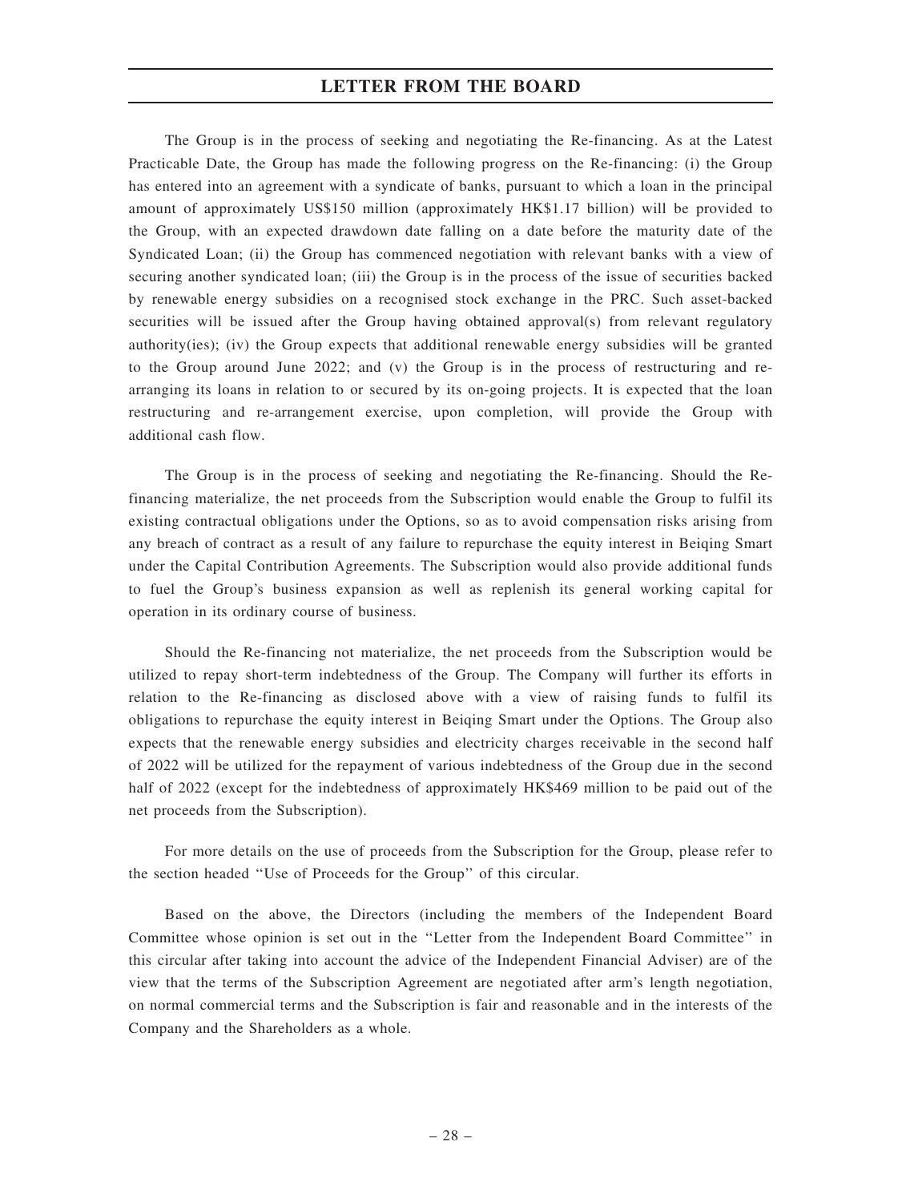The Group is in the process of seeking and negotiating the Re-financing. As at the Latest Practicable Date, the Group has made the following progress on the Re-financing: (i) the Group has entered into an agreement with a syndicate of banks, pursuant to which a loan in the principal amount of approximately US$150 million (approximately HK$1.17 billion) will be provided to the Group, with an expected drawdown date falling on a date before the maturity date of the Syndicated Loan; (ii) the Group has commenced negotiation with relevant banks with a view of securing another syndicated loan; (iii) the Group is in the process of the issue of securities backed by renewable energy subsidies on a recognised stock exchange in the PRC. Such asset-backed securities will be issued after the Group having obtained approval(s) from relevant regulatory authority(ies); (iv) the Group expects that additional renewable energy subsidies will be granted to the Group around June 2022; and (v) the Group is in the process of restructuring and re-arranging its loans in relation to or secured by its on-going projects. It is expected that the loan restructuring and re-arrangement exercise, upon completion, will provide the Group with additional cash flow.

The Group is in the process of seeking and negotiating the Re-financing. Should the Re-financing materialize, the net proceeds from the Subscription would enable the Group to fulfil its existing contractual obligations under the Options, so as to avoid compensation risks arising from any breach of contract as a result of any failure to repurchase the equity interest in Beiqing Smart under the Capital Contribution Agreements. The Subscription would also provide additional funds to fuel the Group's business expansion as well as replenish its general working capital for operation in its ordinary course of business.

Should the Re-financing not materialize, the net proceeds from the Subscription would be utilized to repay short-term indebtedness of the Group. The Company will further its efforts in relation to the Re-financing as disclosed above with a view of raising funds to fulfil its obligations to repurchase the equity interest in Beiqing Smart under the Options. The Group also expects that the renewable energy subsidies and electricity charges receivable in the second half of 2022 will be utilized for the repayment of various indebtedness of the Group due in the second half of 2022 (except for the indebtedness of approximately HK$469 million to be paid out of the net proceeds from the Subscription).

For more details on the use of proceeds from the Subscription for the Group, please refer to the section headed "Use of Proceeds for the Group" of this circular.

Based on the above, the Directors (including the members of the Independent Board Committee whose opinion is set out in the "Letter from the Independent Board Committee" in this circular after taking into account the advice of the Independent Financial Adviser) are of the view that the terms of the Subscription Agreement are negotiated after arm's length negotiation, on normal commercial terms and the Subscription is fair and reasonable and in the interests of the Company and the Shareholders as a whole.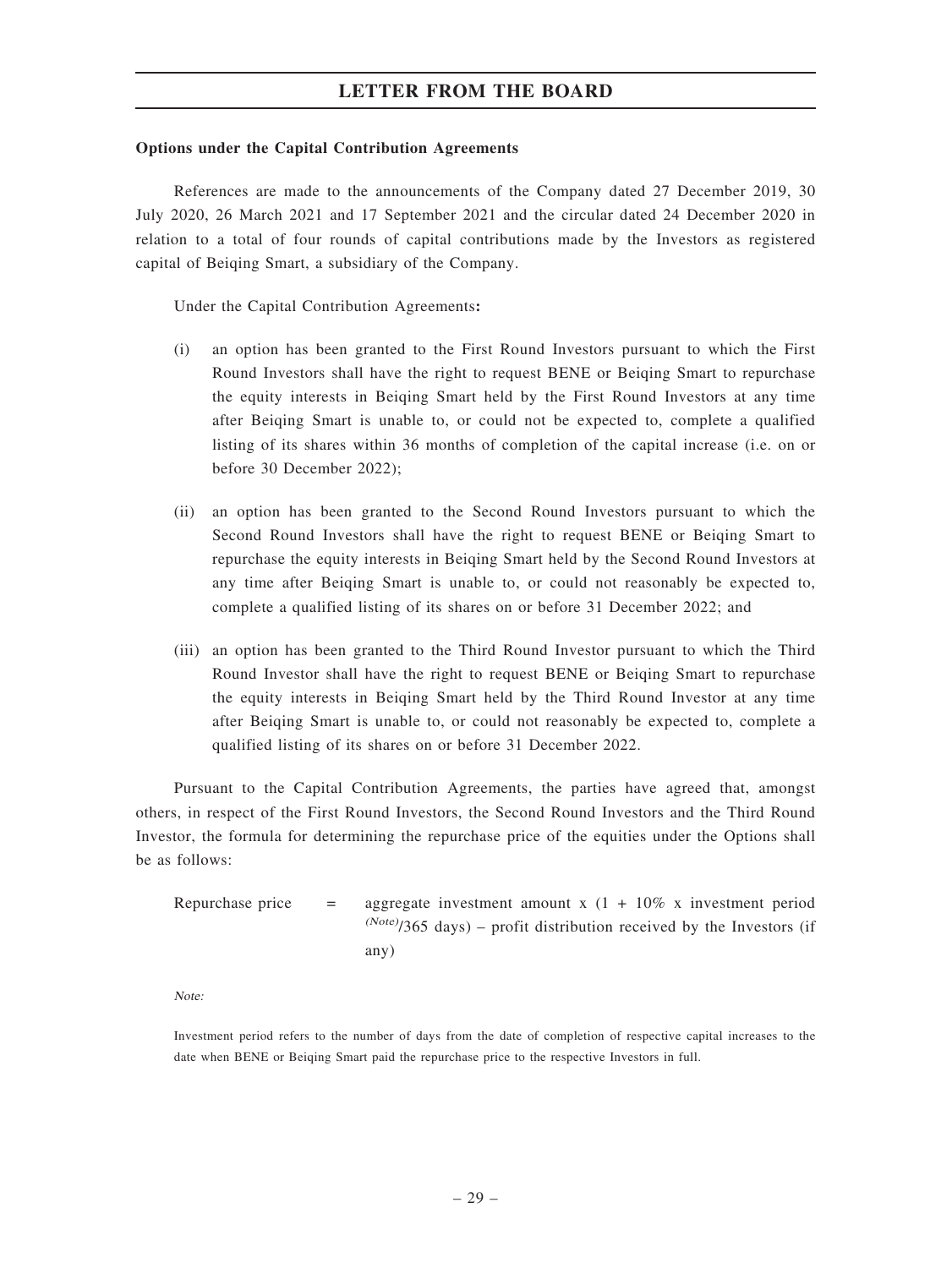**Options under the Capital Contribution Agreements**

References are made to the announcements of the Company dated 27 December 2019, 30 July 2020, 26 March 2021 and 17 September 2021 and the circular dated 24 December 2020 in relation to a total of four rounds of capital contributions made by the Investors as registered capital of Beiqing Smart, a subsidiary of the Company.

Under the Capital Contribution Agreements**:**

(i) an option has been granted to the First Round Investors pursuant to which the First Round Investors shall have the right to request BENE or Beiqing Smart to repurchase the equity interests in Beiqing Smart held by the First Round Investors at any time after Beiqing Smart is unable to, or could not be expected to, complete a qualified listing of its shares within 36 months of completion of the capital increase (i.e. on or before 30 December 2022);

(ii) an option has been granted to the Second Round Investors pursuant to which the Second Round Investors shall have the right to request BENE or Beiqing Smart to repurchase the equity interests in Beiqing Smart held by the Second Round Investors at any time after Beiqing Smart is unable to, or could not reasonably be expected to, complete a qualified listing of its shares on or before 31 December 2022; and

(iii) an option has been granted to the Third Round Investor pursuant to which the Third Round Investor shall have the right to request BENE or Beiqing Smart to repurchase the equity interests in Beiqing Smart held by the Third Round Investor at any time after Beiqing Smart is unable to, or could not reasonably be expected to, complete a qualified listing of its shares on or before 31 December 2022.

Pursuant to the Capital Contribution Agreements, the parties have agreed that, amongst others, in respect of the First Round Investors, the Second Round Investors and the Third Round Investor, the formula for determining the repurchase price of the equities under the Options shall be as follows:

Repurchase price = aggregate investment amount x (1 + 10% x investment period *(Note)*/365 days) – profit distribution received by the Investors (if any)

*Note:*

Investment period refers to the number of days from the date of completion of respective capital increases to the date when BENE or Beiqing Smart paid the repurchase price to the respective Investors in full.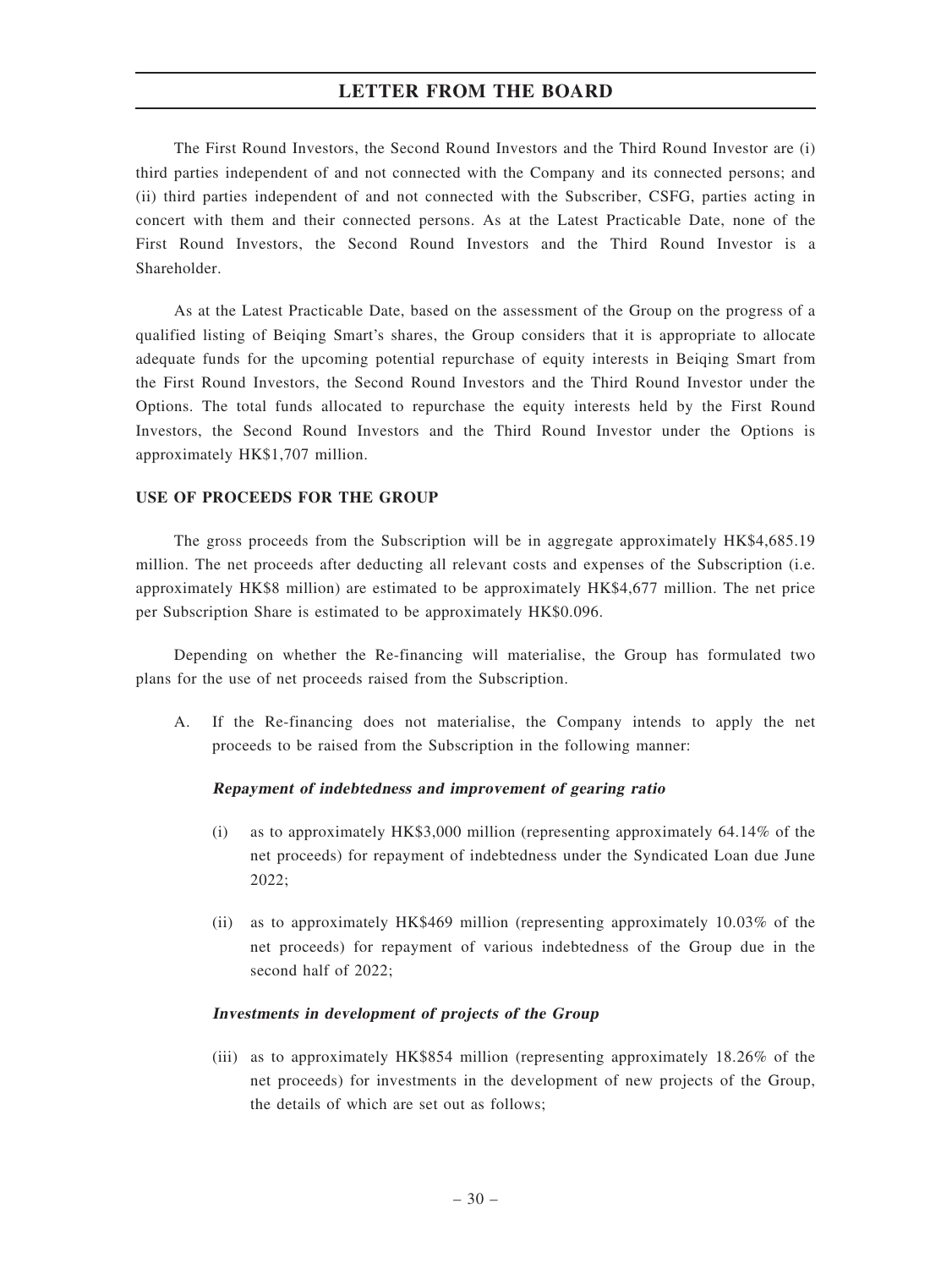The First Round Investors, the Second Round Investors and the Third Round Investor are (i) third parties independent of and not connected with the Company and its connected persons; and (ii) third parties independent of and not connected with the Subscriber, CSFG, parties acting in concert with them and their connected persons. As at the Latest Practicable Date, none of the First Round Investors, the Second Round Investors and the Third Round Investor is a Shareholder.

As at the Latest Practicable Date, based on the assessment of the Group on the progress of a qualified listing of Beiqing Smart's shares, the Group considers that it is appropriate to allocate adequate funds for the upcoming potential repurchase of equity interests in Beiqing Smart from the First Round Investors, the Second Round Investors and the Third Round Investor under the Options. The total funds allocated to repurchase the equity interests held by the First Round Investors, the Second Round Investors and the Third Round Investor under the Options is approximately HK$1,707 million.

**USE OF PROCEEDS FOR THE GROUP**

The gross proceeds from the Subscription will be in aggregate approximately HK$4,685.19 million. The net proceeds after deducting all relevant costs and expenses of the Subscription (i.e. approximately HK$8 million) are estimated to be approximately HK$4,677 million. The net price per Subscription Share is estimated to be approximately HK$0.096.

Depending on whether the Re-financing will materialise, the Group has formulated two plans for the use of net proceeds raised from the Subscription.

A. If the Re-financing does not materialise, the Company intends to apply the net proceeds to be raised from the Subscription in the following manner:

***Repayment of indebtedness and improvement of gearing ratio***

(i) as to approximately HK$3,000 million (representing approximately 64.14% of the net proceeds) for repayment of indebtedness under the Syndicated Loan due June 2022;

(ii) as to approximately HK$469 million (representing approximately 10.03% of the net proceeds) for repayment of various indebtedness of the Group due in the second half of 2022;

***Investments in development of projects of the Group***

(iii) as to approximately HK$854 million (representing approximately 18.26% of the net proceeds) for investments in the development of new projects of the Group, the details of which are set out as follows;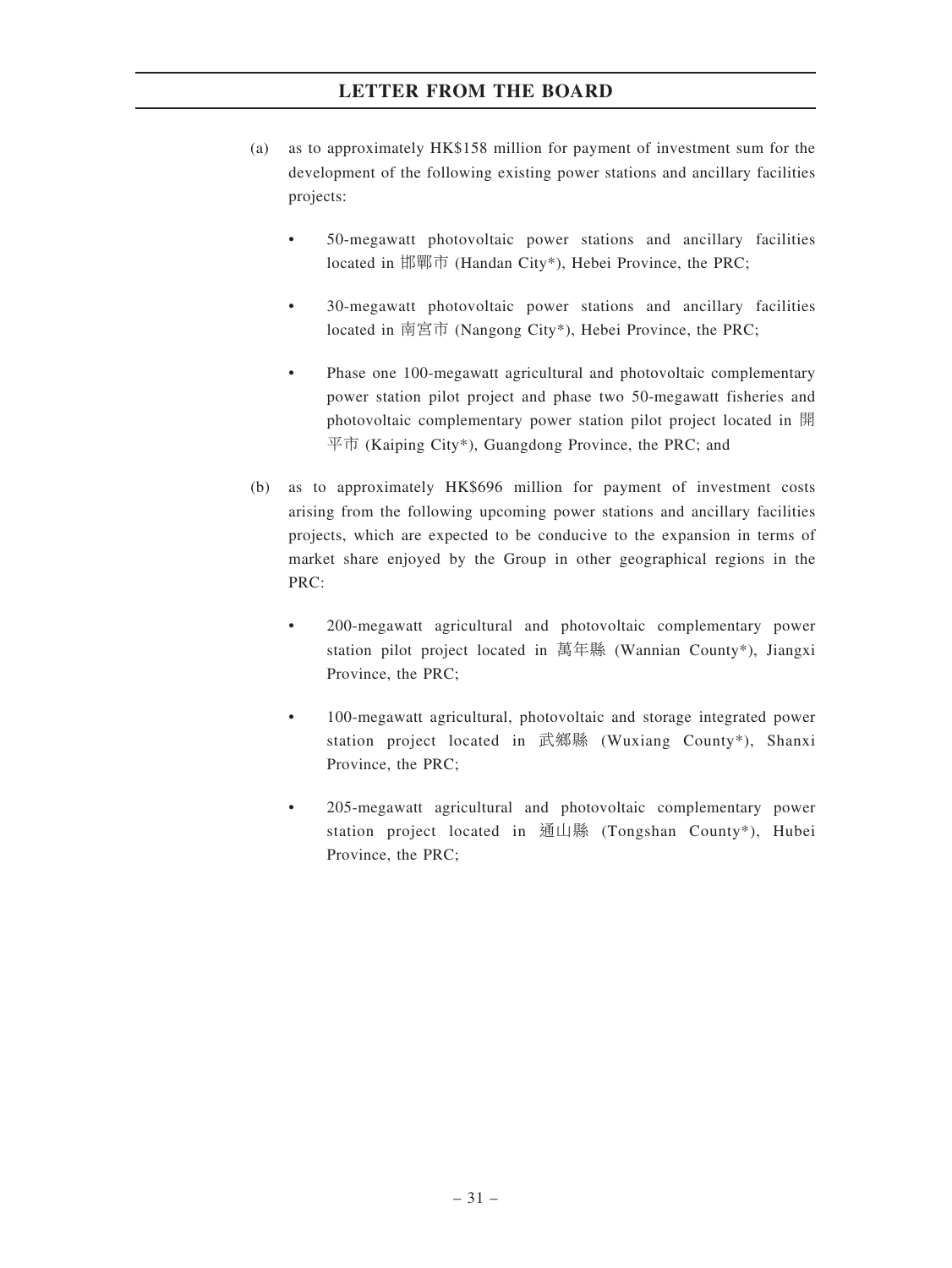(a) as to approximately HK$158 million for payment of investment sum for the development of the following existing power stations and ancillary facilities projects:

- 50-megawatt photovoltaic power stations and ancillary facilities located in 邯鄲市 (Handan City*), Hebei Province, the PRC;

- 30-megawatt photovoltaic power stations and ancillary facilities located in 南宮市 (Nangong City*), Hebei Province, the PRC;

- Phase one 100-megawatt agricultural and photovoltaic complementary power station pilot project and phase two 50-megawatt fisheries and photovoltaic complementary power station pilot project located in 開平市 (Kaiping City*), Guangdong Province, the PRC; and

(b) as to approximately HK$696 million for payment of investment costs arising from the following upcoming power stations and ancillary facilities projects, which are expected to be conducive to the expansion in terms of market share enjoyed by the Group in other geographical regions in the PRC:

- 200-megawatt agricultural and photovoltaic complementary power station pilot project located in 萬年縣 (Wannian County*), Jiangxi Province, the PRC;

- 100-megawatt agricultural, photovoltaic and storage integrated power station project located in 武鄉縣 (Wuxiang County*), Shanxi Province, the PRC;

- 205-megawatt agricultural and photovoltaic complementary power station project located in 通山縣 (Tongshan County*), Hubei Province, the PRC;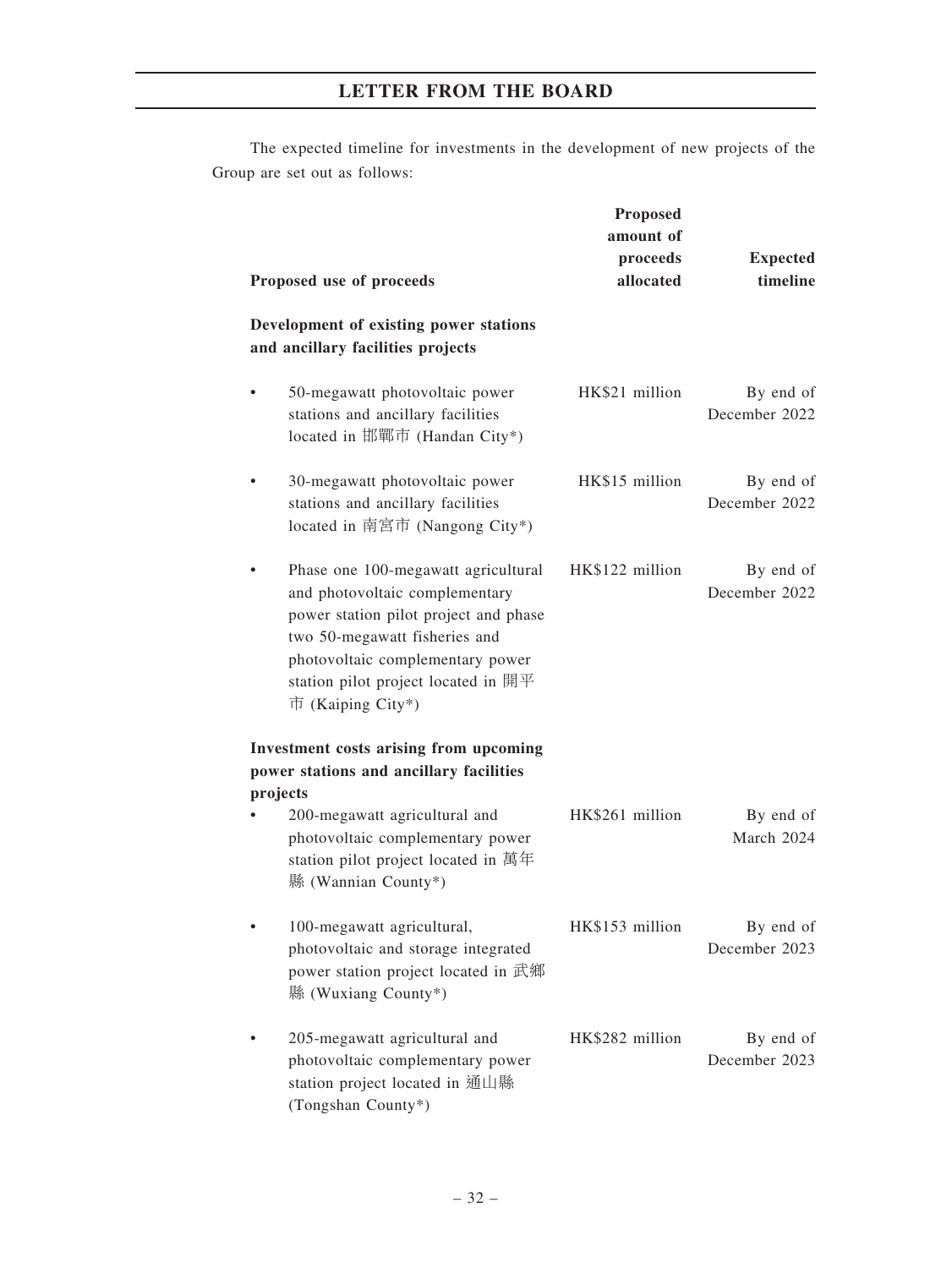The expected timeline for investments in the development of new projects of the Group are set out as follows:

| Proposed use of proceeds | Proposed amount of proceeds allocated | Expected timeline |
|---|---|---|
| **Development of existing power stations and ancillary facilities projects** | | |
| • 50-megawatt photovoltaic power stations and ancillary facilities located in 邯鄲市 (Handan City*) | HK$21 million | By end of December 2022 |
| • 30-megawatt photovoltaic power stations and ancillary facilities located in 南宮市 (Nangong City*) | HK$15 million | By end of December 2022 |
| • Phase one 100-megawatt agricultural and photovoltaic complementary power station pilot project and phase two 50-megawatt fisheries and photovoltaic complementary power station pilot project located in 開平市 (Kaiping City*) | HK$122 million | By end of December 2022 |
| **Investment costs arising from upcoming power stations and ancillary facilities projects** | | |
| • 200-megawatt agricultural and photovoltaic complementary power station pilot project located in 萬年縣 (Wannian County*) | HK$261 million | By end of March 2024 |
| • 100-megawatt agricultural, photovoltaic and storage integrated power station project located in 武鄉縣 (Wuxiang County*) | HK$153 million | By end of December 2023 |
| • 205-megawatt agricultural and photovoltaic complementary power station project located in 通山縣 (Tongshan County*) | HK$282 million | By end of December 2023 |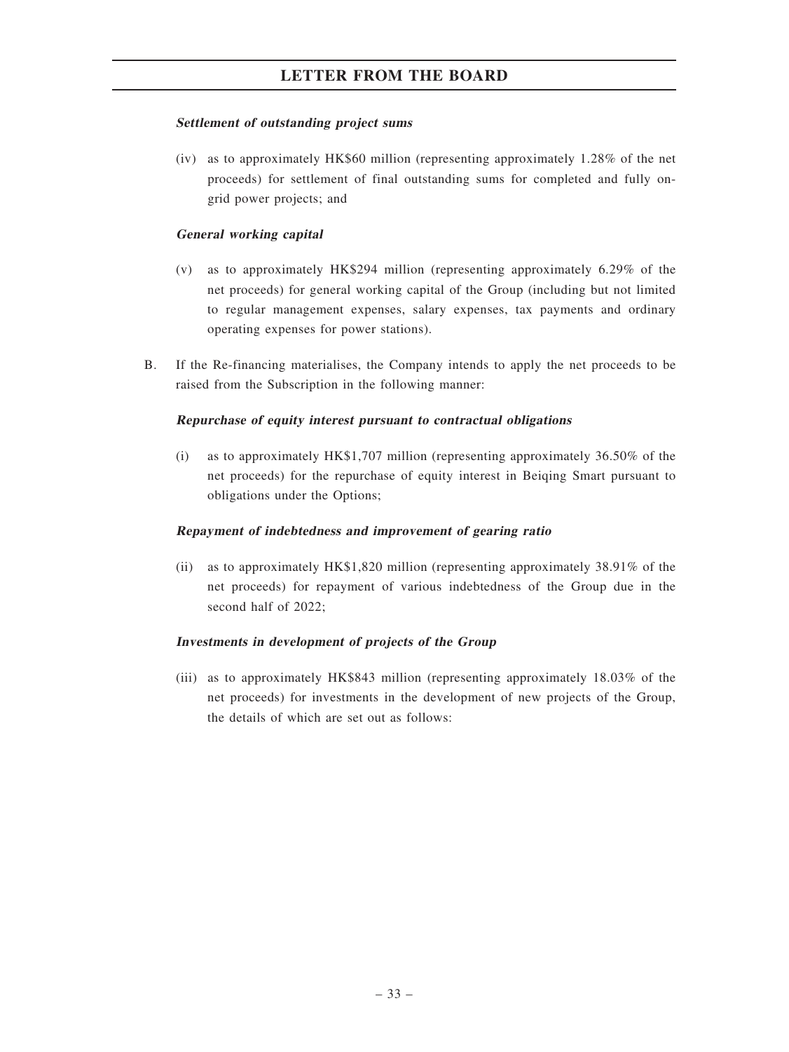***Settlement of outstanding project sums***

(iv) as to approximately HK$60 million (representing approximately 1.28% of the net proceeds) for settlement of final outstanding sums for completed and fully on-grid power projects; and

***General working capital***

(v) as to approximately HK$294 million (representing approximately 6.29% of the net proceeds) for general working capital of the Group (including but not limited to regular management expenses, salary expenses, tax payments and ordinary operating expenses for power stations).

B. If the Re-financing materialises, the Company intends to apply the net proceeds to be raised from the Subscription in the following manner:

***Repurchase of equity interest pursuant to contractual obligations***

(i) as to approximately HK$1,707 million (representing approximately 36.50% of the net proceeds) for the repurchase of equity interest in Beiqing Smart pursuant to obligations under the Options;

***Repayment of indebtedness and improvement of gearing ratio***

(ii) as to approximately HK$1,820 million (representing approximately 38.91% of the net proceeds) for repayment of various indebtedness of the Group due in the second half of 2022;

***Investments in development of projects of the Group***

(iii) as to approximately HK$843 million (representing approximately 18.03% of the net proceeds) for investments in the development of new projects of the Group, the details of which are set out as follows: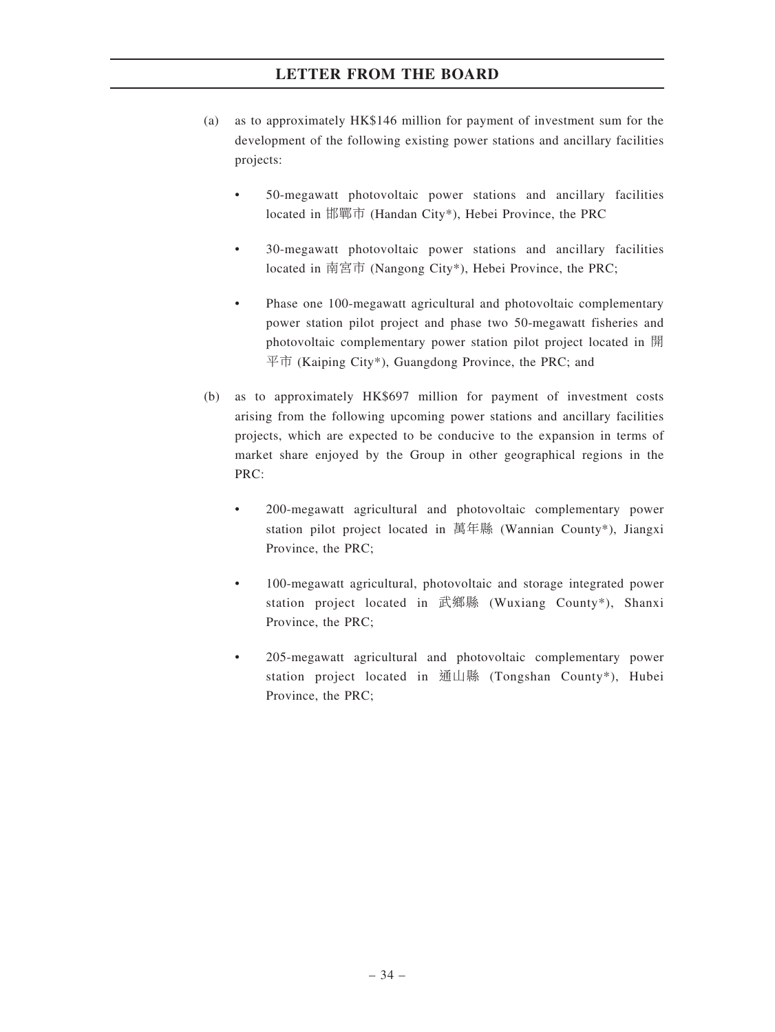(a) as to approximately HK$146 million for payment of investment sum for the development of the following existing power stations and ancillary facilities projects:

- 50-megawatt photovoltaic power stations and ancillary facilities located in 邯鄲市 (Handan City*), Hebei Province, the PRC

- 30-megawatt photovoltaic power stations and ancillary facilities located in 南宮市 (Nangong City*), Hebei Province, the PRC;

- Phase one 100-megawatt agricultural and photovoltaic complementary power station pilot project and phase two 50-megawatt fisheries and photovoltaic complementary power station pilot project located in 開平市 (Kaiping City*), Guangdong Province, the PRC; and

(b) as to approximately HK$697 million for payment of investment costs arising from the following upcoming power stations and ancillary facilities projects, which are expected to be conducive to the expansion in terms of market share enjoyed by the Group in other geographical regions in the PRC:

- 200-megawatt agricultural and photovoltaic complementary power station pilot project located in 萬年縣 (Wannian County*), Jiangxi Province, the PRC;

- 100-megawatt agricultural, photovoltaic and storage integrated power station project located in 武鄉縣 (Wuxiang County*), Shanxi Province, the PRC;

- 205-megawatt agricultural and photovoltaic complementary power station project located in 通山縣 (Tongshan County*), Hubei Province, the PRC;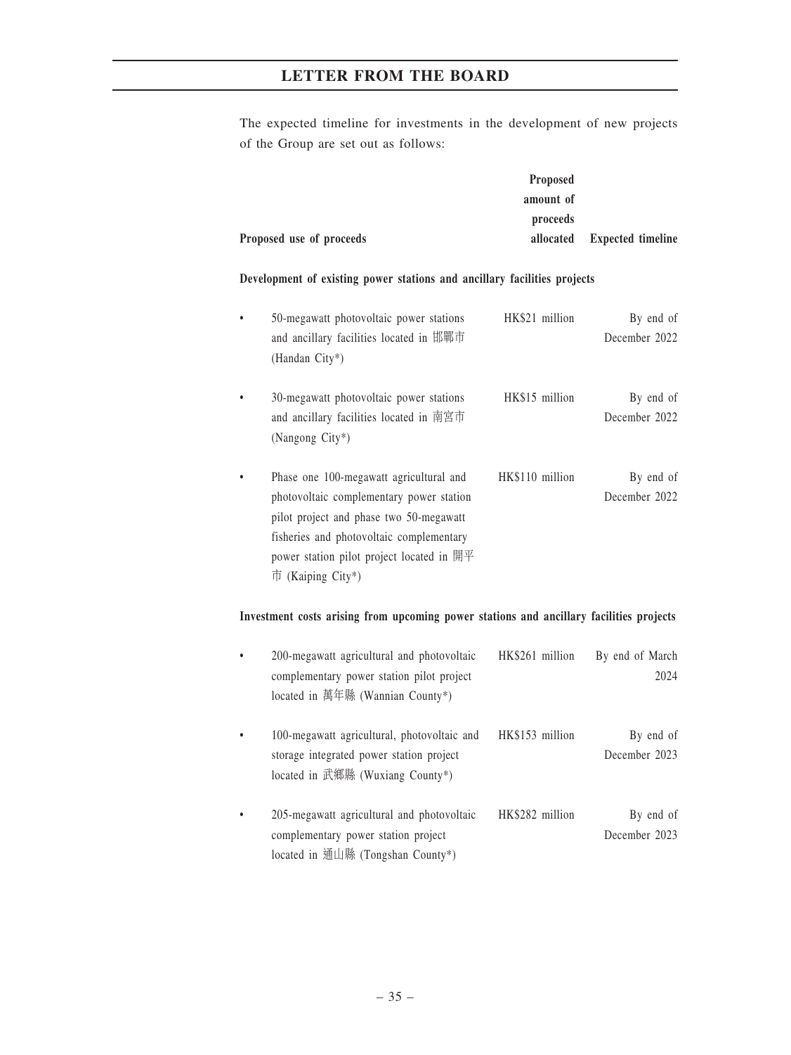The expected timeline for investments in the development of new projects of the Group are set out as follows:

| Proposed use of proceeds | Proposed amount of proceeds allocated | Expected timeline |
|---|---|---|
| **Development of existing power stations and ancillary facilities projects** | | |
| • 50-megawatt photovoltaic power stations and ancillary facilities located in 邯鄲市 (Handan City*) | HK$21 million | By end of December 2022 |
| • 30-megawatt photovoltaic power stations and ancillary facilities located in 南宮市 (Nangong City*) | HK$15 million | By end of December 2022 |
| • Phase one 100-megawatt agricultural and photovoltaic complementary power station pilot project and phase two 50-megawatt fisheries and photovoltaic complementary power station pilot project located in 開平市 (Kaiping City*) | HK$110 million | By end of December 2022 |
| **Investment costs arising from upcoming power stations and ancillary facilities projects** | | |
| • 200-megawatt agricultural and photovoltaic complementary power station pilot project located in 萬年縣 (Wannian County*) | HK$261 million | By end of March 2024 |
| • 100-megawatt agricultural, photovoltaic and storage integrated power station project located in 武鄉縣 (Wuxiang County*) | HK$153 million | By end of December 2023 |
| • 205-megawatt agricultural and photovoltaic complementary power station project located in 通山縣 (Tongshan County*) | HK$282 million | By end of December 2023 |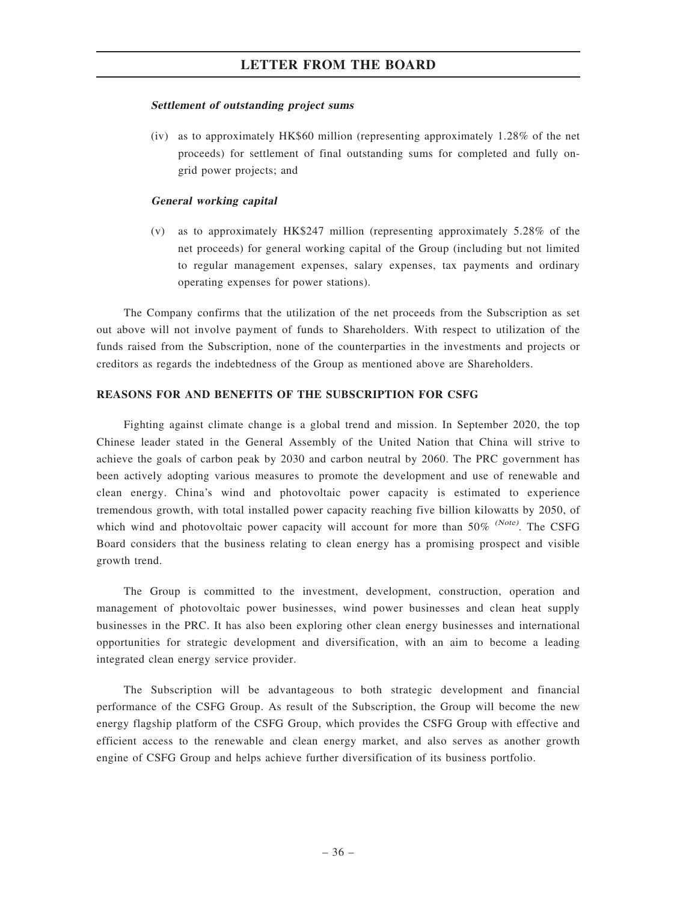***Settlement of outstanding project sums***

(iv) as to approximately HK$60 million (representing approximately 1.28% of the net proceeds) for settlement of final outstanding sums for completed and fully on-grid power projects; and

***General working capital***

(v) as to approximately HK$247 million (representing approximately 5.28% of the net proceeds) for general working capital of the Group (including but not limited to regular management expenses, salary expenses, tax payments and ordinary operating expenses for power stations).

The Company confirms that the utilization of the net proceeds from the Subscription as set out above will not involve payment of funds to Shareholders. With respect to utilization of the funds raised from the Subscription, none of the counterparties in the investments and projects or creditors as regards the indebtedness of the Group as mentioned above are Shareholders.

## REASONS FOR AND BENEFITS OF THE SUBSCRIPTION FOR CSFG

Fighting against climate change is a global trend and mission. In September 2020, the top Chinese leader stated in the General Assembly of the United Nation that China will strive to achieve the goals of carbon peak by 2030 and carbon neutral by 2060. The PRC government has been actively adopting various measures to promote the development and use of renewable and clean energy. China's wind and photovoltaic power capacity is estimated to experience tremendous growth, with total installed power capacity reaching five billion kilowatts by 2050, of which wind and photovoltaic power capacity will account for more than 50% *(Note)*. The CSFG Board considers that the business relating to clean energy has a promising prospect and visible growth trend.

The Group is committed to the investment, development, construction, operation and management of photovoltaic power businesses, wind power businesses and clean heat supply businesses in the PRC. It has also been exploring other clean energy businesses and international opportunities for strategic development and diversification, with an aim to become a leading integrated clean energy service provider.

The Subscription will be advantageous to both strategic development and financial performance of the CSFG Group. As result of the Subscription, the Group will become the new energy flagship platform of the CSFG Group, which provides the CSFG Group with effective and efficient access to the renewable and clean energy market, and also serves as another growth engine of CSFG Group and helps achieve further diversification of its business portfolio.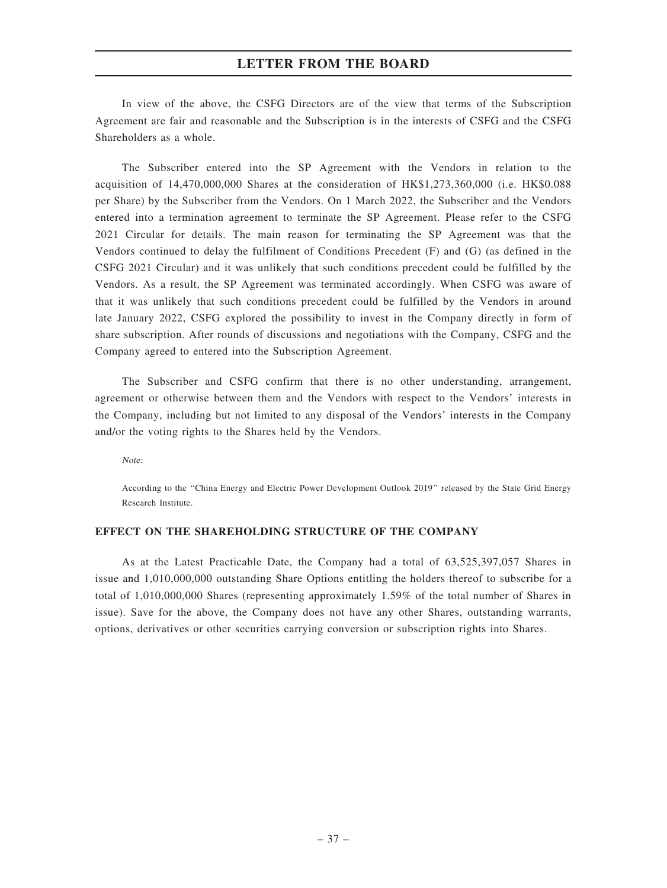In view of the above, the CSFG Directors are of the view that terms of the Subscription Agreement are fair and reasonable and the Subscription is in the interests of CSFG and the CSFG Shareholders as a whole.

The Subscriber entered into the SP Agreement with the Vendors in relation to the acquisition of 14,470,000,000 Shares at the consideration of HK$1,273,360,000 (i.e. HK$0.088 per Share) by the Subscriber from the Vendors. On 1 March 2022, the Subscriber and the Vendors entered into a termination agreement to terminate the SP Agreement. Please refer to the CSFG 2021 Circular for details. The main reason for terminating the SP Agreement was that the Vendors continued to delay the fulfilment of Conditions Precedent (F) and (G) (as defined in the CSFG 2021 Circular) and it was unlikely that such conditions precedent could be fulfilled by the Vendors. As a result, the SP Agreement was terminated accordingly. When CSFG was aware of that it was unlikely that such conditions precedent could be fulfilled by the Vendors in around late January 2022, CSFG explored the possibility to invest in the Company directly in form of share subscription. After rounds of discussions and negotiations with the Company, CSFG and the Company agreed to entered into the Subscription Agreement.

The Subscriber and CSFG confirm that there is no other understanding, arrangement, agreement or otherwise between them and the Vendors with respect to the Vendors' interests in the Company, including but not limited to any disposal of the Vendors' interests in the Company and/or the voting rights to the Shares held by the Vendors.

*Note:*

According to the "China Energy and Electric Power Development Outlook 2019" released by the State Grid Energy Research Institute.

## EFFECT ON THE SHAREHOLDING STRUCTURE OF THE COMPANY

As at the Latest Practicable Date, the Company had a total of 63,525,397,057 Shares in issue and 1,010,000,000 outstanding Share Options entitling the holders thereof to subscribe for a total of 1,010,000,000 Shares (representing approximately 1.59% of the total number of Shares in issue). Save for the above, the Company does not have any other Shares, outstanding warrants, options, derivatives or other securities carrying conversion or subscription rights into Shares.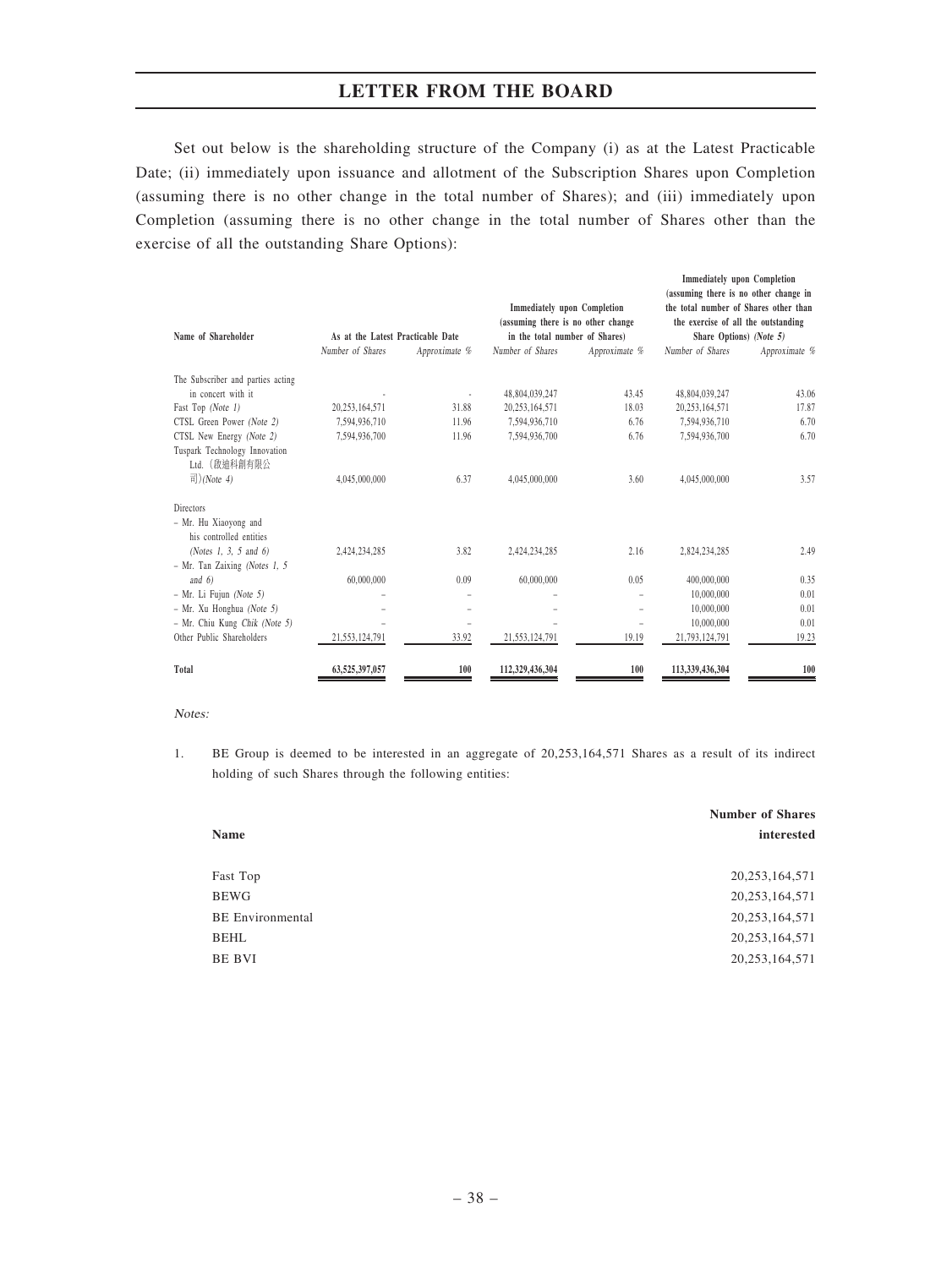## LETTER FROM THE BOARD

Set out below is the shareholding structure of the Company (i) as at the Latest Practicable Date; (ii) immediately upon issuance and allotment of the Subscription Shares upon Completion (assuming there is no other change in the total number of Shares); and (iii) immediately upon Completion (assuming there is no other change in the total number of Shares other than the exercise of all the outstanding Share Options):

| Name of Shareholder | As at the Latest Practicable Date | | Immediately upon Completion (assuming there is no other change in the total number of Shares) | | Immediately upon Completion (assuming there is no other change in the total number of Shares other than the exercise of all the outstanding Share Options) *(Note 5)* | |
|---|---|---|---|---|---|---|
| | *Number of Shares* | *Approximate %* | *Number of Shares* | *Approximate %* | *Number of Shares* | *Approximate %* |
| The Subscriber and parties acting in concert with it | - | - | 48,804,039,247 | 43.45 | 48,804,039,247 | 43.06 |
| Fast Top *(Note 1)* | 20,253,164,571 | 31.88 | 20,253,164,571 | 18.03 | 20,253,164,571 | 17.87 |
| CTSL Green Power *(Note 2)* | 7,594,936,710 | 11.96 | 7,594,936,710 | 6.76 | 7,594,936,710 | 6.70 |
| CTSL New Energy *(Note 2)* | 7,594,936,700 | 11.96 | 7,594,936,700 | 6.76 | 7,594,936,700 | 6.70 |
| Tuspark Technology Innovation Ltd. (啟迪科創有限公司) *(Note 4)* | 4,045,000,000 | 6.37 | 4,045,000,000 | 3.60 | 4,045,000,000 | 3.57 |
| Directors | | | | | | |
| – Mr. Hu Xiaoyong and his controlled entities *(Notes 1, 3, 5 and 6)* | 2,424,234,285 | 3.82 | 2,424,234,285 | 2.16 | 2,824,234,285 | 2.49 |
| – Mr. Tan Zaixing *(Notes 1, 5 and 6)* | 60,000,000 | 0.09 | 60,000,000 | 0.05 | 400,000,000 | 0.35 |
| – Mr. Li Fujun *(Note 5)* | – | – | – | – | 10,000,000 | 0.01 |
| – Mr. Xu Honghua *(Note 5)* | – | – | – | – | 10,000,000 | 0.01 |
| – Mr. Chiu Kung Chik *(Note 5)* | – | – | – | – | 10,000,000 | 0.01 |
| Other Public Shareholders | 21,553,124,791 | 33.92 | 21,553,124,791 | 19.19 | 21,793,124,791 | 19.23 |
| **Total** | **63,525,397,057** | **100** | **112,329,436,304** | **100** | **113,339,436,304** | **100** |

*Notes:*

1. BE Group is deemed to be interested in an aggregate of 20,253,164,571 Shares as a result of its indirect holding of such Shares through the following entities:

| Name | Number of Shares interested |
|---|---|
| Fast Top | 20,253,164,571 |
| BEWG | 20,253,164,571 |
| BE Environmental | 20,253,164,571 |
| BEHL | 20,253,164,571 |
| BE BVI | 20,253,164,571 |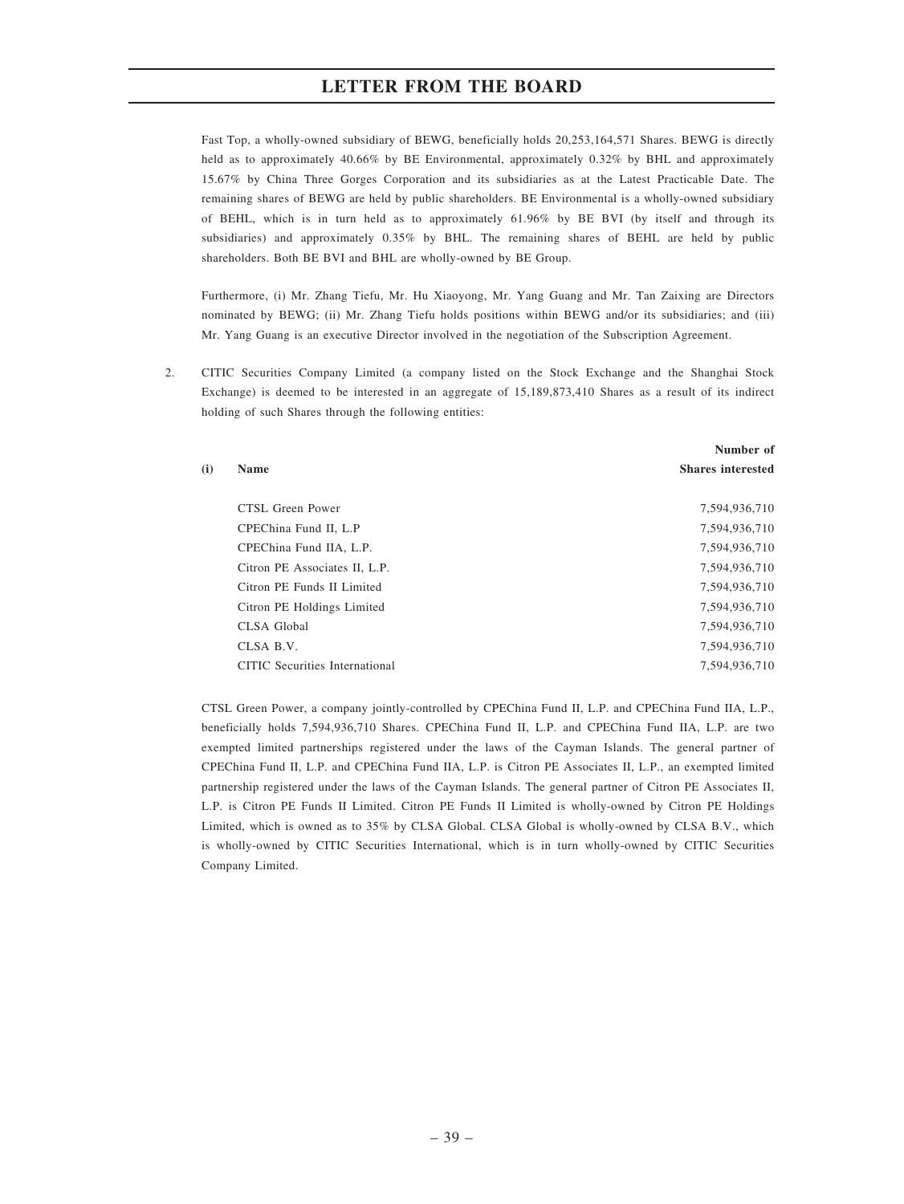Fast Top, a wholly-owned subsidiary of BEWG, beneficially holds 20,253,164,571 Shares. BEWG is directly held as to approximately 40.66% by BE Environmental, approximately 0.32% by BHL and approximately 15.67% by China Three Gorges Corporation and its subsidiaries as at the Latest Practicable Date. The remaining shares of BEWG are held by public shareholders. BE Environmental is a wholly-owned subsidiary of BEHL, which is in turn held as to approximately 61.96% by BE BVI (by itself and through its subsidiaries) and approximately 0.35% by BHL. The remaining shares of BEHL are held by public shareholders. Both BE BVI and BHL are wholly-owned by BE Group.

Furthermore, (i) Mr. Zhang Tiefu, Mr. Hu Xiaoyong, Mr. Yang Guang and Mr. Tan Zaixing are Directors nominated by BEWG; (ii) Mr. Zhang Tiefu holds positions within BEWG and/or its subsidiaries; and (iii) Mr. Yang Guang is an executive Director involved in the negotiation of the Subscription Agreement.

2. CITIC Securities Company Limited (a company listed on the Stock Exchange and the Shanghai Stock Exchange) is deemed to be interested in an aggregate of 15,189,873,410 Shares as a result of its indirect holding of such Shares through the following entities:

| (i) | Name | Number of Shares interested |
|---|---|---|
| | CTSL Green Power | 7,594,936,710 |
| | CPEChina Fund II, L.P | 7,594,936,710 |
| | CPEChina Fund IIA, L.P. | 7,594,936,710 |
| | Citron PE Associates II, L.P. | 7,594,936,710 |
| | Citron PE Funds II Limited | 7,594,936,710 |
| | Citron PE Holdings Limited | 7,594,936,710 |
| | CLSA Global | 7,594,936,710 |
| | CLSA B.V. | 7,594,936,710 |
| | CITIC Securities International | 7,594,936,710 |

CTSL Green Power, a company jointly-controlled by CPEChina Fund II, L.P. and CPEChina Fund IIA, L.P., beneficially holds 7,594,936,710 Shares. CPEChina Fund II, L.P. and CPEChina Fund IIA, L.P. are two exempted limited partnerships registered under the laws of the Cayman Islands. The general partner of CPEChina Fund II, L.P. and CPEChina Fund IIA, L.P. is Citron PE Associates II, L.P., an exempted limited partnership registered under the laws of the Cayman Islands. The general partner of Citron PE Associates II, L.P. is Citron PE Funds II Limited. Citron PE Funds II Limited is wholly-owned by Citron PE Holdings Limited, which is owned as to 35% by CLSA Global. CLSA Global is wholly-owned by CLSA B.V., which is wholly-owned by CITIC Securities International, which is in turn wholly-owned by CITIC Securities Company Limited.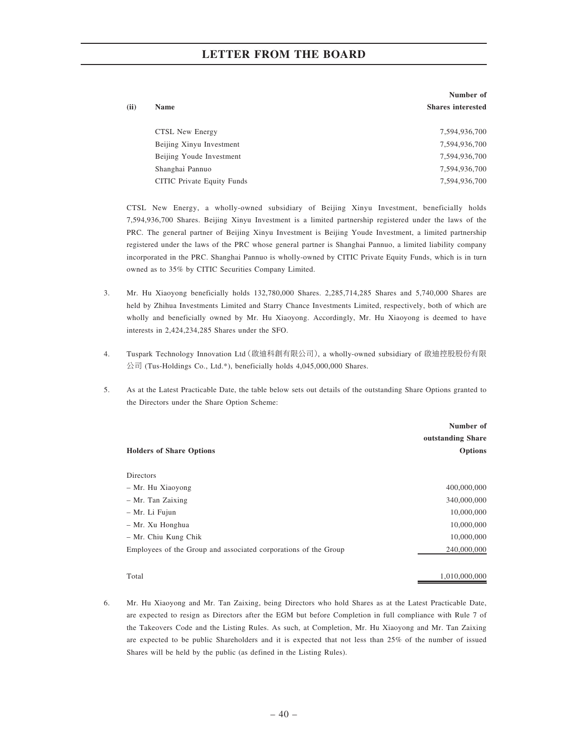| (ii) | Name | Number of Shares interested |
|---|---|---|
| | CTSL New Energy | 7,594,936,700 |
| | Beijing Xinyu Investment | 7,594,936,700 |
| | Beijing Youde Investment | 7,594,936,700 |
| | Shanghai Pannuo | 7,594,936,700 |
| | CITIC Private Equity Funds | 7,594,936,700 |

CTSL New Energy, a wholly-owned subsidiary of Beijing Xinyu Investment, beneficially holds 7,594,936,700 Shares. Beijing Xinyu Investment is a limited partnership registered under the laws of the PRC. The general partner of Beijing Xinyu Investment is Beijing Youde Investment, a limited partnership registered under the laws of the PRC whose general partner is Shanghai Pannuo, a limited liability company incorporated in the PRC. Shanghai Pannuo is wholly-owned by CITIC Private Equity Funds, which is in turn owned as to 35% by CITIC Securities Company Limited.

3. Mr. Hu Xiaoyong beneficially holds 132,780,000 Shares. 2,285,714,285 Shares and 5,740,000 Shares are held by Zhihua Investments Limited and Starry Chance Investments Limited, respectively, both of which are wholly and beneficially owned by Mr. Hu Xiaoyong. Accordingly, Mr. Hu Xiaoyong is deemed to have interests in 2,424,234,285 Shares under the SFO.

4. Tuspark Technology Innovation Ltd（啟迪科創有限公司）, a wholly-owned subsidiary of 啟迪控股股份有限公司 (Tus-Holdings Co., Ltd.*), beneficially holds 4,045,000,000 Shares.

5. As at the Latest Practicable Date, the table below sets out details of the outstanding Share Options granted to the Directors under the Share Option Scheme:

| Holders of Share Options | Number of outstanding Share Options |
|---|---|
| Directors | |
| – Mr. Hu Xiaoyong | 400,000,000 |
| – Mr. Tan Zaixing | 340,000,000 |
| – Mr. Li Fujun | 10,000,000 |
| – Mr. Xu Honghua | 10,000,000 |
| – Mr. Chiu Kung Chik | 10,000,000 |
| Employees of the Group and associated corporations of the Group | 240,000,000 |
| Total | 1,010,000,000 |

6. Mr. Hu Xiaoyong and Mr. Tan Zaixing, being Directors who hold Shares as at the Latest Practicable Date, are expected to resign as Directors after the EGM but before Completion in full compliance with Rule 7 of the Takeovers Code and the Listing Rules. As such, at Completion, Mr. Hu Xiaoyong and Mr. Tan Zaixing are expected to be public Shareholders and it is expected that not less than 25% of the number of issued Shares will be held by the public (as defined in the Listing Rules).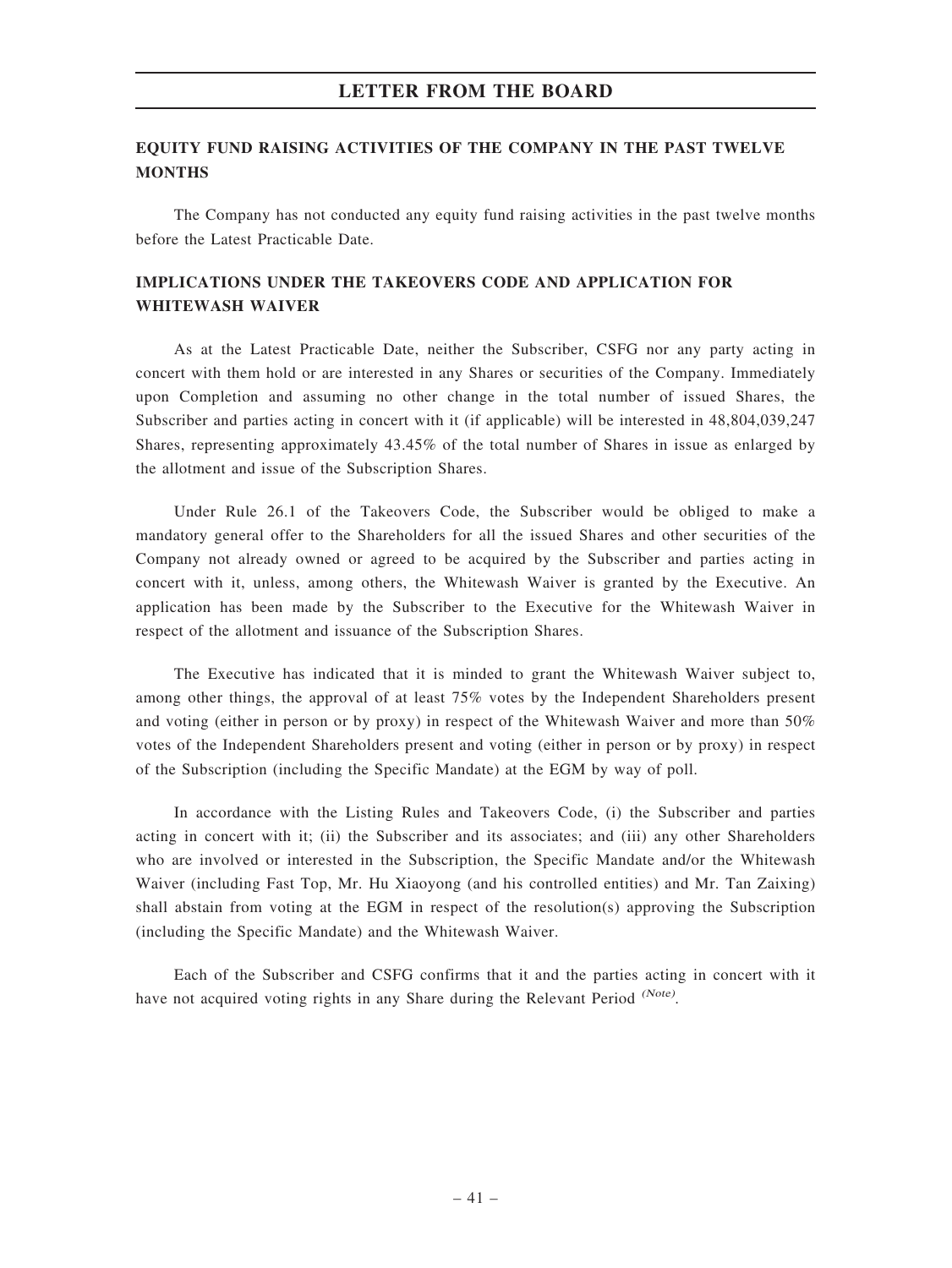## EQUITY FUND RAISING ACTIVITIES OF THE COMPANY IN THE PAST TWELVE MONTHS

The Company has not conducted any equity fund raising activities in the past twelve months before the Latest Practicable Date.

## IMPLICATIONS UNDER THE TAKEOVERS CODE AND APPLICATION FOR WHITEWASH WAIVER

As at the Latest Practicable Date, neither the Subscriber, CSFG nor any party acting in concert with them hold or are interested in any Shares or securities of the Company. Immediately upon Completion and assuming no other change in the total number of issued Shares, the Subscriber and parties acting in concert with it (if applicable) will be interested in 48,804,039,247 Shares, representing approximately 43.45% of the total number of Shares in issue as enlarged by the allotment and issue of the Subscription Shares.

Under Rule 26.1 of the Takeovers Code, the Subscriber would be obliged to make a mandatory general offer to the Shareholders for all the issued Shares and other securities of the Company not already owned or agreed to be acquired by the Subscriber and parties acting in concert with it, unless, among others, the Whitewash Waiver is granted by the Executive. An application has been made by the Subscriber to the Executive for the Whitewash Waiver in respect of the allotment and issuance of the Subscription Shares.

The Executive has indicated that it is minded to grant the Whitewash Waiver subject to, among other things, the approval of at least 75% votes by the Independent Shareholders present and voting (either in person or by proxy) in respect of the Whitewash Waiver and more than 50% votes of the Independent Shareholders present and voting (either in person or by proxy) in respect of the Subscription (including the Specific Mandate) at the EGM by way of poll.

In accordance with the Listing Rules and Takeovers Code, (i) the Subscriber and parties acting in concert with it; (ii) the Subscriber and its associates; and (iii) any other Shareholders who are involved or interested in the Subscription, the Specific Mandate and/or the Whitewash Waiver (including Fast Top, Mr. Hu Xiaoyong (and his controlled entities) and Mr. Tan Zaixing) shall abstain from voting at the EGM in respect of the resolution(s) approving the Subscription (including the Specific Mandate) and the Whitewash Waiver.

Each of the Subscriber and CSFG confirms that it and the parties acting in concert with it have not acquired voting rights in any Share during the Relevant Period [(Note)].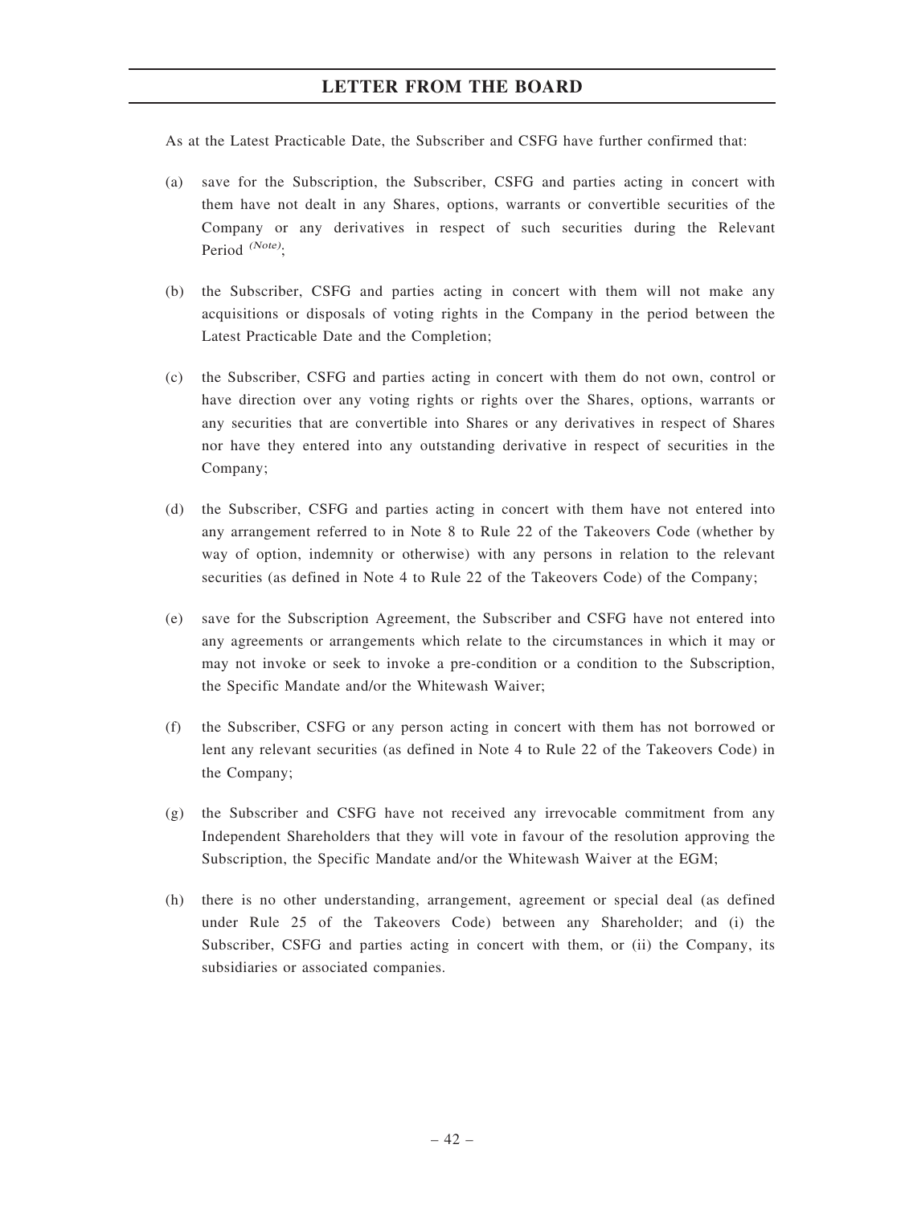As at the Latest Practicable Date, the Subscriber and CSFG have further confirmed that:

(a) save for the Subscription, the Subscriber, CSFG and parties acting in concert with them have not dealt in any Shares, options, warrants or convertible securities of the Company or any derivatives in respect of such securities during the Relevant Period *(Note)*;

(b) the Subscriber, CSFG and parties acting in concert with them will not make any acquisitions or disposals of voting rights in the Company in the period between the Latest Practicable Date and the Completion;

(c) the Subscriber, CSFG and parties acting in concert with them do not own, control or have direction over any voting rights or rights over the Shares, options, warrants or any securities that are convertible into Shares or any derivatives in respect of Shares nor have they entered into any outstanding derivative in respect of securities in the Company;

(d) the Subscriber, CSFG and parties acting in concert with them have not entered into any arrangement referred to in Note 8 to Rule 22 of the Takeovers Code (whether by way of option, indemnity or otherwise) with any persons in relation to the relevant securities (as defined in Note 4 to Rule 22 of the Takeovers Code) of the Company;

(e) save for the Subscription Agreement, the Subscriber and CSFG have not entered into any agreements or arrangements which relate to the circumstances in which it may or may not invoke or seek to invoke a pre-condition or a condition to the Subscription, the Specific Mandate and/or the Whitewash Waiver;

(f) the Subscriber, CSFG or any person acting in concert with them has not borrowed or lent any relevant securities (as defined in Note 4 to Rule 22 of the Takeovers Code) in the Company;

(g) the Subscriber and CSFG have not received any irrevocable commitment from any Independent Shareholders that they will vote in favour of the resolution approving the Subscription, the Specific Mandate and/or the Whitewash Waiver at the EGM;

(h) there is no other understanding, arrangement, agreement or special deal (as defined under Rule 25 of the Takeovers Code) between any Shareholder; and (i) the Subscriber, CSFG and parties acting in concert with them, or (ii) the Company, its subsidiaries or associated companies.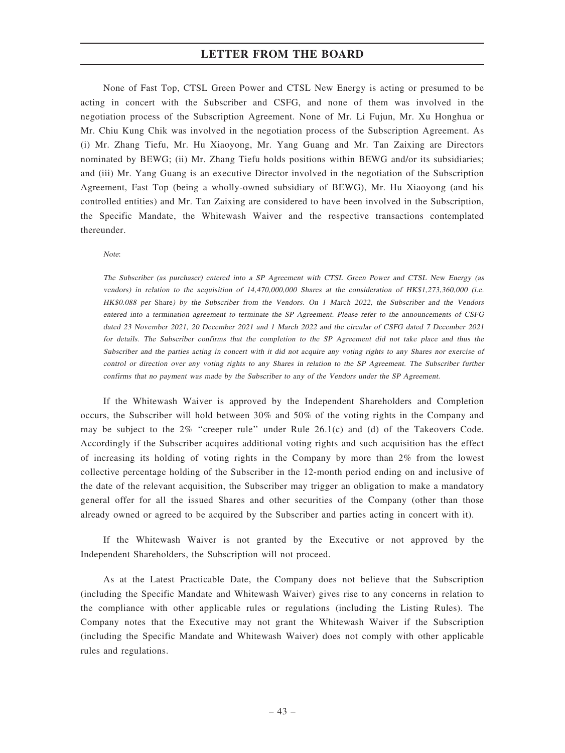None of Fast Top, CTSL Green Power and CTSL New Energy is acting or presumed to be acting in concert with the Subscriber and CSFG, and none of them was involved in the negotiation process of the Subscription Agreement. None of Mr. Li Fujun, Mr. Xu Honghua or Mr. Chiu Kung Chik was involved in the negotiation process of the Subscription Agreement. As (i) Mr. Zhang Tiefu, Mr. Hu Xiaoyong, Mr. Yang Guang and Mr. Tan Zaixing are Directors nominated by BEWG; (ii) Mr. Zhang Tiefu holds positions within BEWG and/or its subsidiaries; and (iii) Mr. Yang Guang is an executive Director involved in the negotiation of the Subscription Agreement, Fast Top (being a wholly-owned subsidiary of BEWG), Mr. Hu Xiaoyong (and his controlled entities) and Mr. Tan Zaixing are considered to have been involved in the Subscription, the Specific Mandate, the Whitewash Waiver and the respective transactions contemplated thereunder.

*Note:*

*The Subscriber (as purchaser) entered into a SP Agreement with CTSL Green Power and CTSL New Energy (as vendors) in relation to the acquisition of 14,470,000,000 Shares at the consideration of HK$1,273,360,000 (i.e. HK$0.088 per Share) by the Subscriber from the Vendors. On 1 March 2022, the Subscriber and the Vendors entered into a termination agreement to terminate the SP Agreement. Please refer to the announcements of CSFG dated 23 November 2021, 20 December 2021 and 1 March 2022 and the circular of CSFG dated 7 December 2021 for details. The Subscriber confirms that the completion to the SP Agreement did not take place and thus the Subscriber and the parties acting in concert with it did not acquire any voting rights to any Shares nor exercise of control or direction over any voting rights to any Shares in relation to the SP Agreement. The Subscriber further confirms that no payment was made by the Subscriber to any of the Vendors under the SP Agreement.*

If the Whitewash Waiver is approved by the Independent Shareholders and Completion occurs, the Subscriber will hold between 30% and 50% of the voting rights in the Company and may be subject to the 2% "creeper rule" under Rule 26.1(c) and (d) of the Takeovers Code. Accordingly if the Subscriber acquires additional voting rights and such acquisition has the effect of increasing its holding of voting rights in the Company by more than 2% from the lowest collective percentage holding of the Subscriber in the 12-month period ending on and inclusive of the date of the relevant acquisition, the Subscriber may trigger an obligation to make a mandatory general offer for all the issued Shares and other securities of the Company (other than those already owned or agreed to be acquired by the Subscriber and parties acting in concert with it).

If the Whitewash Waiver is not granted by the Executive or not approved by the Independent Shareholders, the Subscription will not proceed.

As at the Latest Practicable Date, the Company does not believe that the Subscription (including the Specific Mandate and Whitewash Waiver) gives rise to any concerns in relation to the compliance with other applicable rules or regulations (including the Listing Rules). The Company notes that the Executive may not grant the Whitewash Waiver if the Subscription (including the Specific Mandate and Whitewash Waiver) does not comply with other applicable rules and regulations.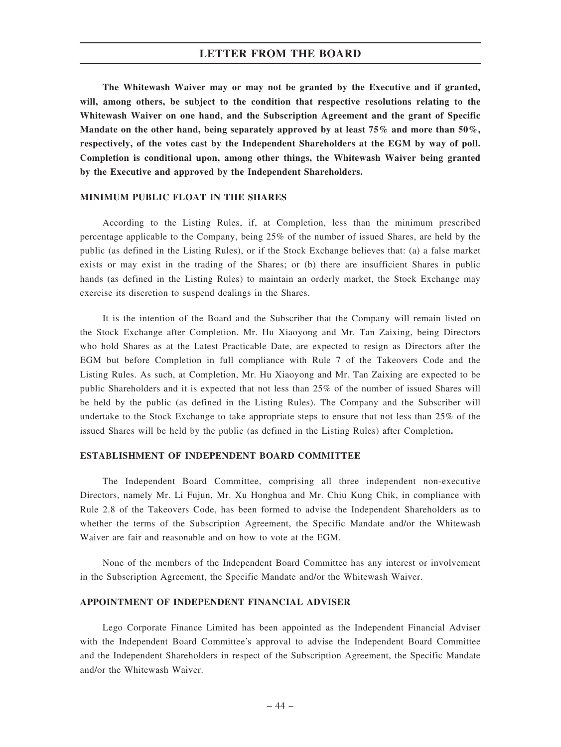**The Whitewash Waiver may or may not be granted by the Executive and if granted, will, among others, be subject to the condition that respective resolutions relating to the Whitewash Waiver on one hand, and the Subscription Agreement and the grant of Specific Mandate on the other hand, being separately approved by at least 75% and more than 50%, respectively, of the votes cast by the Independent Shareholders at the EGM by way of poll. Completion is conditional upon, among other things, the Whitewash Waiver being granted by the Executive and approved by the Independent Shareholders.**

## MINIMUM PUBLIC FLOAT IN THE SHARES

According to the Listing Rules, if, at Completion, less than the minimum prescribed percentage applicable to the Company, being 25% of the number of issued Shares, are held by the public (as defined in the Listing Rules), or if the Stock Exchange believes that: (a) a false market exists or may exist in the trading of the Shares; or (b) there are insufficient Shares in public hands (as defined in the Listing Rules) to maintain an orderly market, the Stock Exchange may exercise its discretion to suspend dealings in the Shares.

It is the intention of the Board and the Subscriber that the Company will remain listed on the Stock Exchange after Completion. Mr. Hu Xiaoyong and Mr. Tan Zaixing, being Directors who hold Shares as at the Latest Practicable Date, are expected to resign as Directors after the EGM but before Completion in full compliance with Rule 7 of the Takeovers Code and the Listing Rules. As such, at Completion, Mr. Hu Xiaoyong and Mr. Tan Zaixing are expected to be public Shareholders and it is expected that not less than 25% of the number of issued Shares will be held by the public (as defined in the Listing Rules). The Company and the Subscriber will undertake to the Stock Exchange to take appropriate steps to ensure that not less than 25% of the issued Shares will be held by the public (as defined in the Listing Rules) after Completion.

## ESTABLISHMENT OF INDEPENDENT BOARD COMMITTEE

The Independent Board Committee, comprising all three independent non-executive Directors, namely Mr. Li Fujun, Mr. Xu Honghua and Mr. Chiu Kung Chik, in compliance with Rule 2.8 of the Takeovers Code, has been formed to advise the Independent Shareholders as to whether the terms of the Subscription Agreement, the Specific Mandate and/or the Whitewash Waiver are fair and reasonable and on how to vote at the EGM.

None of the members of the Independent Board Committee has any interest or involvement in the Subscription Agreement, the Specific Mandate and/or the Whitewash Waiver.

## APPOINTMENT OF INDEPENDENT FINANCIAL ADVISER

Lego Corporate Finance Limited has been appointed as the Independent Financial Adviser with the Independent Board Committee's approval to advise the Independent Board Committee and the Independent Shareholders in respect of the Subscription Agreement, the Specific Mandate and/or the Whitewash Waiver.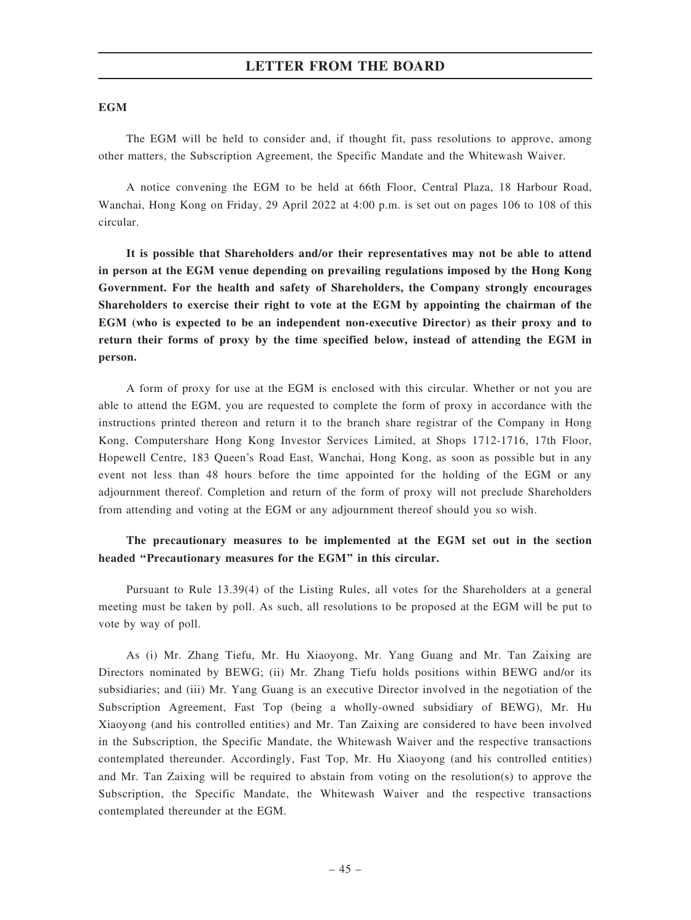**EGM**

The EGM will be held to consider and, if thought fit, pass resolutions to approve, among other matters, the Subscription Agreement, the Specific Mandate and the Whitewash Waiver.

A notice convening the EGM to be held at 66th Floor, Central Plaza, 18 Harbour Road, Wanchai, Hong Kong on Friday, 29 April 2022 at 4:00 p.m. is set out on pages 106 to 108 of this circular.

**It is possible that Shareholders and/or their representatives may not be able to attend in person at the EGM venue depending on prevailing regulations imposed by the Hong Kong Government. For the health and safety of Shareholders, the Company strongly encourages Shareholders to exercise their right to vote at the EGM by appointing the chairman of the EGM (who is expected to be an independent non-executive Director) as their proxy and to return their forms of proxy by the time specified below, instead of attending the EGM in person.**

A form of proxy for use at the EGM is enclosed with this circular. Whether or not you are able to attend the EGM, you are requested to complete the form of proxy in accordance with the instructions printed thereon and return it to the branch share registrar of the Company in Hong Kong, Computershare Hong Kong Investor Services Limited, at Shops 1712-1716, 17th Floor, Hopewell Centre, 183 Queen's Road East, Wanchai, Hong Kong, as soon as possible but in any event not less than 48 hours before the time appointed for the holding of the EGM or any adjournment thereof. Completion and return of the form of proxy will not preclude Shareholders from attending and voting at the EGM or any adjournment thereof should you so wish.

**The precautionary measures to be implemented at the EGM set out in the section headed "Precautionary measures for the EGM" in this circular.**

Pursuant to Rule 13.39(4) of the Listing Rules, all votes for the Shareholders at a general meeting must be taken by poll. As such, all resolutions to be proposed at the EGM will be put to vote by way of poll.

As (i) Mr. Zhang Tiefu, Mr. Hu Xiaoyong, Mr. Yang Guang and Mr. Tan Zaixing are Directors nominated by BEWG; (ii) Mr. Zhang Tiefu holds positions within BEWG and/or its subsidiaries; and (iii) Mr. Yang Guang is an executive Director involved in the negotiation of the Subscription Agreement, Fast Top (being a wholly-owned subsidiary of BEWG), Mr. Hu Xiaoyong (and his controlled entities) and Mr. Tan Zaixing are considered to have been involved in the Subscription, the Specific Mandate, the Whitewash Waiver and the respective transactions contemplated thereunder. Accordingly, Fast Top, Mr. Hu Xiaoyong (and his controlled entities) and Mr. Tan Zaixing will be required to abstain from voting on the resolution(s) to approve the Subscription, the Specific Mandate, the Whitewash Waiver and the respective transactions contemplated thereunder at the EGM.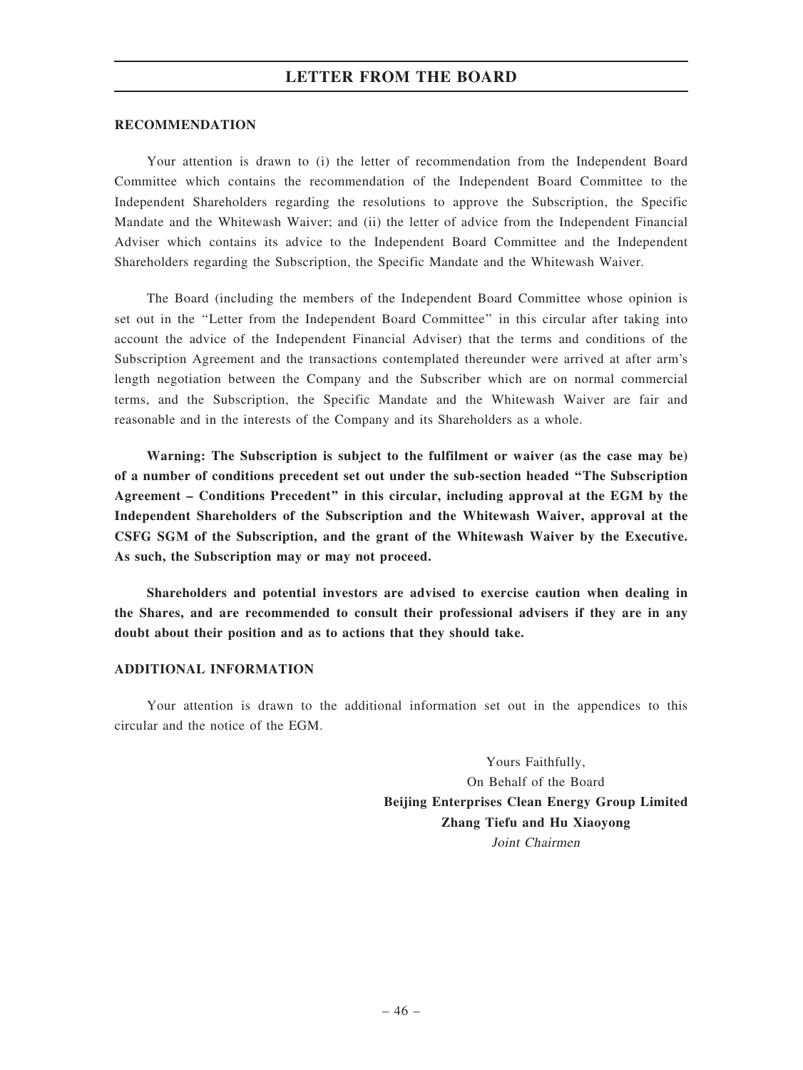## RECOMMENDATION

Your attention is drawn to (i) the letter of recommendation from the Independent Board Committee which contains the recommendation of the Independent Board Committee to the Independent Shareholders regarding the resolutions to approve the Subscription, the Specific Mandate and the Whitewash Waiver; and (ii) the letter of advice from the Independent Financial Adviser which contains its advice to the Independent Board Committee and the Independent Shareholders regarding the Subscription, the Specific Mandate and the Whitewash Waiver.

The Board (including the members of the Independent Board Committee whose opinion is set out in the "Letter from the Independent Board Committee" in this circular after taking into account the advice of the Independent Financial Adviser) that the terms and conditions of the Subscription Agreement and the transactions contemplated thereunder were arrived at after arm's length negotiation between the Company and the Subscriber which are on normal commercial terms, and the Subscription, the Specific Mandate and the Whitewash Waiver are fair and reasonable and in the interests of the Company and its Shareholders as a whole.

**Warning: The Subscription is subject to the fulfilment or waiver (as the case may be) of a number of conditions precedent set out under the sub-section headed "The Subscription Agreement – Conditions Precedent" in this circular, including approval at the EGM by the Independent Shareholders of the Subscription and the Whitewash Waiver, approval at the CSFG SGM of the Subscription, and the grant of the Whitewash Waiver by the Executive. As such, the Subscription may or may not proceed.**

**Shareholders and potential investors are advised to exercise caution when dealing in the Shares, and are recommended to consult their professional advisers if they are in any doubt about their position and as to actions that they should take.**

## ADDITIONAL INFORMATION

Your attention is drawn to the additional information set out in the appendices to this circular and the notice of the EGM.

Yours Faithfully,
On Behalf of the Board
**Beijing Enterprises Clean Energy Group Limited**
**Zhang Tiefu and Hu Xiaoyong**
*Joint Chairmen*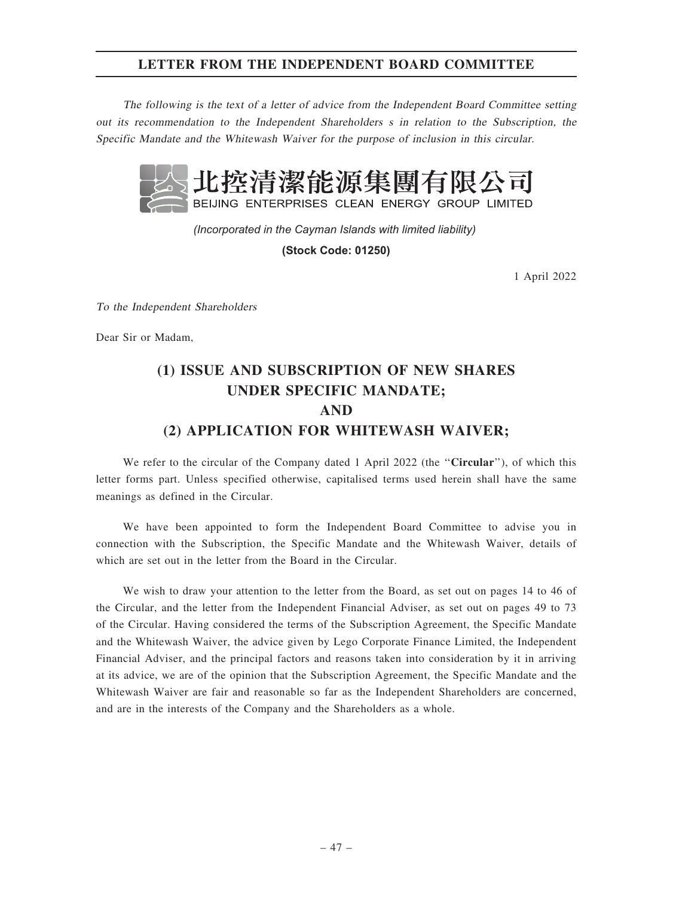# LETTER FROM THE INDEPENDENT BOARD COMMITTEE

*The following is the text of a letter of advice from the Independent Board Committee setting out its recommendation to the Independent Shareholders s in relation to the Subscription, the Specific Mandate and the Whitewash Waiver for the purpose of inclusion in this circular.*

北控清潔能源集團有限公司
BEIJING ENTERPRISES CLEAN ENERGY GROUP LIMITED

*(Incorporated in the Cayman Islands with limited liability)*

**(Stock Code: 01250)**

1 April 2022

*To the Independent Shareholders*

Dear Sir or Madam,

## (1) ISSUE AND SUBSCRIPTION OF NEW SHARES UNDER SPECIFIC MANDATE; AND (2) APPLICATION FOR WHITEWASH WAIVER;

We refer to the circular of the Company dated 1 April 2022 (the "**Circular**"), of which this letter forms part. Unless specified otherwise, capitalised terms used herein shall have the same meanings as defined in the Circular.

We have been appointed to form the Independent Board Committee to advise you in connection with the Subscription, the Specific Mandate and the Whitewash Waiver, details of which are set out in the letter from the Board in the Circular.

We wish to draw your attention to the letter from the Board, as set out on pages 14 to 46 of the Circular, and the letter from the Independent Financial Adviser, as set out on pages 49 to 73 of the Circular. Having considered the terms of the Subscription Agreement, the Specific Mandate and the Whitewash Waiver, the advice given by Lego Corporate Finance Limited, the Independent Financial Adviser, and the principal factors and reasons taken into consideration by it in arriving at its advice, we are of the opinion that the Subscription Agreement, the Specific Mandate and the Whitewash Waiver are fair and reasonable so far as the Independent Shareholders are concerned, and are in the interests of the Company and the Shareholders as a whole.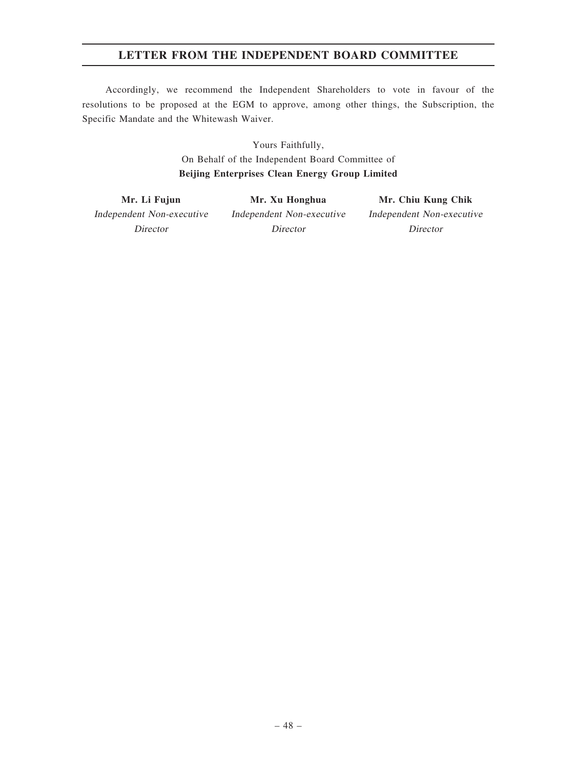Accordingly, we recommend the Independent Shareholders to vote in favour of the resolutions to be proposed at the EGM to approve, among other things, the Subscription, the Specific Mandate and the Whitewash Waiver.

Yours Faithfully,
On Behalf of the Independent Board Committee of
**Beijing Enterprises Clean Energy Group Limited**

| **Mr. Li Fujun** | **Mr. Xu Honghua** | **Mr. Chiu Kung Chik** |
|---|---|---|
| *Independent Non-executive Director* | *Independent Non-executive Director* | *Independent Non-executive Director* |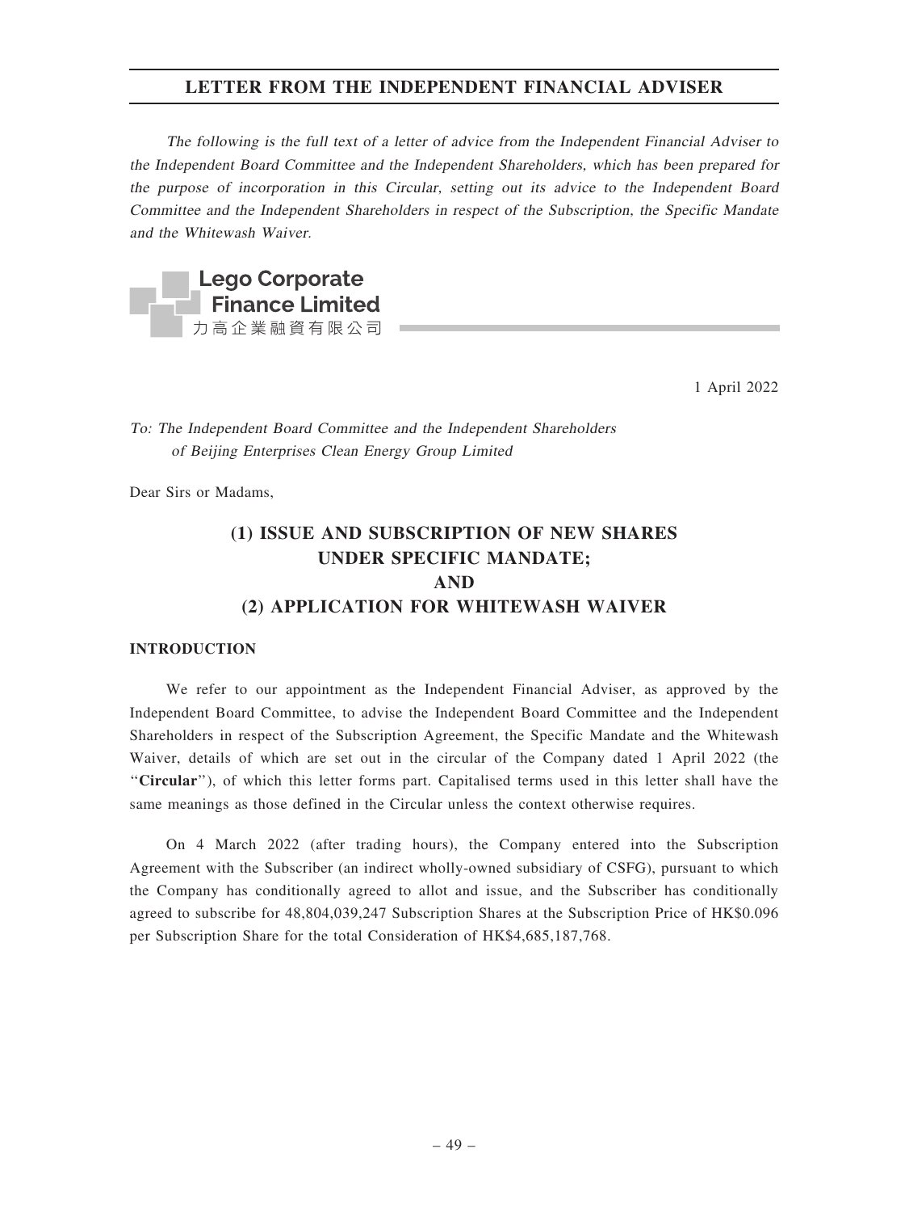# LETTER FROM THE INDEPENDENT FINANCIAL ADVISER

*The following is the full text of a letter of advice from the Independent Financial Adviser to the Independent Board Committee and the Independent Shareholders, which has been prepared for the purpose of incorporation in this Circular, setting out its advice to the Independent Board Committee and the Independent Shareholders in respect of the Subscription, the Specific Mandate and the Whitewash Waiver.*

**Lego Corporate Finance Limited**
力高企業融資有限公司

1 April 2022

*To: The Independent Board Committee and the Independent Shareholders of Beijing Enterprises Clean Energy Group Limited*

Dear Sirs or Madams,

## (1) ISSUE AND SUBSCRIPTION OF NEW SHARES UNDER SPECIFIC MANDATE; AND (2) APPLICATION FOR WHITEWASH WAIVER

### INTRODUCTION

We refer to our appointment as the Independent Financial Adviser, as approved by the Independent Board Committee, to advise the Independent Board Committee and the Independent Shareholders in respect of the Subscription Agreement, the Specific Mandate and the Whitewash Waiver, details of which are set out in the circular of the Company dated 1 April 2022 (the "**Circular**"), of which this letter forms part. Capitalised terms used in this letter shall have the same meanings as those defined in the Circular unless the context otherwise requires.

On 4 March 2022 (after trading hours), the Company entered into the Subscription Agreement with the Subscriber (an indirect wholly-owned subsidiary of CSFG), pursuant to which the Company has conditionally agreed to allot and issue, and the Subscriber has conditionally agreed to subscribe for 48,804,039,247 Subscription Shares at the Subscription Price of HK$0.096 per Subscription Share for the total Consideration of HK$4,685,187,768.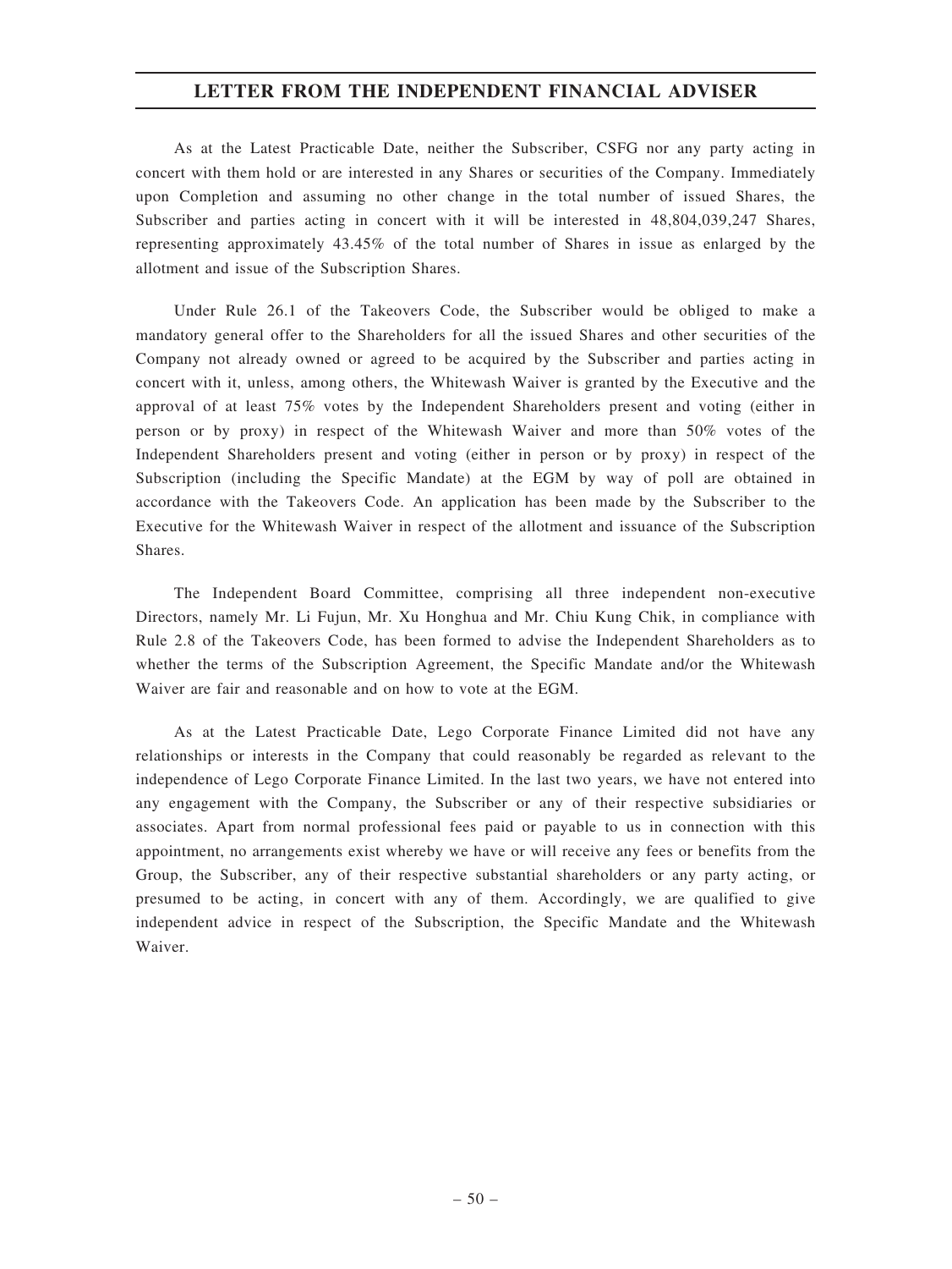As at the Latest Practicable Date, neither the Subscriber, CSFG nor any party acting in concert with them hold or are interested in any Shares or securities of the Company. Immediately upon Completion and assuming no other change in the total number of issued Shares, the Subscriber and parties acting in concert with it will be interested in 48,804,039,247 Shares, representing approximately 43.45% of the total number of Shares in issue as enlarged by the allotment and issue of the Subscription Shares.

Under Rule 26.1 of the Takeovers Code, the Subscriber would be obliged to make a mandatory general offer to the Shareholders for all the issued Shares and other securities of the Company not already owned or agreed to be acquired by the Subscriber and parties acting in concert with it, unless, among others, the Whitewash Waiver is granted by the Executive and the approval of at least 75% votes by the Independent Shareholders present and voting (either in person or by proxy) in respect of the Whitewash Waiver and more than 50% votes of the Independent Shareholders present and voting (either in person or by proxy) in respect of the Subscription (including the Specific Mandate) at the EGM by way of poll are obtained in accordance with the Takeovers Code. An application has been made by the Subscriber to the Executive for the Whitewash Waiver in respect of the allotment and issuance of the Subscription Shares.

The Independent Board Committee, comprising all three independent non-executive Directors, namely Mr. Li Fujun, Mr. Xu Honghua and Mr. Chiu Kung Chik, in compliance with Rule 2.8 of the Takeovers Code, has been formed to advise the Independent Shareholders as to whether the terms of the Subscription Agreement, the Specific Mandate and/or the Whitewash Waiver are fair and reasonable and on how to vote at the EGM.

As at the Latest Practicable Date, Lego Corporate Finance Limited did not have any relationships or interests in the Company that could reasonably be regarded as relevant to the independence of Lego Corporate Finance Limited. In the last two years, we have not entered into any engagement with the Company, the Subscriber or any of their respective subsidiaries or associates. Apart from normal professional fees paid or payable to us in connection with this appointment, no arrangements exist whereby we have or will receive any fees or benefits from the Group, the Subscriber, any of their respective substantial shareholders or any party acting, or presumed to be acting, in concert with any of them. Accordingly, we are qualified to give independent advice in respect of the Subscription, the Specific Mandate and the Whitewash Waiver.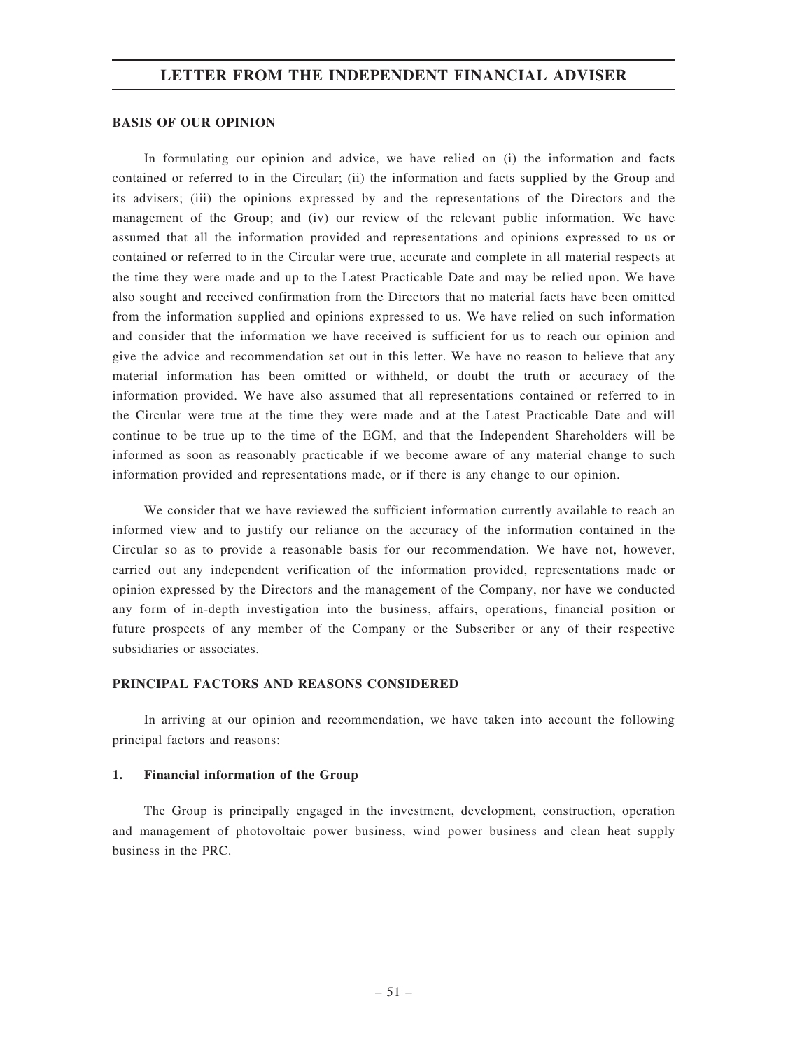## BASIS OF OUR OPINION

In formulating our opinion and advice, we have relied on (i) the information and facts contained or referred to in the Circular; (ii) the information and facts supplied by the Group and its advisers; (iii) the opinions expressed by and the representations of the Directors and the management of the Group; and (iv) our review of the relevant public information. We have assumed that all the information provided and representations and opinions expressed to us or contained or referred to in the Circular were true, accurate and complete in all material respects at the time they were made and up to the Latest Practicable Date and may be relied upon. We have also sought and received confirmation from the Directors that no material facts have been omitted from the information supplied and opinions expressed to us. We have relied on such information and consider that the information we have received is sufficient for us to reach our opinion and give the advice and recommendation set out in this letter. We have no reason to believe that any material information has been omitted or withheld, or doubt the truth or accuracy of the information provided. We have also assumed that all representations contained or referred to in the Circular were true at the time they were made and at the Latest Practicable Date and will continue to be true up to the time of the EGM, and that the Independent Shareholders will be informed as soon as reasonably practicable if we become aware of any material change to such information provided and representations made, or if there is any change to our opinion.

We consider that we have reviewed the sufficient information currently available to reach an informed view and to justify our reliance on the accuracy of the information contained in the Circular so as to provide a reasonable basis for our recommendation. We have not, however, carried out any independent verification of the information provided, representations made or opinion expressed by the Directors and the management of the Company, nor have we conducted any form of in-depth investigation into the business, affairs, operations, financial position or future prospects of any member of the Company or the Subscriber or any of their respective subsidiaries or associates.

## PRINCIPAL FACTORS AND REASONS CONSIDERED

In arriving at our opinion and recommendation, we have taken into account the following principal factors and reasons:

### 1. Financial information of the Group

The Group is principally engaged in the investment, development, construction, operation and management of photovoltaic power business, wind power business and clean heat supply business in the PRC.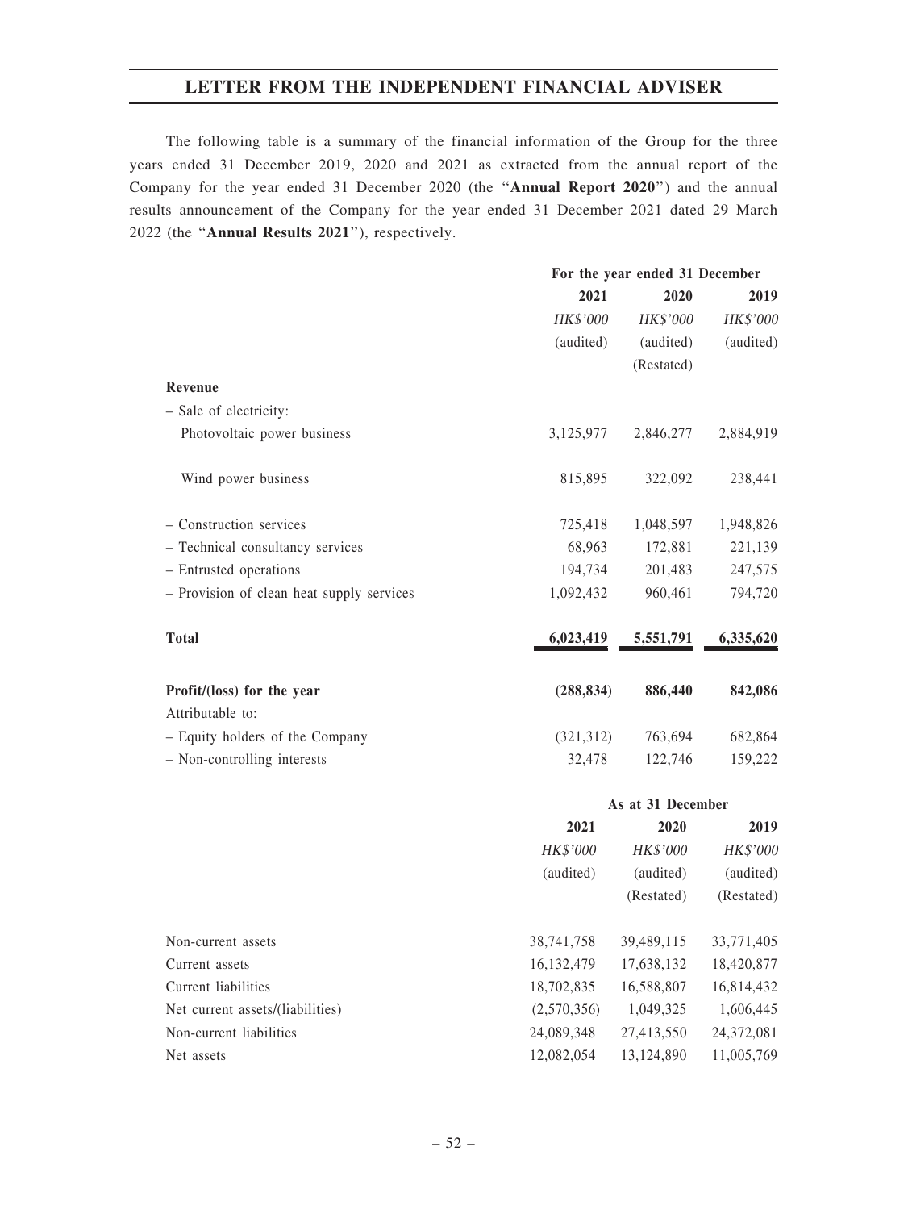The following table is a summary of the financial information of the Group for the three years ended 31 December 2019, 2020 and 2021 as extracted from the annual report of the Company for the year ended 31 December 2020 (the "**Annual Report 2020**") and the annual results announcement of the Company for the year ended 31 December 2021 dated 29 March 2022 (the "**Annual Results 2021**"), respectively.

| | For the year ended 31 December | | |
|---|---|---|---|
| | **2021** | **2020** | **2019** |
| | *HK$'000* | *HK$'000* | *HK$'000* |
| | (audited) | (audited) | (audited) |
| | | (Restated) | |
| **Revenue** | | | |
| – Sale of electricity: | | | |
| Photovoltaic power business | 3,125,977 | 2,846,277 | 2,884,919 |
| Wind power business | 815,895 | 322,092 | 238,441 |
| – Construction services | 725,418 | 1,048,597 | 1,948,826 |
| – Technical consultancy services | 68,963 | 172,881 | 221,139 |
| – Entrusted operations | 194,734 | 201,483 | 247,575 |
| – Provision of clean heat supply services | 1,092,432 | 960,461 | 794,720 |
| **Total** | **6,023,419** | **5,551,791** | **6,335,620** |
| **Profit/(loss) for the year** | **(288,834)** | **886,440** | **842,086** |
| Attributable to: | | | |
| – Equity holders of the Company | (321,312) | 763,694 | 682,864 |
| – Non-controlling interests | 32,478 | 122,746 | 159,222 |

| | As at 31 December | | |
|---|---|---|---|
| | **2021** | **2020** | **2019** |
| | *HK$'000* | *HK$'000* | *HK$'000* |
| | (audited) | (audited) | (audited) |
| | | (Restated) | (Restated) |
| Non-current assets | 38,741,758 | 39,489,115 | 33,771,405 |
| Current assets | 16,132,479 | 17,638,132 | 18,420,877 |
| Current liabilities | 18,702,835 | 16,588,807 | 16,814,432 |
| Net current assets/(liabilities) | (2,570,356) | 1,049,325 | 1,606,445 |
| Non-current liabilities | 24,089,348 | 27,413,550 | 24,372,081 |
| Net assets | 12,082,054 | 13,124,890 | 11,005,769 |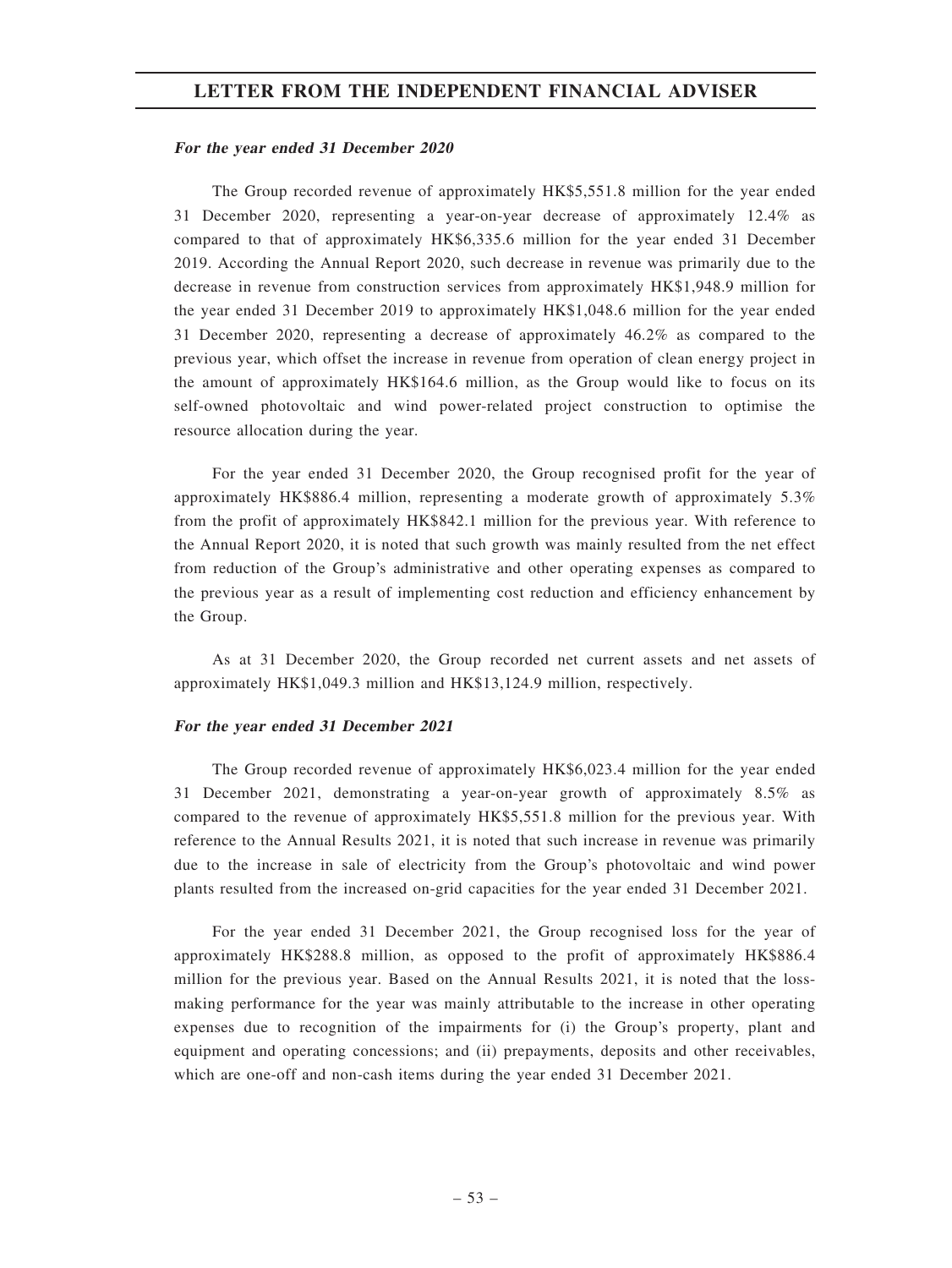***For the year ended 31 December 2020***

The Group recorded revenue of approximately HK$5,551.8 million for the year ended 31 December 2020, representing a year-on-year decrease of approximately 12.4% as compared to that of approximately HK$6,335.6 million for the year ended 31 December 2019. According the Annual Report 2020, such decrease in revenue was primarily due to the decrease in revenue from construction services from approximately HK$1,948.9 million for the year ended 31 December 2019 to approximately HK$1,048.6 million for the year ended 31 December 2020, representing a decrease of approximately 46.2% as compared to the previous year, which offset the increase in revenue from operation of clean energy project in the amount of approximately HK$164.6 million, as the Group would like to focus on its self-owned photovoltaic and wind power-related project construction to optimise the resource allocation during the year.

For the year ended 31 December 2020, the Group recognised profit for the year of approximately HK$886.4 million, representing a moderate growth of approximately 5.3% from the profit of approximately HK$842.1 million for the previous year. With reference to the Annual Report 2020, it is noted that such growth was mainly resulted from the net effect from reduction of the Group's administrative and other operating expenses as compared to the previous year as a result of implementing cost reduction and efficiency enhancement by the Group.

As at 31 December 2020, the Group recorded net current assets and net assets of approximately HK$1,049.3 million and HK$13,124.9 million, respectively.

***For the year ended 31 December 2021***

The Group recorded revenue of approximately HK$6,023.4 million for the year ended 31 December 2021, demonstrating a year-on-year growth of approximately 8.5% as compared to the revenue of approximately HK$5,551.8 million for the previous year. With reference to the Annual Results 2021, it is noted that such increase in revenue was primarily due to the increase in sale of electricity from the Group's photovoltaic and wind power plants resulted from the increased on-grid capacities for the year ended 31 December 2021.

For the year ended 31 December 2021, the Group recognised loss for the year of approximately HK$288.8 million, as opposed to the profit of approximately HK$886.4 million for the previous year. Based on the Annual Results 2021, it is noted that the loss-making performance for the year was mainly attributable to the increase in other operating expenses due to recognition of the impairments for (i) the Group's property, plant and equipment and operating concessions; and (ii) prepayments, deposits and other receivables, which are one-off and non-cash items during the year ended 31 December 2021.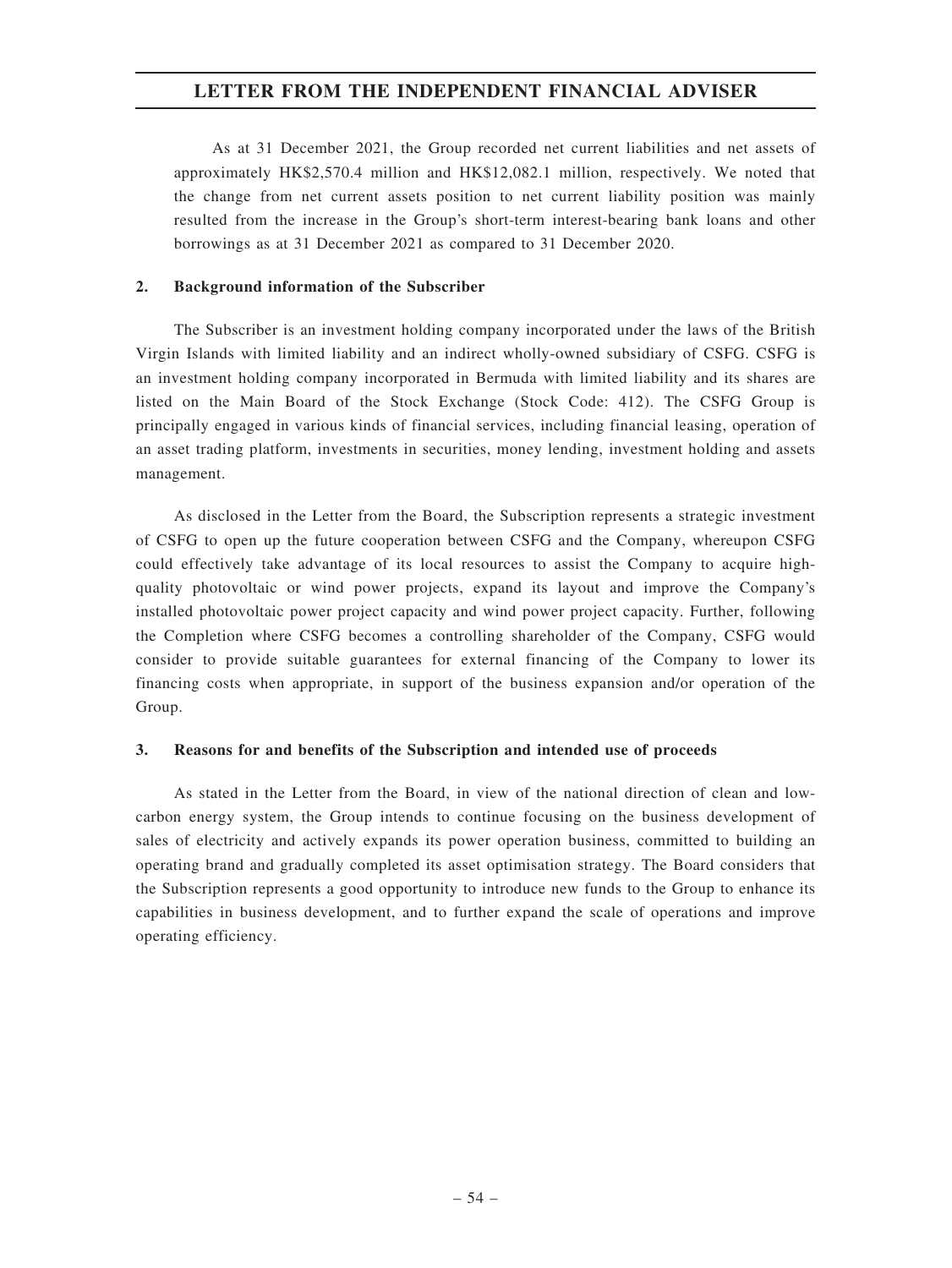As at 31 December 2021, the Group recorded net current liabilities and net assets of approximately HK$2,570.4 million and HK$12,082.1 million, respectively. We noted that the change from net current assets position to net current liability position was mainly resulted from the increase in the Group's short-term interest-bearing bank loans and other borrowings as at 31 December 2021 as compared to 31 December 2020.

### 2. Background information of the Subscriber

The Subscriber is an investment holding company incorporated under the laws of the British Virgin Islands with limited liability and an indirect wholly-owned subsidiary of CSFG. CSFG is an investment holding company incorporated in Bermuda with limited liability and its shares are listed on the Main Board of the Stock Exchange (Stock Code: 412). The CSFG Group is principally engaged in various kinds of financial services, including financial leasing, operation of an asset trading platform, investments in securities, money lending, investment holding and assets management.

As disclosed in the Letter from the Board, the Subscription represents a strategic investment of CSFG to open up the future cooperation between CSFG and the Company, whereupon CSFG could effectively take advantage of its local resources to assist the Company to acquire high-quality photovoltaic or wind power projects, expand its layout and improve the Company's installed photovoltaic power project capacity and wind power project capacity. Further, following the Completion where CSFG becomes a controlling shareholder of the Company, CSFG would consider to provide suitable guarantees for external financing of the Company to lower its financing costs when appropriate, in support of the business expansion and/or operation of the Group.

### 3. Reasons for and benefits of the Subscription and intended use of proceeds

As stated in the Letter from the Board, in view of the national direction of clean and low-carbon energy system, the Group intends to continue focusing on the business development of sales of electricity and actively expands its power operation business, committed to building an operating brand and gradually completed its asset optimisation strategy. The Board considers that the Subscription represents a good opportunity to introduce new funds to the Group to enhance its capabilities in business development, and to further expand the scale of operations and improve operating efficiency.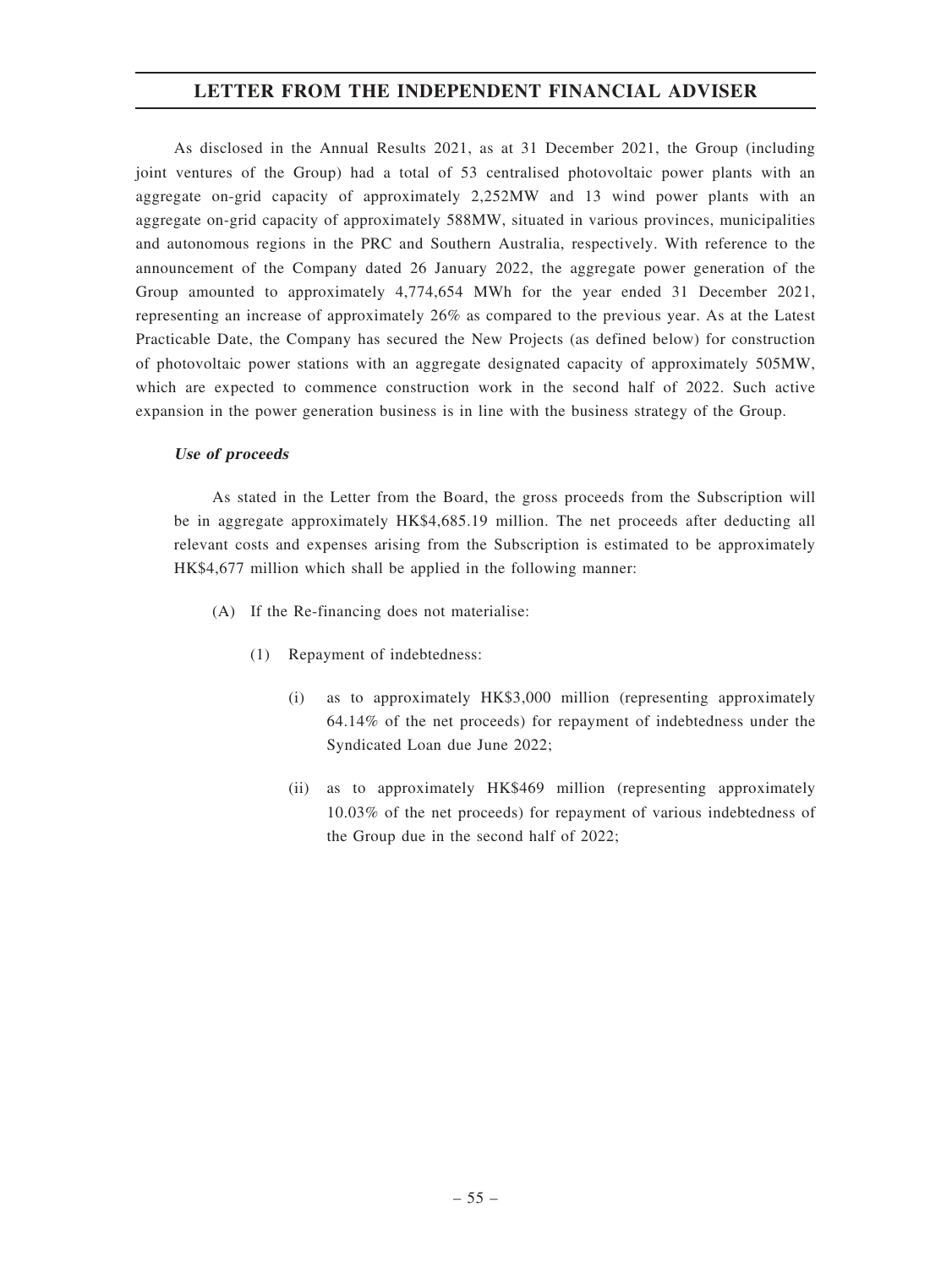As disclosed in the Annual Results 2021, as at 31 December 2021, the Group (including joint ventures of the Group) had a total of 53 centralised photovoltaic power plants with an aggregate on-grid capacity of approximately 2,252MW and 13 wind power plants with an aggregate on-grid capacity of approximately 588MW, situated in various provinces, municipalities and autonomous regions in the PRC and Southern Australia, respectively. With reference to the announcement of the Company dated 26 January 2022, the aggregate power generation of the Group amounted to approximately 4,774,654 MWh for the year ended 31 December 2021, representing an increase of approximately 26% as compared to the previous year. As at the Latest Practicable Date, the Company has secured the New Projects (as defined below) for construction of photovoltaic power stations with an aggregate designated capacity of approximately 505MW, which are expected to commence construction work in the second half of 2022. Such active expansion in the power generation business is in line with the business strategy of the Group.

***Use of proceeds***

As stated in the Letter from the Board, the gross proceeds from the Subscription will be in aggregate approximately HK$4,685.19 million. The net proceeds after deducting all relevant costs and expenses arising from the Subscription is estimated to be approximately HK$4,677 million which shall be applied in the following manner:

(A) If the Re-financing does not materialise:

(1) Repayment of indebtedness:

(i) as to approximately HK$3,000 million (representing approximately 64.14% of the net proceeds) for repayment of indebtedness under the Syndicated Loan due June 2022;

(ii) as to approximately HK$469 million (representing approximately 10.03% of the net proceeds) for repayment of various indebtedness of the Group due in the second half of 2022;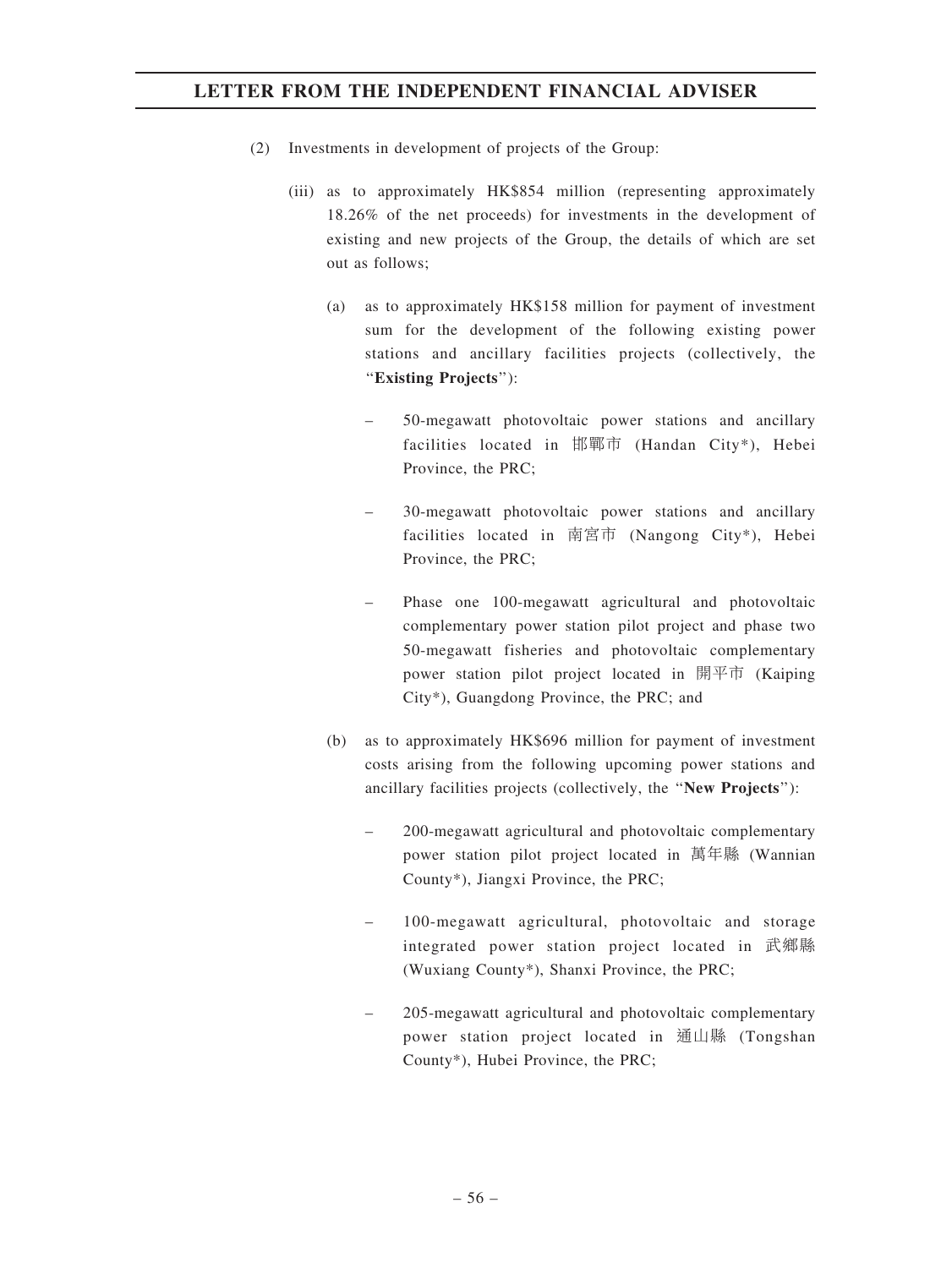(2) Investments in development of projects of the Group:

(iii) as to approximately HK$854 million (representing approximately 18.26% of the net proceeds) for investments in the development of existing and new projects of the Group, the details of which are set out as follows;

(a) as to approximately HK$158 million for payment of investment sum for the development of the following existing power stations and ancillary facilities projects (collectively, the "**Existing Projects**"):

- 50-megawatt photovoltaic power stations and ancillary facilities located in 邯鄲市 (Handan City*), Hebei Province, the PRC;
- 30-megawatt photovoltaic power stations and ancillary facilities located in 南宮市 (Nangong City*), Hebei Province, the PRC;
- Phase one 100-megawatt agricultural and photovoltaic complementary power station pilot project and phase two 50-megawatt fisheries and photovoltaic complementary power station pilot project located in 開平市 (Kaiping City*), Guangdong Province, the PRC; and

(b) as to approximately HK$696 million for payment of investment costs arising from the following upcoming power stations and ancillary facilities projects (collectively, the "**New Projects**"):

- 200-megawatt agricultural and photovoltaic complementary power station pilot project located in 萬年縣 (Wannian County*), Jiangxi Province, the PRC;
- 100-megawatt agricultural, photovoltaic and storage integrated power station project located in 武鄉縣 (Wuxiang County*), Shanxi Province, the PRC;
- 205-megawatt agricultural and photovoltaic complementary power station project located in 通山縣 (Tongshan County*), Hubei Province, the PRC;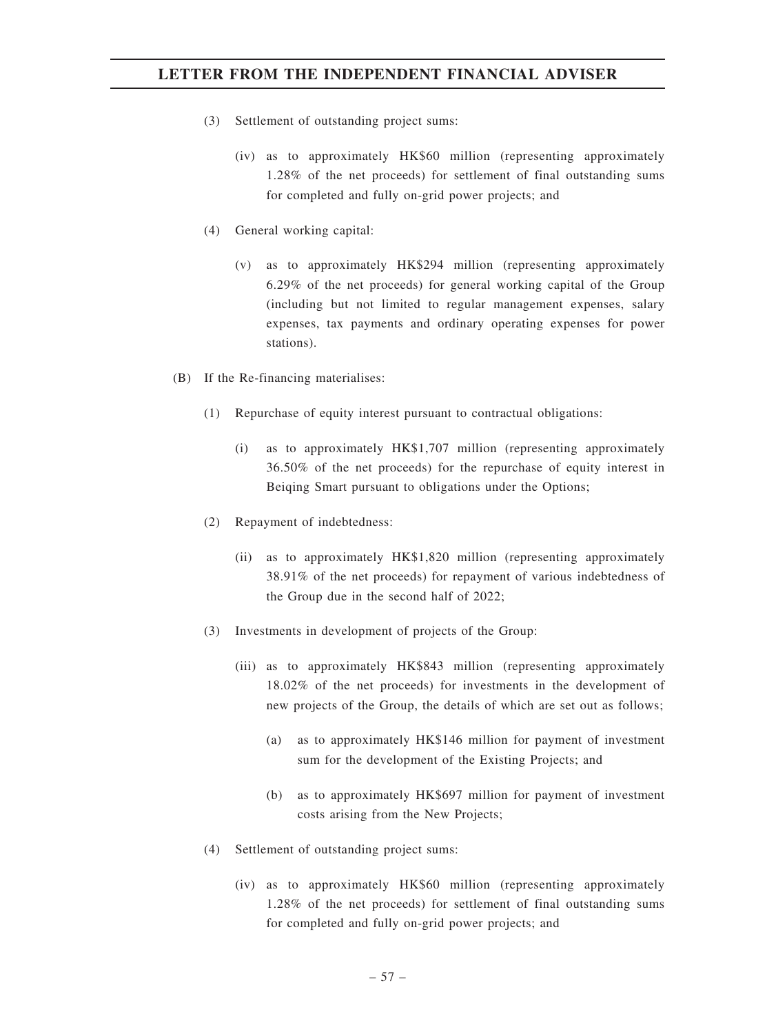(3) Settlement of outstanding project sums:

(iv) as to approximately HK$60 million (representing approximately 1.28% of the net proceeds) for settlement of final outstanding sums for completed and fully on-grid power projects; and

(4) General working capital:

(v) as to approximately HK$294 million (representing approximately 6.29% of the net proceeds) for general working capital of the Group (including but not limited to regular management expenses, salary expenses, tax payments and ordinary operating expenses for power stations).

(B) If the Re-financing materialises:

(1) Repurchase of equity interest pursuant to contractual obligations:

(i) as to approximately HK$1,707 million (representing approximately 36.50% of the net proceeds) for the repurchase of equity interest in Beiqing Smart pursuant to obligations under the Options;

(2) Repayment of indebtedness:

(ii) as to approximately HK$1,820 million (representing approximately 38.91% of the net proceeds) for repayment of various indebtedness of the Group due in the second half of 2022;

(3) Investments in development of projects of the Group:

(iii) as to approximately HK$843 million (representing approximately 18.02% of the net proceeds) for investments in the development of new projects of the Group, the details of which are set out as follows;

(a) as to approximately HK$146 million for payment of investment sum for the development of the Existing Projects; and

(b) as to approximately HK$697 million for payment of investment costs arising from the New Projects;

(4) Settlement of outstanding project sums:

(iv) as to approximately HK$60 million (representing approximately 1.28% of the net proceeds) for settlement of final outstanding sums for completed and fully on-grid power projects; and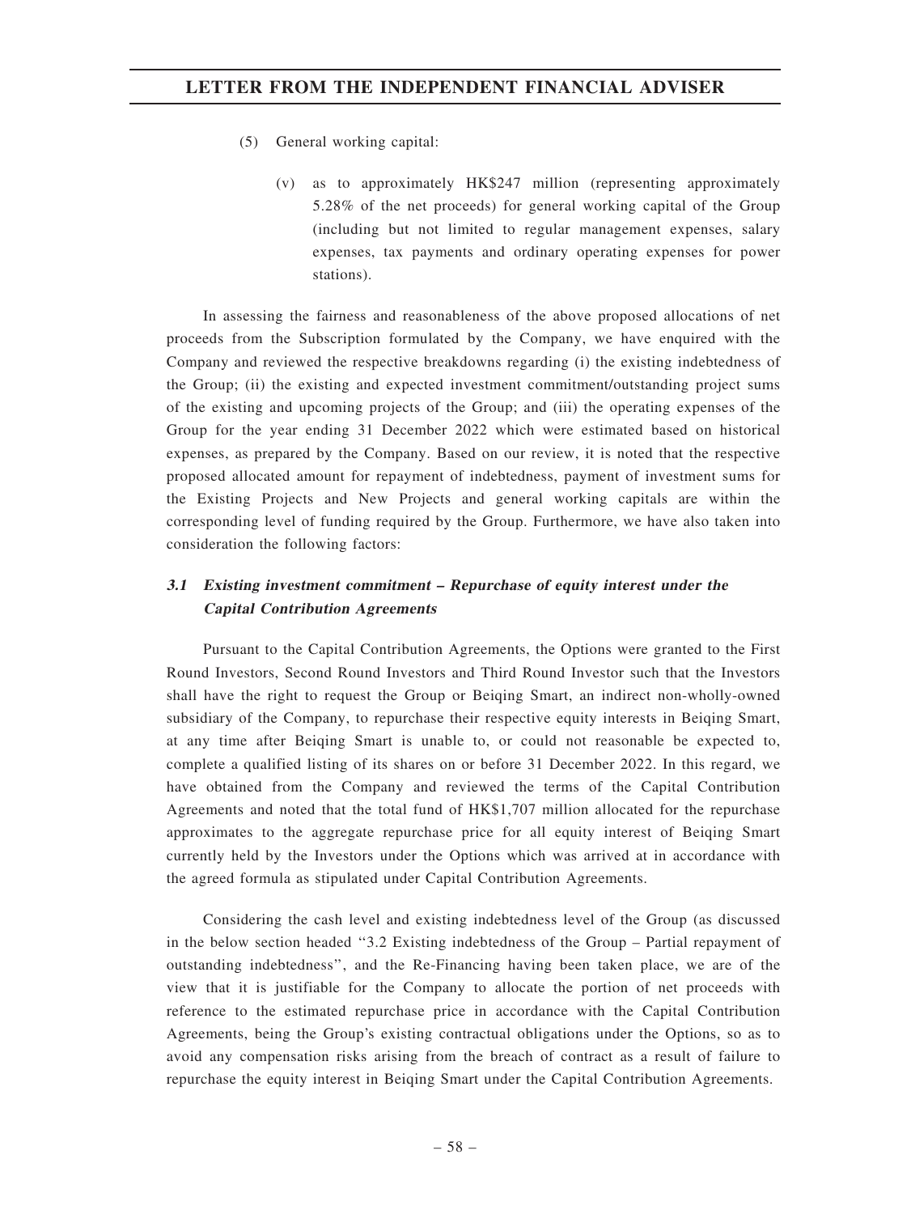(5) General working capital:

(v) as to approximately HK$247 million (representing approximately 5.28% of the net proceeds) for general working capital of the Group (including but not limited to regular management expenses, salary expenses, tax payments and ordinary operating expenses for power stations).

In assessing the fairness and reasonableness of the above proposed allocations of net proceeds from the Subscription formulated by the Company, we have enquired with the Company and reviewed the respective breakdowns regarding (i) the existing indebtedness of the Group; (ii) the existing and expected investment commitment/outstanding project sums of the existing and upcoming projects of the Group; and (iii) the operating expenses of the Group for the year ending 31 December 2022 which were estimated based on historical expenses, as prepared by the Company. Based on our review, it is noted that the respective proposed allocated amount for repayment of indebtedness, payment of investment sums for the Existing Projects and New Projects and general working capitals are within the corresponding level of funding required by the Group. Furthermore, we have also taken into consideration the following factors:

### *3.1 Existing investment commitment – Repurchase of equity interest under the Capital Contribution Agreements*

Pursuant to the Capital Contribution Agreements, the Options were granted to the First Round Investors, Second Round Investors and Third Round Investor such that the Investors shall have the right to request the Group or Beiqing Smart, an indirect non-wholly-owned subsidiary of the Company, to repurchase their respective equity interests in Beiqing Smart, at any time after Beiqing Smart is unable to, or could not reasonable be expected to, complete a qualified listing of its shares on or before 31 December 2022. In this regard, we have obtained from the Company and reviewed the terms of the Capital Contribution Agreements and noted that the total fund of HK$1,707 million allocated for the repurchase approximates to the aggregate repurchase price for all equity interest of Beiqing Smart currently held by the Investors under the Options which was arrived at in accordance with the agreed formula as stipulated under Capital Contribution Agreements.

Considering the cash level and existing indebtedness level of the Group (as discussed in the below section headed "3.2 Existing indebtedness of the Group – Partial repayment of outstanding indebtedness", and the Re-Financing having been taken place, we are of the view that it is justifiable for the Company to allocate the portion of net proceeds with reference to the estimated repurchase price in accordance with the Capital Contribution Agreements, being the Group's existing contractual obligations under the Options, so as to avoid any compensation risks arising from the breach of contract as a result of failure to repurchase the equity interest in Beiqing Smart under the Capital Contribution Agreements.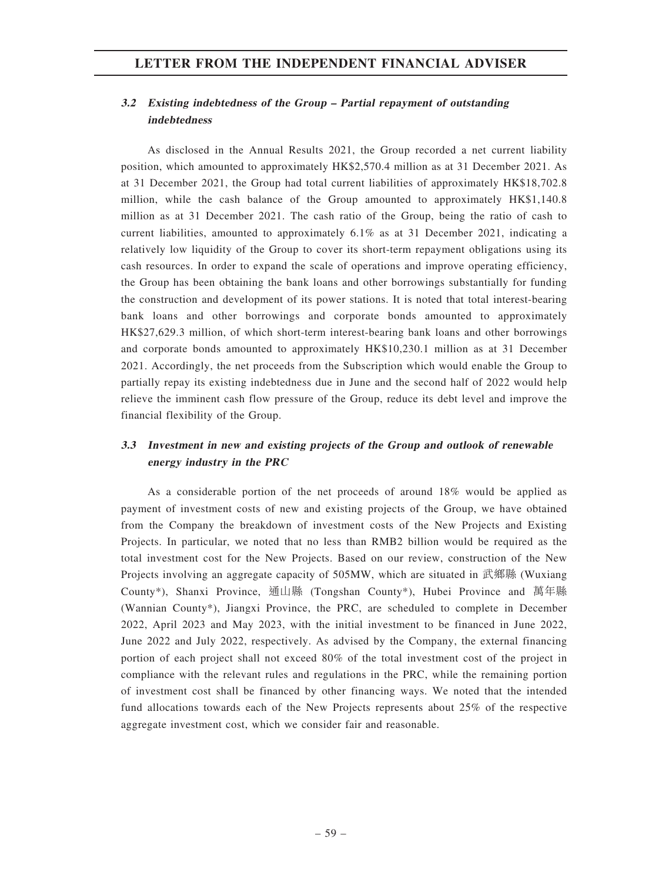### *3.2 Existing indebtedness of the Group – Partial repayment of outstanding indebtedness*

As disclosed in the Annual Results 2021, the Group recorded a net current liability position, which amounted to approximately HK$2,570.4 million as at 31 December 2021. As at 31 December 2021, the Group had total current liabilities of approximately HK$18,702.8 million, while the cash balance of the Group amounted to approximately HK$1,140.8 million as at 31 December 2021. The cash ratio of the Group, being the ratio of cash to current liabilities, amounted to approximately 6.1% as at 31 December 2021, indicating a relatively low liquidity of the Group to cover its short-term repayment obligations using its cash resources. In order to expand the scale of operations and improve operating efficiency, the Group has been obtaining the bank loans and other borrowings substantially for funding the construction and development of its power stations. It is noted that total interest-bearing bank loans and other borrowings and corporate bonds amounted to approximately HK$27,629.3 million, of which short-term interest-bearing bank loans and other borrowings and corporate bonds amounted to approximately HK$10,230.1 million as at 31 December 2021. Accordingly, the net proceeds from the Subscription which would enable the Group to partially repay its existing indebtedness due in June and the second half of 2022 would help relieve the imminent cash flow pressure of the Group, reduce its debt level and improve the financial flexibility of the Group.

### *3.3 Investment in new and existing projects of the Group and outlook of renewable energy industry in the PRC*

As a considerable portion of the net proceeds of around 18% would be applied as payment of investment costs of new and existing projects of the Group, we have obtained from the Company the breakdown of investment costs of the New Projects and Existing Projects. In particular, we noted that no less than RMB2 billion would be required as the total investment cost for the New Projects. Based on our review, construction of the New Projects involving an aggregate capacity of 505MW, which are situated in 武鄉縣 (Wuxiang County*), Shanxi Province, 通山縣 (Tongshan County*), Hubei Province and 萬年縣 (Wannian County*), Jiangxi Province, the PRC, are scheduled to complete in December 2022, April 2023 and May 2023, with the initial investment to be financed in June 2022, June 2022 and July 2022, respectively. As advised by the Company, the external financing portion of each project shall not exceed 80% of the total investment cost of the project in compliance with the relevant rules and regulations in the PRC, while the remaining portion of investment cost shall be financed by other financing ways. We noted that the intended fund allocations towards each of the New Projects represents about 25% of the respective aggregate investment cost, which we consider fair and reasonable.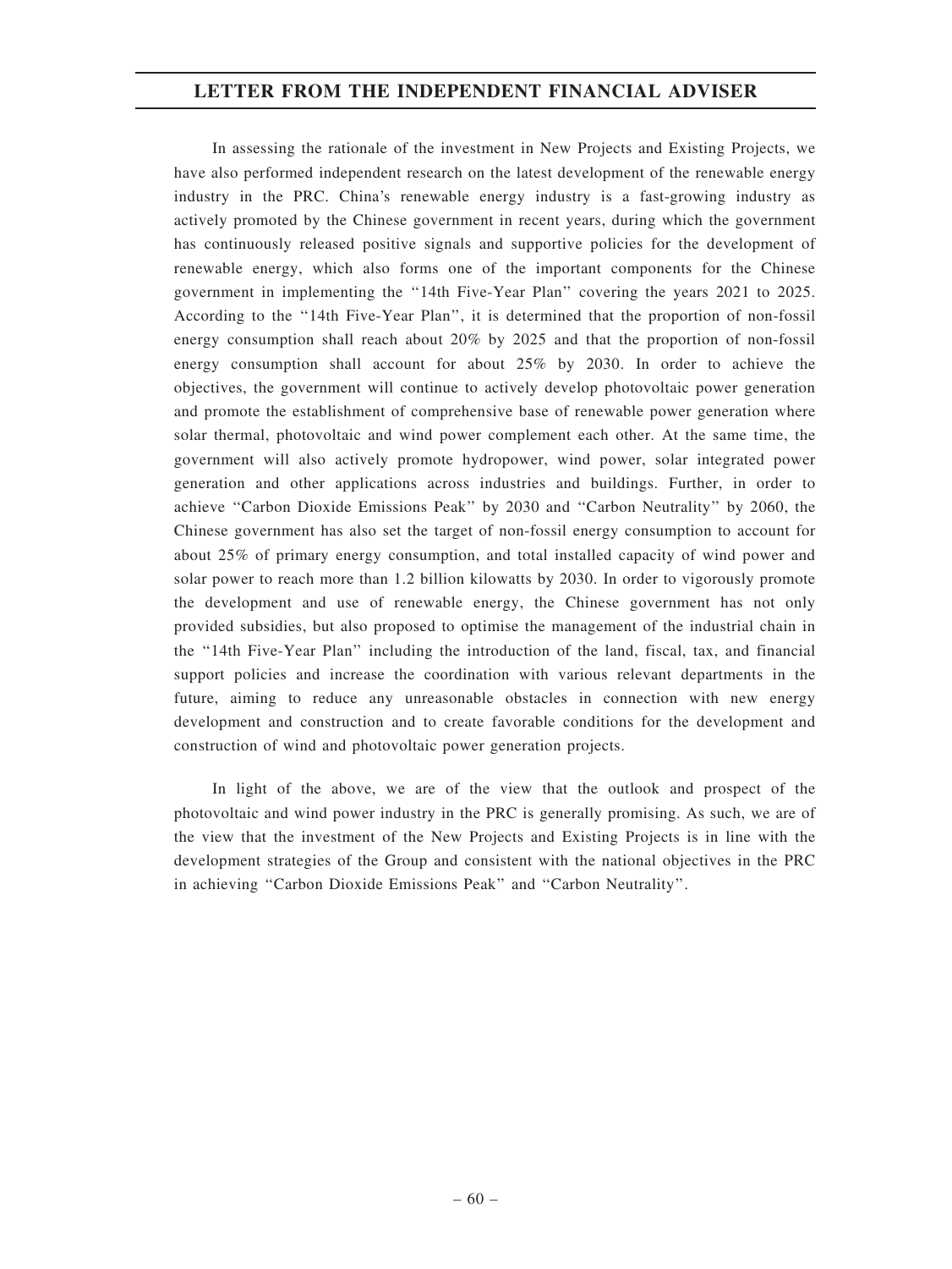In assessing the rationale of the investment in New Projects and Existing Projects, we have also performed independent research on the latest development of the renewable energy industry in the PRC. China's renewable energy industry is a fast-growing industry as actively promoted by the Chinese government in recent years, during which the government has continuously released positive signals and supportive policies for the development of renewable energy, which also forms one of the important components for the Chinese government in implementing the "14th Five-Year Plan" covering the years 2021 to 2025. According to the "14th Five-Year Plan", it is determined that the proportion of non-fossil energy consumption shall reach about 20% by 2025 and that the proportion of non-fossil energy consumption shall account for about 25% by 2030. In order to achieve the objectives, the government will continue to actively develop photovoltaic power generation and promote the establishment of comprehensive base of renewable power generation where solar thermal, photovoltaic and wind power complement each other. At the same time, the government will also actively promote hydropower, wind power, solar integrated power generation and other applications across industries and buildings. Further, in order to achieve "Carbon Dioxide Emissions Peak" by 2030 and "Carbon Neutrality" by 2060, the Chinese government has also set the target of non-fossil energy consumption to account for about 25% of primary energy consumption, and total installed capacity of wind power and solar power to reach more than 1.2 billion kilowatts by 2030. In order to vigorously promote the development and use of renewable energy, the Chinese government has not only provided subsidies, but also proposed to optimise the management of the industrial chain in the "14th Five-Year Plan" including the introduction of the land, fiscal, tax, and financial support policies and increase the coordination with various relevant departments in the future, aiming to reduce any unreasonable obstacles in connection with new energy development and construction and to create favorable conditions for the development and construction of wind and photovoltaic power generation projects.

In light of the above, we are of the view that the outlook and prospect of the photovoltaic and wind power industry in the PRC is generally promising. As such, we are of the view that the investment of the New Projects and Existing Projects is in line with the development strategies of the Group and consistent with the national objectives in the PRC in achieving "Carbon Dioxide Emissions Peak" and "Carbon Neutrality".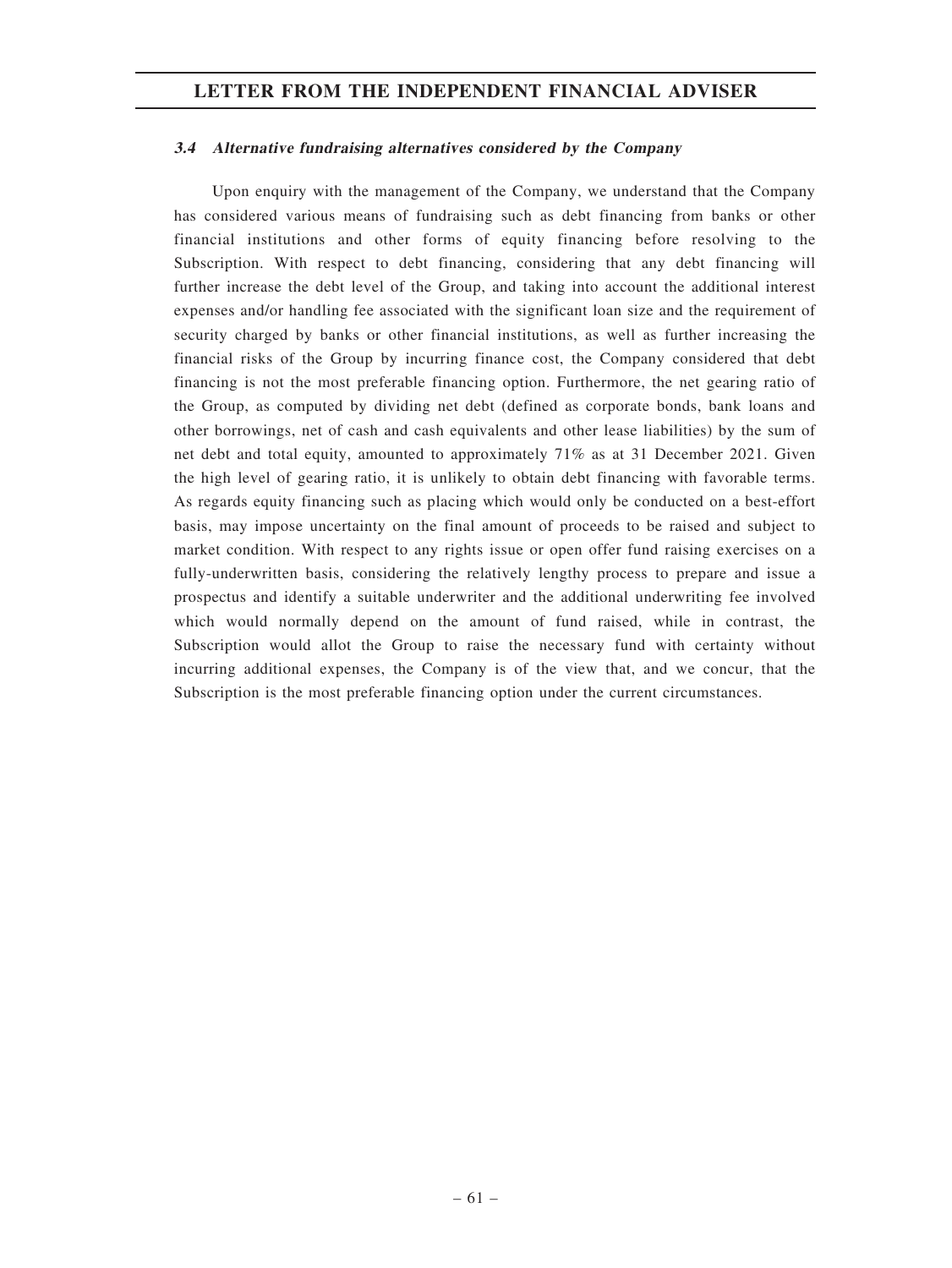### *3.4 Alternative fundraising alternatives considered by the Company*

Upon enquiry with the management of the Company, we understand that the Company has considered various means of fundraising such as debt financing from banks or other financial institutions and other forms of equity financing before resolving to the Subscription. With respect to debt financing, considering that any debt financing will further increase the debt level of the Group, and taking into account the additional interest expenses and/or handling fee associated with the significant loan size and the requirement of security charged by banks or other financial institutions, as well as further increasing the financial risks of the Group by incurring finance cost, the Company considered that debt financing is not the most preferable financing option. Furthermore, the net gearing ratio of the Group, as computed by dividing net debt (defined as corporate bonds, bank loans and other borrowings, net of cash and cash equivalents and other lease liabilities) by the sum of net debt and total equity, amounted to approximately 71% as at 31 December 2021. Given the high level of gearing ratio, it is unlikely to obtain debt financing with favorable terms. As regards equity financing such as placing which would only be conducted on a best-effort basis, may impose uncertainty on the final amount of proceeds to be raised and subject to market condition. With respect to any rights issue or open offer fund raising exercises on a fully-underwritten basis, considering the relatively lengthy process to prepare and issue a prospectus and identify a suitable underwriter and the additional underwriting fee involved which would normally depend on the amount of fund raised, while in contrast, the Subscription would allot the Group to raise the necessary fund with certainty without incurring additional expenses, the Company is of the view that, and we concur, that the Subscription is the most preferable financing option under the current circumstances.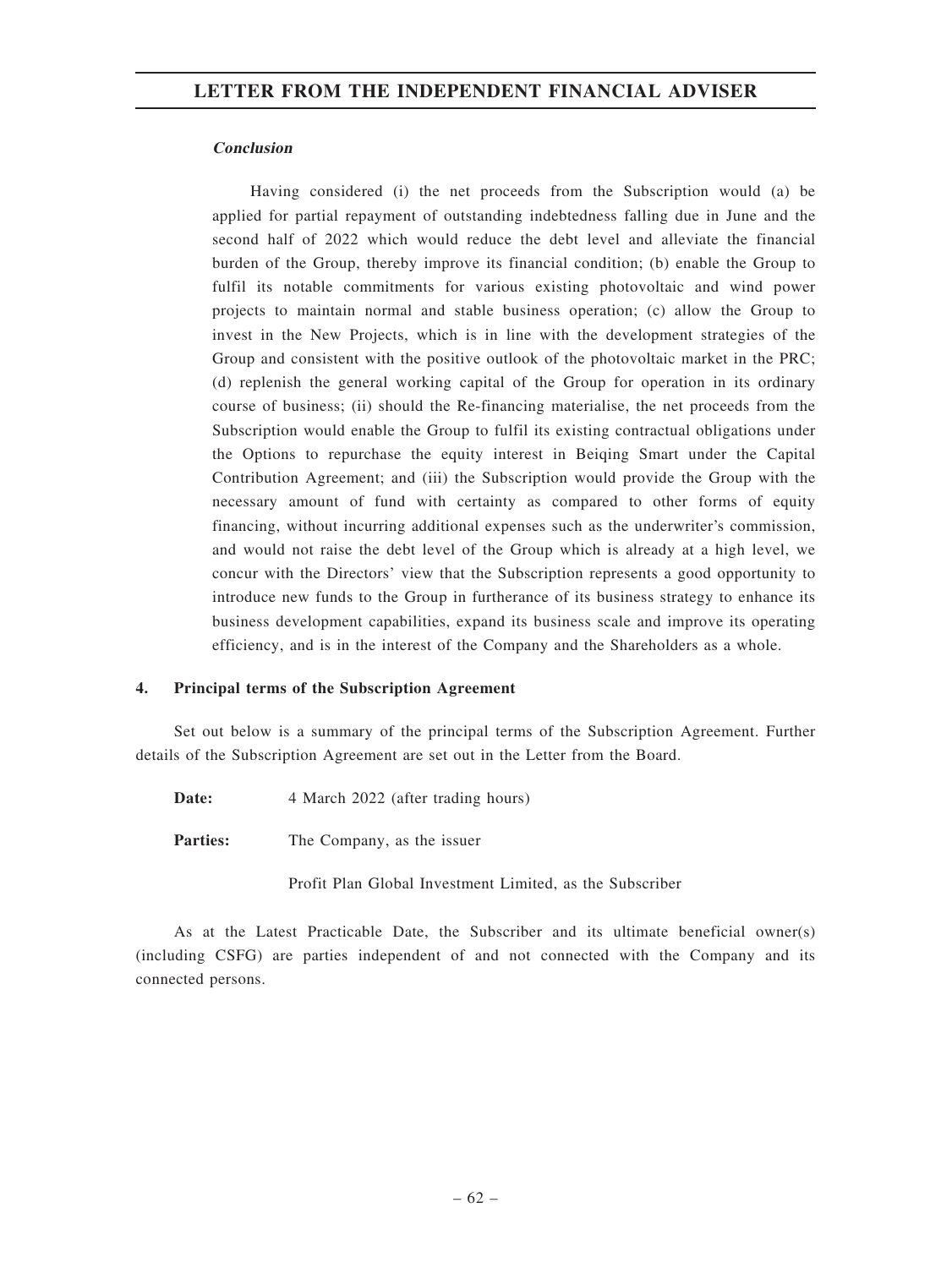***Conclusion***

Having considered (i) the net proceeds from the Subscription would (a) be applied for partial repayment of outstanding indebtedness falling due in June and the second half of 2022 which would reduce the debt level and alleviate the financial burden of the Group, thereby improve its financial condition; (b) enable the Group to fulfil its notable commitments for various existing photovoltaic and wind power projects to maintain normal and stable business operation; (c) allow the Group to invest in the New Projects, which is in line with the development strategies of the Group and consistent with the positive outlook of the photovoltaic market in the PRC; (d) replenish the general working capital of the Group for operation in its ordinary course of business; (ii) should the Re-financing materialise, the net proceeds from the Subscription would enable the Group to fulfil its existing contractual obligations under the Options to repurchase the equity interest in Beiqing Smart under the Capital Contribution Agreement; and (iii) the Subscription would provide the Group with the necessary amount of fund with certainty as compared to other forms of equity financing, without incurring additional expenses such as the underwriter's commission, and would not raise the debt level of the Group which is already at a high level, we concur with the Directors' view that the Subscription represents a good opportunity to introduce new funds to the Group in furtherance of its business strategy to enhance its business development capabilities, expand its business scale and improve its operating efficiency, and is in the interest of the Company and the Shareholders as a whole.

## 4. Principal terms of the Subscription Agreement

Set out below is a summary of the principal terms of the Subscription Agreement. Further details of the Subscription Agreement are set out in the Letter from the Board.

**Date:** 4 March 2022 (after trading hours)

**Parties:** The Company, as the issuer

Profit Plan Global Investment Limited, as the Subscriber

As at the Latest Practicable Date, the Subscriber and its ultimate beneficial owner(s) (including CSFG) are parties independent of and not connected with the Company and its connected persons.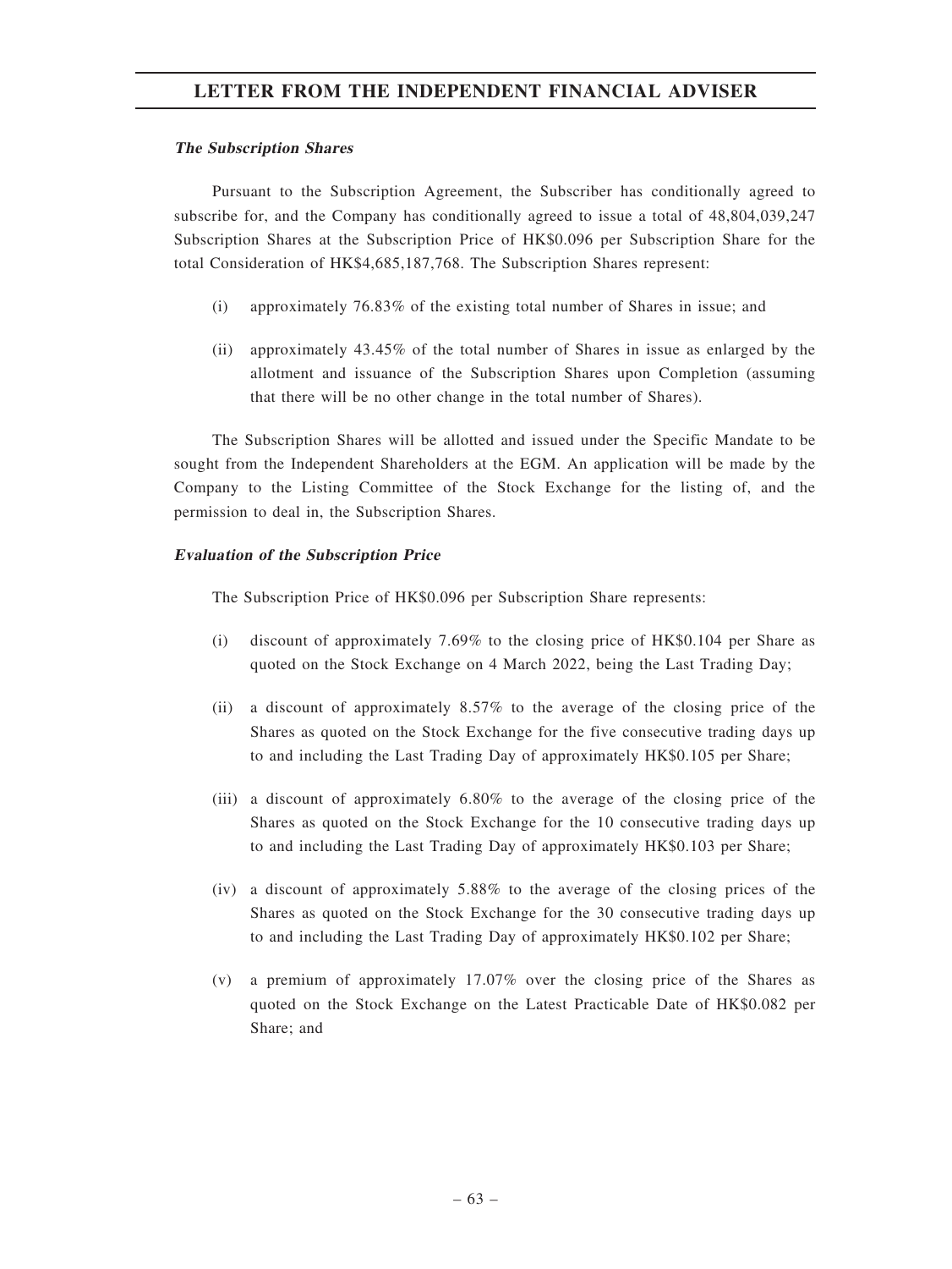***The Subscription Shares***

Pursuant to the Subscription Agreement, the Subscriber has conditionally agreed to subscribe for, and the Company has conditionally agreed to issue a total of 48,804,039,247 Subscription Shares at the Subscription Price of HK$0.096 per Subscription Share for the total Consideration of HK$4,685,187,768. The Subscription Shares represent:

(i) approximately 76.83% of the existing total number of Shares in issue; and

(ii) approximately 43.45% of the total number of Shares in issue as enlarged by the allotment and issuance of the Subscription Shares upon Completion (assuming that there will be no other change in the total number of Shares).

The Subscription Shares will be allotted and issued under the Specific Mandate to be sought from the Independent Shareholders at the EGM. An application will be made by the Company to the Listing Committee of the Stock Exchange for the listing of, and the permission to deal in, the Subscription Shares.

***Evaluation of the Subscription Price***

The Subscription Price of HK$0.096 per Subscription Share represents:

(i) discount of approximately 7.69% to the closing price of HK$0.104 per Share as quoted on the Stock Exchange on 4 March 2022, being the Last Trading Day;

(ii) a discount of approximately 8.57% to the average of the closing price of the Shares as quoted on the Stock Exchange for the five consecutive trading days up to and including the Last Trading Day of approximately HK$0.105 per Share;

(iii) a discount of approximately 6.80% to the average of the closing price of the Shares as quoted on the Stock Exchange for the 10 consecutive trading days up to and including the Last Trading Day of approximately HK$0.103 per Share;

(iv) a discount of approximately 5.88% to the average of the closing prices of the Shares as quoted on the Stock Exchange for the 30 consecutive trading days up to and including the Last Trading Day of approximately HK$0.102 per Share;

(v) a premium of approximately 17.07% over the closing price of the Shares as quoted on the Stock Exchange on the Latest Practicable Date of HK$0.082 per Share; and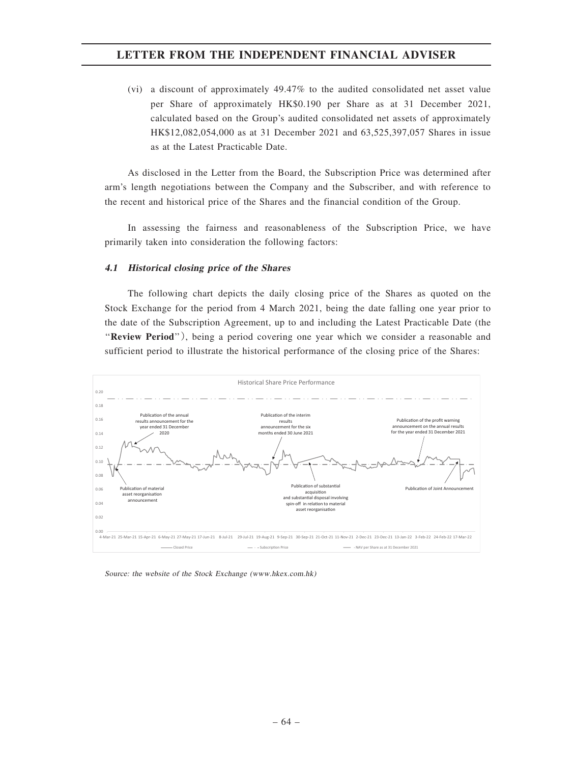(vi) a discount of approximately 49.47% to the audited consolidated net asset value per Share of approximately HK$0.190 per Share as at 31 December 2021, calculated based on the Group's audited consolidated net assets of approximately HK$12,082,054,000 as at 31 December 2021 and 63,525,397,057 Shares in issue as at the Latest Practicable Date.

As disclosed in the Letter from the Board, the Subscription Price was determined after arm's length negotiations between the Company and the Subscriber, and with reference to the recent and historical price of the Shares and the financial condition of the Group.

In assessing the fairness and reasonableness of the Subscription Price, we have primarily taken into consideration the following factors:

#### *4.1 Historical closing price of the Shares*

The following chart depicts the daily closing price of the Shares as quoted on the Stock Exchange for the period from 4 March 2021, being the date falling one year prior to the date of the Subscription Agreement, up to and including the Latest Practicable Date (the "**Review Period**"), being a period covering one year which we consider a reasonable and sufficient period to illustrate the historical performance of the closing price of the Shares:

Historical Share Price Performance

Annotations: Publication of the annual results announcement for the year ended 31 December 2020; Publication of the interim results announcement for the six months ended 30 June 2021; Publication of the profit warning announcement on the annual results for the year ended 31 December 2021; Publication of material asset reorganisation announcement; Publication of substantial acquisition and substantial disposal involving spin-off in relation to material asset reorganisation; Publication of Joint Announcement

Legend: Closed Price; Subscription Price; NAV per Share as at 31 December 2021

*Source: the website of the Stock Exchange (www.hkex.com.hk)*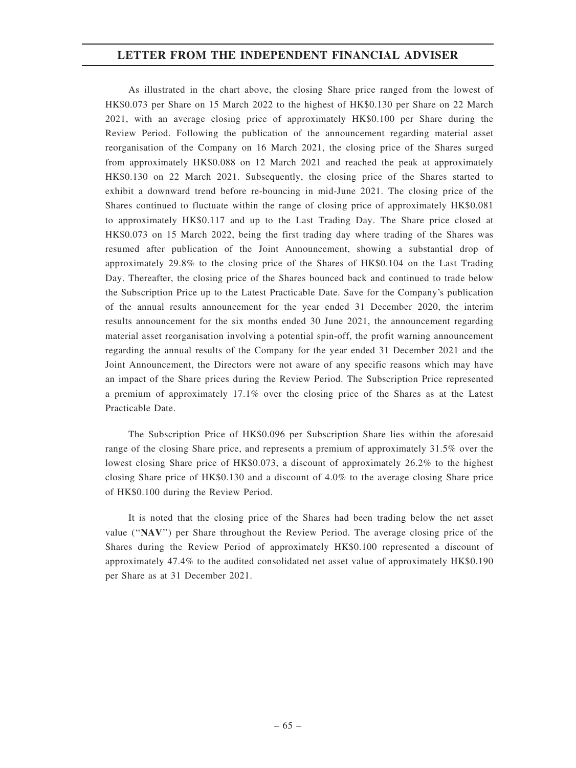As illustrated in the chart above, the closing Share price ranged from the lowest of HK$0.073 per Share on 15 March 2022 to the highest of HK$0.130 per Share on 22 March 2021, with an average closing price of approximately HK$0.100 per Share during the Review Period. Following the publication of the announcement regarding material asset reorganisation of the Company on 16 March 2021, the closing price of the Shares surged from approximately HK$0.088 on 12 March 2021 and reached the peak at approximately HK$0.130 on 22 March 2021. Subsequently, the closing price of the Shares started to exhibit a downward trend before re-bouncing in mid-June 2021. The closing price of the Shares continued to fluctuate within the range of closing price of approximately HK$0.081 to approximately HK$0.117 and up to the Last Trading Day. The Share price closed at HK$0.073 on 15 March 2022, being the first trading day where trading of the Shares was resumed after publication of the Joint Announcement, showing a substantial drop of approximately 29.8% to the closing price of the Shares of HK$0.104 on the Last Trading Day. Thereafter, the closing price of the Shares bounced back and continued to trade below the Subscription Price up to the Latest Practicable Date. Save for the Company's publication of the annual results announcement for the year ended 31 December 2020, the interim results announcement for the six months ended 30 June 2021, the announcement regarding material asset reorganisation involving a potential spin-off, the profit warning announcement regarding the annual results of the Company for the year ended 31 December 2021 and the Joint Announcement, the Directors were not aware of any specific reasons which may have an impact of the Share prices during the Review Period. The Subscription Price represented a premium of approximately 17.1% over the closing price of the Shares as at the Latest Practicable Date.

The Subscription Price of HK$0.096 per Subscription Share lies within the aforesaid range of the closing Share price, and represents a premium of approximately 31.5% over the lowest closing Share price of HK$0.073, a discount of approximately 26.2% to the highest closing Share price of HK$0.130 and a discount of 4.0% to the average closing Share price of HK$0.100 during the Review Period.

It is noted that the closing price of the Shares had been trading below the net asset value ("**NAV**") per Share throughout the Review Period. The average closing price of the Shares during the Review Period of approximately HK$0.100 represented a discount of approximately 47.4% to the audited consolidated net asset value of approximately HK$0.190 per Share as at 31 December 2021.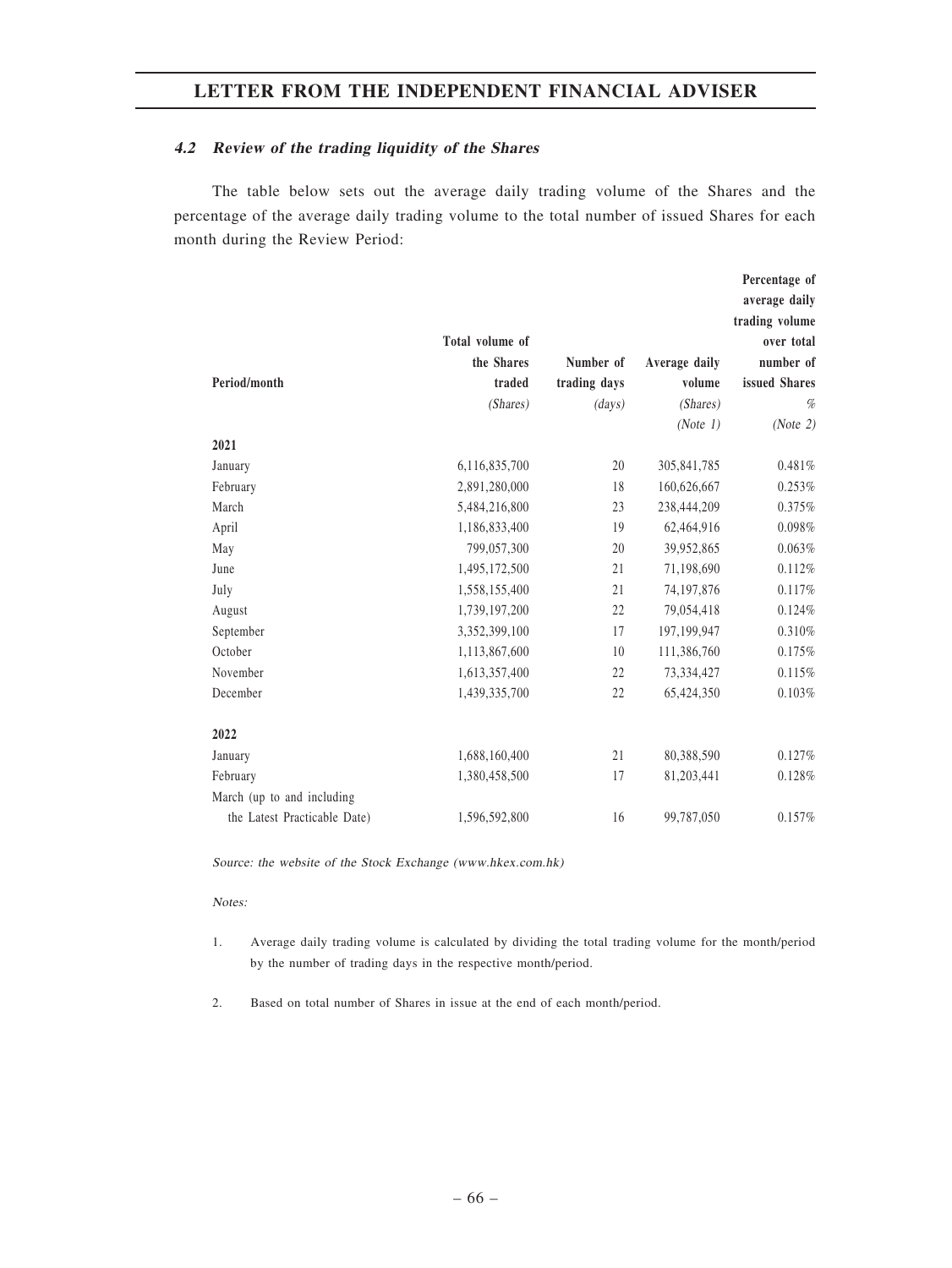#### 4.2 *Review of the trading liquidity of the Shares*

The table below sets out the average daily trading volume of the Shares and the percentage of the average daily trading volume to the total number of issued Shares for each month during the Review Period:

| Period/month | Total volume of the Shares traded *(Shares)* | Number of trading days *(days)* | Average daily volume *(Shares)* *(Note 1)* | Percentage of average daily trading volume over total number of issued Shares % *(Note 2)* |
|---|---|---|---|---|
| **2021** | | | | |
| January | 6,116,835,700 | 20 | 305,841,785 | 0.481% |
| February | 2,891,280,000 | 18 | 160,626,667 | 0.253% |
| March | 5,484,216,800 | 23 | 238,444,209 | 0.375% |
| April | 1,186,833,400 | 19 | 62,464,916 | 0.098% |
| May | 799,057,300 | 20 | 39,952,865 | 0.063% |
| June | 1,495,172,500 | 21 | 71,198,690 | 0.112% |
| July | 1,558,155,400 | 21 | 74,197,876 | 0.117% |
| August | 1,739,197,200 | 22 | 79,054,418 | 0.124% |
| September | 3,352,399,100 | 17 | 197,199,947 | 0.310% |
| October | 1,113,867,600 | 10 | 111,386,760 | 0.175% |
| November | 1,613,357,400 | 22 | 73,334,427 | 0.115% |
| December | 1,439,335,700 | 22 | 65,424,350 | 0.103% |
| **2022** | | | | |
| January | 1,688,160,400 | 21 | 80,388,590 | 0.127% |
| February | 1,380,458,500 | 17 | 81,203,441 | 0.128% |
| March (up to and including the Latest Practicable Date) | 1,596,592,800 | 16 | 99,787,050 | 0.157% |

*Source: the website of the Stock Exchange (www.hkex.com.hk)*

*Notes:*

1. Average daily trading volume is calculated by dividing the total trading volume for the month/period by the number of trading days in the respective month/period.

2. Based on total number of Shares in issue at the end of each month/period.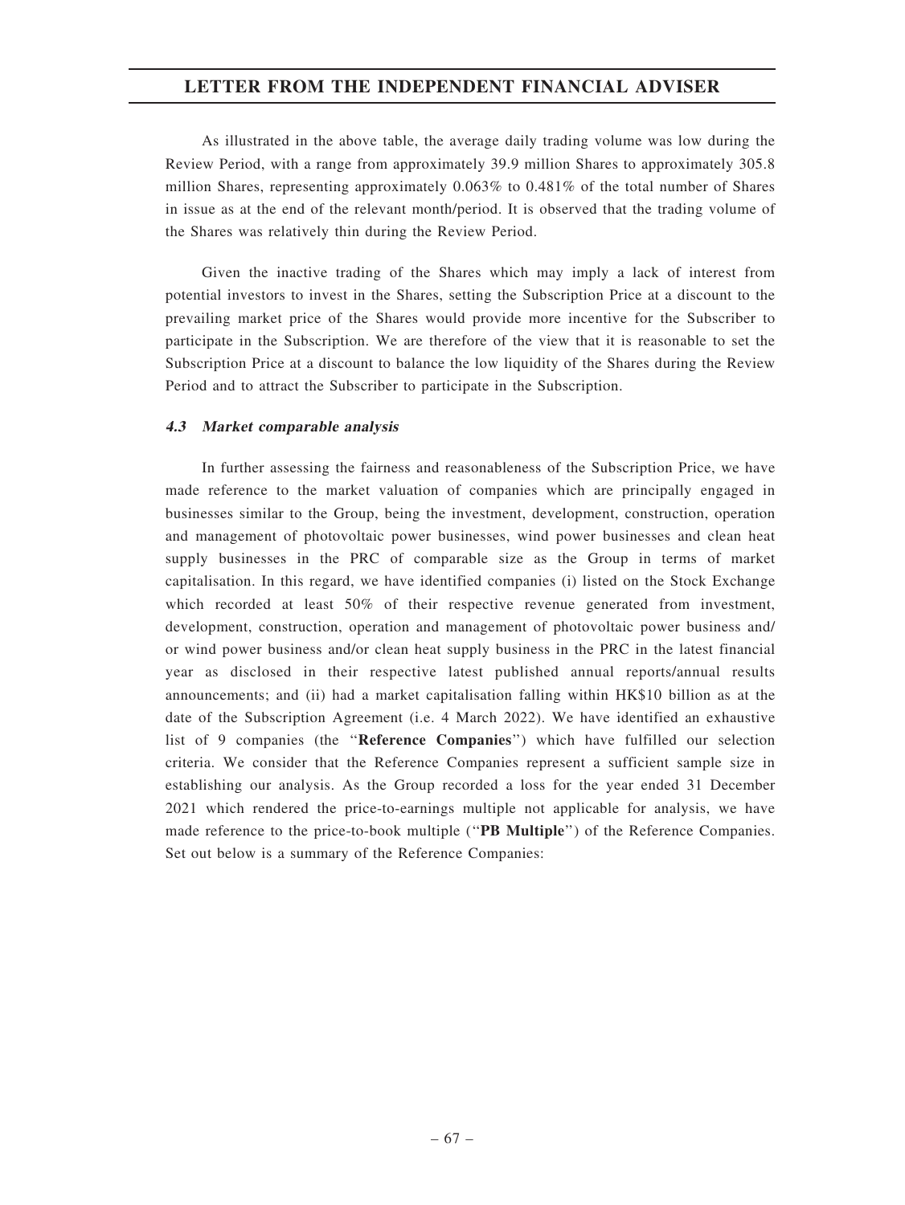As illustrated in the above table, the average daily trading volume was low during the Review Period, with a range from approximately 39.9 million Shares to approximately 305.8 million Shares, representing approximately 0.063% to 0.481% of the total number of Shares in issue as at the end of the relevant month/period. It is observed that the trading volume of the Shares was relatively thin during the Review Period.

Given the inactive trading of the Shares which may imply a lack of interest from potential investors to invest in the Shares, setting the Subscription Price at a discount to the prevailing market price of the Shares would provide more incentive for the Subscriber to participate in the Subscription. We are therefore of the view that it is reasonable to set the Subscription Price at a discount to balance the low liquidity of the Shares during the Review Period and to attract the Subscriber to participate in the Subscription.

#### *4.3 Market comparable analysis*

In further assessing the fairness and reasonableness of the Subscription Price, we have made reference to the market valuation of companies which are principally engaged in businesses similar to the Group, being the investment, development, construction, operation and management of photovoltaic power businesses, wind power businesses and clean heat supply businesses in the PRC of comparable size as the Group in terms of market capitalisation. In this regard, we have identified companies (i) listed on the Stock Exchange which recorded at least 50% of their respective revenue generated from investment, development, construction, operation and management of photovoltaic power business and/or wind power business and/or clean heat supply business in the PRC in the latest financial year as disclosed in their respective latest published annual reports/annual results announcements; and (ii) had a market capitalisation falling within HK$10 billion as at the date of the Subscription Agreement (i.e. 4 March 2022). We have identified an exhaustive list of 9 companies (the "**Reference Companies**") which have fulfilled our selection criteria. We consider that the Reference Companies represent a sufficient sample size in establishing our analysis. As the Group recorded a loss for the year ended 31 December 2021 which rendered the price-to-earnings multiple not applicable for analysis, we have made reference to the price-to-book multiple ("**PB Multiple**") of the Reference Companies. Set out below is a summary of the Reference Companies: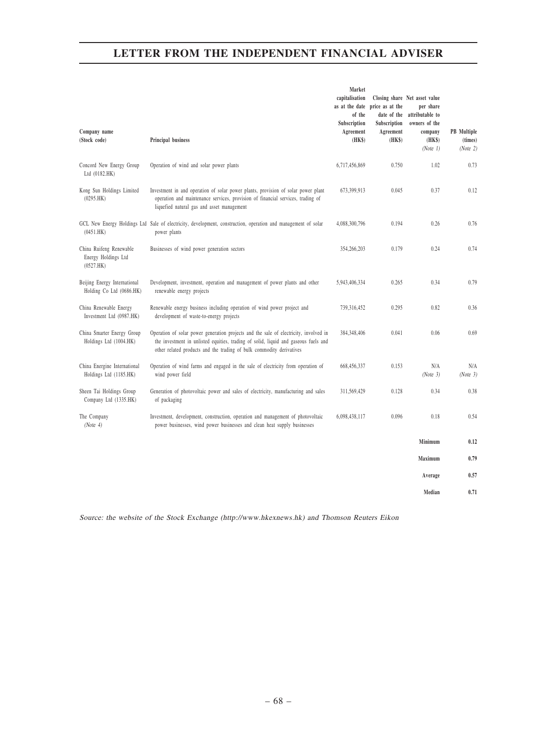| Company name (Stock code) | Principal business | Market capitalisation as at the date of the Subscription Agreement (HK$) | Closing share price as at the date of the Subscription Agreement (HK$) | Net asset value per share attributable to owners of the company (HK$) *(Note 1)* | PB Multiple (times) *(Note 2)* |
|---|---|---|---|---|---|
| Concord New Energy Group Ltd (0182.HK) | Operation of wind and solar power plants | 6,717,456,869 | 0.750 | 1.02 | 0.73 |
| Kong Sun Holdings Limited (0295.HK) | Investment in and operation of solar power plants, provision of solar power plant operation and maintenance services, provision of financial services, trading of liquefied natural gas and asset management | 673,399,913 | 0.045 | 0.37 | 0.12 |
| GCL New Energy Holdings Ltd (0451.HK) | Sale of electricity, development, construction, operation and management of solar power plants | 4,088,300,796 | 0.194 | 0.26 | 0.76 |
| China Ruifeng Renewable Energy Holdings Ltd (0527.HK) | Businesses of wind power generation sectors | 354,266,203 | 0.179 | 0.24 | 0.74 |
| Beijing Energy International Holding Co Ltd (0686.HK) | Development, investment, operation and management of power plants and other renewable energy projects | 5,943,406,334 | 0.265 | 0.34 | 0.79 |
| China Renewable Energy Investment Ltd (0987.HK) | Renewable energy business including operation of wind power project and development of waste-to-energy projects | 739,316,452 | 0.295 | 0.82 | 0.36 |
| China Smarter Energy Group Holdings Ltd (1004.HK) | Operation of solar power generation projects and the sale of electricity, involved in the investment in unlisted equities, trading of solid, liquid and gaseous fuels and other related products and the trading of bulk commodity derivatives | 384,348,406 | 0.041 | 0.06 | 0.69 |
| China Energine International Holdings Ltd (1185.HK) | Operation of wind farms and engaged in the sale of electricity from operation of wind power field | 668,456,337 | 0.153 | N/A *(Note 3)* | N/A *(Note 3)* |
| Sheen Tai Holdings Group Company Ltd (1335.HK) | Generation of photovoltaic power and sales of electricity, manufacturing and sales of packaging | 311,569,429 | 0.128 | 0.34 | 0.38 |
| The Company *(Note 4)* | Investment, development, construction, operation and management of photovoltaic power businesses, wind power businesses and clean heat supply businesses | 6,098,438,117 | 0.096 | 0.18 | 0.54 |
| | | | | **Minimum** | **0.12** |
| | | | | **Maximum** | **0.79** |
| | | | | **Average** | **0.57** |
| | | | | **Median** | **0.71** |

*Source: the website of the Stock Exchange (http://www.hkexnews.hk) and Thomson Reuters Eikon*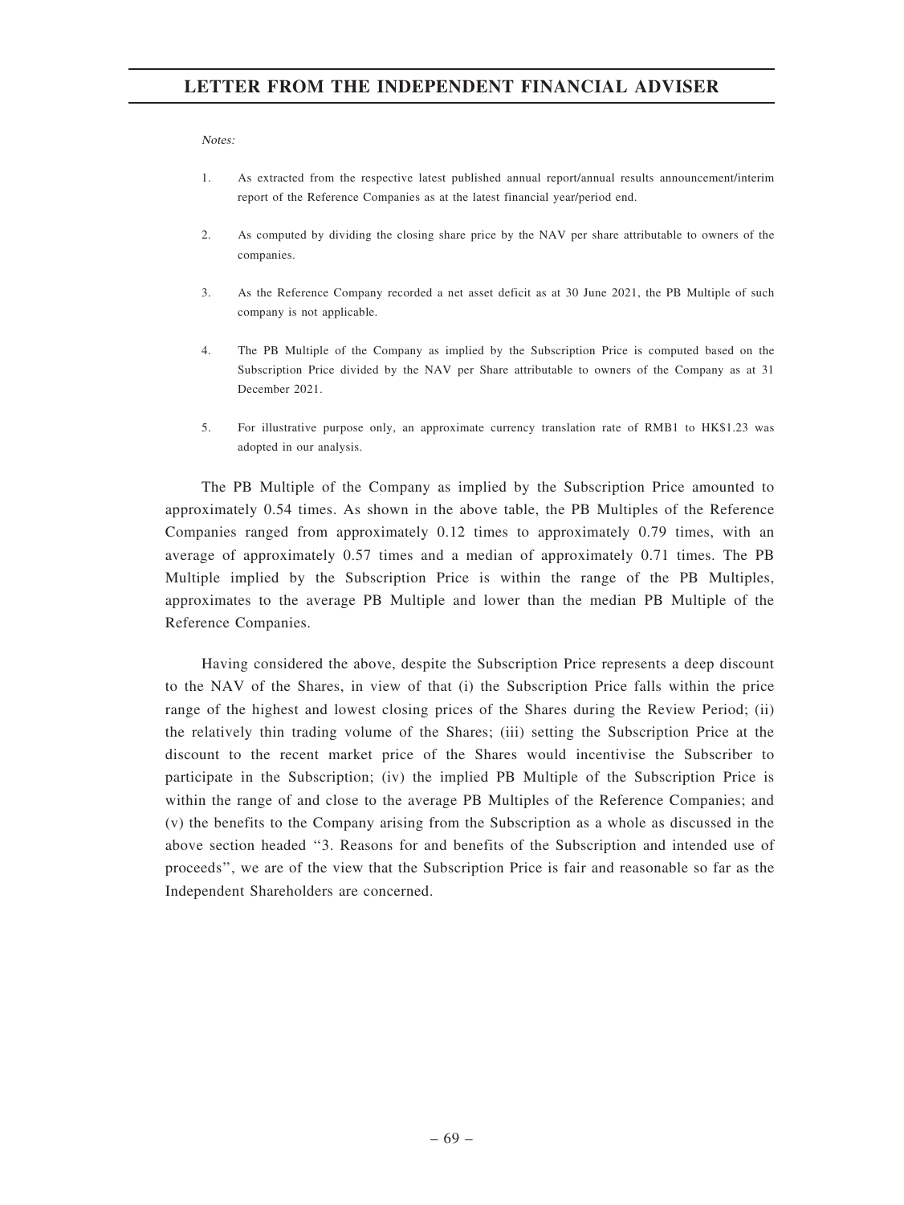*Notes:*

1. As extracted from the respective latest published annual report/annual results announcement/interim report of the Reference Companies as at the latest financial year/period end.

2. As computed by dividing the closing share price by the NAV per share attributable to owners of the companies.

3. As the Reference Company recorded a net asset deficit as at 30 June 2021, the PB Multiple of such company is not applicable.

4. The PB Multiple of the Company as implied by the Subscription Price is computed based on the Subscription Price divided by the NAV per Share attributable to owners of the Company as at 31 December 2021.

5. For illustrative purpose only, an approximate currency translation rate of RMB1 to HK$1.23 was adopted in our analysis.

The PB Multiple of the Company as implied by the Subscription Price amounted to approximately 0.54 times. As shown in the above table, the PB Multiples of the Reference Companies ranged from approximately 0.12 times to approximately 0.79 times, with an average of approximately 0.57 times and a median of approximately 0.71 times. The PB Multiple implied by the Subscription Price is within the range of the PB Multiples, approximates to the average PB Multiple and lower than the median PB Multiple of the Reference Companies.

Having considered the above, despite the Subscription Price represents a deep discount to the NAV of the Shares, in view of that (i) the Subscription Price falls within the price range of the highest and lowest closing prices of the Shares during the Review Period; (ii) the relatively thin trading volume of the Shares; (iii) setting the Subscription Price at the discount to the recent market price of the Shares would incentivise the Subscriber to participate in the Subscription; (iv) the implied PB Multiple of the Subscription Price is within the range of and close to the average PB Multiples of the Reference Companies; and (v) the benefits to the Company arising from the Subscription as a whole as discussed in the above section headed "3. Reasons for and benefits of the Subscription and intended use of proceeds", we are of the view that the Subscription Price is fair and reasonable so far as the Independent Shareholders are concerned.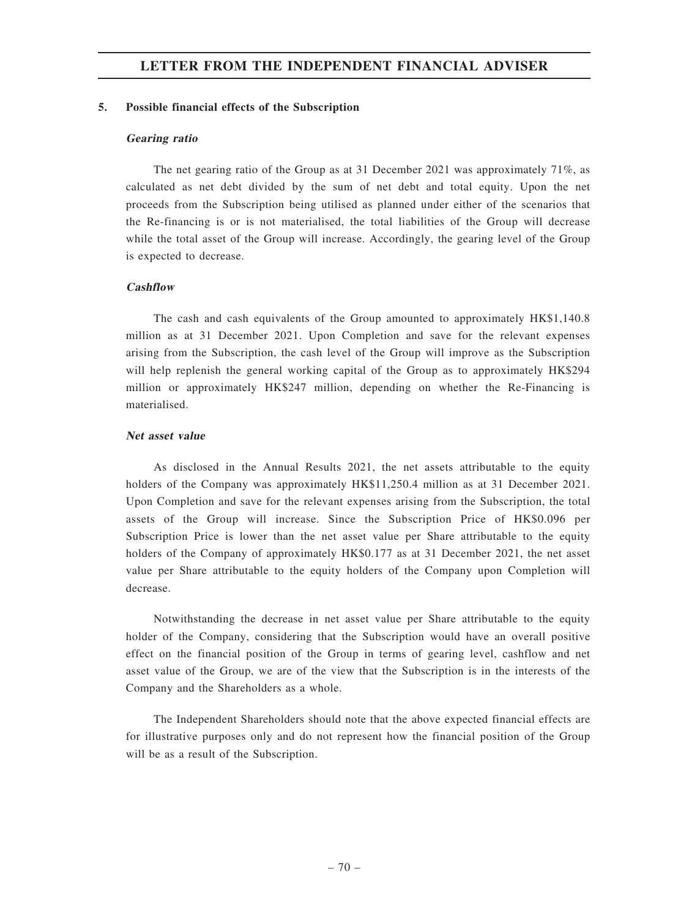## 5. Possible financial effects of the Subscription

### *Gearing ratio*

The net gearing ratio of the Group as at 31 December 2021 was approximately 71%, as calculated as net debt divided by the sum of net debt and total equity. Upon the net proceeds from the Subscription being utilised as planned under either of the scenarios that the Re-financing is or is not materialised, the total liabilities of the Group will decrease while the total asset of the Group will increase. Accordingly, the gearing level of the Group is expected to decrease.

### *Cashflow*

The cash and cash equivalents of the Group amounted to approximately HK$1,140.8 million as at 31 December 2021. Upon Completion and save for the relevant expenses arising from the Subscription, the cash level of the Group will improve as the Subscription will help replenish the general working capital of the Group as to approximately HK$294 million or approximately HK$247 million, depending on whether the Re-Financing is materialised.

### *Net asset value*

As disclosed in the Annual Results 2021, the net assets attributable to the equity holders of the Company was approximately HK$11,250.4 million as at 31 December 2021. Upon Completion and save for the relevant expenses arising from the Subscription, the total assets of the Group will increase. Since the Subscription Price of HK$0.096 per Subscription Price is lower than the net asset value per Share attributable to the equity holders of the Company of approximately HK$0.177 as at 31 December 2021, the net asset value per Share attributable to the equity holders of the Company upon Completion will decrease.

Notwithstanding the decrease in net asset value per Share attributable to the equity holder of the Company, considering that the Subscription would have an overall positive effect on the financial position of the Group in terms of gearing level, cashflow and net asset value of the Group, we are of the view that the Subscription is in the interests of the Company and the Shareholders as a whole.

The Independent Shareholders should note that the above expected financial effects are for illustrative purposes only and do not represent how the financial position of the Group will be as a result of the Subscription.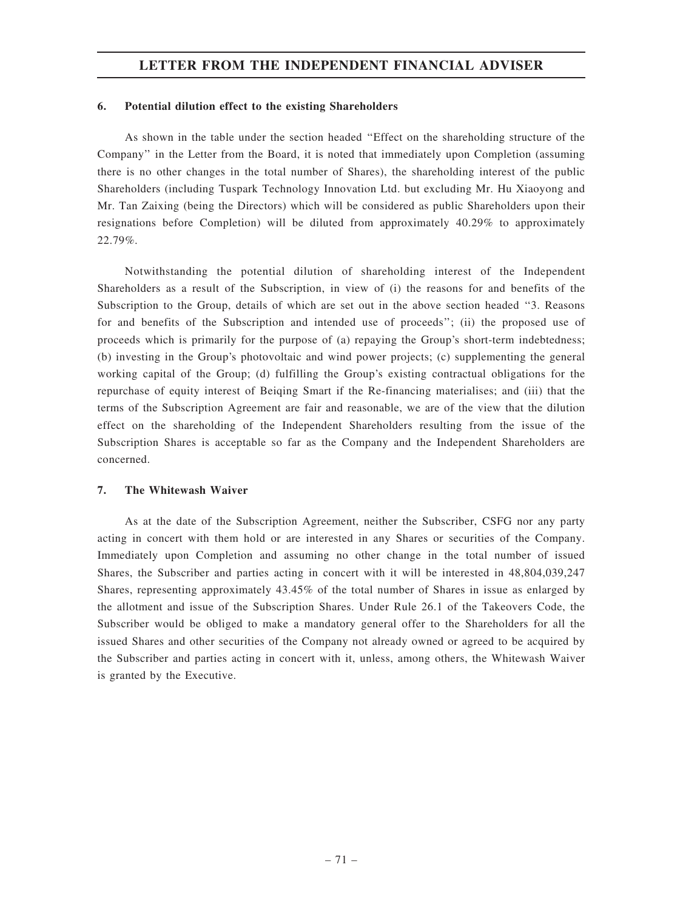### 6. Potential dilution effect to the existing Shareholders

As shown in the table under the section headed "Effect on the shareholding structure of the Company" in the Letter from the Board, it is noted that immediately upon Completion (assuming there is no other changes in the total number of Shares), the shareholding interest of the public Shareholders (including Tuspark Technology Innovation Ltd. but excluding Mr. Hu Xiaoyong and Mr. Tan Zaixing (being the Directors) which will be considered as public Shareholders upon their resignations before Completion) will be diluted from approximately 40.29% to approximately 22.79%.

Notwithstanding the potential dilution of shareholding interest of the Independent Shareholders as a result of the Subscription, in view of (i) the reasons for and benefits of the Subscription to the Group, details of which are set out in the above section headed "3. Reasons for and benefits of the Subscription and intended use of proceeds"; (ii) the proposed use of proceeds which is primarily for the purpose of (a) repaying the Group's short-term indebtedness; (b) investing in the Group's photovoltaic and wind power projects; (c) supplementing the general working capital of the Group; (d) fulfilling the Group's existing contractual obligations for the repurchase of equity interest of Beiqing Smart if the Re-financing materialises; and (iii) that the terms of the Subscription Agreement are fair and reasonable, we are of the view that the dilution effect on the shareholding of the Independent Shareholders resulting from the issue of the Subscription Shares is acceptable so far as the Company and the Independent Shareholders are concerned.

### 7. The Whitewash Waiver

As at the date of the Subscription Agreement, neither the Subscriber, CSFG nor any party acting in concert with them hold or are interested in any Shares or securities of the Company. Immediately upon Completion and assuming no other change in the total number of issued Shares, the Subscriber and parties acting in concert with it will be interested in 48,804,039,247 Shares, representing approximately 43.45% of the total number of Shares in issue as enlarged by the allotment and issue of the Subscription Shares. Under Rule 26.1 of the Takeovers Code, the Subscriber would be obliged to make a mandatory general offer to the Shareholders for all the issued Shares and other securities of the Company not already owned or agreed to be acquired by the Subscriber and parties acting in concert with it, unless, among others, the Whitewash Waiver is granted by the Executive.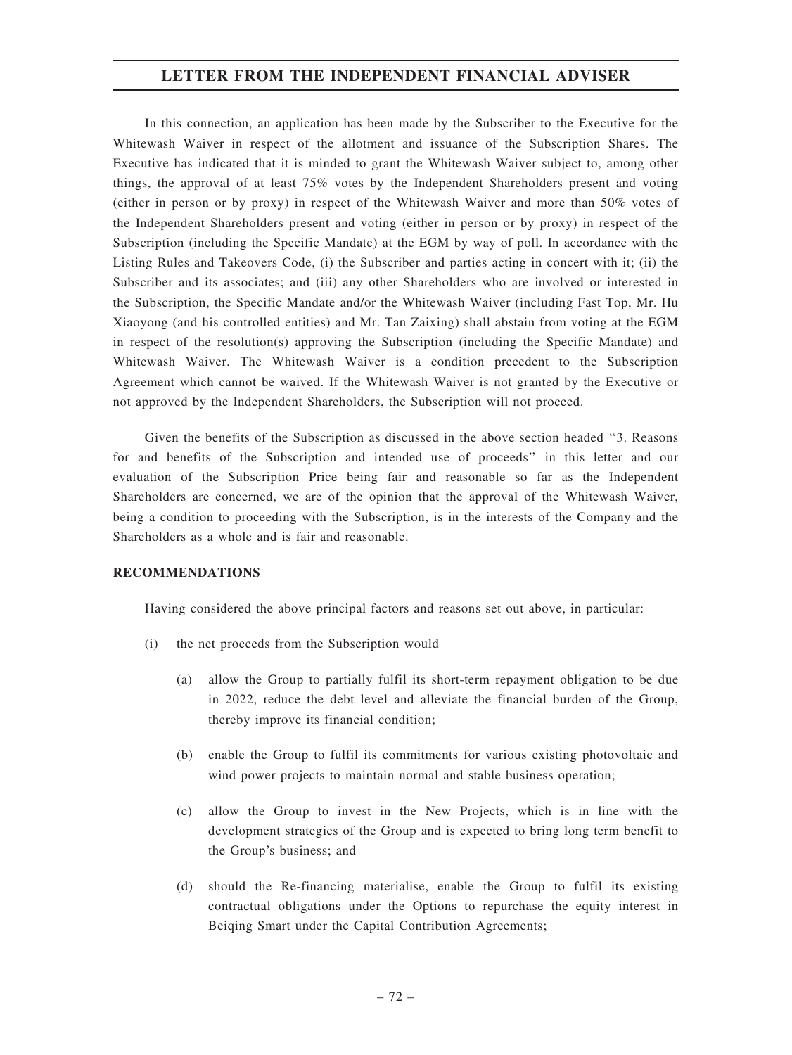In this connection, an application has been made by the Subscriber to the Executive for the Whitewash Waiver in respect of the allotment and issuance of the Subscription Shares. The Executive has indicated that it is minded to grant the Whitewash Waiver subject to, among other things, the approval of at least 75% votes by the Independent Shareholders present and voting (either in person or by proxy) in respect of the Whitewash Waiver and more than 50% votes of the Independent Shareholders present and voting (either in person or by proxy) in respect of the Subscription (including the Specific Mandate) at the EGM by way of poll. In accordance with the Listing Rules and Takeovers Code, (i) the Subscriber and parties acting in concert with it; (ii) the Subscriber and its associates; and (iii) any other Shareholders who are involved or interested in the Subscription, the Specific Mandate and/or the Whitewash Waiver (including Fast Top, Mr. Hu Xiaoyong (and his controlled entities) and Mr. Tan Zaixing) shall abstain from voting at the EGM in respect of the resolution(s) approving the Subscription (including the Specific Mandate) and Whitewash Waiver. The Whitewash Waiver is a condition precedent to the Subscription Agreement which cannot be waived. If the Whitewash Waiver is not granted by the Executive or not approved by the Independent Shareholders, the Subscription will not proceed.

Given the benefits of the Subscription as discussed in the above section headed "3. Reasons for and benefits of the Subscription and intended use of proceeds" in this letter and our evaluation of the Subscription Price being fair and reasonable so far as the Independent Shareholders are concerned, we are of the opinion that the approval of the Whitewash Waiver, being a condition to proceeding with the Subscription, is in the interests of the Company and the Shareholders as a whole and is fair and reasonable.

**RECOMMENDATIONS**

Having considered the above principal factors and reasons set out above, in particular:

(i) the net proceeds from the Subscription would

  (a) allow the Group to partially fulfil its short-term repayment obligation to be due in 2022, reduce the debt level and alleviate the financial burden of the Group, thereby improve its financial condition;

  (b) enable the Group to fulfil its commitments for various existing photovoltaic and wind power projects to maintain normal and stable business operation;

  (c) allow the Group to invest in the New Projects, which is in line with the development strategies of the Group and is expected to bring long term benefit to the Group's business; and

  (d) should the Re-financing materialise, enable the Group to fulfil its existing contractual obligations under the Options to repurchase the equity interest in Beiqing Smart under the Capital Contribution Agreements;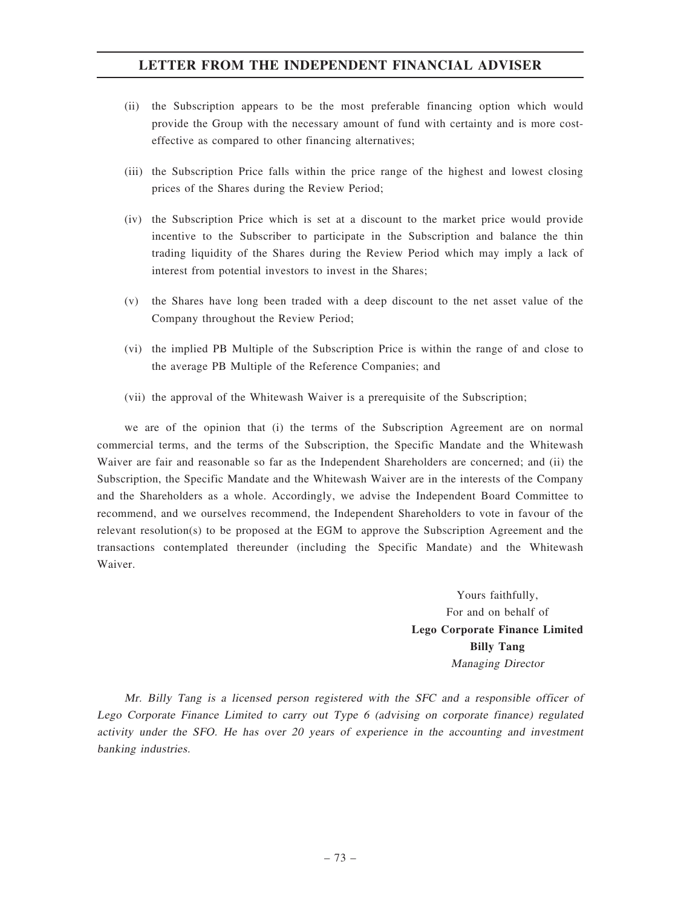(ii) the Subscription appears to be the most preferable financing option which would provide the Group with the necessary amount of fund with certainty and is more cost-effective as compared to other financing alternatives;

(iii) the Subscription Price falls within the price range of the highest and lowest closing prices of the Shares during the Review Period;

(iv) the Subscription Price which is set at a discount to the market price would provide incentive to the Subscriber to participate in the Subscription and balance the thin trading liquidity of the Shares during the Review Period which may imply a lack of interest from potential investors to invest in the Shares;

(v) the Shares have long been traded with a deep discount to the net asset value of the Company throughout the Review Period;

(vi) the implied PB Multiple of the Subscription Price is within the range of and close to the average PB Multiple of the Reference Companies; and

(vii) the approval of the Whitewash Waiver is a prerequisite of the Subscription;

we are of the opinion that (i) the terms of the Subscription Agreement are on normal commercial terms, and the terms of the Subscription, the Specific Mandate and the Whitewash Waiver are fair and reasonable so far as the Independent Shareholders are concerned; and (ii) the Subscription, the Specific Mandate and the Whitewash Waiver are in the interests of the Company and the Shareholders as a whole. Accordingly, we advise the Independent Board Committee to recommend, and we ourselves recommend, the Independent Shareholders to vote in favour of the relevant resolution(s) to be proposed at the EGM to approve the Subscription Agreement and the transactions contemplated thereunder (including the Specific Mandate) and the Whitewash Waiver.

Yours faithfully,
For and on behalf of
**Lego Corporate Finance Limited**
**Billy Tang**
*Managing Director*

*Mr. Billy Tang is a licensed person registered with the SFC and a responsible officer of Lego Corporate Finance Limited to carry out Type 6 (advising on corporate finance) regulated activity under the SFO. He has over 20 years of experience in the accounting and investment banking industries.*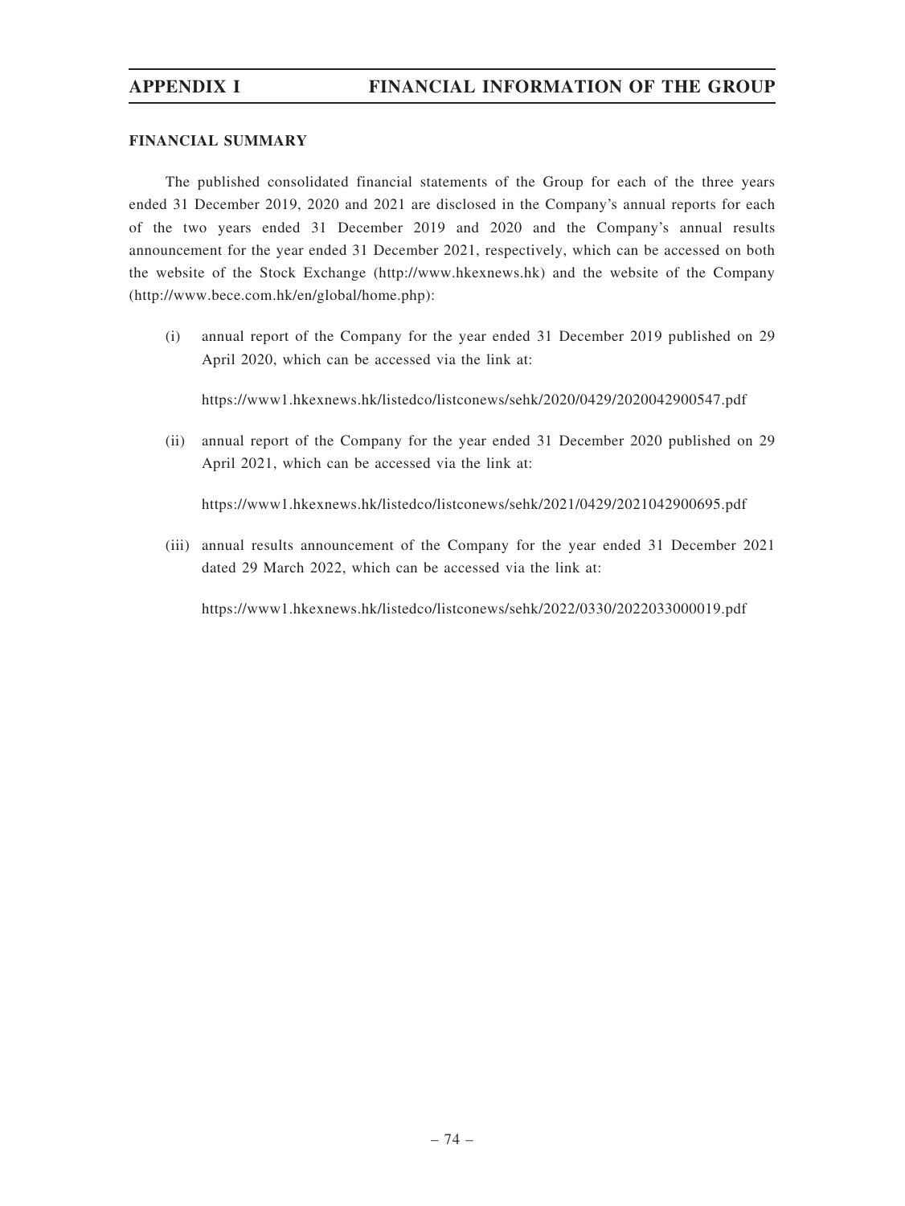## FINANCIAL SUMMARY

The published consolidated financial statements of the Group for each of the three years ended 31 December 2019, 2020 and 2021 are disclosed in the Company's annual reports for each of the two years ended 31 December 2019 and 2020 and the Company's annual results announcement for the year ended 31 December 2021, respectively, which can be accessed on both the website of the Stock Exchange (http://www.hkexnews.hk) and the website of the Company (http://www.bece.com.hk/en/global/home.php):

(i) annual report of the Company for the year ended 31 December 2019 published on 29 April 2020, which can be accessed via the link at:

https://www1.hkexnews.hk/listedco/listconews/sehk/2020/0429/2020042900547.pdf

(ii) annual report of the Company for the year ended 31 December 2020 published on 29 April 2021, which can be accessed via the link at:

https://www1.hkexnews.hk/listedco/listconews/sehk/2021/0429/2021042900695.pdf

(iii) annual results announcement of the Company for the year ended 31 December 2021 dated 29 March 2022, which can be accessed via the link at:

https://www1.hkexnews.hk/listedco/listconews/sehk/2022/0330/2022033000019.pdf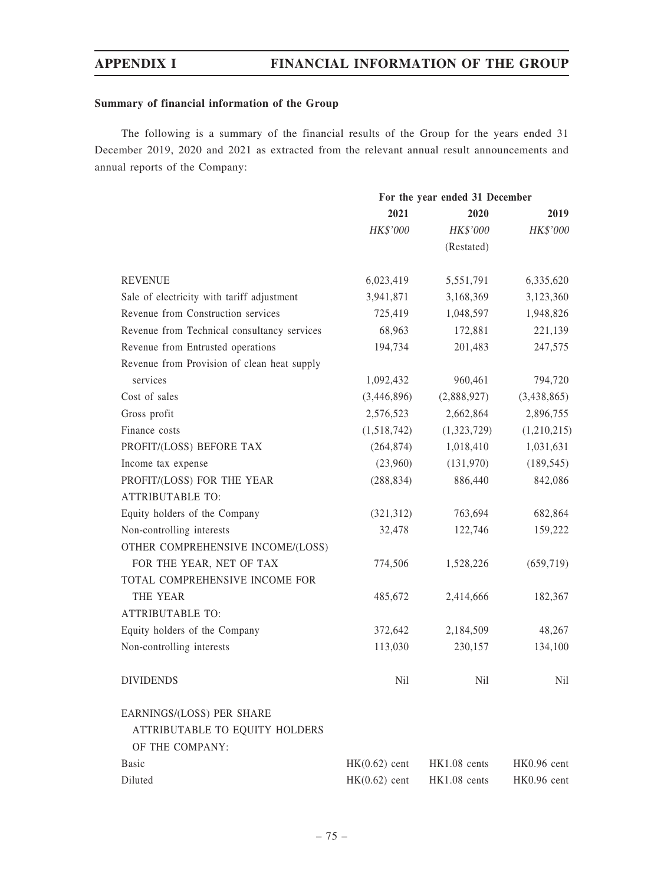**Summary of financial information of the Group**

The following is a summary of the financial results of the Group for the years ended 31 December 2019, 2020 and 2021 as extracted from the relevant annual result announcements and annual reports of the Company:

| | For the year ended 31 December | | |
|---|---|---|---|
| | **2021** | **2020** | **2019** |
| | *HK$'000* | *HK$'000* | *HK$'000* |
| | | (Restated) | |
| REVENUE | 6,023,419 | 5,551,791 | 6,335,620 |
| Sale of electricity with tariff adjustment | 3,941,871 | 3,168,369 | 3,123,360 |
| Revenue from Construction services | 725,419 | 1,048,597 | 1,948,826 |
| Revenue from Technical consultancy services | 68,963 | 172,881 | 221,139 |
| Revenue from Entrusted operations | 194,734 | 201,483 | 247,575 |
| Revenue from Provision of clean heat supply services | 1,092,432 | 960,461 | 794,720 |
| Cost of sales | (3,446,896) | (2,888,927) | (3,438,865) |
| Gross profit | 2,576,523 | 2,662,864 | 2,896,755 |
| Finance costs | (1,518,742) | (1,323,729) | (1,210,215) |
| PROFIT/(LOSS) BEFORE TAX | (264,874) | 1,018,410 | 1,031,631 |
| Income tax expense | (23,960) | (131,970) | (189,545) |
| PROFIT/(LOSS) FOR THE YEAR | (288,834) | 886,440 | 842,086 |
| ATTRIBUTABLE TO: | | | |
| Equity holders of the Company | (321,312) | 763,694 | 682,864 |
| Non-controlling interests | 32,478 | 122,746 | 159,222 |
| OTHER COMPREHENSIVE INCOME/(LOSS) FOR THE YEAR, NET OF TAX | 774,506 | 1,528,226 | (659,719) |
| TOTAL COMPREHENSIVE INCOME FOR THE YEAR | 485,672 | 2,414,666 | 182,367 |
| ATTRIBUTABLE TO: | | | |
| Equity holders of the Company | 372,642 | 2,184,509 | 48,267 |
| Non-controlling interests | 113,030 | 230,157 | 134,100 |
| DIVIDENDS | Nil | Nil | Nil |
| EARNINGS/(LOSS) PER SHARE ATTRIBUTABLE TO EQUITY HOLDERS OF THE COMPANY: | | | |
| Basic | HK(0.62) cent | HK1.08 cents | HK0.96 cent |
| Diluted | HK(0.62) cent | HK1.08 cents | HK0.96 cent |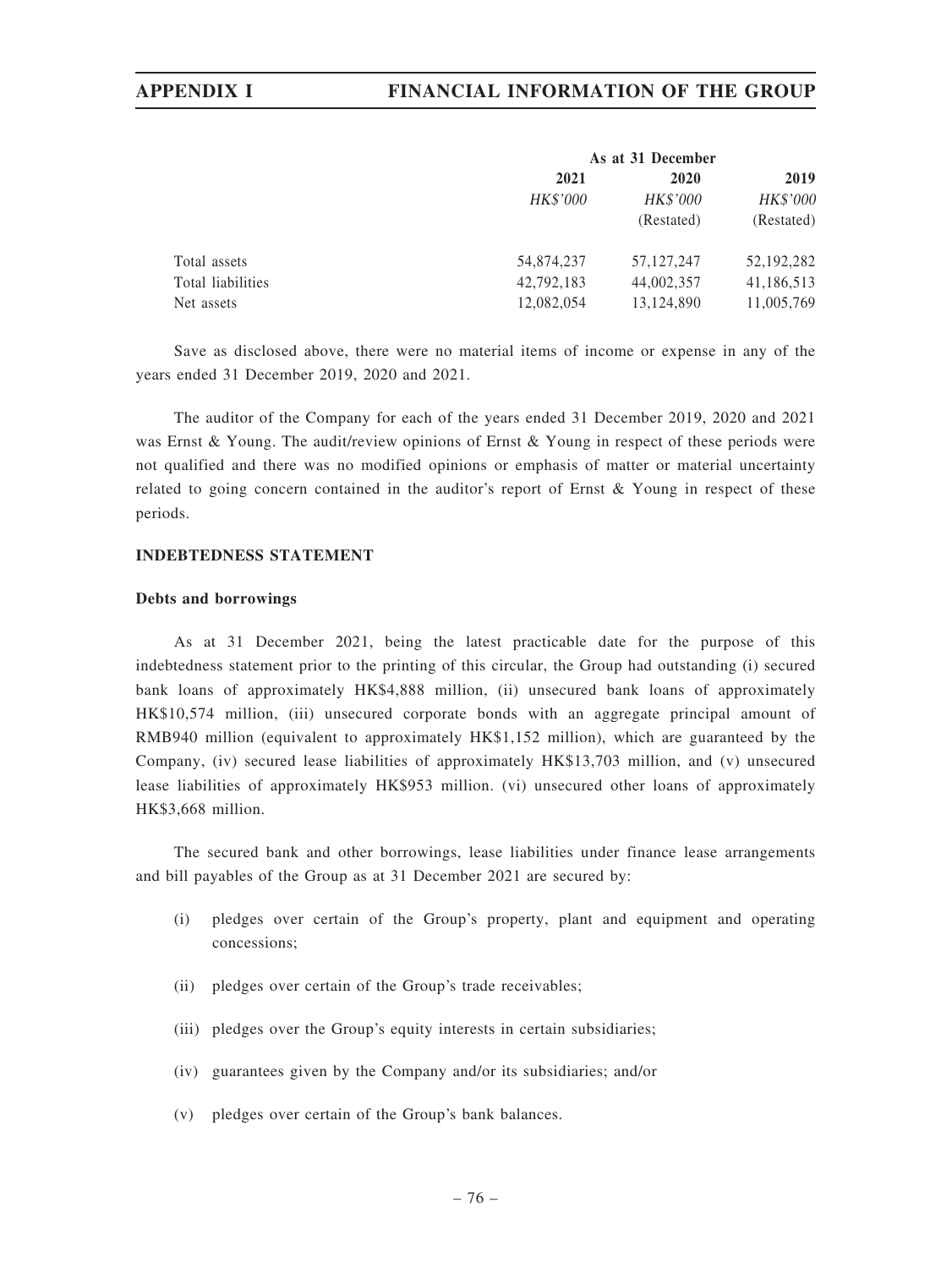| | As at 31 December | | |
|---|---|---|---|
| | 2021 | 2020 | 2019 |
| | *HK$'000* | *HK$'000* | *HK$'000* |
| | | (Restated) | (Restated) |
| Total assets | 54,874,237 | 57,127,247 | 52,192,282 |
| Total liabilities | 42,792,183 | 44,002,357 | 41,186,513 |
| Net assets | 12,082,054 | 13,124,890 | 11,005,769 |

Save as disclosed above, there were no material items of income or expense in any of the years ended 31 December 2019, 2020 and 2021.

The auditor of the Company for each of the years ended 31 December 2019, 2020 and 2021 was Ernst & Young. The audit/review opinions of Ernst & Young in respect of these periods were not qualified and there was no modified opinions or emphasis of matter or material uncertainty related to going concern contained in the auditor's report of Ernst & Young in respect of these periods.

## INDEBTEDNESS STATEMENT

### Debts and borrowings

As at 31 December 2021, being the latest practicable date for the purpose of this indebtedness statement prior to the printing of this circular, the Group had outstanding (i) secured bank loans of approximately HK$4,888 million, (ii) unsecured bank loans of approximately HK$10,574 million, (iii) unsecured corporate bonds with an aggregate principal amount of RMB940 million (equivalent to approximately HK$1,152 million), which are guaranteed by the Company, (iv) secured lease liabilities of approximately HK$13,703 million, and (v) unsecured lease liabilities of approximately HK$953 million. (vi) unsecured other loans of approximately HK$3,668 million.

The secured bank and other borrowings, lease liabilities under finance lease arrangements and bill payables of the Group as at 31 December 2021 are secured by:

(i) pledges over certain of the Group's property, plant and equipment and operating concessions;

(ii) pledges over certain of the Group's trade receivables;

(iii) pledges over the Group's equity interests in certain subsidiaries;

(iv) guarantees given by the Company and/or its subsidiaries; and/or

(v) pledges over certain of the Group's bank balances.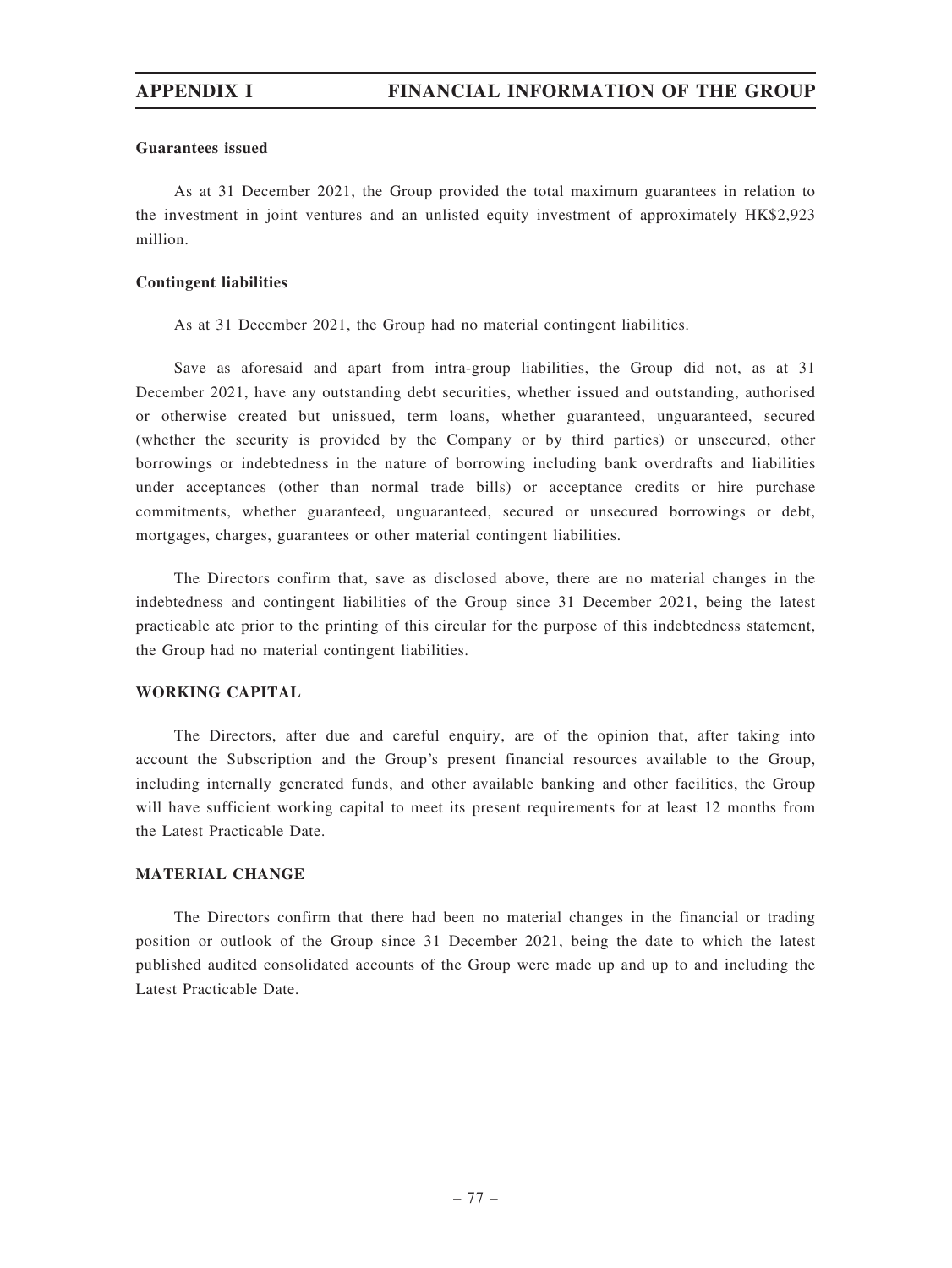**Guarantees issued**

As at 31 December 2021, the Group provided the total maximum guarantees in relation to the investment in joint ventures and an unlisted equity investment of approximately HK$2,923 million.

**Contingent liabilities**

As at 31 December 2021, the Group had no material contingent liabilities.

Save as aforesaid and apart from intra-group liabilities, the Group did not, as at 31 December 2021, have any outstanding debt securities, whether issued and outstanding, authorised or otherwise created but unissued, term loans, whether guaranteed, unguaranteed, secured (whether the security is provided by the Company or by third parties) or unsecured, other borrowings or indebtedness in the nature of borrowing including bank overdrafts and liabilities under acceptances (other than normal trade bills) or acceptance credits or hire purchase commitments, whether guaranteed, unguaranteed, secured or unsecured borrowings or debt, mortgages, charges, guarantees or other material contingent liabilities.

The Directors confirm that, save as disclosed above, there are no material changes in the indebtedness and contingent liabilities of the Group since 31 December 2021, being the latest practicable ate prior to the printing of this circular for the purpose of this indebtedness statement, the Group had no material contingent liabilities.

**WORKING CAPITAL**

The Directors, after due and careful enquiry, are of the opinion that, after taking into account the Subscription and the Group's present financial resources available to the Group, including internally generated funds, and other available banking and other facilities, the Group will have sufficient working capital to meet its present requirements for at least 12 months from the Latest Practicable Date.

**MATERIAL CHANGE**

The Directors confirm that there had been no material changes in the financial or trading position or outlook of the Group since 31 December 2021, being the date to which the latest published audited consolidated accounts of the Group were made up and up to and including the Latest Practicable Date.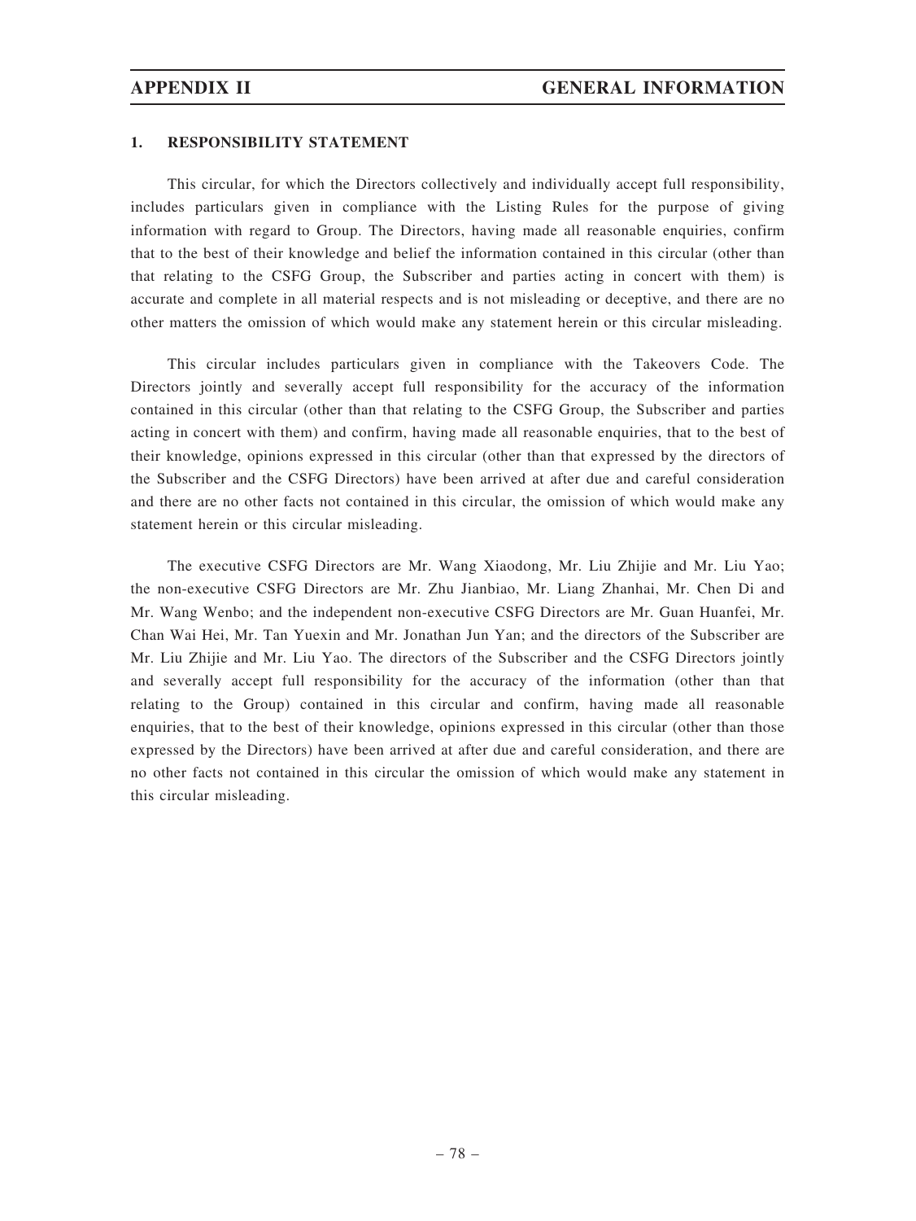## 1. RESPONSIBILITY STATEMENT

This circular, for which the Directors collectively and individually accept full responsibility, includes particulars given in compliance with the Listing Rules for the purpose of giving information with regard to Group. The Directors, having made all reasonable enquiries, confirm that to the best of their knowledge and belief the information contained in this circular (other than that relating to the CSFG Group, the Subscriber and parties acting in concert with them) is accurate and complete in all material respects and is not misleading or deceptive, and there are no other matters the omission of which would make any statement herein or this circular misleading.

This circular includes particulars given in compliance with the Takeovers Code. The Directors jointly and severally accept full responsibility for the accuracy of the information contained in this circular (other than that relating to the CSFG Group, the Subscriber and parties acting in concert with them) and confirm, having made all reasonable enquiries, that to the best of their knowledge, opinions expressed in this circular (other than that expressed by the directors of the Subscriber and the CSFG Directors) have been arrived at after due and careful consideration and there are no other facts not contained in this circular, the omission of which would make any statement herein or this circular misleading.

The executive CSFG Directors are Mr. Wang Xiaodong, Mr. Liu Zhijie and Mr. Liu Yao; the non-executive CSFG Directors are Mr. Zhu Jianbiao, Mr. Liang Zhanhai, Mr. Chen Di and Mr. Wang Wenbo; and the independent non-executive CSFG Directors are Mr. Guan Huanfei, Mr. Chan Wai Hei, Mr. Tan Yuexin and Mr. Jonathan Jun Yan; and the directors of the Subscriber are Mr. Liu Zhijie and Mr. Liu Yao. The directors of the Subscriber and the CSFG Directors jointly and severally accept full responsibility for the accuracy of the information (other than that relating to the Group) contained in this circular and confirm, having made all reasonable enquiries, that to the best of their knowledge, opinions expressed in this circular (other than those expressed by the Directors) have been arrived at after due and careful consideration, and there are no other facts not contained in this circular the omission of which would make any statement in this circular misleading.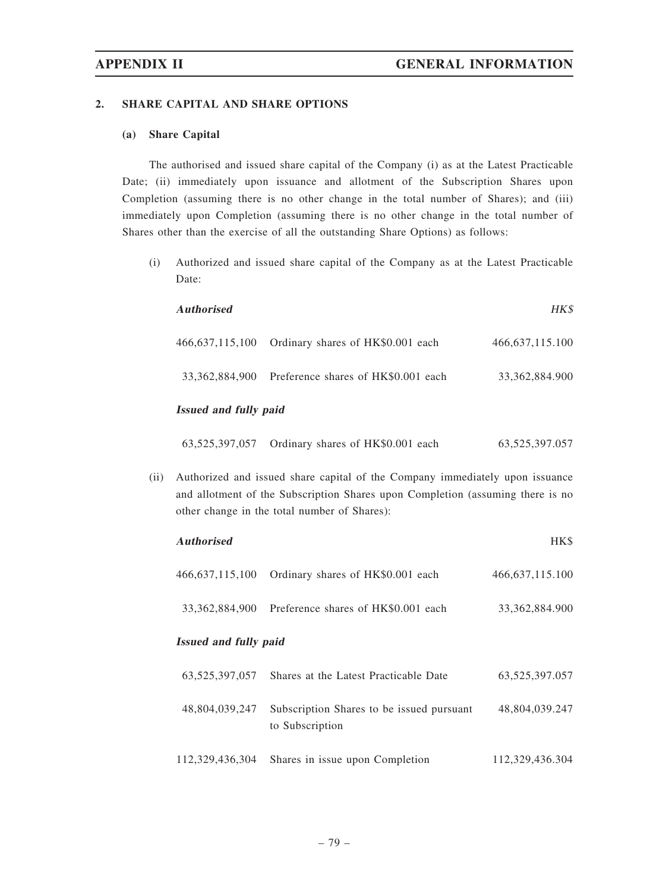## 2. SHARE CAPITAL AND SHARE OPTIONS

### (a) Share Capital

The authorised and issued share capital of the Company (i) as at the Latest Practicable Date; (ii) immediately upon issuance and allotment of the Subscription Shares upon Completion (assuming there is no other change in the total number of Shares); and (iii) immediately upon Completion (assuming there is no other change in the total number of Shares other than the exercise of all the outstanding Share Options) as follows:

(i) Authorized and issued share capital of the Company as at the Latest Practicable Date:

| ***Authorised*** | | *HK$* |
|---|---|---|
| 466,637,115,100 | Ordinary shares of HK$0.001 each | 466,637,115.100 |
| 33,362,884,900 | Preference shares of HK$0.001 each | 33,362,884.900 |
| ***Issued and fully paid*** | | |
| 63,525,397,057 | Ordinary shares of HK$0.001 each | 63,525,397.057 |

(ii) Authorized and issued share capital of the Company immediately upon issuance and allotment of the Subscription Shares upon Completion (assuming there is no other change in the total number of Shares):

| ***Authorised*** | | HK$ |
|---|---|---|
| 466,637,115,100 | Ordinary shares of HK$0.001 each | 466,637,115.100 |
| 33,362,884,900 | Preference shares of HK$0.001 each | 33,362,884.900 |
| ***Issued and fully paid*** | | |
| 63,525,397,057 | Shares at the Latest Practicable Date | 63,525,397.057 |
| 48,804,039,247 | Subscription Shares to be issued pursuant to Subscription | 48,804,039.247 |
| 112,329,436,304 | Shares in issue upon Completion | 112,329,436.304 |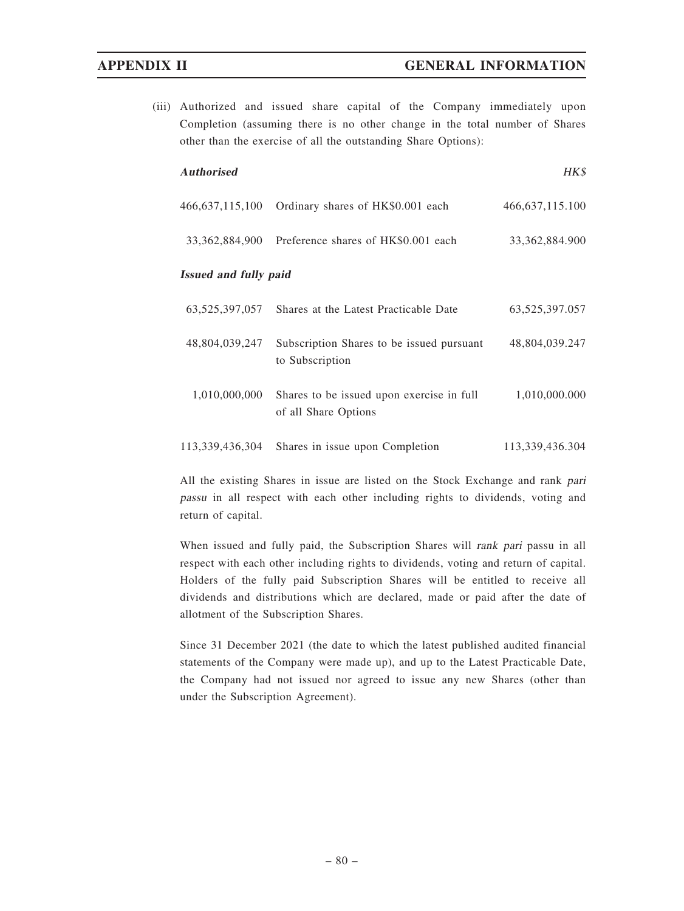(iii) Authorized and issued share capital of the Company immediately upon Completion (assuming there is no other change in the total number of Shares other than the exercise of all the outstanding Share Options):

| ***Authorised*** | | *HK$* |
|---|---|---|
| 466,637,115,100 | Ordinary shares of HK$0.001 each | 466,637,115.100 |
| 33,362,884,900 | Preference shares of HK$0.001 each | 33,362,884.900 |
| ***Issued and fully paid*** | | |
| 63,525,397,057 | Shares at the Latest Practicable Date | 63,525,397.057 |
| 48,804,039,247 | Subscription Shares to be issued pursuant to Subscription | 48,804,039.247 |
| 1,010,000,000 | Shares to be issued upon exercise in full of all Share Options | 1,010,000.000 |
| 113,339,436,304 | Shares in issue upon Completion | 113,339,436.304 |

All the existing Shares in issue are listed on the Stock Exchange and rank *pari passu* in all respect with each other including rights to dividends, voting and return of capital.

When issued and fully paid, the Subscription Shares will *rank pari* passu in all respect with each other including rights to dividends, voting and return of capital. Holders of the fully paid Subscription Shares will be entitled to receive all dividends and distributions which are declared, made or paid after the date of allotment of the Subscription Shares.

Since 31 December 2021 (the date to which the latest published audited financial statements of the Company were made up), and up to the Latest Practicable Date, the Company had not issued nor agreed to issue any new Shares (other than under the Subscription Agreement).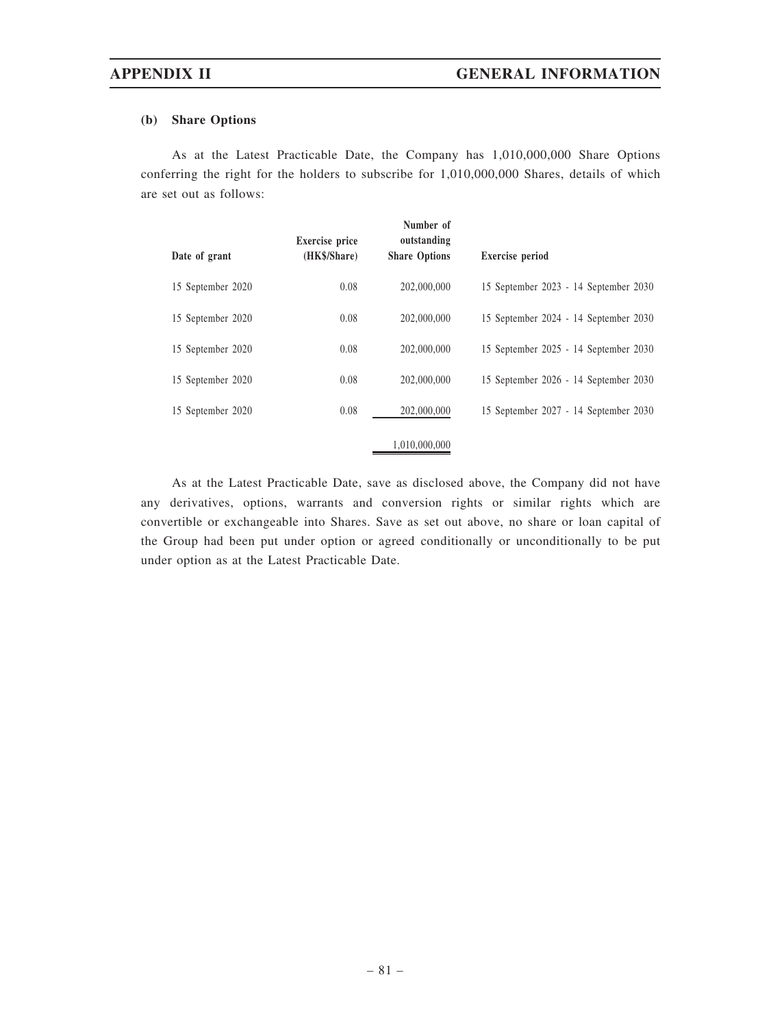**(b) Share Options**

As at the Latest Practicable Date, the Company has 1,010,000,000 Share Options conferring the right for the holders to subscribe for 1,010,000,000 Shares, details of which are set out as follows:

| Date of grant | Exercise price (HK$/Share) | Number of outstanding Share Options | Exercise period |
|---|---|---|---|
| 15 September 2020 | 0.08 | 202,000,000 | 15 September 2023 - 14 September 2030 |
| 15 September 2020 | 0.08 | 202,000,000 | 15 September 2024 - 14 September 2030 |
| 15 September 2020 | 0.08 | 202,000,000 | 15 September 2025 - 14 September 2030 |
| 15 September 2020 | 0.08 | 202,000,000 | 15 September 2026 - 14 September 2030 |
| 15 September 2020 | 0.08 | 202,000,000 | 15 September 2027 - 14 September 2030 |
| | | 1,010,000,000 | |

As at the Latest Practicable Date, save as disclosed above, the Company did not have any derivatives, options, warrants and conversion rights or similar rights which are convertible or exchangeable into Shares. Save as set out above, no share or loan capital of the Group had been put under option or agreed conditionally or unconditionally to be put under option as at the Latest Practicable Date.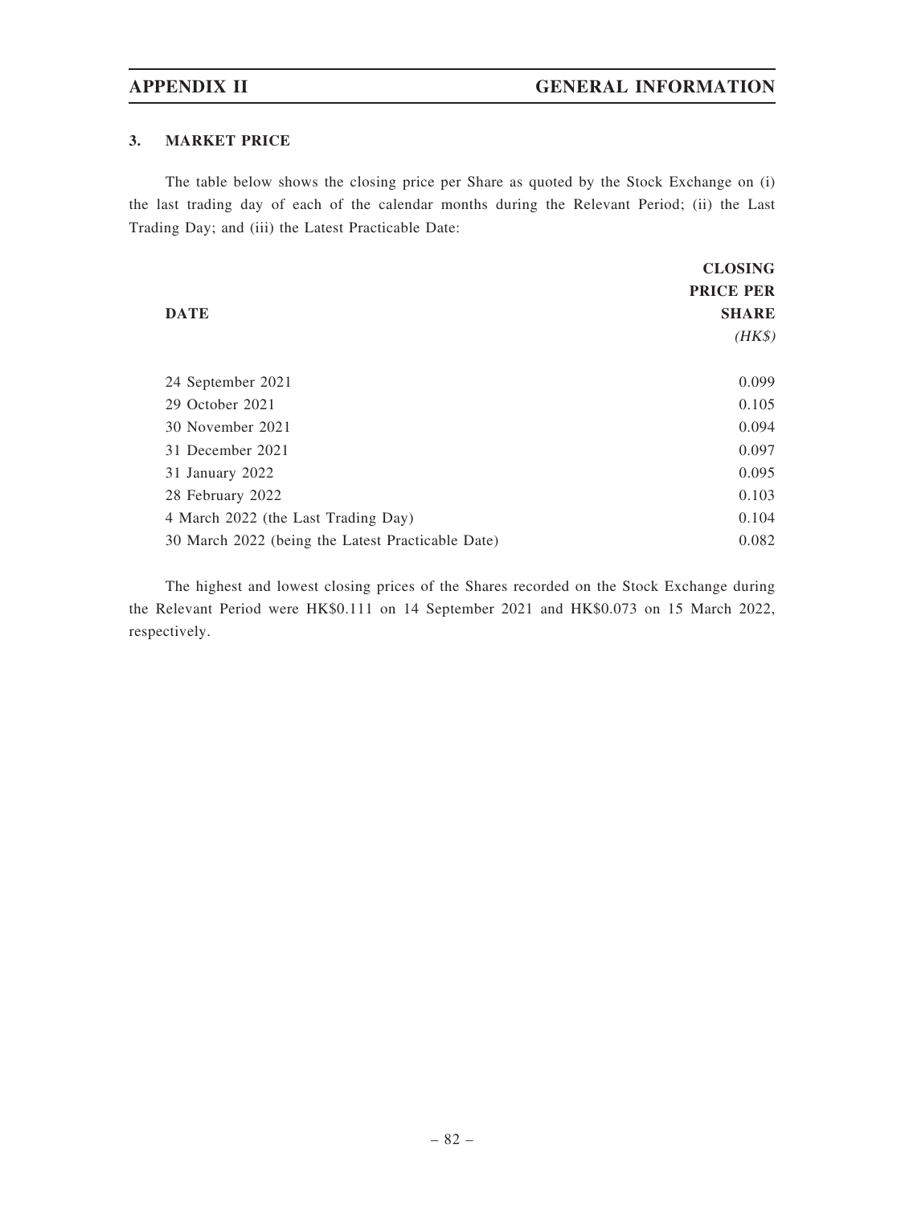### 3. MARKET PRICE

The table below shows the closing price per Share as quoted by the Stock Exchange on (i) the last trading day of each of the calendar months during the Relevant Period; (ii) the Last Trading Day; and (iii) the Latest Practicable Date:

| DATE | CLOSING PRICE PER SHARE *(HK$)* |
|---|---|
| 24 September 2021 | 0.099 |
| 29 October 2021 | 0.105 |
| 30 November 2021 | 0.094 |
| 31 December 2021 | 0.097 |
| 31 January 2022 | 0.095 |
| 28 February 2022 | 0.103 |
| 4 March 2022 (the Last Trading Day) | 0.104 |
| 30 March 2022 (being the Latest Practicable Date) | 0.082 |

The highest and lowest closing prices of the Shares recorded on the Stock Exchange during the Relevant Period were HK$0.111 on 14 September 2021 and HK$0.073 on 15 March 2022, respectively.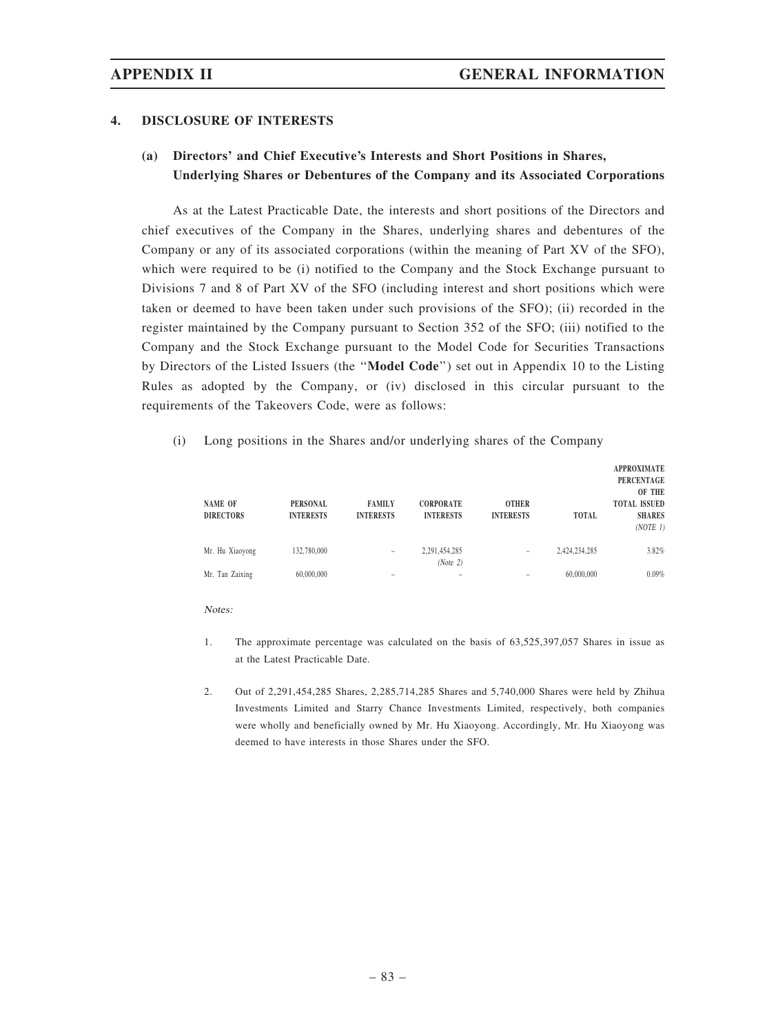## 4. DISCLOSURE OF INTERESTS

### (a) Directors' and Chief Executive's Interests and Short Positions in Shares, Underlying Shares or Debentures of the Company and its Associated Corporations

As at the Latest Practicable Date, the interests and short positions of the Directors and chief executives of the Company in the Shares, underlying shares and debentures of the Company or any of its associated corporations (within the meaning of Part XV of the SFO), which were required to be (i) notified to the Company and the Stock Exchange pursuant to Divisions 7 and 8 of Part XV of the SFO (including interest and short positions which were taken or deemed to have been taken under such provisions of the SFO); (ii) recorded in the register maintained by the Company pursuant to Section 352 of the SFO; (iii) notified to the Company and the Stock Exchange pursuant to the Model Code for Securities Transactions by Directors of the Listed Issuers (the "**Model Code**") set out in Appendix 10 to the Listing Rules as adopted by the Company, or (iv) disclosed in this circular pursuant to the requirements of the Takeovers Code, were as follows:

(i) Long positions in the Shares and/or underlying shares of the Company

| NAME OF DIRECTORS | PERSONAL INTERESTS | FAMILY INTERESTS | CORPORATE INTERESTS | OTHER INTERESTS | TOTAL | APPROXIMATE PERCENTAGE OF THE TOTAL ISSUED SHARES *(NOTE 1)* |
|---|---|---|---|---|---|---|
| Mr. Hu Xiaoyong | 132,780,000 | – | 2,291,454,285 *(Note 2)* | – | 2,424,234,285 | 3.82% |
| Mr. Tan Zaixing | 60,000,000 | – | – | – | 60,000,000 | 0.09% |

*Notes:*

1. The approximate percentage was calculated on the basis of 63,525,397,057 Shares in issue as at the Latest Practicable Date.

2. Out of 2,291,454,285 Shares, 2,285,714,285 Shares and 5,740,000 Shares were held by Zhihua Investments Limited and Starry Chance Investments Limited, respectively, both companies were wholly and beneficially owned by Mr. Hu Xiaoyong. Accordingly, Mr. Hu Xiaoyong was deemed to have interests in those Shares under the SFO.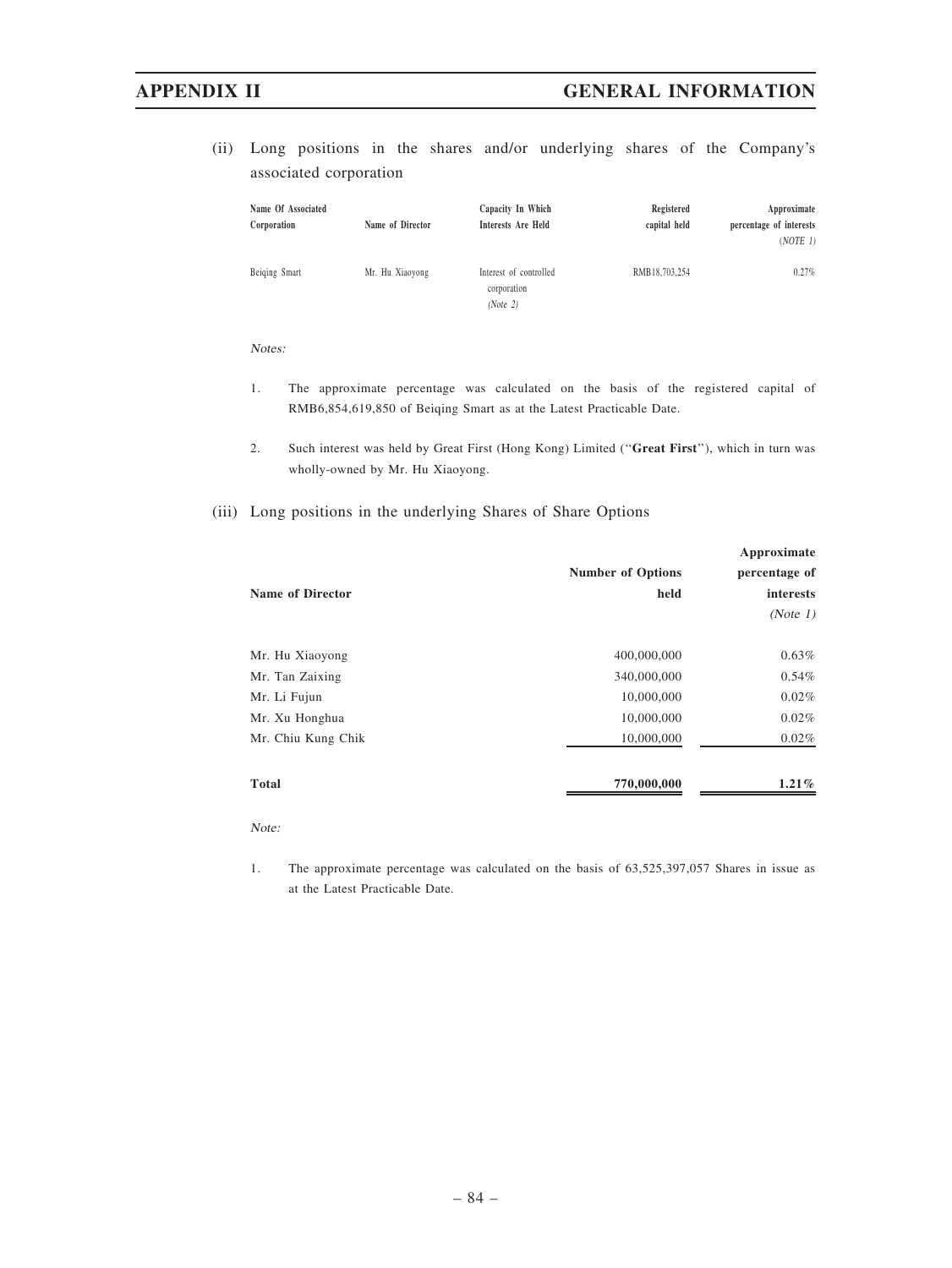(ii) Long positions in the shares and/or underlying shares of the Company's associated corporation

| Name Of Associated Corporation | Name of Director | Capacity In Which Interests Are Held | Registered capital held | Approximate percentage of interests (NOTE 1) |
|---|---|---|---|---|
| Beiqing Smart | Mr. Hu Xiaoyong | Interest of controlled corporation *(Note 2)* | RMB18,703,254 | 0.27% |

*Notes:*

1. The approximate percentage was calculated on the basis of the registered capital of RMB6,854,619,850 of Beiqing Smart as at the Latest Practicable Date.

2. Such interest was held by Great First (Hong Kong) Limited ("**Great First**"), which in turn was wholly-owned by Mr. Hu Xiaoyong.

(iii) Long positions in the underlying Shares of Share Options

| Name of Director | Number of Options held | Approximate percentage of interests *(Note 1)* |
|---|---|---|
| Mr. Hu Xiaoyong | 400,000,000 | 0.63% |
| Mr. Tan Zaixing | 340,000,000 | 0.54% |
| Mr. Li Fujun | 10,000,000 | 0.02% |
| Mr. Xu Honghua | 10,000,000 | 0.02% |
| Mr. Chiu Kung Chik | 10,000,000 | 0.02% |
| **Total** | **770,000,000** | **1.21%** |

*Note:*

1. The approximate percentage was calculated on the basis of 63,525,397,057 Shares in issue as at the Latest Practicable Date.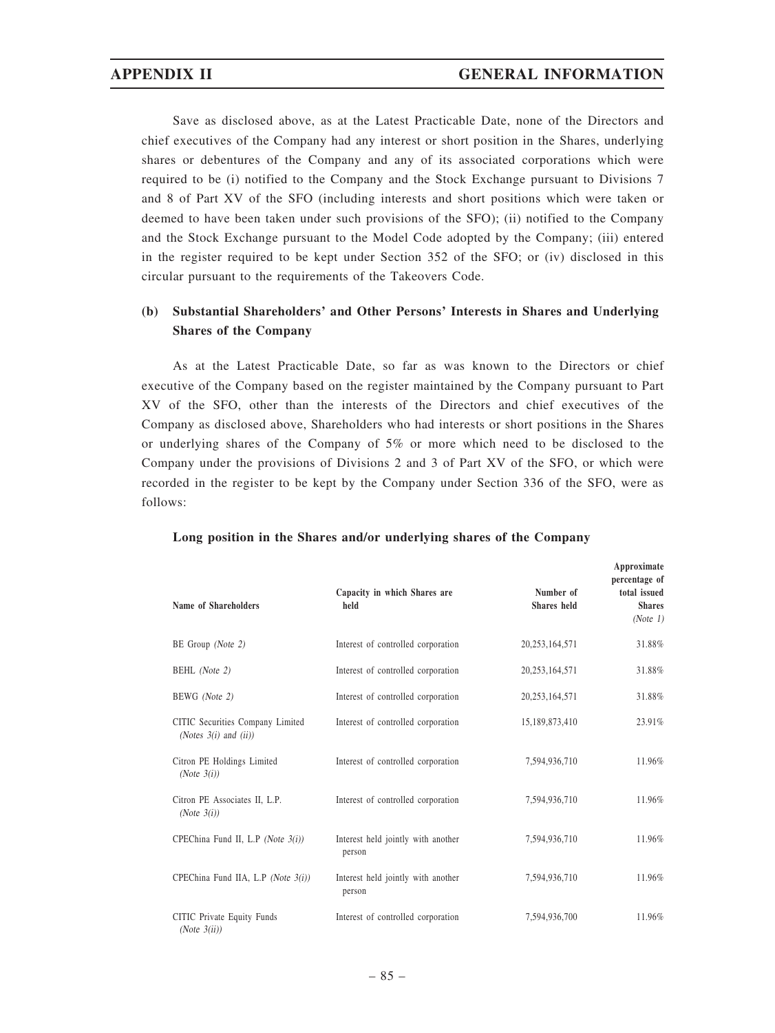Save as disclosed above, as at the Latest Practicable Date, none of the Directors and chief executives of the Company had any interest or short position in the Shares, underlying shares or debentures of the Company and any of its associated corporations which were required to be (i) notified to the Company and the Stock Exchange pursuant to Divisions 7 and 8 of Part XV of the SFO (including interests and short positions which were taken or deemed to have been taken under such provisions of the SFO); (ii) notified to the Company and the Stock Exchange pursuant to the Model Code adopted by the Company; (iii) entered in the register required to be kept under Section 352 of the SFO; or (iv) disclosed in this circular pursuant to the requirements of the Takeovers Code.

### (b) Substantial Shareholders' and Other Persons' Interests in Shares and Underlying Shares of the Company

As at the Latest Practicable Date, so far as was known to the Directors or chief executive of the Company based on the register maintained by the Company pursuant to Part XV of the SFO, other than the interests of the Directors and chief executives of the Company as disclosed above, Shareholders who had interests or short positions in the Shares or underlying shares of the Company of 5% or more which need to be disclosed to the Company under the provisions of Divisions 2 and 3 of Part XV of the SFO, or which were recorded in the register to be kept by the Company under Section 336 of the SFO, were as follows:

**Long position in the Shares and/or underlying shares of the Company**

| Name of Shareholders | Capacity in which Shares are held | Number of Shares held | Approximate percentage of total issued Shares *(Note 1)* |
|---|---|---|---|
| BE Group *(Note 2)* | Interest of controlled corporation | 20,253,164,571 | 31.88% |
| BEHL *(Note 2)* | Interest of controlled corporation | 20,253,164,571 | 31.88% |
| BEWG *(Note 2)* | Interest of controlled corporation | 20,253,164,571 | 31.88% |
| CITIC Securities Company Limited *(Notes 3(i) and (ii))* | Interest of controlled corporation | 15,189,873,410 | 23.91% |
| Citron PE Holdings Limited *(Note 3(i))* | Interest of controlled corporation | 7,594,936,710 | 11.96% |
| Citron PE Associates II, L.P. *(Note 3(i))* | Interest of controlled corporation | 7,594,936,710 | 11.96% |
| CPEChina Fund II, L.P *(Note 3(i))* | Interest held jointly with another person | 7,594,936,710 | 11.96% |
| CPEChina Fund IIA, L.P *(Note 3(i))* | Interest held jointly with another person | 7,594,936,710 | 11.96% |
| CITIC Private Equity Funds *(Note 3(ii))* | Interest of controlled corporation | 7,594,936,700 | 11.96% |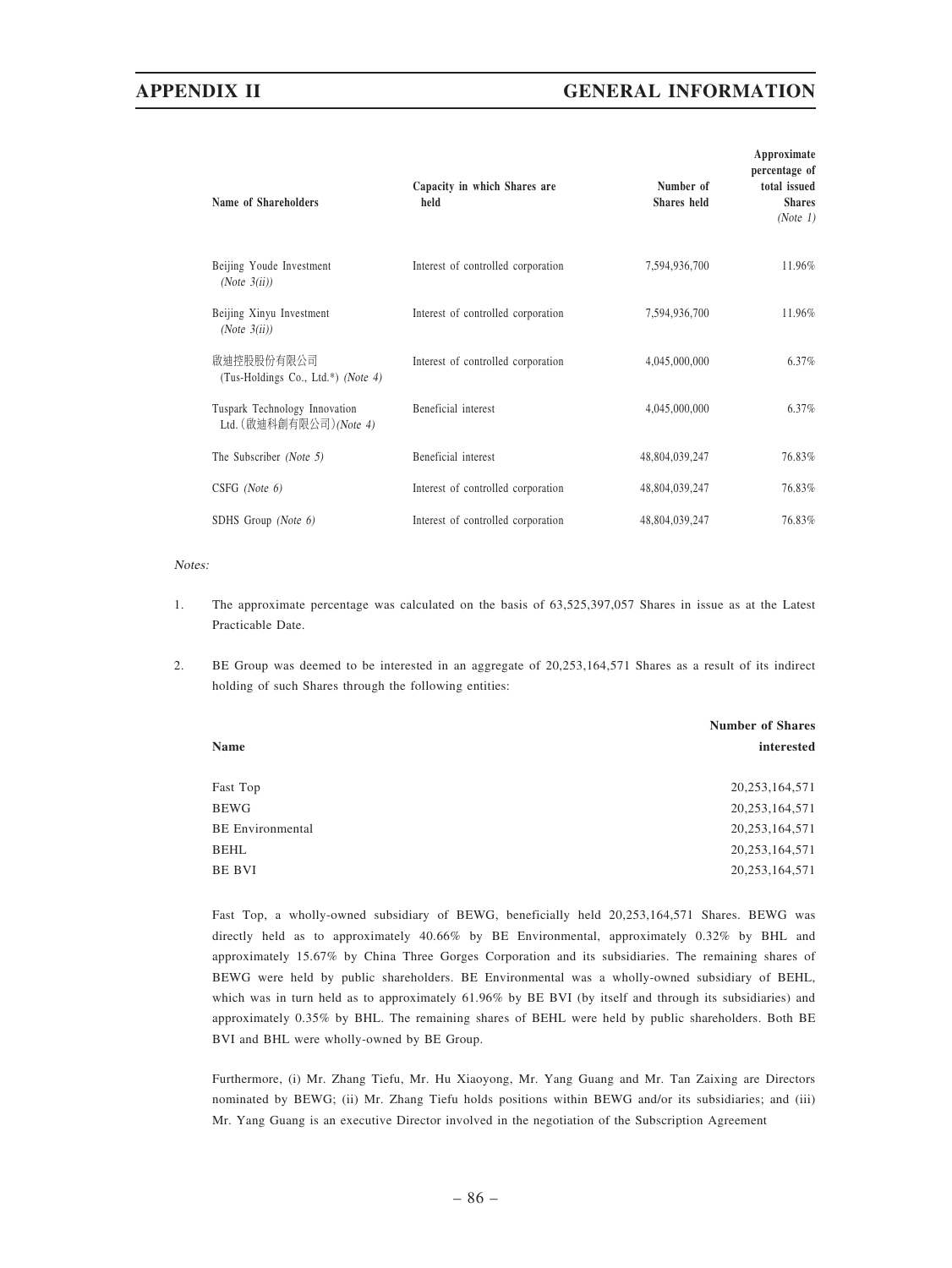| Name of Shareholders | Capacity in which Shares are held | Number of Shares held | Approximate percentage of total issued Shares *(Note 1)* |
|---|---|---|---|
| Beijing Youde Investment *(Note 3(ii))* | Interest of controlled corporation | 7,594,936,700 | 11.96% |
| Beijing Xinyu Investment *(Note 3(ii))* | Interest of controlled corporation | 7,594,936,700 | 11.96% |
| 啟迪控股股份有限公司 (Tus-Holdings Co., Ltd.*) *(Note 4)* | Interest of controlled corporation | 4,045,000,000 | 6.37% |
| Tuspark Technology Innovation Ltd. (啟迪科創有限公司) *(Note 4)* | Beneficial interest | 4,045,000,000 | 6.37% |
| The Subscriber *(Note 5)* | Beneficial interest | 48,804,039,247 | 76.83% |
| CSFG *(Note 6)* | Interest of controlled corporation | 48,804,039,247 | 76.83% |
| SDHS Group *(Note 6)* | Interest of controlled corporation | 48,804,039,247 | 76.83% |

*Notes:*

1. The approximate percentage was calculated on the basis of 63,525,397,057 Shares in issue as at the Latest Practicable Date.

2. BE Group was deemed to be interested in an aggregate of 20,253,164,571 Shares as a result of its indirect holding of such Shares through the following entities:

| Name | Number of Shares interested |
|---|---|
| Fast Top | 20,253,164,571 |
| BEWG | 20,253,164,571 |
| BE Environmental | 20,253,164,571 |
| BEHL | 20,253,164,571 |
| BE BVI | 20,253,164,571 |

Fast Top, a wholly-owned subsidiary of BEWG, beneficially held 20,253,164,571 Shares. BEWG was directly held as to approximately 40.66% by BE Environmental, approximately 0.32% by BHL and approximately 15.67% by China Three Gorges Corporation and its subsidiaries. The remaining shares of BEWG were held by public shareholders. BE Environmental was a wholly-owned subsidiary of BEHL, which was in turn held as to approximately 61.96% by BE BVI (by itself and through its subsidiaries) and approximately 0.35% by BHL. The remaining shares of BEHL were held by public shareholders. Both BE BVI and BHL were wholly-owned by BE Group.

Furthermore, (i) Mr. Zhang Tiefu, Mr. Hu Xiaoyong, Mr. Yang Guang and Mr. Tan Zaixing are Directors nominated by BEWG; (ii) Mr. Zhang Tiefu holds positions within BEWG and/or its subsidiaries; and (iii) Mr. Yang Guang is an executive Director involved in the negotiation of the Subscription Agreement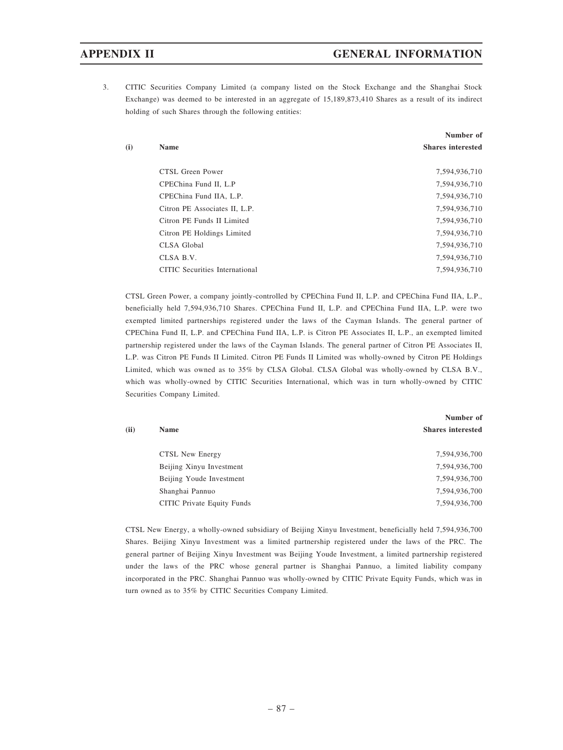3. CITIC Securities Company Limited (a company listed on the Stock Exchange and the Shanghai Stock Exchange) was deemed to be interested in an aggregate of 15,189,873,410 Shares as a result of its indirect holding of such Shares through the following entities:

| (i) | Name | Number of Shares interested |
|---|---|---|
| | CTSL Green Power | 7,594,936,710 |
| | CPEChina Fund II, L.P | 7,594,936,710 |
| | CPEChina Fund IIA, L.P. | 7,594,936,710 |
| | Citron PE Associates II, L.P. | 7,594,936,710 |
| | Citron PE Funds II Limited | 7,594,936,710 |
| | Citron PE Holdings Limited | 7,594,936,710 |
| | CLSA Global | 7,594,936,710 |
| | CLSA B.V. | 7,594,936,710 |
| | CITIC Securities International | 7,594,936,710 |

CTSL Green Power, a company jointly-controlled by CPEChina Fund II, L.P. and CPEChina Fund IIA, L.P., beneficially held 7,594,936,710 Shares. CPEChina Fund II, L.P. and CPEChina Fund IIA, L.P. were two exempted limited partnerships registered under the laws of the Cayman Islands. The general partner of CPEChina Fund II, L.P. and CPEChina Fund IIA, L.P. is Citron PE Associates II, L.P., an exempted limited partnership registered under the laws of the Cayman Islands. The general partner of Citron PE Associates II, L.P. was Citron PE Funds II Limited. Citron PE Funds II Limited was wholly-owned by Citron PE Holdings Limited, which was owned as to 35% by CLSA Global. CLSA Global was wholly-owned by CLSA B.V., which was wholly-owned by CITIC Securities International, which was in turn wholly-owned by CITIC Securities Company Limited.

| (ii) | Name | Number of Shares interested |
|---|---|---|
| | CTSL New Energy | 7,594,936,700 |
| | Beijing Xinyu Investment | 7,594,936,700 |
| | Beijing Youde Investment | 7,594,936,700 |
| | Shanghai Pannuo | 7,594,936,700 |
| | CITIC Private Equity Funds | 7,594,936,700 |

CTSL New Energy, a wholly-owned subsidiary of Beijing Xinyu Investment, beneficially held 7,594,936,700 Shares. Beijing Xinyu Investment was a limited partnership registered under the laws of the PRC. The general partner of Beijing Xinyu Investment was Beijing Youde Investment, a limited partnership registered under the laws of the PRC whose general partner is Shanghai Pannuo, a limited liability company incorporated in the PRC. Shanghai Pannuo was wholly-owned by CITIC Private Equity Funds, which was in turn owned as to 35% by CITIC Securities Company Limited.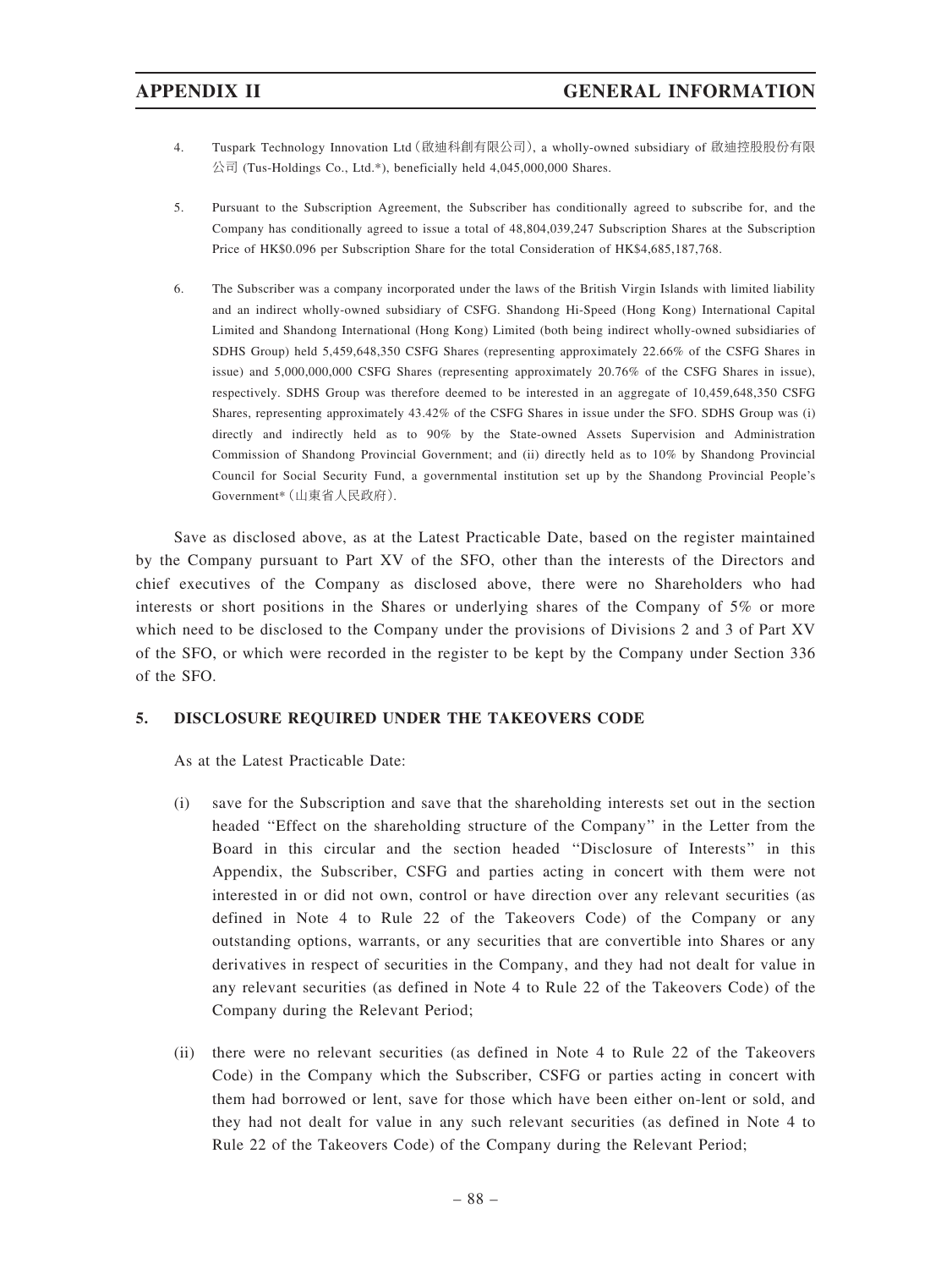4. Tuspark Technology Innovation Ltd (啟迪科創有限公司), a wholly-owned subsidiary of 啟迪控股股份有限公司 (Tus-Holdings Co., Ltd.*), beneficially held 4,045,000,000 Shares.

5. Pursuant to the Subscription Agreement, the Subscriber has conditionally agreed to subscribe for, and the Company has conditionally agreed to issue a total of 48,804,039,247 Subscription Shares at the Subscription Price of HK$0.096 per Subscription Share for the total Consideration of HK$4,685,187,768.

6. The Subscriber was a company incorporated under the laws of the British Virgin Islands with limited liability and an indirect wholly-owned subsidiary of CSFG. Shandong Hi-Speed (Hong Kong) International Capital Limited and Shandong International (Hong Kong) Limited (both being indirect wholly-owned subsidiaries of SDHS Group) held 5,459,648,350 CSFG Shares (representing approximately 22.66% of the CSFG Shares in issue) and 5,000,000,000 CSFG Shares (representing approximately 20.76% of the CSFG Shares in issue), respectively. SDHS Group was therefore deemed to be interested in an aggregate of 10,459,648,350 CSFG Shares, representing approximately 43.42% of the CSFG Shares in issue under the SFO. SDHS Group was (i) directly and indirectly held as to 90% by the State-owned Assets Supervision and Administration Commission of Shandong Provincial Government; and (ii) directly held as to 10% by Shandong Provincial Council for Social Security Fund, a governmental institution set up by the Shandong Provincial People's Government* (山東省人民政府).

Save as disclosed above, as at the Latest Practicable Date, based on the register maintained by the Company pursuant to Part XV of the SFO, other than the interests of the Directors and chief executives of the Company as disclosed above, there were no Shareholders who had interests or short positions in the Shares or underlying shares of the Company of 5% or more which need to be disclosed to the Company under the provisions of Divisions 2 and 3 of Part XV of the SFO, or which were recorded in the register to be kept by the Company under Section 336 of the SFO.

## 5. DISCLOSURE REQUIRED UNDER THE TAKEOVERS CODE

As at the Latest Practicable Date:

(i) save for the Subscription and save that the shareholding interests set out in the section headed "Effect on the shareholding structure of the Company" in the Letter from the Board in this circular and the section headed "Disclosure of Interests" in this Appendix, the Subscriber, CSFG and parties acting in concert with them were not interested in or did not own, control or have direction over any relevant securities (as defined in Note 4 to Rule 22 of the Takeovers Code) of the Company or any outstanding options, warrants, or any securities that are convertible into Shares or any derivatives in respect of securities in the Company, and they had not dealt for value in any relevant securities (as defined in Note 4 to Rule 22 of the Takeovers Code) of the Company during the Relevant Period;

(ii) there were no relevant securities (as defined in Note 4 to Rule 22 of the Takeovers Code) in the Company which the Subscriber, CSFG or parties acting in concert with them had borrowed or lent, save for those which have been either on-lent or sold, and they had not dealt for value in any such relevant securities (as defined in Note 4 to Rule 22 of the Takeovers Code) of the Company during the Relevant Period;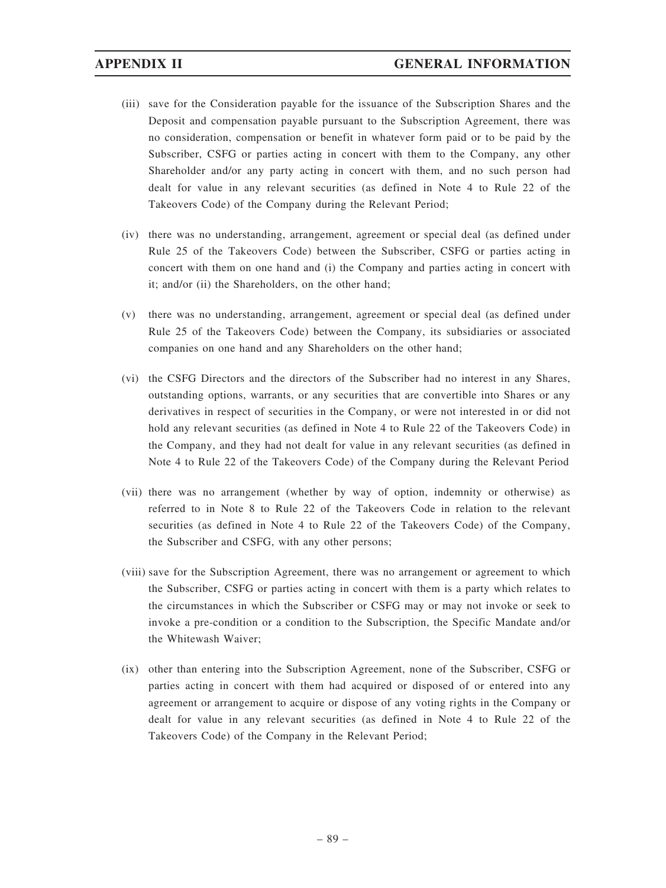(iii) save for the Consideration payable for the issuance of the Subscription Shares and the Deposit and compensation payable pursuant to the Subscription Agreement, there was no consideration, compensation or benefit in whatever form paid or to be paid by the Subscriber, CSFG or parties acting in concert with them to the Company, any other Shareholder and/or any party acting in concert with them, and no such person had dealt for value in any relevant securities (as defined in Note 4 to Rule 22 of the Takeovers Code) of the Company during the Relevant Period;

(iv) there was no understanding, arrangement, agreement or special deal (as defined under Rule 25 of the Takeovers Code) between the Subscriber, CSFG or parties acting in concert with them on one hand and (i) the Company and parties acting in concert with it; and/or (ii) the Shareholders, on the other hand;

(v) there was no understanding, arrangement, agreement or special deal (as defined under Rule 25 of the Takeovers Code) between the Company, its subsidiaries or associated companies on one hand and any Shareholders on the other hand;

(vi) the CSFG Directors and the directors of the Subscriber had no interest in any Shares, outstanding options, warrants, or any securities that are convertible into Shares or any derivatives in respect of securities in the Company, or were not interested in or did not hold any relevant securities (as defined in Note 4 to Rule 22 of the Takeovers Code) in the Company, and they had not dealt for value in any relevant securities (as defined in Note 4 to Rule 22 of the Takeovers Code) of the Company during the Relevant Period

(vii) there was no arrangement (whether by way of option, indemnity or otherwise) as referred to in Note 8 to Rule 22 of the Takeovers Code in relation to the relevant securities (as defined in Note 4 to Rule 22 of the Takeovers Code) of the Company, the Subscriber and CSFG, with any other persons;

(viii) save for the Subscription Agreement, there was no arrangement or agreement to which the Subscriber, CSFG or parties acting in concert with them is a party which relates to the circumstances in which the Subscriber or CSFG may or may not invoke or seek to invoke a pre-condition or a condition to the Subscription, the Specific Mandate and/or the Whitewash Waiver;

(ix) other than entering into the Subscription Agreement, none of the Subscriber, CSFG or parties acting in concert with them had acquired or disposed of or entered into any agreement or arrangement to acquire or dispose of any voting rights in the Company or dealt for value in any relevant securities (as defined in Note 4 to Rule 22 of the Takeovers Code) of the Company in the Relevant Period;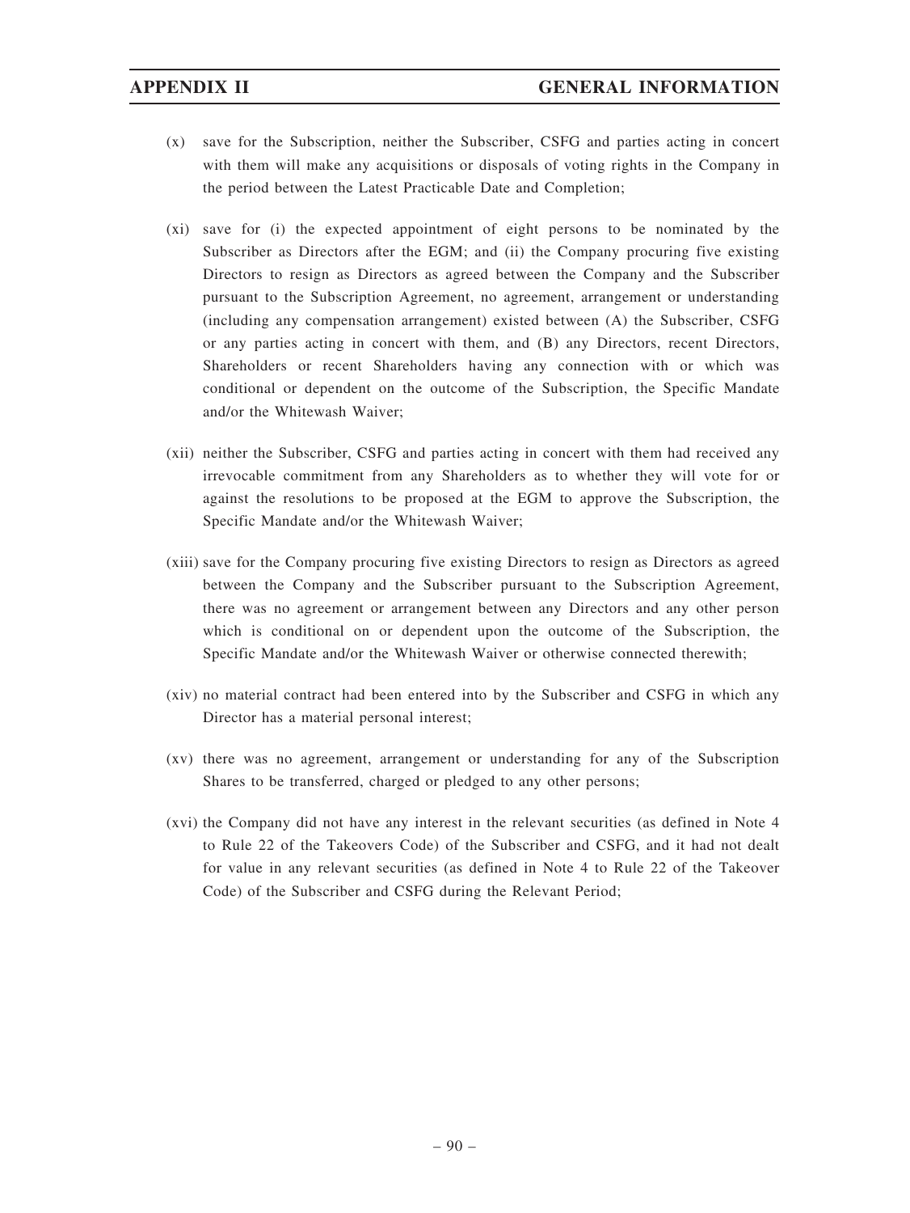(x) save for the Subscription, neither the Subscriber, CSFG and parties acting in concert with them will make any acquisitions or disposals of voting rights in the Company in the period between the Latest Practicable Date and Completion;

(xi) save for (i) the expected appointment of eight persons to be nominated by the Subscriber as Directors after the EGM; and (ii) the Company procuring five existing Directors to resign as Directors as agreed between the Company and the Subscriber pursuant to the Subscription Agreement, no agreement, arrangement or understanding (including any compensation arrangement) existed between (A) the Subscriber, CSFG or any parties acting in concert with them, and (B) any Directors, recent Directors, Shareholders or recent Shareholders having any connection with or which was conditional or dependent on the outcome of the Subscription, the Specific Mandate and/or the Whitewash Waiver;

(xii) neither the Subscriber, CSFG and parties acting in concert with them had received any irrevocable commitment from any Shareholders as to whether they will vote for or against the resolutions to be proposed at the EGM to approve the Subscription, the Specific Mandate and/or the Whitewash Waiver;

(xiii) save for the Company procuring five existing Directors to resign as Directors as agreed between the Company and the Subscriber pursuant to the Subscription Agreement, there was no agreement or arrangement between any Directors and any other person which is conditional on or dependent upon the outcome of the Subscription, the Specific Mandate and/or the Whitewash Waiver or otherwise connected therewith;

(xiv) no material contract had been entered into by the Subscriber and CSFG in which any Director has a material personal interest;

(xv) there was no agreement, arrangement or understanding for any of the Subscription Shares to be transferred, charged or pledged to any other persons;

(xvi) the Company did not have any interest in the relevant securities (as defined in Note 4 to Rule 22 of the Takeovers Code) of the Subscriber and CSFG, and it had not dealt for value in any relevant securities (as defined in Note 4 to Rule 22 of the Takeover Code) of the Subscriber and CSFG during the Relevant Period;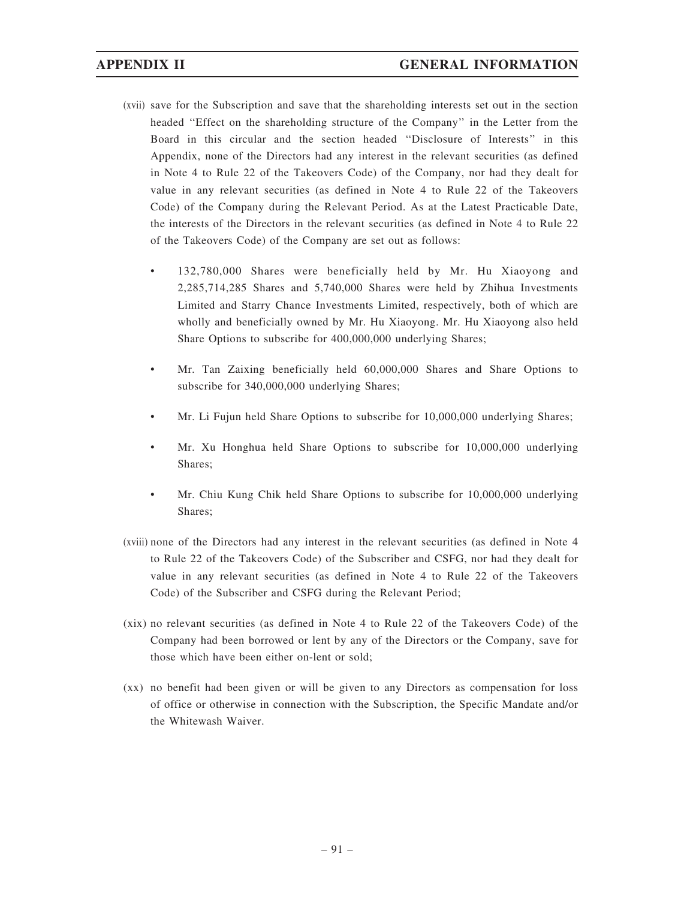(xvii) save for the Subscription and save that the shareholding interests set out in the section headed "Effect on the shareholding structure of the Company" in the Letter from the Board in this circular and the section headed "Disclosure of Interests" in this Appendix, none of the Directors had any interest in the relevant securities (as defined in Note 4 to Rule 22 of the Takeovers Code) of the Company, nor had they dealt for value in any relevant securities (as defined in Note 4 to Rule 22 of the Takeovers Code) of the Company during the Relevant Period. As at the Latest Practicable Date, the interests of the Directors in the relevant securities (as defined in Note 4 to Rule 22 of the Takeovers Code) of the Company are set out as follows:

- 132,780,000 Shares were beneficially held by Mr. Hu Xiaoyong and 2,285,714,285 Shares and 5,740,000 Shares were held by Zhihua Investments Limited and Starry Chance Investments Limited, respectively, both of which are wholly and beneficially owned by Mr. Hu Xiaoyong. Mr. Hu Xiaoyong also held Share Options to subscribe for 400,000,000 underlying Shares;
- Mr. Tan Zaixing beneficially held 60,000,000 Shares and Share Options to subscribe for 340,000,000 underlying Shares;
- Mr. Li Fujun held Share Options to subscribe for 10,000,000 underlying Shares;
- Mr. Xu Honghua held Share Options to subscribe for 10,000,000 underlying Shares;
- Mr. Chiu Kung Chik held Share Options to subscribe for 10,000,000 underlying Shares;

(xviii) none of the Directors had any interest in the relevant securities (as defined in Note 4 to Rule 22 of the Takeovers Code) of the Subscriber and CSFG, nor had they dealt for value in any relevant securities (as defined in Note 4 to Rule 22 of the Takeovers Code) of the Subscriber and CSFG during the Relevant Period;

(xix) no relevant securities (as defined in Note 4 to Rule 22 of the Takeovers Code) of the Company had been borrowed or lent by any of the Directors or the Company, save for those which have been either on-lent or sold;

(xx) no benefit had been given or will be given to any Directors as compensation for loss of office or otherwise in connection with the Subscription, the Specific Mandate and/or the Whitewash Waiver.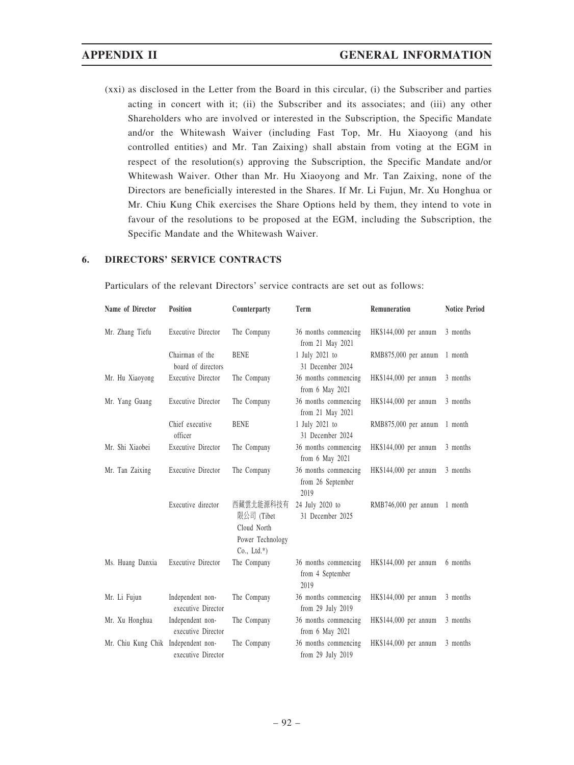(xxi) as disclosed in the Letter from the Board in this circular, (i) the Subscriber and parties acting in concert with it; (ii) the Subscriber and its associates; and (iii) any other Shareholders who are involved or interested in the Subscription, the Specific Mandate and/or the Whitewash Waiver (including Fast Top, Mr. Hu Xiaoyong (and his controlled entities) and Mr. Tan Zaixing) shall abstain from voting at the EGM in respect of the resolution(s) approving the Subscription, the Specific Mandate and/or Whitewash Waiver. Other than Mr. Hu Xiaoyong and Mr. Tan Zaixing, none of the Directors are beneficially interested in the Shares. If Mr. Li Fujun, Mr. Xu Honghua or Mr. Chiu Kung Chik exercises the Share Options held by them, they intend to vote in favour of the resolutions to be proposed at the EGM, including the Subscription, the Specific Mandate and the Whitewash Waiver.

## 6. DIRECTORS' SERVICE CONTRACTS

Particulars of the relevant Directors' service contracts are set out as follows:

| Name of Director | Position | Counterparty | Term | Remuneration | Notice Period |
|---|---|---|---|---|---|
| Mr. Zhang Tiefu | Executive Director | The Company | 36 months commencing from 21 May 2021 | HK$144,000 per annum | 3 months |
| | Chairman of the board of directors | BENE | 1 July 2021 to 31 December 2024 | RMB875,000 per annum | 1 month |
| Mr. Hu Xiaoyong | Executive Director | The Company | 36 months commencing from 6 May 2021 | HK$144,000 per annum | 3 months |
| Mr. Yang Guang | Executive Director | The Company | 36 months commencing from 21 May 2021 | HK$144,000 per annum | 3 months |
| | Chief executive officer | BENE | 1 July 2021 to 31 December 2024 | RMB875,000 per annum | 1 month |
| Mr. Shi Xiaobei | Executive Director | The Company | 36 months commencing from 6 May 2021 | HK$144,000 per annum | 3 months |
| Mr. Tan Zaixing | Executive Director | The Company | 36 months commencing from 26 September 2019 | HK$144,000 per annum | 3 months |
| | Executive director | 西藏雲北能源科技有限公司 (Tibet Cloud North Power Technology Co., Ltd.*) | 24 July 2020 to 31 December 2025 | RMB746,000 per annum | 1 month |
| Ms. Huang Danxia | Executive Director | The Company | 36 months commencing from 4 September 2019 | HK$144,000 per annum | 6 months |
| Mr. Li Fujun | Independent non-executive Director | The Company | 36 months commencing from 29 July 2019 | HK$144,000 per annum | 3 months |
| Mr. Xu Honghua | Independent non-executive Director | The Company | 36 months commencing from 6 May 2021 | HK$144,000 per annum | 3 months |
| Mr. Chiu Kung Chik | Independent non-executive Director | The Company | 36 months commencing from 29 July 2019 | HK$144,000 per annum | 3 months |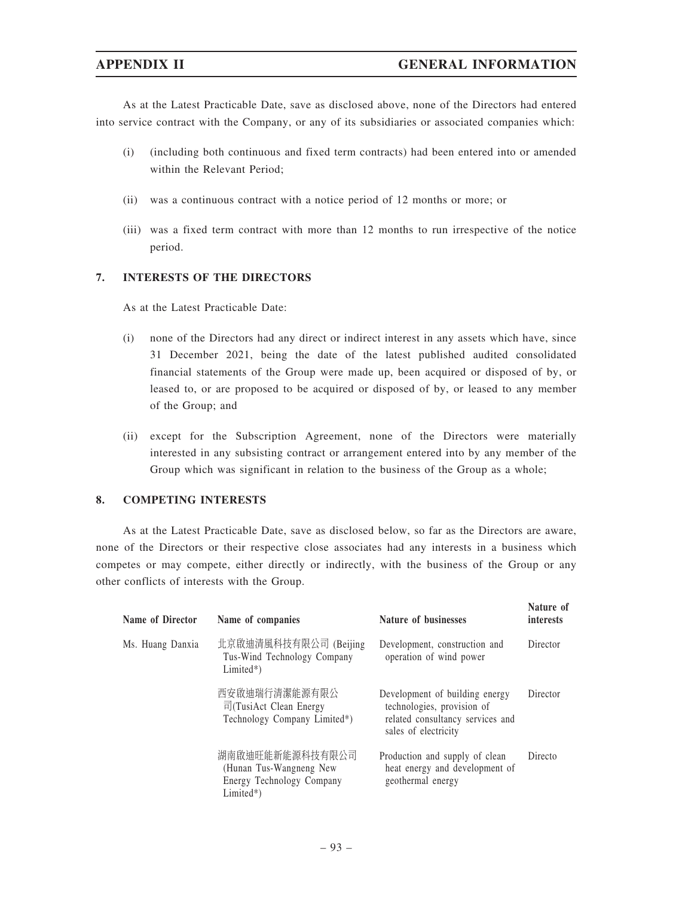As at the Latest Practicable Date, save as disclosed above, none of the Directors had entered into service contract with the Company, or any of its subsidiaries or associated companies which:

(i) (including both continuous and fixed term contracts) had been entered into or amended within the Relevant Period;

(ii) was a continuous contract with a notice period of 12 months or more; or

(iii) was a fixed term contract with more than 12 months to run irrespective of the notice period.

## 7. INTERESTS OF THE DIRECTORS

As at the Latest Practicable Date:

(i) none of the Directors had any direct or indirect interest in any assets which have, since 31 December 2021, being the date of the latest published audited consolidated financial statements of the Group were made up, been acquired or disposed of by, or leased to, or are proposed to be acquired or disposed of by, or leased to any member of the Group; and

(ii) except for the Subscription Agreement, none of the Directors were materially interested in any subsisting contract or arrangement entered into by any member of the Group which was significant in relation to the business of the Group as a whole;

## 8. COMPETING INTERESTS

As at the Latest Practicable Date, save as disclosed below, so far as the Directors are aware, none of the Directors or their respective close associates had any interests in a business which competes or may compete, either directly or indirectly, with the business of the Group or any other conflicts of interests with the Group.

| Name of Director | Name of companies | Nature of businesses | Nature of interests |
|---|---|---|---|
| Ms. Huang Danxia | 北京啟迪清風科技有限公司 (Beijing Tus-Wind Technology Company Limited*) | Development, construction and operation of wind power | Director |
| | 西安啟迪瑞行清潔能源有限公司(TusiAct Clean Energy Technology Company Limited*) | Development of building energy technologies, provision of related consultancy services and sales of electricity | Director |
| | 湖南啟迪旺能新能源科技有限公司 (Hunan Tus-Wangneng New Energy Technology Company Limited*) | Production and supply of clean heat energy and development of geothermal energy | Directo |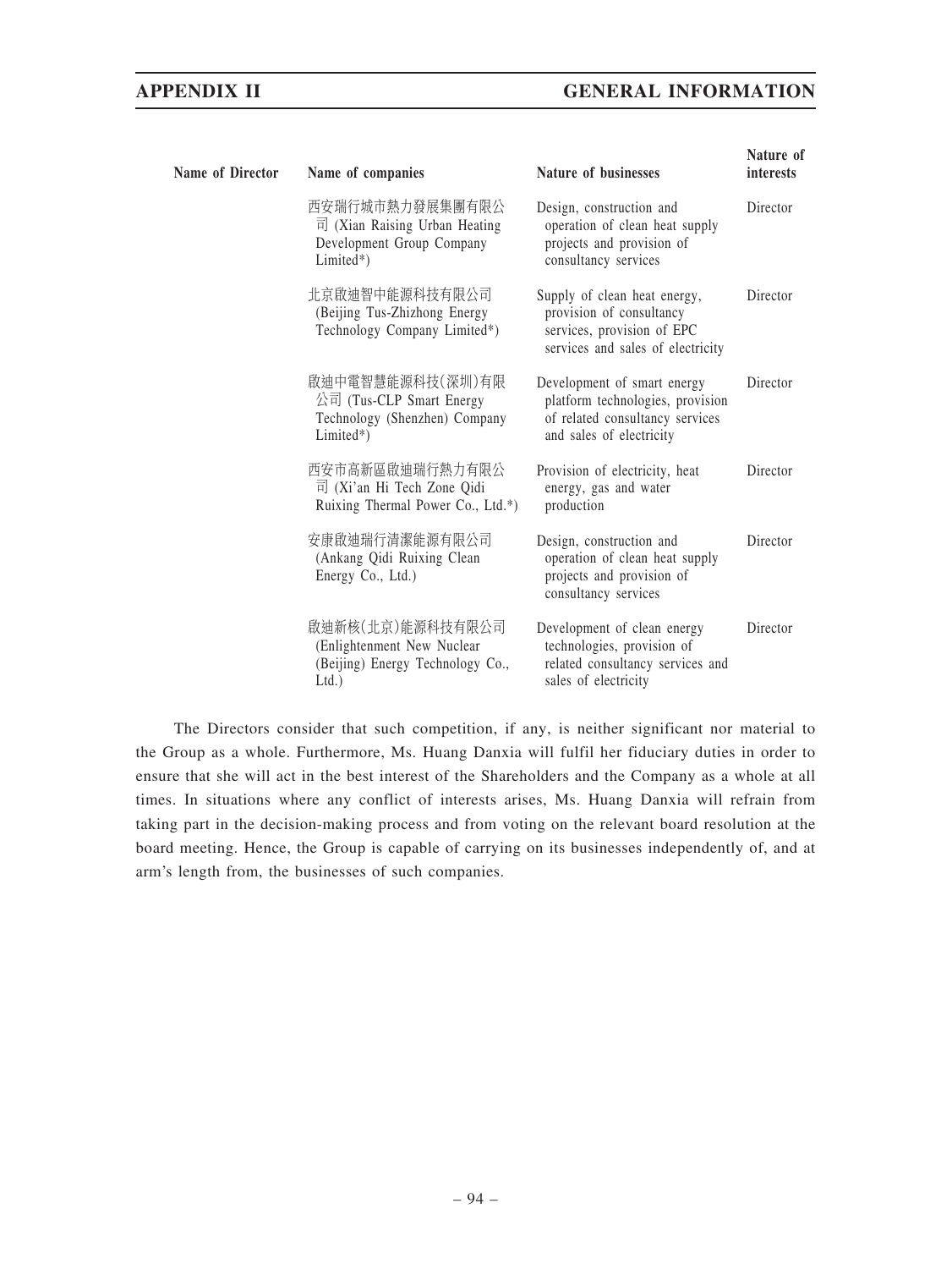| Name of Director | Name of companies | Nature of businesses | Nature of interests |
|---|---|---|---|
| | 西安瑞行城市熱力發展集團有限公司 (Xian Raising Urban Heating Development Group Company Limited*) | Design, construction and operation of clean heat supply projects and provision of consultancy services | Director |
| | 北京啟迪智中能源科技有限公司 (Beijing Tus-Zhizhong Energy Technology Company Limited*) | Supply of clean heat energy, provision of consultancy services, provision of EPC services and sales of electricity | Director |
| | 啟迪中電智慧能源科技(深圳)有限公司 (Tus-CLP Smart Energy Technology (Shenzhen) Company Limited*) | Development of smart energy platform technologies, provision of related consultancy services and sales of electricity | Director |
| | 西安市高新區啟迪瑞行熱力有限公司 (Xi'an Hi Tech Zone Qidi Ruixing Thermal Power Co., Ltd.*) | Provision of electricity, heat energy, gas and water production | Director |
| | 安康啟迪瑞行清潔能源有限公司 (Ankang Qidi Ruixing Clean Energy Co., Ltd.) | Design, construction and operation of clean heat supply projects and provision of consultancy services | Director |
| | 啟迪新核(北京)能源科技有限公司 (Enlightenment New Nuclear (Beijing) Energy Technology Co., Ltd.) | Development of clean energy technologies, provision of related consultancy services and sales of electricity | Director |

The Directors consider that such competition, if any, is neither significant nor material to the Group as a whole. Furthermore, Ms. Huang Danxia will fulfil her fiduciary duties in order to ensure that she will act in the best interest of the Shareholders and the Company as a whole at all times. In situations where any conflict of interests arises, Ms. Huang Danxia will refrain from taking part in the decision-making process and from voting on the relevant board resolution at the board meeting. Hence, the Group is capable of carrying on its businesses independently of, and at arm's length from, the businesses of such companies.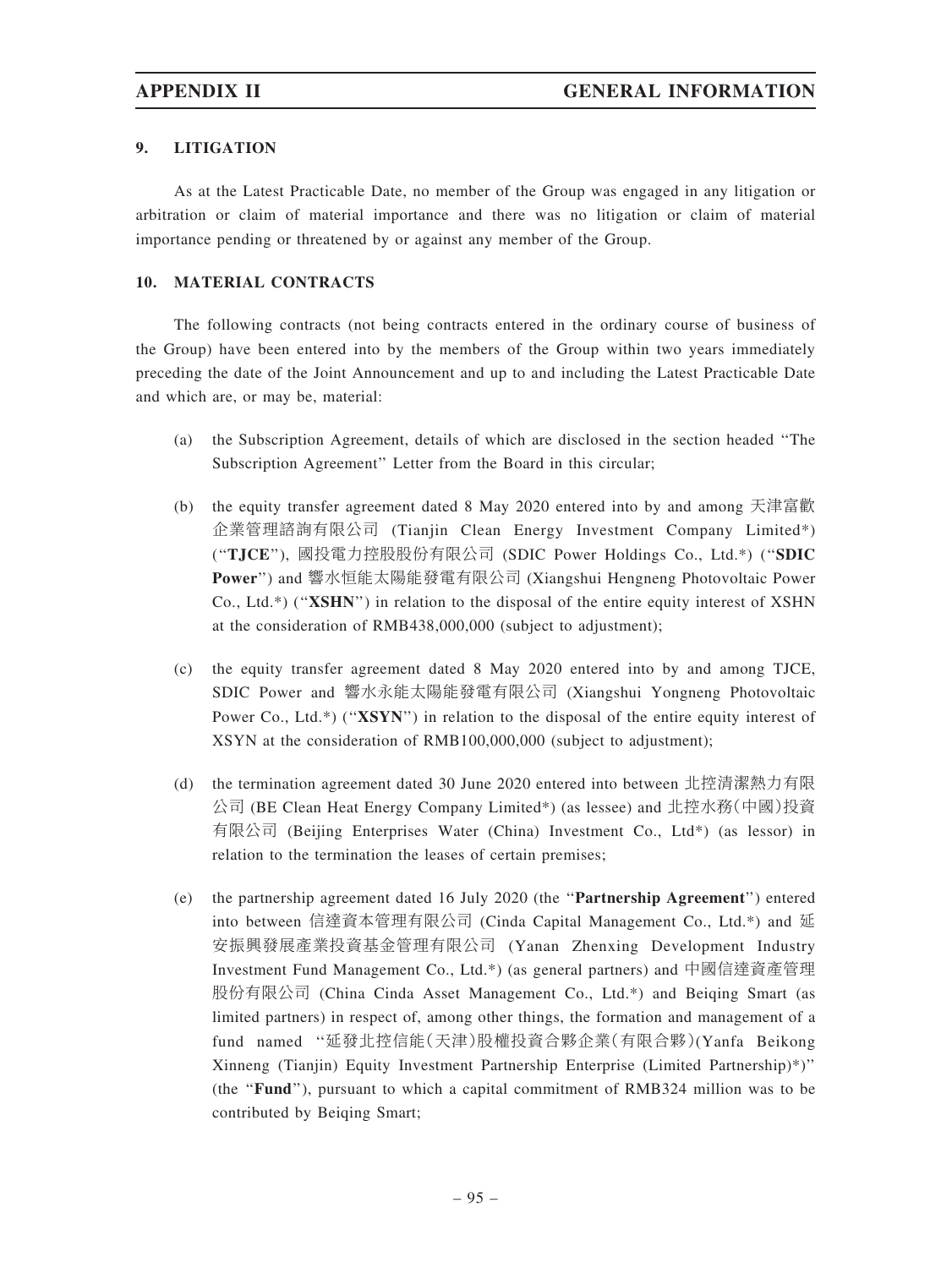## 9. LITIGATION

As at the Latest Practicable Date, no member of the Group was engaged in any litigation or arbitration or claim of material importance and there was no litigation or claim of material importance pending or threatened by or against any member of the Group.

## 10. MATERIAL CONTRACTS

The following contracts (not being contracts entered in the ordinary course of business of the Group) have been entered into by the members of the Group within two years immediately preceding the date of the Joint Announcement and up to and including the Latest Practicable Date and which are, or may be, material:

(a) the Subscription Agreement, details of which are disclosed in the section headed ''The Subscription Agreement'' Letter from the Board in this circular;

(b) the equity transfer agreement dated 8 May 2020 entered into by and among 天津富歡企業管理諮詢有限公司 (Tianjin Clean Energy Investment Company Limited*) (''**TJCE**''), 國投電力控股股份有限公司 (SDIC Power Holdings Co., Ltd.*) (''**SDIC Power**'') and 響水恒能太陽能發電有限公司 (Xiangshui Hengneng Photovoltaic Power Co., Ltd.*) (''**XSHN**'') in relation to the disposal of the entire equity interest of XSHN at the consideration of RMB438,000,000 (subject to adjustment);

(c) the equity transfer agreement dated 8 May 2020 entered into by and among TJCE, SDIC Power and 響水永能太陽能發電有限公司 (Xiangshui Yongneng Photovoltaic Power Co., Ltd.*) (''**XSYN**'') in relation to the disposal of the entire equity interest of XSYN at the consideration of RMB100,000,000 (subject to adjustment);

(d) the termination agreement dated 30 June 2020 entered into between 北控清潔熱力有限公司 (BE Clean Heat Energy Company Limited*) (as lessee) and 北控水務(中國)投資有限公司 (Beijing Enterprises Water (China) Investment Co., Ltd*) (as lessor) in relation to the termination the leases of certain premises;

(e) the partnership agreement dated 16 July 2020 (the ''**Partnership Agreement**'') entered into between 信達資本管理有限公司 (Cinda Capital Management Co., Ltd.*) and 延安振興發展產業投資基金管理有限公司 (Yanan Zhenxing Development Industry Investment Fund Management Co., Ltd.*) (as general partners) and 中國信達資產管理股份有限公司 (China Cinda Asset Management Co., Ltd.*) and Beiqing Smart (as limited partners) in respect of, among other things, the formation and management of a fund named ''延發北控信能(天津)股權投資合夥企業(有限合夥)(Yanfa Beikong Xinneng (Tianjin) Equity Investment Partnership Enterprise (Limited Partnership)*)'' (the ''**Fund**''), pursuant to which a capital commitment of RMB324 million was to be contributed by Beiqing Smart;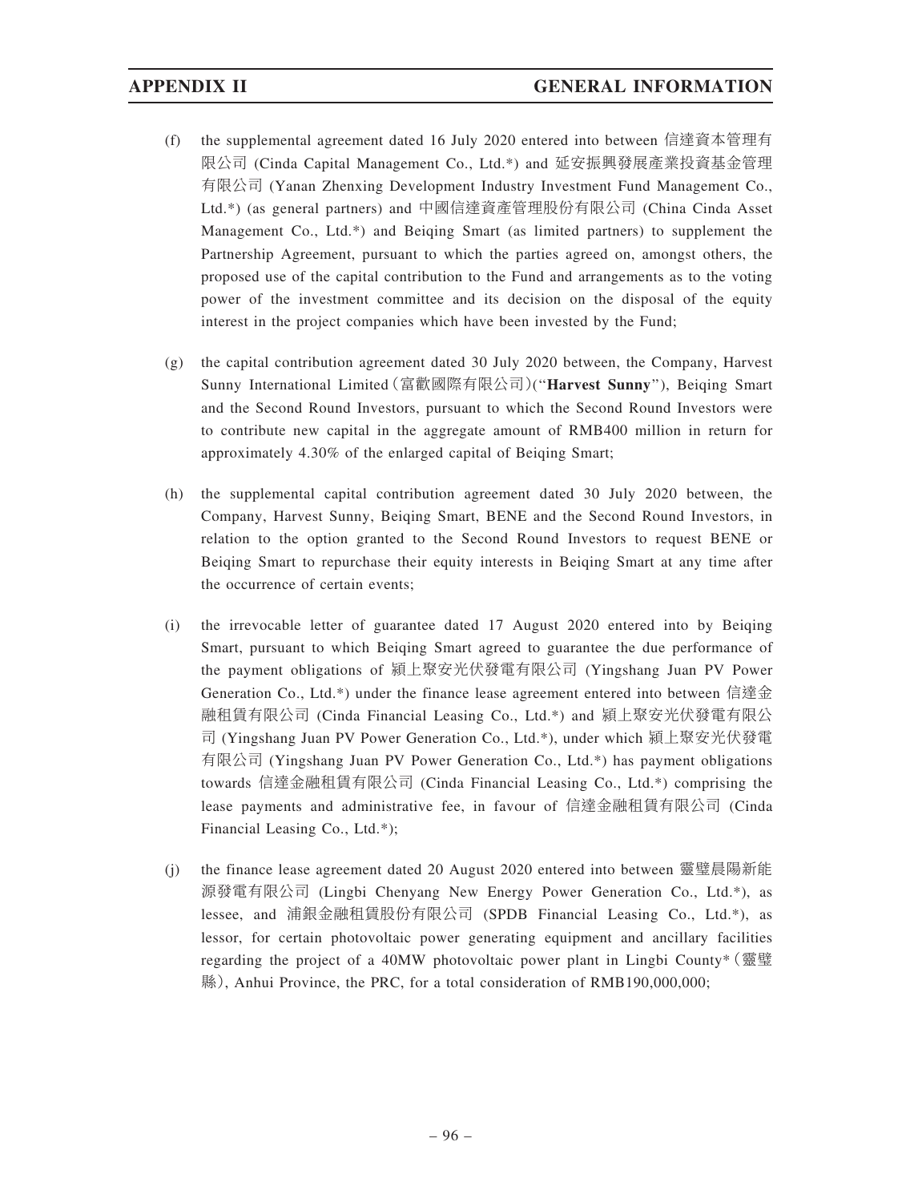(f) the supplemental agreement dated 16 July 2020 entered into between 信達資本管理有限公司 (Cinda Capital Management Co., Ltd.*) and 延安振興發展產業投資基金管理有限公司 (Yanan Zhenxing Development Industry Investment Fund Management Co., Ltd.*) (as general partners) and 中國信達資產管理股份有限公司 (China Cinda Asset Management Co., Ltd.*) and Beiqing Smart (as limited partners) to supplement the Partnership Agreement, pursuant to which the parties agreed on, amongst others, the proposed use of the capital contribution to the Fund and arrangements as to the voting power of the investment committee and its decision on the disposal of the equity interest in the project companies which have been invested by the Fund;

(g) the capital contribution agreement dated 30 July 2020 between, the Company, Harvest Sunny International Limited(富歡國際有限公司)("**Harvest Sunny**"), Beiqing Smart and the Second Round Investors, pursuant to which the Second Round Investors were to contribute new capital in the aggregate amount of RMB400 million in return for approximately 4.30% of the enlarged capital of Beiqing Smart;

(h) the supplemental capital contribution agreement dated 30 July 2020 between, the Company, Harvest Sunny, Beiqing Smart, BENE and the Second Round Investors, in relation to the option granted to the Second Round Investors to request BENE or Beiqing Smart to repurchase their equity interests in Beiqing Smart at any time after the occurrence of certain events;

(i) the irrevocable letter of guarantee dated 17 August 2020 entered into by Beiqing Smart, pursuant to which Beiqing Smart agreed to guarantee the due performance of the payment obligations of 潁上聚安光伏發電有限公司 (Yingshang Juan PV Power Generation Co., Ltd.*) under the finance lease agreement entered into between 信達金融租賃有限公司 (Cinda Financial Leasing Co., Ltd.*) and 潁上聚安光伏發電有限公司 (Yingshang Juan PV Power Generation Co., Ltd.*), under which 潁上聚安光伏發電有限公司 (Yingshang Juan PV Power Generation Co., Ltd.*) has payment obligations towards 信達金融租賃有限公司 (Cinda Financial Leasing Co., Ltd.*) comprising the lease payments and administrative fee, in favour of 信達金融租賃有限公司 (Cinda Financial Leasing Co., Ltd.*);

(j) the finance lease agreement dated 20 August 2020 entered into between 靈璧晨陽新能源發電有限公司 (Lingbi Chenyang New Energy Power Generation Co., Ltd.*), as lessee, and 浦銀金融租賃股份有限公司 (SPDB Financial Leasing Co., Ltd.*), as lessor, for certain photovoltaic power generating equipment and ancillary facilities regarding the project of a 40MW photovoltaic power plant in Lingbi County*(靈璧縣), Anhui Province, the PRC, for a total consideration of RMB190,000,000;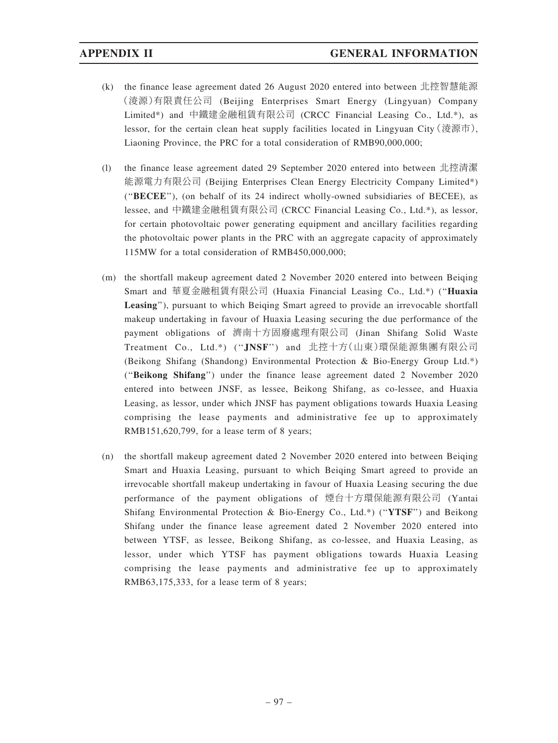(k) the finance lease agreement dated 26 August 2020 entered into between 北控智慧能源(淩源)有限責任公司 (Beijing Enterprises Smart Energy (Lingyuan) Company Limited*) and 中鐵建金融租賃有限公司 (CRCC Financial Leasing Co., Ltd.*), as lessor, for the certain clean heat supply facilities located in Lingyuan City (淩源市), Liaoning Province, the PRC for a total consideration of RMB90,000,000;

(l) the finance lease agreement dated 29 September 2020 entered into between 北控清潔能源電力有限公司 (Beijing Enterprises Clean Energy Electricity Company Limited*) ("**BECEE**"), (on behalf of its 24 indirect wholly-owned subsidiaries of BECEE), as lessee, and 中鐵建金融租賃有限公司 (CRCC Financial Leasing Co., Ltd.*), as lessor, for certain photovoltaic power generating equipment and ancillary facilities regarding the photovoltaic power plants in the PRC with an aggregate capacity of approximately 115MW for a total consideration of RMB450,000,000;

(m) the shortfall makeup agreement dated 2 November 2020 entered into between Beiqing Smart and 華夏金融租賃有限公司 (Huaxia Financial Leasing Co., Ltd.*) ("**Huaxia Leasing**"), pursuant to which Beiqing Smart agreed to provide an irrevocable shortfall makeup undertaking in favour of Huaxia Leasing securing the due performance of the payment obligations of 濟南十方固廢處理有限公司 (Jinan Shifang Solid Waste Treatment Co., Ltd.*) ("**JNSF**") and 北控十方(山東)環保能源集團有限公司 (Beikong Shifang (Shandong) Environmental Protection & Bio-Energy Group Ltd.*) ("**Beikong Shifang**") under the finance lease agreement dated 2 November 2020 entered into between JNSF, as lessee, Beikong Shifang, as co-lessee, and Huaxia Leasing, as lessor, under which JNSF has payment obligations towards Huaxia Leasing comprising the lease payments and administrative fee up to approximately RMB151,620,799, for a lease term of 8 years;

(n) the shortfall makeup agreement dated 2 November 2020 entered into between Beiqing Smart and Huaxia Leasing, pursuant to which Beiqing Smart agreed to provide an irrevocable shortfall makeup undertaking in favour of Huaxia Leasing securing the due performance of the payment obligations of 煙台十方環保能源有限公司 (Yantai Shifang Environmental Protection & Bio-Energy Co., Ltd.*) ("**YTSF**") and Beikong Shifang under the finance lease agreement dated 2 November 2020 entered into between YTSF, as lessee, Beikong Shifang, as co-lessee, and Huaxia Leasing, as lessor, under which YTSF has payment obligations towards Huaxia Leasing comprising the lease payments and administrative fee up to approximately RMB63,175,333, for a lease term of 8 years;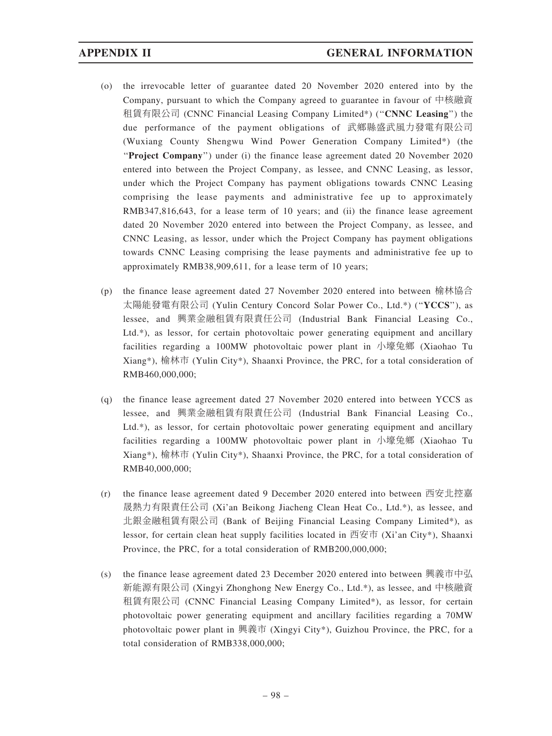(o) the irrevocable letter of guarantee dated 20 November 2020 entered into by the Company, pursuant to which the Company agreed to guarantee in favour of 中核融資租賃有限公司 (CNNC Financial Leasing Company Limited*) ("**CNNC Leasing**") the due performance of the payment obligations of 武鄉縣盛武風力發電有限公司 (Wuxiang County Shengwu Wind Power Generation Company Limited*) (the "**Project Company**") under (i) the finance lease agreement dated 20 November 2020 entered into between the Project Company, as lessee, and CNNC Leasing, as lessor, under which the Project Company has payment obligations towards CNNC Leasing comprising the lease payments and administrative fee up to approximately RMB347,816,643, for a lease term of 10 years; and (ii) the finance lease agreement dated 20 November 2020 entered into between the Project Company, as lessee, and CNNC Leasing, as lessor, under which the Project Company has payment obligations towards CNNC Leasing comprising the lease payments and administrative fee up to approximately RMB38,909,611, for a lease term of 10 years;

(p) the finance lease agreement dated 27 November 2020 entered into between 榆林協合太陽能發電有限公司 (Yulin Century Concord Solar Power Co., Ltd.*) ("**YCCS**"), as lessee, and 興業金融租賃有限責任公司 (Industrial Bank Financial Leasing Co., Ltd.*), as lessor, for certain photovoltaic power generating equipment and ancillary facilities regarding a 100MW photovoltaic power plant in 小壕兔鄉 (Xiaohao Tu Xiang*), 榆林市 (Yulin City*), Shaanxi Province, the PRC, for a total consideration of RMB460,000,000;

(q) the finance lease agreement dated 27 November 2020 entered into between YCCS as lessee, and 興業金融租賃有限責任公司 (Industrial Bank Financial Leasing Co., Ltd.*), as lessor, for certain photovoltaic power generating equipment and ancillary facilities regarding a 100MW photovoltaic power plant in 小壕兔鄉 (Xiaohao Tu Xiang*), 榆林市 (Yulin City*), Shaanxi Province, the PRC, for a total consideration of RMB40,000,000;

(r) the finance lease agreement dated 9 December 2020 entered into between 西安北控嘉晟熱力有限責任公司 (Xi'an Beikong Jiacheng Clean Heat Co., Ltd.*), as lessee, and 北銀金融租賃有限公司 (Bank of Beijing Financial Leasing Company Limited*), as lessor, for certain clean heat supply facilities located in 西安市 (Xi'an City*), Shaanxi Province, the PRC, for a total consideration of RMB200,000,000;

(s) the finance lease agreement dated 23 December 2020 entered into between 興義市中弘新能源有限公司 (Xingyi Zhonghong New Energy Co., Ltd.*), as lessee, and 中核融資租賃有限公司 (CNNC Financial Leasing Company Limited*), as lessor, for certain photovoltaic power generating equipment and ancillary facilities regarding a 70MW photovoltaic power plant in 興義市 (Xingyi City*), Guizhou Province, the PRC, for a total consideration of RMB338,000,000;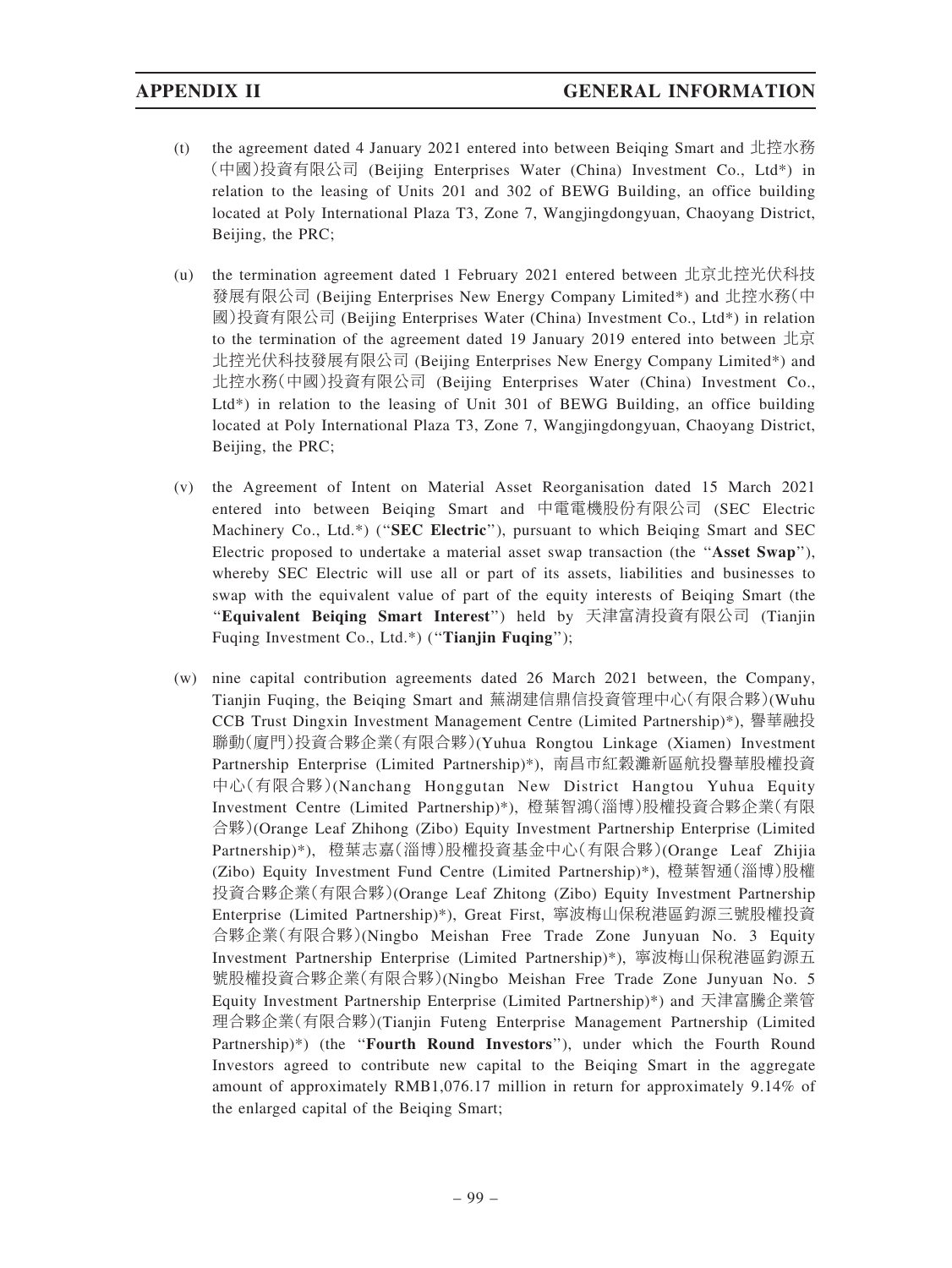(t) the agreement dated 4 January 2021 entered into between Beiqing Smart and 北控水務(中國)投資有限公司 (Beijing Enterprises Water (China) Investment Co., Ltd*) in relation to the leasing of Units 201 and 302 of BEWG Building, an office building located at Poly International Plaza T3, Zone 7, Wangjingdongyuan, Chaoyang District, Beijing, the PRC;

(u) the termination agreement dated 1 February 2021 entered between 北京北控光伏科技發展有限公司 (Beijing Enterprises New Energy Company Limited*) and 北控水務(中國)投資有限公司 (Beijing Enterprises Water (China) Investment Co., Ltd*) in relation to the termination of the agreement dated 19 January 2019 entered into between 北京北控光伏科技發展有限公司 (Beijing Enterprises New Energy Company Limited*) and 北控水務(中國)投資有限公司 (Beijing Enterprises Water (China) Investment Co., Ltd*) in relation to the leasing of Unit 301 of BEWG Building, an office building located at Poly International Plaza T3, Zone 7, Wangjingdongyuan, Chaoyang District, Beijing, the PRC;

(v) the Agreement of Intent on Material Asset Reorganisation dated 15 March 2021 entered into between Beiqing Smart and 中電電機股份有限公司 (SEC Electric Machinery Co., Ltd.*) ("**SEC Electric**"), pursuant to which Beiqing Smart and SEC Electric proposed to undertake a material asset swap transaction (the "**Asset Swap**"), whereby SEC Electric will use all or part of its assets, liabilities and businesses to swap with the equivalent value of part of the equity interests of Beiqing Smart (the "**Equivalent Beiqing Smart Interest**") held by 天津富清投資有限公司 (Tianjin Fuqing Investment Co., Ltd.*) ("**Tianjin Fuqing**");

(w) nine capital contribution agreements dated 26 March 2021 between, the Company, Tianjin Fuqing, the Beiqing Smart and 蕪湖建信鼎信投資管理中心(有限合夥)(Wuhu CCB Trust Dingxin Investment Management Centre (Limited Partnership)*), 譽華融投聯動(廈門)投資合夥企業(有限合夥)(Yuhua Rongtou Linkage (Xiamen) Investment Partnership Enterprise (Limited Partnership)*), 南昌市紅穀灘新區航投譽華股權投資中心(有限合夥)(Nanchang Honggutan New District Hangtou Yuhua Equity Investment Centre (Limited Partnership)*), 橙葉智鴻(淄博)股權投資合夥企業(有限合夥)(Orange Leaf Zhihong (Zibo) Equity Investment Partnership Enterprise (Limited Partnership)*), 橙葉志嘉(淄博)股權投資基金中心(有限合夥)(Orange Leaf Zhijia (Zibo) Equity Investment Fund Centre (Limited Partnership)*), 橙葉智通(淄博)股權投資合夥企業(有限合夥)(Orange Leaf Zhitong (Zibo) Equity Investment Partnership Enterprise (Limited Partnership)*), Great First, 寧波梅山保稅港區鈞源三號股權投資合夥企業(有限合夥)(Ningbo Meishan Free Trade Zone Junyuan No. 3 Equity Investment Partnership Enterprise (Limited Partnership)*), 寧波梅山保稅港區鈞源五號股權投資合夥企業(有限合夥)(Ningbo Meishan Free Trade Zone Junyuan No. 5 Equity Investment Partnership Enterprise (Limited Partnership)*) and 天津富騰企業管理合夥企業(有限合夥)(Tianjin Futeng Enterprise Management Partnership (Limited Partnership)*) (the "**Fourth Round Investors**"), under which the Fourth Round Investors agreed to contribute new capital to the Beiqing Smart in the aggregate amount of approximately RMB1,076.17 million in return for approximately 9.14% of the enlarged capital of the Beiqing Smart;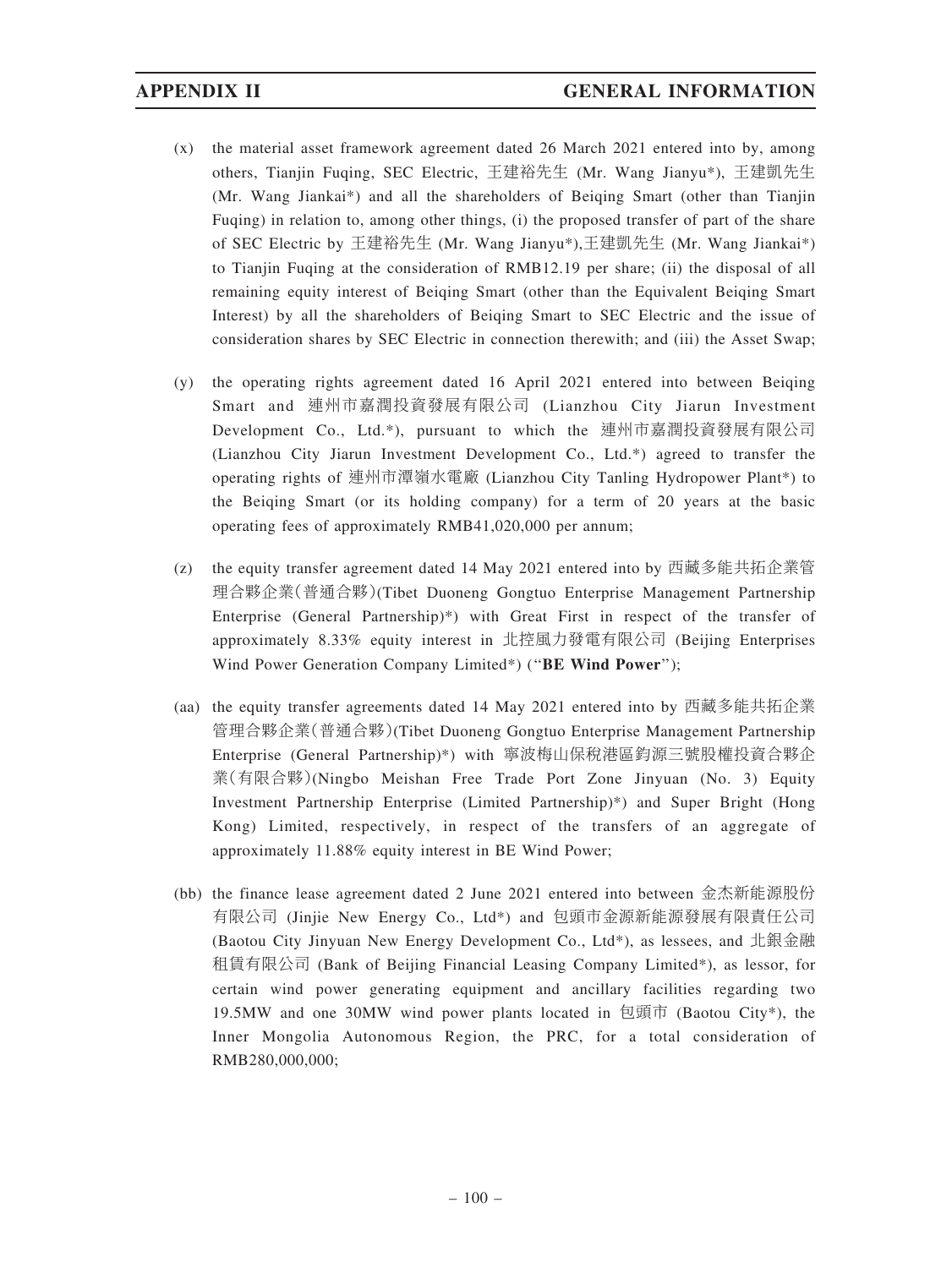(x) the material asset framework agreement dated 26 March 2021 entered into by, among others, Tianjin Fuqing, SEC Electric, 王建裕先生 (Mr. Wang Jianyu*), 王建凱先生 (Mr. Wang Jiankai*) and all the shareholders of Beiqing Smart (other than Tianjin Fuqing) in relation to, among other things, (i) the proposed transfer of part of the share of SEC Electric by 王建裕先生 (Mr. Wang Jianyu*),王建凱先生 (Mr. Wang Jiankai*) to Tianjin Fuqing at the consideration of RMB12.19 per share; (ii) the disposal of all remaining equity interest of Beiqing Smart (other than the Equivalent Beiqing Smart Interest) by all the shareholders of Beiqing Smart to SEC Electric and the issue of consideration shares by SEC Electric in connection therewith; and (iii) the Asset Swap;

(y) the operating rights agreement dated 16 April 2021 entered into between Beiqing Smart and 連州市嘉潤投資發展有限公司 (Lianzhou City Jiarun Investment Development Co., Ltd.*), pursuant to which the 連州市嘉潤投資發展有限公司 (Lianzhou City Jiarun Investment Development Co., Ltd.*) agreed to transfer the operating rights of 連州市潭嶺水電廠 (Lianzhou City Tanling Hydropower Plant*) to the Beiqing Smart (or its holding company) for a term of 20 years at the basic operating fees of approximately RMB41,020,000 per annum;

(z) the equity transfer agreement dated 14 May 2021 entered into by 西藏多能共拓企業管理合夥企業(普通合夥)(Tibet Duoneng Gongtuo Enterprise Management Partnership Enterprise (General Partnership)*) with Great First in respect of the transfer of approximately 8.33% equity interest in 北控風力發電有限公司 (Beijing Enterprises Wind Power Generation Company Limited*) ("**BE Wind Power**");

(aa) the equity transfer agreements dated 14 May 2021 entered into by 西藏多能共拓企業管理合夥企業(普通合夥)(Tibet Duoneng Gongtuo Enterprise Management Partnership Enterprise (General Partnership)*) with 寧波梅山保稅港區鈞源三號股權投資合夥企業(有限合夥)(Ningbo Meishan Free Trade Port Zone Jinyuan (No. 3) Equity Investment Partnership Enterprise (Limited Partnership)*) and Super Bright (Hong Kong) Limited, respectively, in respect of the transfers of an aggregate of approximately 11.88% equity interest in BE Wind Power;

(bb) the finance lease agreement dated 2 June 2021 entered into between 金杰新能源股份有限公司 (Jinjie New Energy Co., Ltd*) and 包頭市金源新能源發展有限責任公司 (Baotou City Jinyuan New Energy Development Co., Ltd*), as lessees, and 北銀金融租賃有限公司 (Bank of Beijing Financial Leasing Company Limited*), as lessor, for certain wind power generating equipment and ancillary facilities regarding two 19.5MW and one 30MW wind power plants located in 包頭市 (Baotou City*), the Inner Mongolia Autonomous Region, the PRC, for a total consideration of RMB280,000,000;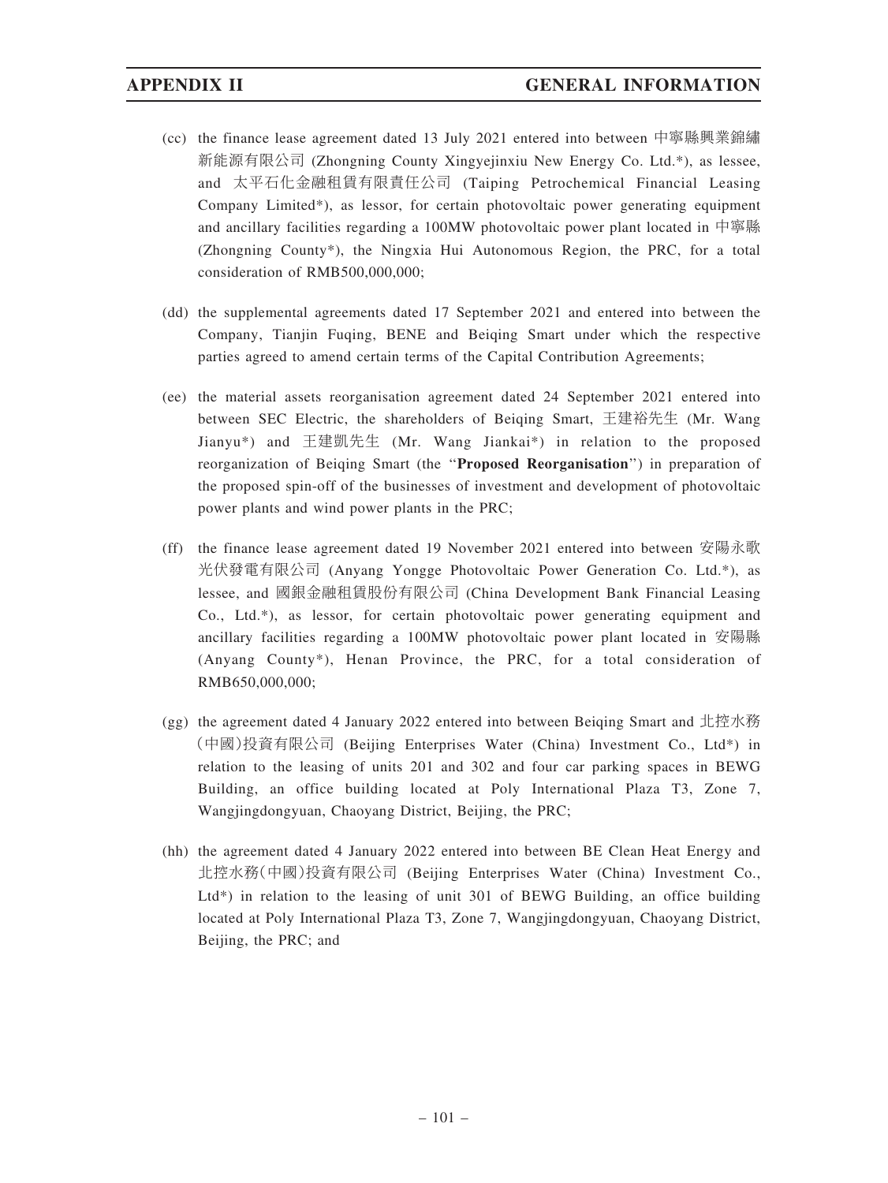(cc) the finance lease agreement dated 13 July 2021 entered into between 中寧縣興業錦繡新能源有限公司 (Zhongning County Xingyejinxiu New Energy Co. Ltd.*), as lessee, and 太平石化金融租賃有限責任公司 (Taiping Petrochemical Financial Leasing Company Limited*), as lessor, for certain photovoltaic power generating equipment and ancillary facilities regarding a 100MW photovoltaic power plant located in 中寧縣 (Zhongning County*), the Ningxia Hui Autonomous Region, the PRC, for a total consideration of RMB500,000,000;

(dd) the supplemental agreements dated 17 September 2021 and entered into between the Company, Tianjin Fuqing, BENE and Beiqing Smart under which the respective parties agreed to amend certain terms of the Capital Contribution Agreements;

(ee) the material assets reorganisation agreement dated 24 September 2021 entered into between SEC Electric, the shareholders of Beiqing Smart, 王建裕先生 (Mr. Wang Jianyu*) and 王建凱先生 (Mr. Wang Jiankai*) in relation to the proposed reorganization of Beiqing Smart (the "**Proposed Reorganisation**") in preparation of the proposed spin-off of the businesses of investment and development of photovoltaic power plants and wind power plants in the PRC;

(ff) the finance lease agreement dated 19 November 2021 entered into between 安陽永歌光伏發電有限公司 (Anyang Yongge Photovoltaic Power Generation Co. Ltd.*), as lessee, and 國銀金融租賃股份有限公司 (China Development Bank Financial Leasing Co., Ltd.*), as lessor, for certain photovoltaic power generating equipment and ancillary facilities regarding a 100MW photovoltaic power plant located in 安陽縣 (Anyang County*), Henan Province, the PRC, for a total consideration of RMB650,000,000;

(gg) the agreement dated 4 January 2022 entered into between Beiqing Smart and 北控水務(中國)投資有限公司 (Beijing Enterprises Water (China) Investment Co., Ltd*) in relation to the leasing of units 201 and 302 and four car parking spaces in BEWG Building, an office building located at Poly International Plaza T3, Zone 7, Wangjingdongyuan, Chaoyang District, Beijing, the PRC;

(hh) the agreement dated 4 January 2022 entered into between BE Clean Heat Energy and 北控水務(中國)投資有限公司 (Beijing Enterprises Water (China) Investment Co., Ltd*) in relation to the leasing of unit 301 of BEWG Building, an office building located at Poly International Plaza T3, Zone 7, Wangjingdongyuan, Chaoyang District, Beijing, the PRC; and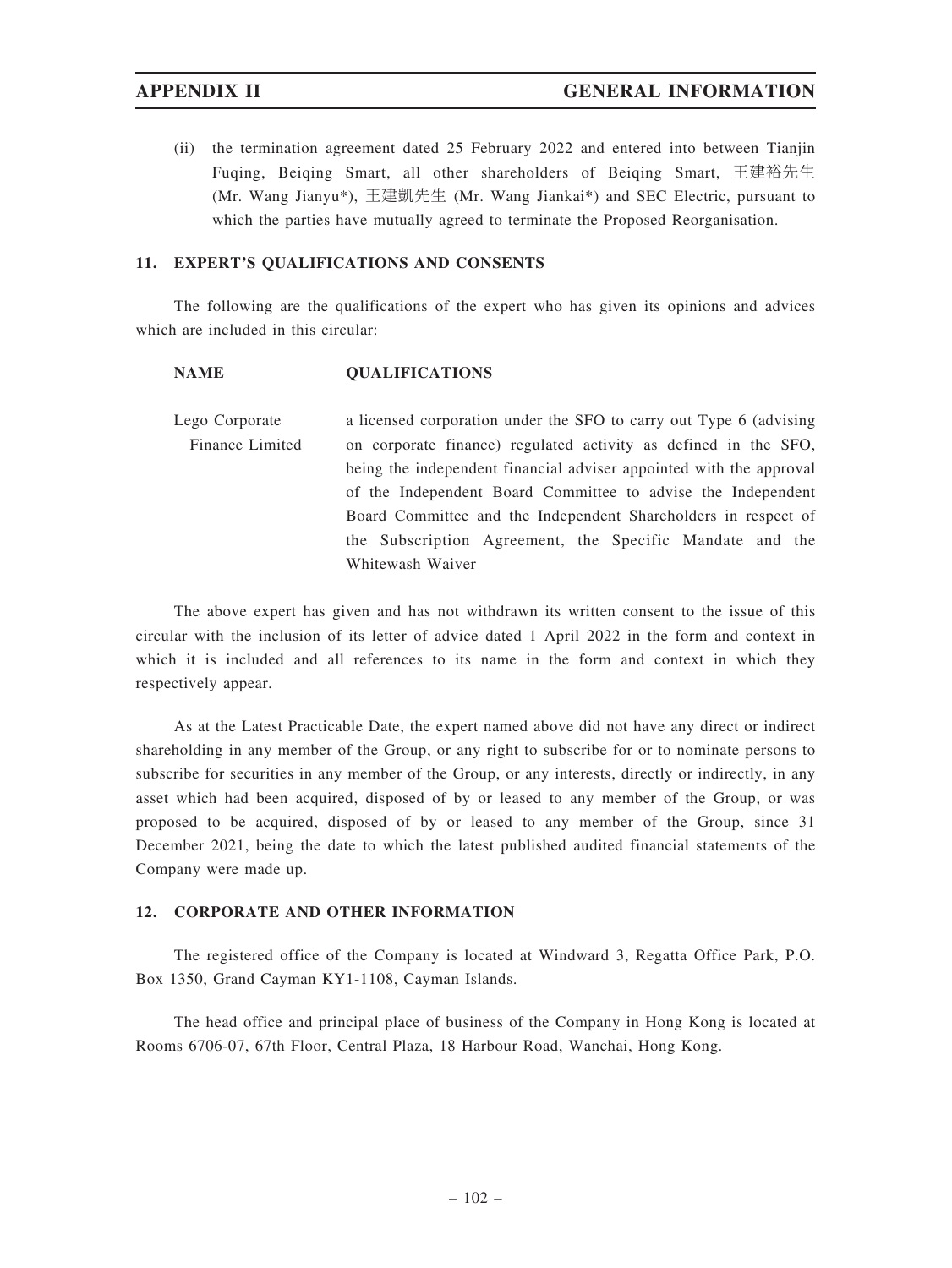(ii) the termination agreement dated 25 February 2022 and entered into between Tianjin Fuqing, Beiqing Smart, all other shareholders of Beiqing Smart, 王建裕先生 (Mr. Wang Jianyu*), 王建凱先生 (Mr. Wang Jiankai*) and SEC Electric, pursuant to which the parties have mutually agreed to terminate the Proposed Reorganisation.

## 11. EXPERT'S QUALIFICATIONS AND CONSENTS

The following are the qualifications of the expert who has given its opinions and advices which are included in this circular:

| NAME | QUALIFICATIONS |
| --- | --- |
| Lego Corporate Finance Limited | a licensed corporation under the SFO to carry out Type 6 (advising on corporate finance) regulated activity as defined in the SFO, being the independent financial adviser appointed with the approval of the Independent Board Committee to advise the Independent Board Committee and the Independent Shareholders in respect of the Subscription Agreement, the Specific Mandate and the Whitewash Waiver |

The above expert has given and has not withdrawn its written consent to the issue of this circular with the inclusion of its letter of advice dated 1 April 2022 in the form and context in which it is included and all references to its name in the form and context in which they respectively appear.

As at the Latest Practicable Date, the expert named above did not have any direct or indirect shareholding in any member of the Group, or any right to subscribe for or to nominate persons to subscribe for securities in any member of the Group, or any interests, directly or indirectly, in any asset which had been acquired, disposed of by or leased to any member of the Group, or was proposed to be acquired, disposed of by or leased to any member of the Group, since 31 December 2021, being the date to which the latest published audited financial statements of the Company were made up.

## 12. CORPORATE AND OTHER INFORMATION

The registered office of the Company is located at Windward 3, Regatta Office Park, P.O. Box 1350, Grand Cayman KY1-1108, Cayman Islands.

The head office and principal place of business of the Company in Hong Kong is located at Rooms 6706-07, 67th Floor, Central Plaza, 18 Harbour Road, Wanchai, Hong Kong.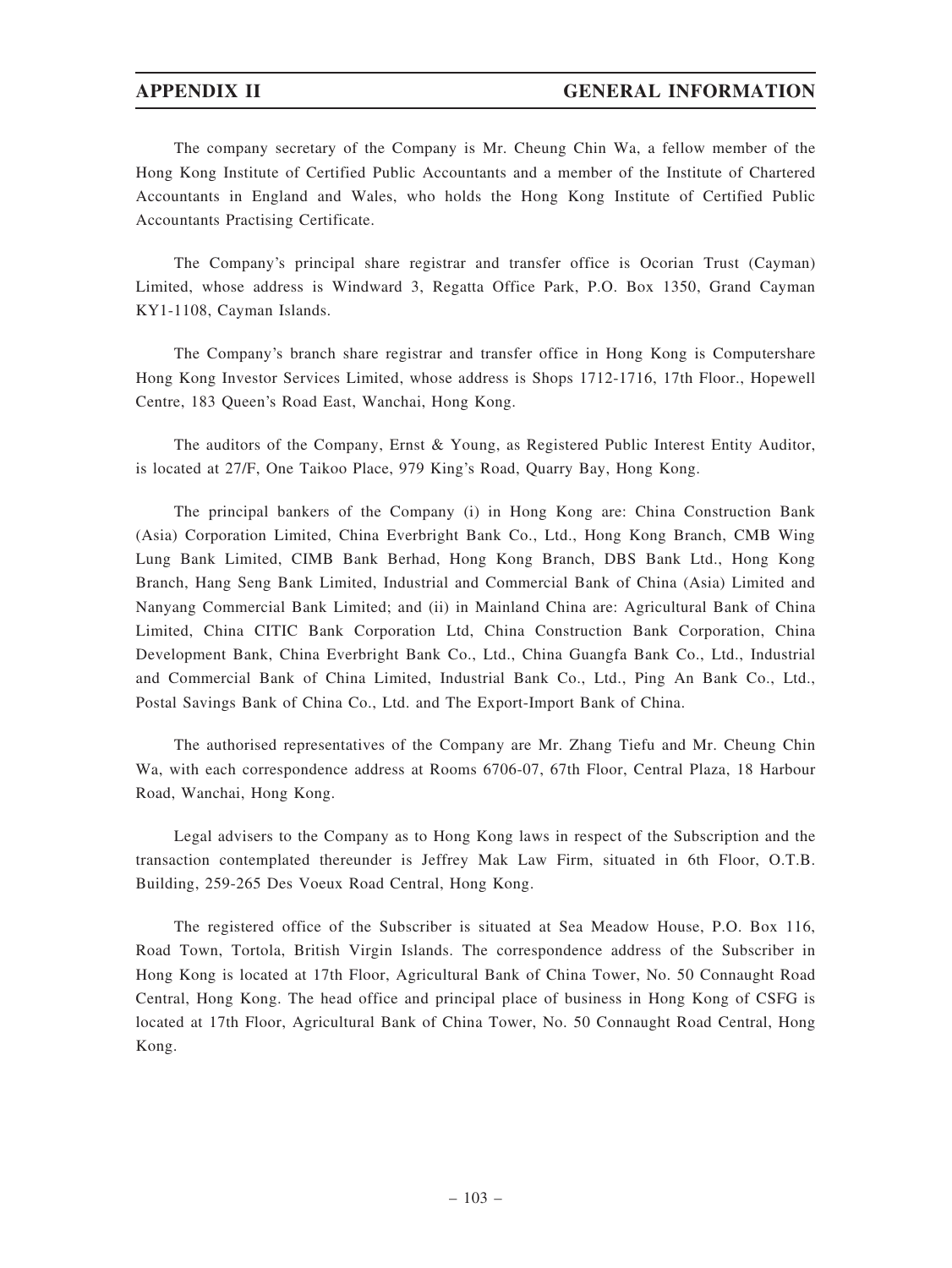The company secretary of the Company is Mr. Cheung Chin Wa, a fellow member of the Hong Kong Institute of Certified Public Accountants and a member of the Institute of Chartered Accountants in England and Wales, who holds the Hong Kong Institute of Certified Public Accountants Practising Certificate.

The Company's principal share registrar and transfer office is Ocorian Trust (Cayman) Limited, whose address is Windward 3, Regatta Office Park, P.O. Box 1350, Grand Cayman KY1-1108, Cayman Islands.

The Company's branch share registrar and transfer office in Hong Kong is Computershare Hong Kong Investor Services Limited, whose address is Shops 1712-1716, 17th Floor., Hopewell Centre, 183 Queen's Road East, Wanchai, Hong Kong.

The auditors of the Company, Ernst & Young, as Registered Public Interest Entity Auditor, is located at 27/F, One Taikoo Place, 979 King's Road, Quarry Bay, Hong Kong.

The principal bankers of the Company (i) in Hong Kong are: China Construction Bank (Asia) Corporation Limited, China Everbright Bank Co., Ltd., Hong Kong Branch, CMB Wing Lung Bank Limited, CIMB Bank Berhad, Hong Kong Branch, DBS Bank Ltd., Hong Kong Branch, Hang Seng Bank Limited, Industrial and Commercial Bank of China (Asia) Limited and Nanyang Commercial Bank Limited; and (ii) in Mainland China are: Agricultural Bank of China Limited, China CITIC Bank Corporation Ltd, China Construction Bank Corporation, China Development Bank, China Everbright Bank Co., Ltd., China Guangfa Bank Co., Ltd., Industrial and Commercial Bank of China Limited, Industrial Bank Co., Ltd., Ping An Bank Co., Ltd., Postal Savings Bank of China Co., Ltd. and The Export-Import Bank of China.

The authorised representatives of the Company are Mr. Zhang Tiefu and Mr. Cheung Chin Wa, with each correspondence address at Rooms 6706-07, 67th Floor, Central Plaza, 18 Harbour Road, Wanchai, Hong Kong.

Legal advisers to the Company as to Hong Kong laws in respect of the Subscription and the transaction contemplated thereunder is Jeffrey Mak Law Firm, situated in 6th Floor, O.T.B. Building, 259-265 Des Voeux Road Central, Hong Kong.

The registered office of the Subscriber is situated at Sea Meadow House, P.O. Box 116, Road Town, Tortola, British Virgin Islands. The correspondence address of the Subscriber in Hong Kong is located at 17th Floor, Agricultural Bank of China Tower, No. 50 Connaught Road Central, Hong Kong. The head office and principal place of business in Hong Kong of CSFG is located at 17th Floor, Agricultural Bank of China Tower, No. 50 Connaught Road Central, Hong Kong.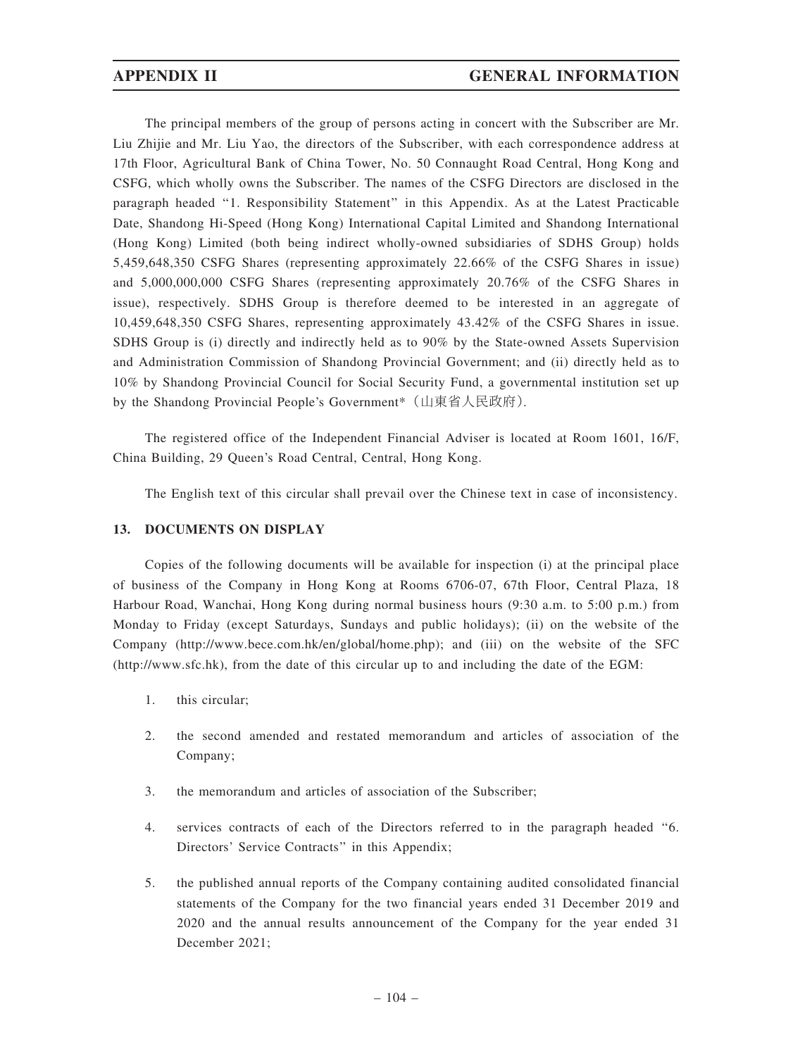The principal members of the group of persons acting in concert with the Subscriber are Mr. Liu Zhijie and Mr. Liu Yao, the directors of the Subscriber, with each correspondence address at 17th Floor, Agricultural Bank of China Tower, No. 50 Connaught Road Central, Hong Kong and CSFG, which wholly owns the Subscriber. The names of the CSFG Directors are disclosed in the paragraph headed "1. Responsibility Statement" in this Appendix. As at the Latest Practicable Date, Shandong Hi-Speed (Hong Kong) International Capital Limited and Shandong International (Hong Kong) Limited (both being indirect wholly-owned subsidiaries of SDHS Group) holds 5,459,648,350 CSFG Shares (representing approximately 22.66% of the CSFG Shares in issue) and 5,000,000,000 CSFG Shares (representing approximately 20.76% of the CSFG Shares in issue), respectively. SDHS Group is therefore deemed to be interested in an aggregate of 10,459,648,350 CSFG Shares, representing approximately 43.42% of the CSFG Shares in issue. SDHS Group is (i) directly and indirectly held as to 90% by the State-owned Assets Supervision and Administration Commission of Shandong Provincial Government; and (ii) directly held as to 10% by Shandong Provincial Council for Social Security Fund, a governmental institution set up by the Shandong Provincial People's Government*（山東省人民政府）.

The registered office of the Independent Financial Adviser is located at Room 1601, 16/F, China Building, 29 Queen's Road Central, Central, Hong Kong.

The English text of this circular shall prevail over the Chinese text in case of inconsistency.

## 13. DOCUMENTS ON DISPLAY

Copies of the following documents will be available for inspection (i) at the principal place of business of the Company in Hong Kong at Rooms 6706-07, 67th Floor, Central Plaza, 18 Harbour Road, Wanchai, Hong Kong during normal business hours (9:30 a.m. to 5:00 p.m.) from Monday to Friday (except Saturdays, Sundays and public holidays); (ii) on the website of the Company (http://www.bece.com.hk/en/global/home.php); and (iii) on the website of the SFC (http://www.sfc.hk), from the date of this circular up to and including the date of the EGM:

1. this circular;
2. the second amended and restated memorandum and articles of association of the Company;
3. the memorandum and articles of association of the Subscriber;
4. services contracts of each of the Directors referred to in the paragraph headed "6. Directors' Service Contracts" in this Appendix;
5. the published annual reports of the Company containing audited consolidated financial statements of the Company for the two financial years ended 31 December 2019 and 2020 and the annual results announcement of the Company for the year ended 31 December 2021;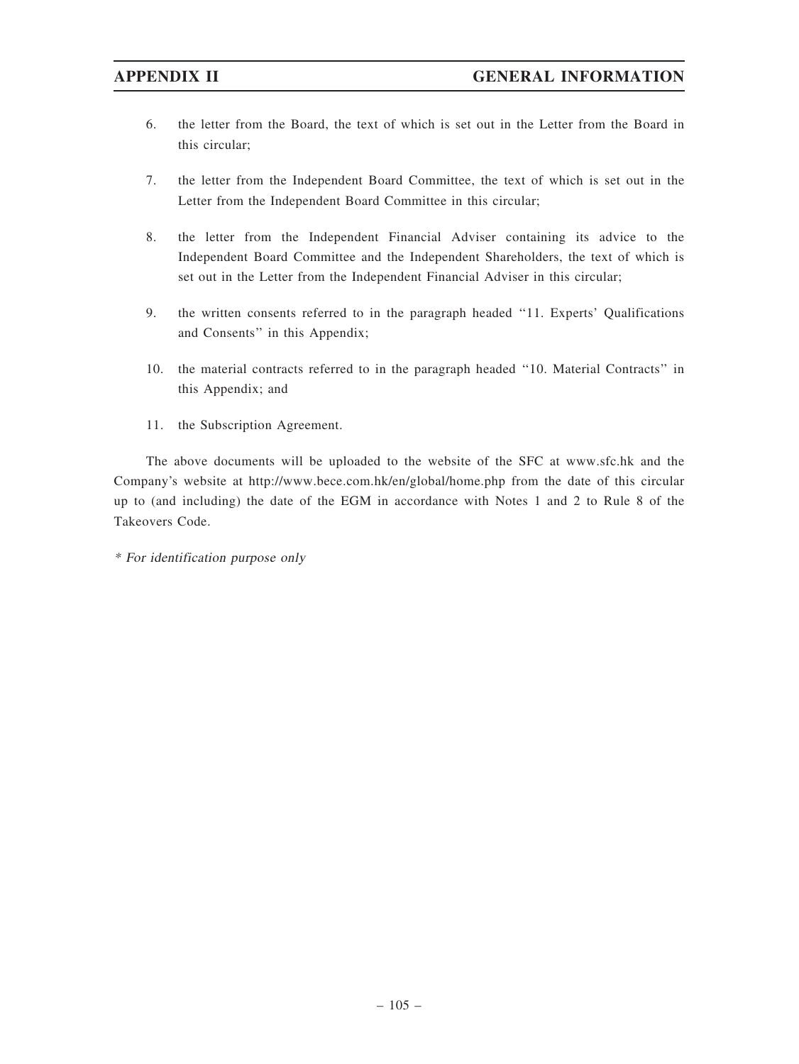6. the letter from the Board, the text of which is set out in the Letter from the Board in this circular;

7. the letter from the Independent Board Committee, the text of which is set out in the Letter from the Independent Board Committee in this circular;

8. the letter from the Independent Financial Adviser containing its advice to the Independent Board Committee and the Independent Shareholders, the text of which is set out in the Letter from the Independent Financial Adviser in this circular;

9. the written consents referred to in the paragraph headed "11. Experts' Qualifications and Consents" in this Appendix;

10. the material contracts referred to in the paragraph headed "10. Material Contracts" in this Appendix; and

11. the Subscription Agreement.

The above documents will be uploaded to the website of the SFC at www.sfc.hk and the Company's website at http://www.bece.com.hk/en/global/home.php from the date of this circular up to (and including) the date of the EGM in accordance with Notes 1 and 2 to Rule 8 of the Takeovers Code.

*\* For identification purpose only*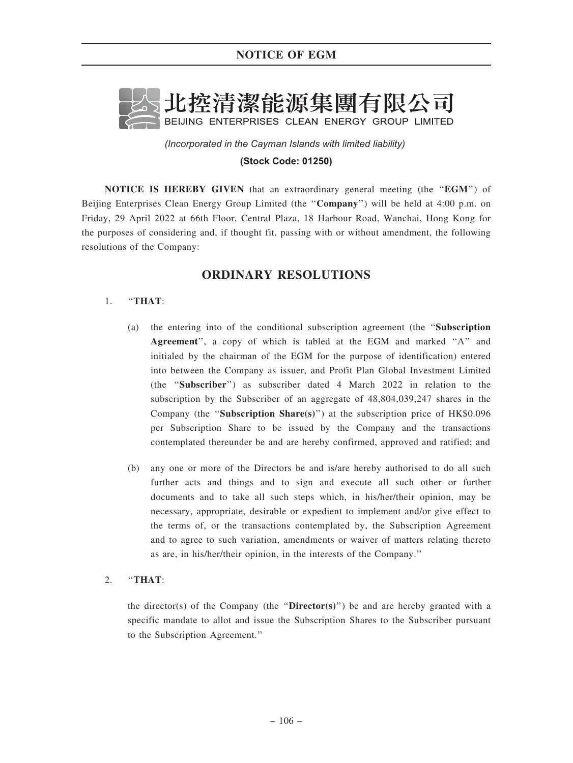**NOTICE OF EGM**

北控清潔能源集團有限公司
BEIJING ENTERPRISES CLEAN ENERGY GROUP LIMITED

*(Incorporated in the Cayman Islands with limited liability)*

**(Stock Code: 01250)**

**NOTICE IS HEREBY GIVEN** that an extraordinary general meeting (the "**EGM**") of Beijing Enterprises Clean Energy Group Limited (the "**Company**") will be held at 4:00 p.m. on Friday, 29 April 2022 at 66th Floor, Central Plaza, 18 Harbour Road, Wanchai, Hong Kong for the purposes of considering and, if thought fit, passing with or without amendment, the following resolutions of the Company:

## ORDINARY RESOLUTIONS

1. "**THAT**:

   (a) the entering into of the conditional subscription agreement (the "**Subscription Agreement**", a copy of which is tabled at the EGM and marked "A" and initialed by the chairman of the EGM for the purpose of identification) entered into between the Company as issuer, and Profit Plan Global Investment Limited (the "**Subscriber**") as subscriber dated 4 March 2022 in relation to the subscription by the Subscriber of an aggregate of 48,804,039,247 shares in the Company (the "**Subscription Share(s)**") at the subscription price of HK$0.096 per Subscription Share to be issued by the Company and the transactions contemplated thereunder be and are hereby confirmed, approved and ratified; and

   (b) any one or more of the Directors be and is/are hereby authorised to do all such further acts and things and to sign and execute all such other or further documents and to take all such steps which, in his/her/their opinion, may be necessary, appropriate, desirable or expedient to implement and/or give effect to the terms of, or the transactions contemplated by, the Subscription Agreement and to agree to such variation, amendments or waiver of matters relating thereto as are, in his/her/their opinion, in the interests of the Company."

2. "**THAT**:

   the director(s) of the Company (the "**Director(s)**") be and are hereby granted with a specific mandate to allot and issue the Subscription Shares to the Subscriber pursuant to the Subscription Agreement."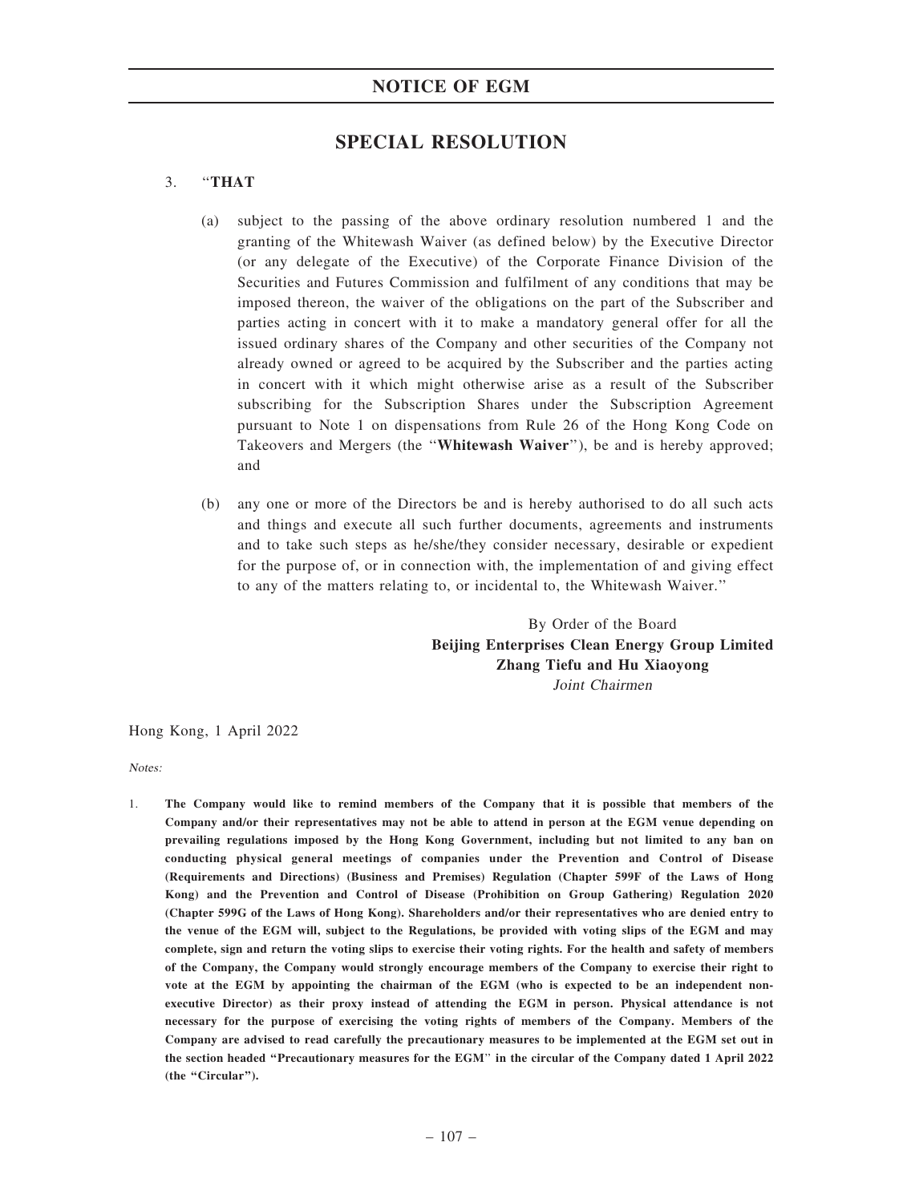## SPECIAL RESOLUTION

3. "**THAT**

   (a) subject to the passing of the above ordinary resolution numbered 1 and the granting of the Whitewash Waiver (as defined below) by the Executive Director (or any delegate of the Executive) of the Corporate Finance Division of the Securities and Futures Commission and fulfilment of any conditions that may be imposed thereon, the waiver of the obligations on the part of the Subscriber and parties acting in concert with it to make a mandatory general offer for all the issued ordinary shares of the Company and other securities of the Company not already owned or agreed to be acquired by the Subscriber and the parties acting in concert with it which might otherwise arise as a result of the Subscriber subscribing for the Subscription Shares under the Subscription Agreement pursuant to Note 1 on dispensations from Rule 26 of the Hong Kong Code on Takeovers and Mergers (the "**Whitewash Waiver**"), be and is hereby approved; and

   (b) any one or more of the Directors be and is hereby authorised to do all such acts and things and execute all such further documents, agreements and instruments and to take such steps as he/she/they consider necessary, desirable or expedient for the purpose of, or in connection with, the implementation of and giving effect to any of the matters relating to, or incidental to, the Whitewash Waiver."

By Order of the Board
**Beijing Enterprises Clean Energy Group Limited**
**Zhang Tiefu and Hu Xiaoyong**
*Joint Chairmen*

Hong Kong, 1 April 2022

*Notes:*

1. **The Company would like to remind members of the Company that it is possible that members of the Company and/or their representatives may not be able to attend in person at the EGM venue depending on prevailing regulations imposed by the Hong Kong Government, including but not limited to any ban on conducting physical general meetings of companies under the Prevention and Control of Disease (Requirements and Directions) (Business and Premises) Regulation (Chapter 599F of the Laws of Hong Kong) and the Prevention and Control of Disease (Prohibition on Group Gathering) Regulation 2020 (Chapter 599G of the Laws of Hong Kong). Shareholders and/or their representatives who are denied entry to the venue of the EGM will, subject to the Regulations, be provided with voting slips of the EGM and may complete, sign and return the voting slips to exercise their voting rights. For the health and safety of members of the Company, the Company would strongly encourage members of the Company to exercise their right to vote at the EGM by appointing the chairman of the EGM (who is expected to be an independent non-executive Director) as their proxy instead of attending the EGM in person. Physical attendance is not necessary for the purpose of exercising the voting rights of members of the Company. Members of the Company are advised to read carefully the precautionary measures to be implemented at the EGM set out in the section headed "Precautionary measures for the EGM" in the circular of the Company dated 1 April 2022 (the "Circular").**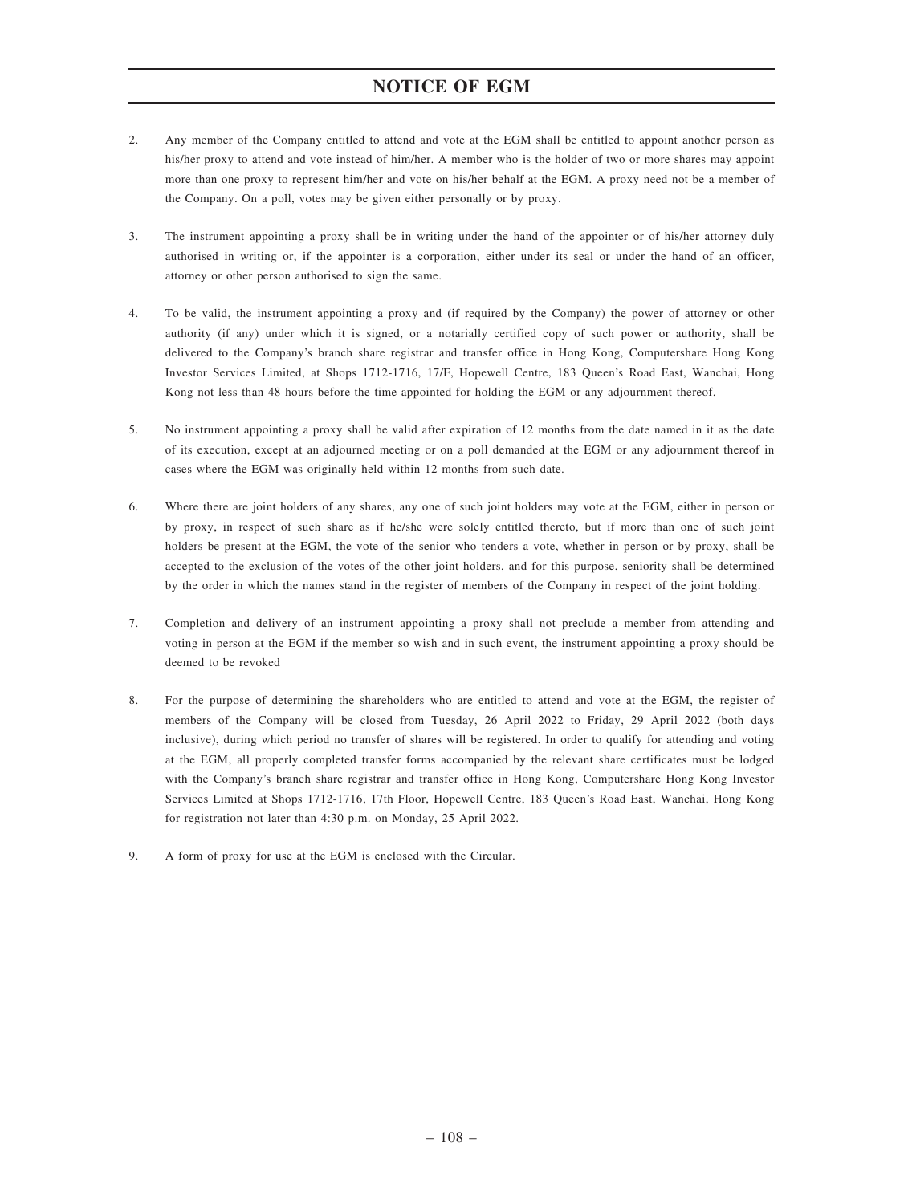# NOTICE OF EGM

2. Any member of the Company entitled to attend and vote at the EGM shall be entitled to appoint another person as his/her proxy to attend and vote instead of him/her. A member who is the holder of two or more shares may appoint more than one proxy to represent him/her and vote on his/her behalf at the EGM. A proxy need not be a member of the Company. On a poll, votes may be given either personally or by proxy.

3. The instrument appointing a proxy shall be in writing under the hand of the appointer or of his/her attorney duly authorised in writing or, if the appointer is a corporation, either under its seal or under the hand of an officer, attorney or other person authorised to sign the same.

4. To be valid, the instrument appointing a proxy and (if required by the Company) the power of attorney or other authority (if any) under which it is signed, or a notarially certified copy of such power or authority, shall be delivered to the Company's branch share registrar and transfer office in Hong Kong, Computershare Hong Kong Investor Services Limited, at Shops 1712-1716, 17/F, Hopewell Centre, 183 Queen's Road East, Wanchai, Hong Kong not less than 48 hours before the time appointed for holding the EGM or any adjournment thereof.

5. No instrument appointing a proxy shall be valid after expiration of 12 months from the date named in it as the date of its execution, except at an adjourned meeting or on a poll demanded at the EGM or any adjournment thereof in cases where the EGM was originally held within 12 months from such date.

6. Where there are joint holders of any shares, any one of such joint holders may vote at the EGM, either in person or by proxy, in respect of such share as if he/she were solely entitled thereto, but if more than one of such joint holders be present at the EGM, the vote of the senior who tenders a vote, whether in person or by proxy, shall be accepted to the exclusion of the votes of the other joint holders, and for this purpose, seniority shall be determined by the order in which the names stand in the register of members of the Company in respect of the joint holding.

7. Completion and delivery of an instrument appointing a proxy shall not preclude a member from attending and voting in person at the EGM if the member so wish and in such event, the instrument appointing a proxy should be deemed to be revoked

8. For the purpose of determining the shareholders who are entitled to attend and vote at the EGM, the register of members of the Company will be closed from Tuesday, 26 April 2022 to Friday, 29 April 2022 (both days inclusive), during which period no transfer of shares will be registered. In order to qualify for attending and voting at the EGM, all properly completed transfer forms accompanied by the relevant share certificates must be lodged with the Company's branch share registrar and transfer office in Hong Kong, Computershare Hong Kong Investor Services Limited at Shops 1712-1716, 17th Floor, Hopewell Centre, 183 Queen's Road East, Wanchai, Hong Kong for registration not later than 4:30 p.m. on Monday, 25 April 2022.

9. A form of proxy for use at the EGM is enclosed with the Circular.